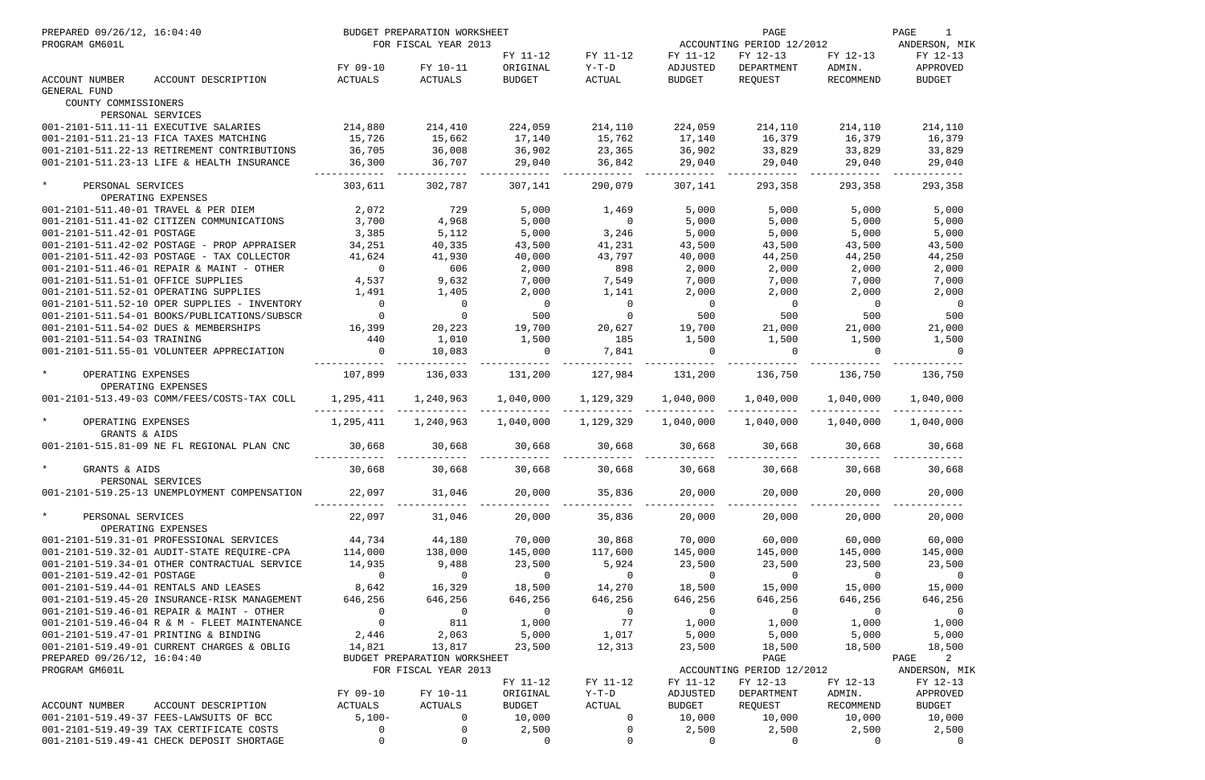PREPARED 09/26/12, 16:04:40 — BUDGET PREPARATION WORKSHEET — FOR FISCAL YEAR 2013 — ACCOUNTING PERIOD 12/2012
PROGRAM GM601L — ANDERSON, MIK

| ACCOUNT NUMBER | ACCOUNT DESCRIPTION | FY 09-10 ACTUALS | FY 10-11 ACTUALS | FY 11-12 ORIGINAL BUDGET | FY 11-12 Y-T-D ACTUAL | FY 11-12 ADJUSTED BUDGET | FY 12-13 DEPARTMENT REQUEST | FY 12-13 ADMIN. RECOMMEND | FY 12-13 APPROVED BUDGET |
|---|---|---|---|---|---|---|---|---|---|
| GENERAL FUND | | | | | | | | | |
| COUNTY COMMISSIONERS | | | | | | | | | |
| PERSONAL SERVICES | | | | | | | | | |
| 001-2101-511.11-11 | EXECUTIVE SALARIES | 214,880 | 214,410 | 224,059 | 214,110 | 224,059 | 214,110 | 214,110 | 214,110 |
| 001-2101-511.21-13 | FICA TAXES MATCHING | 15,726 | 15,662 | 17,140 | 15,762 | 17,140 | 16,379 | 16,379 | 16,379 |
| 001-2101-511.22-13 | RETIREMENT CONTRIBUTIONS | 36,705 | 36,008 | 36,902 | 23,365 | 36,902 | 33,829 | 33,829 | 33,829 |
| 001-2101-511.23-13 | LIFE & HEALTH INSURANCE | 36,300 | 36,707 | 29,040 | 36,842 | 29,040 | 29,040 | 29,040 | 29,040 |
| * | PERSONAL SERVICES | 303,611 | 302,787 | 307,141 | 290,079 | 307,141 | 293,358 | 293,358 | 293,358 |
| OPERATING EXPENSES | | | | | | | | | |
| 001-2101-511.40-01 | TRAVEL & PER DIEM | 2,072 | 729 | 5,000 | 1,469 | 5,000 | 5,000 | 5,000 | 5,000 |
| 001-2101-511.41-02 | CITIZEN COMMUNICATIONS | 3,700 | 4,968 | 5,000 | 0 | 5,000 | 5,000 | 5,000 | 5,000 |
| 001-2101-511.42-01 | POSTAGE | 3,385 | 5,112 | 5,000 | 3,246 | 5,000 | 5,000 | 5,000 | 5,000 |
| 001-2101-511.42-02 | POSTAGE - PROP APPRAISER | 34,251 | 40,335 | 43,500 | 41,231 | 43,500 | 43,500 | 43,500 | 43,500 |
| 001-2101-511.42-03 | POSTAGE - TAX COLLECTOR | 41,624 | 41,930 | 40,000 | 43,797 | 40,000 | 44,250 | 44,250 | 44,250 |
| 001-2101-511.46-01 | REPAIR & MAINT - OTHER | 0 | 606 | 2,000 | 898 | 2,000 | 2,000 | 2,000 | 2,000 |
| 001-2101-511.51-01 | OFFICE SUPPLIES | 4,537 | 9,632 | 7,000 | 7,549 | 7,000 | 7,000 | 7,000 | 7,000 |
| 001-2101-511.52-01 | OPERATING SUPPLIES | 1,491 | 1,405 | 2,000 | 1,141 | 2,000 | 2,000 | 2,000 | 2,000 |
| 001-2101-511.52-10 | OPER SUPPLIES - INVENTORY | 0 | 0 | 0 | 0 | 0 | 0 | 0 | 0 |
| 001-2101-511.54-01 | BOOKS/PUBLICATIONS/SUBSCR | 0 | 0 | 500 | 0 | 500 | 500 | 500 | 500 |
| 001-2101-511.54-02 | DUES & MEMBERSHIPS | 16,399 | 20,223 | 19,700 | 20,627 | 19,700 | 21,000 | 21,000 | 21,000 |
| 001-2101-511.54-03 | TRAINING | 440 | 1,010 | 1,500 | 185 | 1,500 | 1,500 | 1,500 | 1,500 |
| 001-2101-511.55-01 | VOLUNTEER APPRECIATION | 0 | 10,083 | 0 | 7,841 | 0 | 0 | 0 | 0 |
| * | OPERATING EXPENSES | 107,899 | 136,033 | 131,200 | 127,984 | 131,200 | 136,750 | 136,750 | 136,750 |
| OPERATING EXPENSES | | | | | | | | | |
| 001-2101-513.49-03 | COMM/FEES/COSTS-TAX COLL | 1,295,411 | 1,240,963 | 1,040,000 | 1,129,329 | 1,040,000 | 1,040,000 | 1,040,000 | 1,040,000 |
| * | OPERATING EXPENSES | 1,295,411 | 1,240,963 | 1,040,000 | 1,129,329 | 1,040,000 | 1,040,000 | 1,040,000 | 1,040,000 |
| GRANTS & AIDS | | | | | | | | | |
| 001-2101-515.81-09 | NE FL REGIONAL PLAN CNC | 30,668 | 30,668 | 30,668 | 30,668 | 30,668 | 30,668 | 30,668 | 30,668 |
| * | GRANTS & AIDS | 30,668 | 30,668 | 30,668 | 30,668 | 30,668 | 30,668 | 30,668 | 30,668 |
| PERSONAL SERVICES | | | | | | | | | |
| 001-2101-519.25-13 | UNEMPLOYMENT COMPENSATION | 22,097 | 31,046 | 20,000 | 35,836 | 20,000 | 20,000 | 20,000 | 20,000 |
| * | PERSONAL SERVICES | 22,097 | 31,046 | 20,000 | 35,836 | 20,000 | 20,000 | 20,000 | 20,000 |
| OPERATING EXPENSES | | | | | | | | | |
| 001-2101-519.31-01 | PROFESSIONAL SERVICES | 44,734 | 44,180 | 70,000 | 30,868 | 70,000 | 60,000 | 60,000 | 60,000 |
| 001-2101-519.32-01 | AUDIT-STATE REQUIRE-CPA | 114,000 | 138,000 | 145,000 | 117,600 | 145,000 | 145,000 | 145,000 | 145,000 |
| 001-2101-519.34-01 | OTHER CONTRACTUAL SERVICE | 14,935 | 9,488 | 23,500 | 5,924 | 23,500 | 23,500 | 23,500 | 23,500 |
| 001-2101-519.42-01 | POSTAGE | 0 | 0 | 0 | 0 | 0 | 0 | 0 | 0 |
| 001-2101-519.44-01 | RENTALS AND LEASES | 8,642 | 16,329 | 18,500 | 14,270 | 18,500 | 15,000 | 15,000 | 15,000 |
| 001-2101-519.45-20 | INSURANCE-RISK MANAGEMENT | 646,256 | 646,256 | 646,256 | 646,256 | 646,256 | 646,256 | 646,256 | 646,256 |
| 001-2101-519.46-01 | REPAIR & MAINT - OTHER | 0 | 0 | 0 | 0 | 0 | 0 | 0 | 0 |
| 001-2101-519.46-04 | R & M - FLEET MAINTENANCE | 0 | 811 | 1,000 | 77 | 1,000 | 1,000 | 1,000 | 1,000 |
| 001-2101-519.47-01 | PRINTING & BINDING | 2,446 | 2,063 | 5,000 | 1,017 | 5,000 | 5,000 | 5,000 | 5,000 |
| 001-2101-519.49-01 | CURRENT CHARGES & OBLIG | 14,821 | 13,817 | 23,500 | 12,313 | 23,500 | 18,500 | 18,500 | 18,500 |
| 001-2101-519.49-37 | FEES-LAWSUITS OF BCC | 5,100- | 0 | 10,000 | 0 | 10,000 | 10,000 | 10,000 | 10,000 |
| 001-2101-519.49-39 | TAX CERTIFICATE COSTS | 0 | 0 | 2,500 | 0 | 2,500 | 2,500 | 2,500 | 2,500 |
| 001-2101-519.49-41 | CHECK DEPOSIT SHORTAGE | 0 | 0 | 0 | 0 | 0 | 0 | 0 | 0 |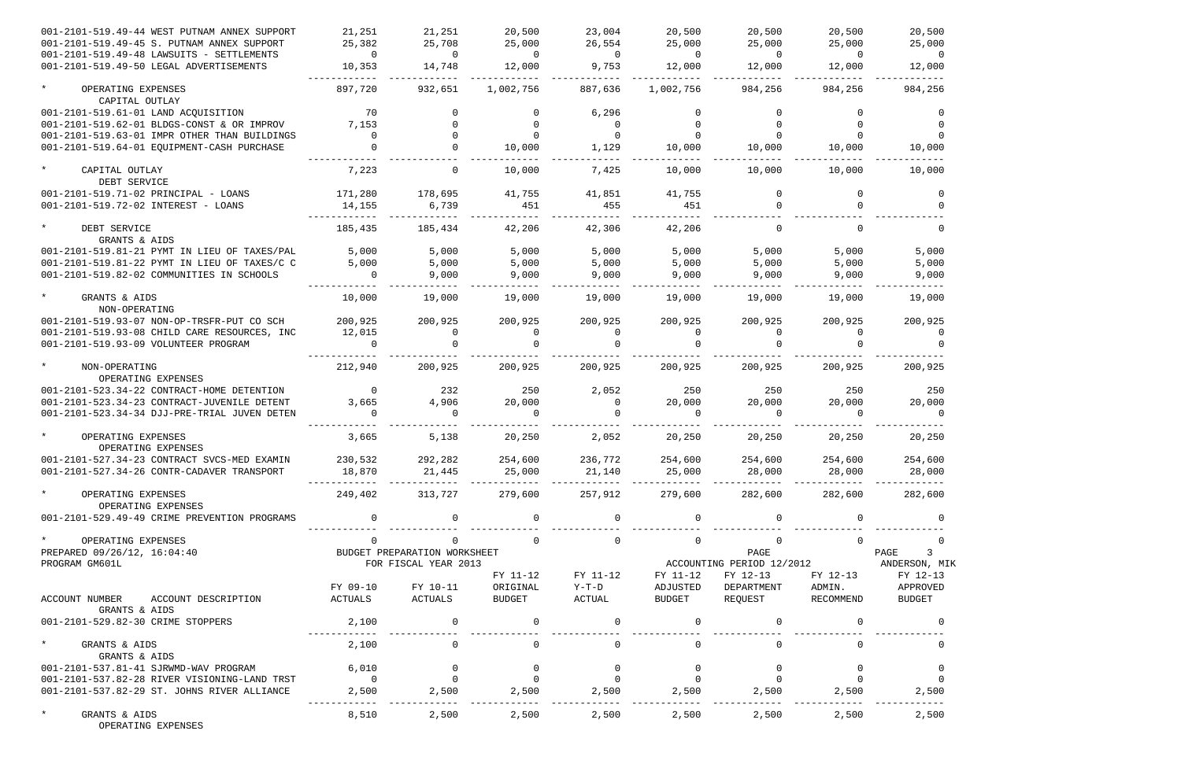| ACCOUNT NUMBER ACCOUNT DESCRIPTION | FY 09-10 ACTUALS | FY 10-11 ACTUALS | FY 11-12 ORIGINAL BUDGET | FY 11-12 Y-T-D ACTUAL | FY 11-12 ADJUSTED BUDGET | FY 12-13 DEPARTMENT REQUEST | FY 12-13 ADMIN. RECOMMEND | FY 12-13 APPROVED BUDGET |
|---|---|---|---|---|---|---|---|---|
| 001-2101-519.49-44 WEST PUTNAM ANNEX SUPPORT | 21,251 | 21,251 | 20,500 | 23,004 | 20,500 | 20,500 | 20,500 | 20,500 |
| 001-2101-519.49-45 S. PUTNAM ANNEX SUPPORT | 25,382 | 25,708 | 25,000 | 26,554 | 25,000 | 25,000 | 25,000 | 25,000 |
| 001-2101-519.49-48 LAWSUITS - SETTLEMENTS | 0 | 0 | 0 | 0 | 0 | 0 | 0 | 0 |
| 001-2101-519.49-50 LEGAL ADVERTISEMENTS | 10,353 | 14,748 | 12,000 | 9,753 | 12,000 | 12,000 | 12,000 | 12,000 |
| * OPERATING EXPENSES | 897,720 | 932,651 | 1,002,756 | 887,636 | 1,002,756 | 984,256 | 984,256 | 984,256 |
| CAPITAL OUTLAY | | | | | | | | |
| 001-2101-519.61-01 LAND ACQUISITION | 70 | 0 | 0 | 6,296 | 0 | 0 | 0 | 0 |
| 001-2101-519.62-01 BLDGS-CONST & OR IMPROV | 7,153 | 0 | 0 | 0 | 0 | 0 | 0 | 0 |
| 001-2101-519.63-01 IMPR OTHER THAN BUILDINGS | 0 | 0 | 0 | 0 | 0 | 0 | 0 | 0 |
| 001-2101-519.64-01 EQUIPMENT-CASH PURCHASE | 0 | 0 | 10,000 | 1,129 | 10,000 | 10,000 | 10,000 | 10,000 |
| * CAPITAL OUTLAY | 7,223 | 0 | 10,000 | 7,425 | 10,000 | 10,000 | 10,000 | 10,000 |
| DEBT SERVICE | | | | | | | | |
| 001-2101-519.71-02 PRINCIPAL - LOANS | 171,280 | 178,695 | 41,755 | 41,851 | 41,755 | 0 | 0 | 0 |
| 001-2101-519.72-02 INTEREST - LOANS | 14,155 | 6,739 | 451 | 455 | 451 | 0 | 0 | 0 |
| * DEBT SERVICE | 185,435 | 185,434 | 42,206 | 42,306 | 42,206 | 0 | 0 | 0 |
| GRANTS & AIDS | | | | | | | | |
| 001-2101-519.81-21 PYMT IN LIEU OF TAXES/PAL | 5,000 | 5,000 | 5,000 | 5,000 | 5,000 | 5,000 | 5,000 | 5,000 |
| 001-2101-519.81-22 PYMT IN LIEU OF TAXES/C C | 5,000 | 5,000 | 5,000 | 5,000 | 5,000 | 5,000 | 5,000 | 5,000 |
| 001-2101-519.82-02 COMMUNITIES IN SCHOOLS | 0 | 9,000 | 9,000 | 9,000 | 9,000 | 9,000 | 9,000 | 9,000 |
| * GRANTS & AIDS | 10,000 | 19,000 | 19,000 | 19,000 | 19,000 | 19,000 | 19,000 | 19,000 |
| NON-OPERATING | | | | | | | | |
| 001-2101-519.93-07 NON-OP-TRSFR-PUT CO SCH | 200,925 | 200,925 | 200,925 | 200,925 | 200,925 | 200,925 | 200,925 | 200,925 |
| 001-2101-519.93-08 CHILD CARE RESOURCES, INC | 12,015 | 0 | 0 | 0 | 0 | 0 | 0 | 0 |
| 001-2101-519.93-09 VOLUNTEER PROGRAM | 0 | 0 | 0 | 0 | 0 | 0 | 0 | 0 |
| * NON-OPERATING | 212,940 | 200,925 | 200,925 | 200,925 | 200,925 | 200,925 | 200,925 | 200,925 |
| OPERATING EXPENSES | | | | | | | | |
| 001-2101-523.34-22 CONTRACT-HOME DETENTION | 0 | 232 | 250 | 2,052 | 250 | 250 | 250 | 250 |
| 001-2101-523.34-23 CONTRACT-JUVENILE DETENT | 3,665 | 4,906 | 20,000 | 0 | 20,000 | 20,000 | 20,000 | 20,000 |
| 001-2101-523.34-34 DJJ-PRE-TRIAL JUVEN DETEN | 0 | 0 | 0 | 0 | 0 | 0 | 0 | 0 |
| * OPERATING EXPENSES | 3,665 | 5,138 | 20,250 | 2,052 | 20,250 | 20,250 | 20,250 | 20,250 |
| OPERATING EXPENSES | | | | | | | | |
| 001-2101-527.34-23 CONTRACT SVCS-MED EXAMIN | 230,532 | 292,282 | 254,600 | 236,772 | 254,600 | 254,600 | 254,600 | 254,600 |
| 001-2101-527.34-26 CONTR-CADAVER TRANSPORT | 18,870 | 21,445 | 25,000 | 21,140 | 25,000 | 28,000 | 28,000 | 28,000 |
| * OPERATING EXPENSES | 249,402 | 313,727 | 279,600 | 257,912 | 279,600 | 282,600 | 282,600 | 282,600 |
| OPERATING EXPENSES | | | | | | | | |
| 001-2101-529.49-49 CRIME PREVENTION PROGRAMS | 0 | 0 | 0 | 0 | 0 | 0 | 0 | 0 |
| * OPERATING EXPENSES | 0 | 0 | 0 | 0 | 0 | 0 | 0 | 0 |

PREPARED 09/26/12, 16:04:40 BUDGET PREPARATION WORKSHEET PAGE PAGE 3
PROGRAM GM601L FOR FISCAL YEAR 2013 ACCOUNTING PERIOD 12/2012 ANDERSON, MIK

| ACCOUNT NUMBER ACCOUNT DESCRIPTION | FY 09-10 ACTUALS | FY 10-11 ACTUALS | FY 11-12 ORIGINAL BUDGET | FY 11-12 Y-T-D ACTUAL | FY 11-12 ADJUSTED BUDGET | FY 12-13 DEPARTMENT REQUEST | FY 12-13 ADMIN. RECOMMEND | FY 12-13 APPROVED BUDGET |
|---|---|---|---|---|---|---|---|---|
| GRANTS & AIDS | | | | | | | | |
| 001-2101-529.82-30 CRIME STOPPERS | 2,100 | 0 | 0 | 0 | 0 | 0 | 0 | 0 |
| * GRANTS & AIDS | 2,100 | 0 | 0 | 0 | 0 | 0 | 0 | 0 |
| GRANTS & AIDS | | | | | | | | |
| 001-2101-537.81-41 SJRWMD-WAV PROGRAM | 6,010 | 0 | 0 | 0 | 0 | 0 | 0 | 0 |
| 001-2101-537.82-28 RIVER VISIONING-LAND TRST | 0 | 0 | 0 | 0 | 0 | 0 | 0 | 0 |
| 001-2101-537.82-29 ST. JOHNS RIVER ALLIANCE | 2,500 | 2,500 | 2,500 | 2,500 | 2,500 | 2,500 | 2,500 | 2,500 |
| * GRANTS & AIDS | 8,510 | 2,500 | 2,500 | 2,500 | 2,500 | 2,500 | 2,500 | 2,500 |
| OPERATING EXPENSES | | | | | | | | |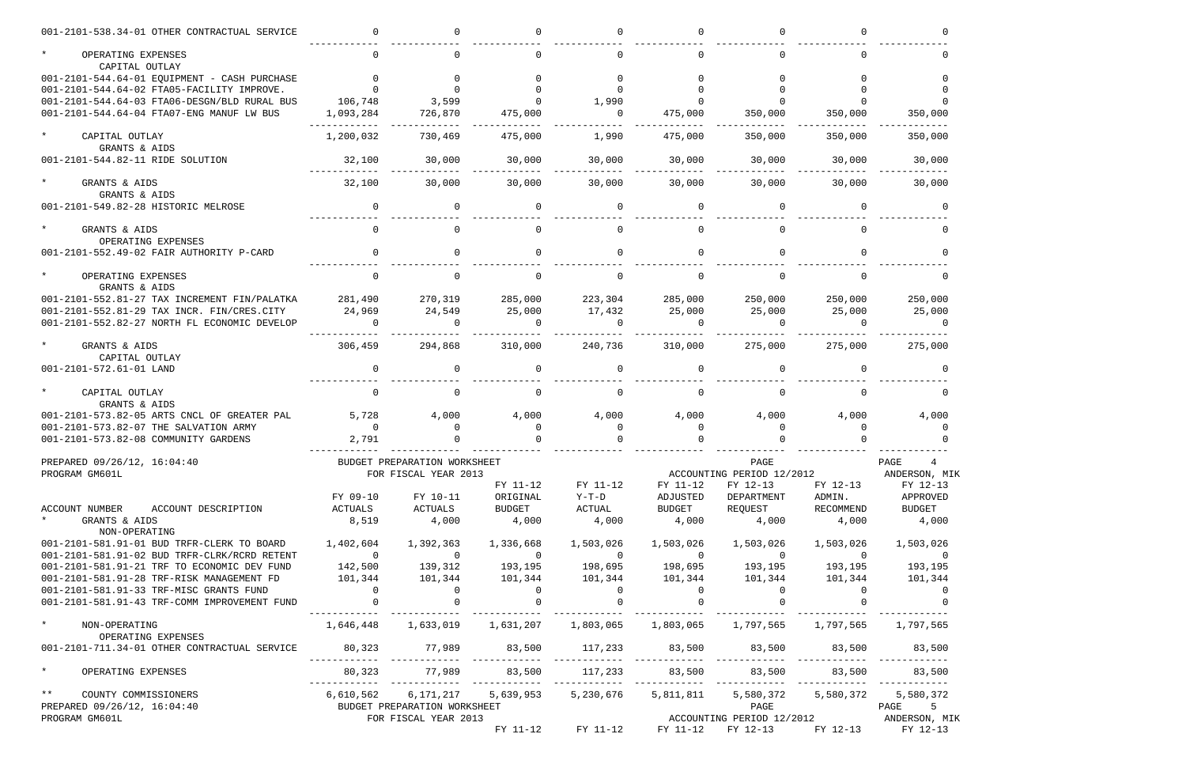| ACCOUNT NUMBER ACCOUNT DESCRIPTION | FY 09-10 ACTUALS | FY 10-11 ACTUALS | FY 11-12 ORIGINAL BUDGET | FY 11-12 Y-T-D ACTUAL | FY 11-12 ADJUSTED BUDGET | FY 12-13 DEPARTMENT REQUEST | FY 12-13 ADMIN. RECOMMEND | FY 12-13 APPROVED BUDGET |
|---|---|---|---|---|---|---|---|---|
| 001-2101-538.34-01 OTHER CONTRACTUAL SERVICE | 0 | 0 | 0 | 0 | 0 | 0 | 0 | 0 |
| * OPERATING EXPENSES | 0 | 0 | 0 | 0 | 0 | 0 | 0 | 0 |
| CAPITAL OUTLAY | | | | | | | | |
| 001-2101-544.64-01 EQUIPMENT - CASH PURCHASE | 0 | 0 | 0 | 0 | 0 | 0 | 0 | 0 |
| 001-2101-544.64-02 FTA05-FACILITY IMPROVE. | 0 | 0 | 0 | 0 | 0 | 0 | 0 | 0 |
| 001-2101-544.64-03 FTA06-DESGN/BLD RURAL BUS | 106,748 | 3,599 | 0 | 1,990 | 0 | 0 | 0 | 0 |
| 001-2101-544.64-04 FTA07-ENG MANUF LW BUS | 1,093,284 | 726,870 | 475,000 | 0 | 475,000 | 350,000 | 350,000 | 350,000 |
| * CAPITAL OUTLAY | 1,200,032 | 730,469 | 475,000 | 1,990 | 475,000 | 350,000 | 350,000 | 350,000 |
| GRANTS & AIDS | | | | | | | | |
| 001-2101-544.82-11 RIDE SOLUTION | 32,100 | 30,000 | 30,000 | 30,000 | 30,000 | 30,000 | 30,000 | 30,000 |
| * GRANTS & AIDS | 32,100 | 30,000 | 30,000 | 30,000 | 30,000 | 30,000 | 30,000 | 30,000 |
| GRANTS & AIDS | | | | | | | | |
| 001-2101-549.82-28 HISTORIC MELROSE | 0 | 0 | 0 | 0 | 0 | 0 | 0 | 0 |
| * GRANTS & AIDS | 0 | 0 | 0 | 0 | 0 | 0 | 0 | 0 |
| OPERATING EXPENSES | | | | | | | | |
| 001-2101-552.49-02 FAIR AUTHORITY P-CARD | 0 | 0 | 0 | 0 | 0 | 0 | 0 | 0 |
| * OPERATING EXPENSES | 0 | 0 | 0 | 0 | 0 | 0 | 0 | 0 |
| GRANTS & AIDS | | | | | | | | |
| 001-2101-552.81-27 TAX INCREMENT FIN/PALATKA | 281,490 | 270,319 | 285,000 | 223,304 | 285,000 | 250,000 | 250,000 | 250,000 |
| 001-2101-552.81-29 TAX INCR. FIN/CRES.CITY | 24,969 | 24,549 | 25,000 | 17,432 | 25,000 | 25,000 | 25,000 | 25,000 |
| 001-2101-552.82-27 NORTH FL ECONOMIC DEVELOP | 0 | 0 | 0 | 0 | 0 | 0 | 0 | 0 |
| * GRANTS & AIDS | 306,459 | 294,868 | 310,000 | 240,736 | 310,000 | 275,000 | 275,000 | 275,000 |
| CAPITAL OUTLAY | | | | | | | | |
| 001-2101-572.61-01 LAND | 0 | 0 | 0 | 0 | 0 | 0 | 0 | 0 |
| * CAPITAL OUTLAY | 0 | 0 | 0 | 0 | 0 | 0 | 0 | 0 |
| GRANTS & AIDS | | | | | | | | |
| 001-2101-573.82-05 ARTS CNCL OF GREATER PAL | 5,728 | 4,000 | 4,000 | 4,000 | 4,000 | 4,000 | 4,000 | 4,000 |
| 001-2101-573.82-07 THE SALVATION ARMY | 0 | 0 | 0 | 0 | 0 | 0 | 0 | 0 |
| 001-2101-573.82-08 COMMUNITY GARDENS | 2,791 | 0 | 0 | 0 | 0 | 0 | 0 | 0 |

PREPARED 09/26/12, 16:04:40 BUDGET PREPARATION WORKSHEET PAGE 4
PROGRAM GM601L FOR FISCAL YEAR 2013 ACCOUNTING PERIOD 12/2012 ANDERSON, MIK

| ACCOUNT NUMBER ACCOUNT DESCRIPTION | FY 09-10 ACTUALS | FY 10-11 ACTUALS | FY 11-12 ORIGINAL BUDGET | FY 11-12 Y-T-D ACTUAL | FY 11-12 ADJUSTED BUDGET | FY 12-13 DEPARTMENT REQUEST | FY 12-13 ADMIN. RECOMMEND | FY 12-13 APPROVED BUDGET |
|---|---|---|---|---|---|---|---|---|
| * GRANTS & AIDS | 8,519 | 4,000 | 4,000 | 4,000 | 4,000 | 4,000 | 4,000 | 4,000 |
| NON-OPERATING | | | | | | | | |
| 001-2101-581.91-01 BUD TRFR-CLERK TO BOARD | 1,402,604 | 1,392,363 | 1,336,668 | 1,503,026 | 1,503,026 | 1,503,026 | 1,503,026 | 1,503,026 |
| 001-2101-581.91-02 BUD TRFR-CLRK/RCRD RETENT | 0 | 0 | 0 | 0 | 0 | 0 | 0 | 0 |
| 001-2101-581.91-21 TRF TO ECONOMIC DEV FUND | 142,500 | 139,312 | 193,195 | 198,695 | 198,695 | 193,195 | 193,195 | 193,195 |
| 001-2101-581.91-28 TRF-RISK MANAGEMENT FD | 101,344 | 101,344 | 101,344 | 101,344 | 101,344 | 101,344 | 101,344 | 101,344 |
| 001-2101-581.91-33 TRF-MISC GRANTS FUND | 0 | 0 | 0 | 0 | 0 | 0 | 0 | 0 |
| 001-2101-581.91-43 TRF-COMM IMPROVEMENT FUND | 0 | 0 | 0 | 0 | 0 | 0 | 0 | 0 |
| * NON-OPERATING | 1,646,448 | 1,633,019 | 1,631,207 | 1,803,065 | 1,803,065 | 1,797,565 | 1,797,565 | 1,797,565 |
| OPERATING EXPENSES | | | | | | | | |
| 001-2101-711.34-01 OTHER CONTRACTUAL SERVICE | 80,323 | 77,989 | 83,500 | 117,233 | 83,500 | 83,500 | 83,500 | 83,500 |
| * OPERATING EXPENSES | 80,323 | 77,989 | 83,500 | 117,233 | 83,500 | 83,500 | 83,500 | 83,500 |
| ** COUNTY COMMISSIONERS | 6,610,562 | 6,171,217 | 5,639,953 | 5,230,676 | 5,811,811 | 5,580,372 | 5,580,372 | 5,580,372 |

PREPARED 09/26/12, 16:04:40 BUDGET PREPARATION WORKSHEET PAGE 5
PROGRAM GM601L FOR FISCAL YEAR 2013 ACCOUNTING PERIOD 12/2012 ANDERSON, MIK

FY 11-12 FY 11-12 FY 11-12 FY 12-13 FY 12-13 FY 12-13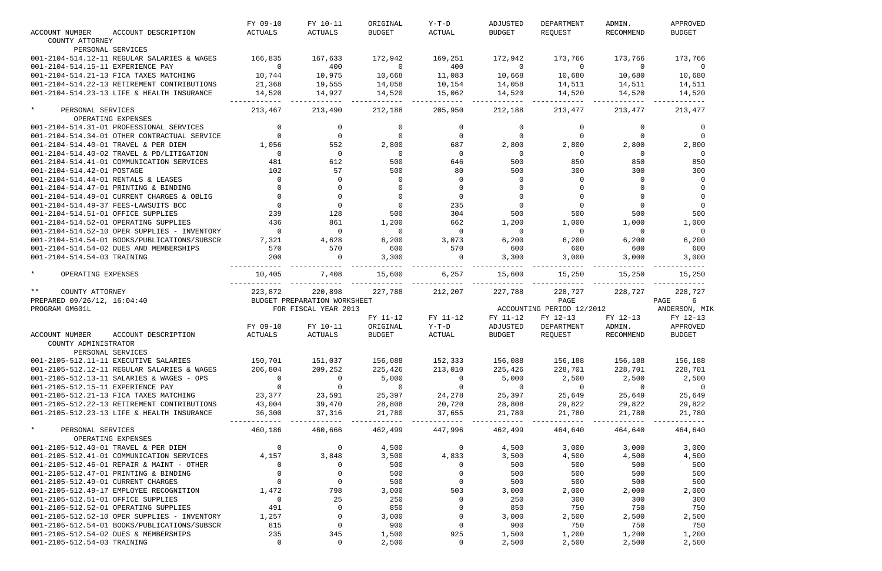| ACCOUNT NUMBER | ACCOUNT DESCRIPTION | FY 09-10 ACTUALS | FY 10-11 ACTUALS | ORIGINAL BUDGET | Y-T-D ACTUAL | ADJUSTED BUDGET | DEPARTMENT REQUEST | ADMIN. RECOMMEND | APPROVED BUDGET |
|---|---|---|---|---|---|---|---|---|---|
| COUNTY ATTORNEY | | | | | | | | | |
| PERSONAL SERVICES | | | | | | | | | |
| 001-2104-514.12-11 | REGULAR SALARIES & WAGES | 166,835 | 167,633 | 172,942 | 169,251 | 172,942 | 173,766 | 173,766 | 173,766 |
| 001-2104-514.15-11 | EXPERIENCE PAY | 0 | 400 | 0 | 400 | 0 | 0 | 0 | 0 |
| 001-2104-514.21-13 | FICA TAXES MATCHING | 10,744 | 10,975 | 10,668 | 11,083 | 10,668 | 10,680 | 10,680 | 10,680 |
| 001-2104-514.22-13 | RETIREMENT CONTRIBUTIONS | 21,368 | 19,555 | 14,058 | 10,154 | 14,058 | 14,511 | 14,511 | 14,511 |
| 001-2104-514.23-13 | LIFE & HEALTH INSURANCE | 14,520 | 14,927 | 14,520 | 15,062 | 14,520 | 14,520 | 14,520 | 14,520 |
| * | PERSONAL SERVICES | 213,467 | 213,490 | 212,188 | 205,950 | 212,188 | 213,477 | 213,477 | 213,477 |
| OPERATING EXPENSES | | | | | | | | | |
| 001-2104-514.31-01 | PROFESSIONAL SERVICES | 0 | 0 | 0 | 0 | 0 | 0 | 0 | 0 |
| 001-2104-514.34-01 | OTHER CONTRACTUAL SERVICE | 0 | 0 | 0 | 0 | 0 | 0 | 0 | 0 |
| 001-2104-514.40-01 | TRAVEL & PER DIEM | 1,056 | 552 | 2,800 | 687 | 2,800 | 2,800 | 2,800 | 2,800 |
| 001-2104-514.40-02 | TRAVEL & PD/LITIGATION | 0 | 0 | 0 | 0 | 0 | 0 | 0 | 0 |
| 001-2104-514.41-01 | COMMUNICATION SERVICES | 481 | 612 | 500 | 646 | 500 | 850 | 850 | 850 |
| 001-2104-514.42-01 | POSTAGE | 102 | 57 | 500 | 80 | 500 | 300 | 300 | 300 |
| 001-2104-514.44-01 | RENTALS & LEASES | 0 | 0 | 0 | 0 | 0 | 0 | 0 | 0 |
| 001-2104-514.47-01 | PRINTING & BINDING | 0 | 0 | 0 | 0 | 0 | 0 | 0 | 0 |
| 001-2104-514.49-01 | CURRENT CHARGES & OBLIG | 0 | 0 | 0 | 0 | 0 | 0 | 0 | 0 |
| 001-2104-514.49-37 | FEES-LAWSUITS BCC | 0 | 0 | 0 | 235 | 0 | 0 | 0 | 0 |
| 001-2104-514.51-01 | OFFICE SUPPLIES | 239 | 128 | 500 | 304 | 500 | 500 | 500 | 500 |
| 001-2104-514.52-01 | OPERATING SUPPLIES | 436 | 861 | 1,200 | 662 | 1,200 | 1,000 | 1,000 | 1,000 |
| 001-2104-514.52-10 | OPER SUPPLIES - INVENTORY | 0 | 0 | 0 | 0 | 0 | 0 | 0 | 0 |
| 001-2104-514.54-01 | BOOKS/PUBLICATIONS/SUBSCR | 7,321 | 4,628 | 6,200 | 3,073 | 6,200 | 6,200 | 6,200 | 6,200 |
| 001-2104-514.54-02 | DUES AND MEMBERSHIPS | 570 | 570 | 600 | 570 | 600 | 600 | 600 | 600 |
| 001-2104-514.54-03 | TRAINING | 200 | 0 | 3,300 | 0 | 3,300 | 3,000 | 3,000 | 3,000 |
| * | OPERATING EXPENSES | 10,405 | 7,408 | 15,600 | 6,257 | 15,600 | 15,250 | 15,250 | 15,250 |
| ** | COUNTY ATTORNEY | 223,872 | 220,898 | 227,788 | 212,207 | 227,788 | 228,727 | 228,727 | 228,727 |

PREPARED 09/26/12, 16:04:40 — BUDGET PREPARATION WORKSHEET — PAGE 6
PROGRAM GM601L — FOR FISCAL YEAR 2013 — ACCOUNTING PERIOD 12/2012 — ANDERSON, MIK

| ACCOUNT NUMBER | ACCOUNT DESCRIPTION | FY 09-10 ACTUALS | FY 10-11 ACTUALS | FY 11-12 ORIGINAL BUDGET | FY 11-12 Y-T-D ACTUAL | FY 11-12 ADJUSTED BUDGET | FY 12-13 DEPARTMENT REQUEST | FY 12-13 ADMIN. RECOMMEND | FY 12-13 APPROVED BUDGET |
|---|---|---|---|---|---|---|---|---|---|
| COUNTY ADMINISTRATOR | | | | | | | | | |
| PERSONAL SERVICES | | | | | | | | | |
| 001-2105-512.11-11 | EXECUTIVE SALARIES | 150,701 | 151,037 | 156,088 | 152,333 | 156,088 | 156,188 | 156,188 | 156,188 |
| 001-2105-512.12-11 | REGULAR SALARIES & WAGES | 206,804 | 209,252 | 225,426 | 213,010 | 225,426 | 228,701 | 228,701 | 228,701 |
| 001-2105-512.13-11 | SALARIES & WAGES - OPS | 0 | 0 | 5,000 | 0 | 5,000 | 2,500 | 2,500 | 2,500 |
| 001-2105-512.15-11 | EXPERIENCE PAY | 0 | 0 | 0 | 0 | 0 | 0 | 0 | 0 |
| 001-2105-512.21-13 | FICA TAXES MATCHING | 23,377 | 23,591 | 25,397 | 24,278 | 25,397 | 25,649 | 25,649 | 25,649 |
| 001-2105-512.22-13 | RETIREMENT CONTRIBUTIONS | 43,004 | 39,470 | 28,808 | 20,720 | 28,808 | 29,822 | 29,822 | 29,822 |
| 001-2105-512.23-13 | LIFE & HEALTH INSURANCE | 36,300 | 37,316 | 21,780 | 37,655 | 21,780 | 21,780 | 21,780 | 21,780 |
| * | PERSONAL SERVICES | 460,186 | 460,666 | 462,499 | 447,996 | 462,499 | 464,640 | 464,640 | 464,640 |
| OPERATING EXPENSES | | | | | | | | | |
| 001-2105-512.40-01 | TRAVEL & PER DIEM | 0 | 0 | 4,500 | 0 | 4,500 | 3,000 | 3,000 | 3,000 |
| 001-2105-512.41-01 | COMMUNICATION SERVICES | 4,157 | 3,848 | 3,500 | 4,833 | 3,500 | 4,500 | 4,500 | 4,500 |
| 001-2105-512.46-01 | REPAIR & MAINT - OTHER | 0 | 0 | 500 | 0 | 500 | 500 | 500 | 500 |
| 001-2105-512.47-01 | PRINTING & BINDING | 0 | 0 | 500 | 0 | 500 | 500 | 500 | 500 |
| 001-2105-512.49-01 | CURRENT CHARGES | 0 | 0 | 500 | 0 | 500 | 500 | 500 | 500 |
| 001-2105-512.49-17 | EMPLOYEE RECOGNITION | 1,472 | 798 | 3,000 | 503 | 3,000 | 2,000 | 2,000 | 2,000 |
| 001-2105-512.51-01 | OFFICE SUPPLIES | 0 | 25 | 250 | 0 | 250 | 300 | 300 | 300 |
| 001-2105-512.52-01 | OPERATING SUPPLIES | 491 | 0 | 850 | 0 | 850 | 750 | 750 | 750 |
| 001-2105-512.52-10 | OPER SUPPLIES - INVENTORY | 1,257 | 0 | 3,000 | 0 | 3,000 | 2,500 | 2,500 | 2,500 |
| 001-2105-512.54-01 | BOOKS/PUBLICATIONS/SUBSCR | 815 | 0 | 900 | 0 | 900 | 750 | 750 | 750 |
| 001-2105-512.54-02 | DUES & MEMBERSHIPS | 235 | 345 | 1,500 | 925 | 1,500 | 1,200 | 1,200 | 1,200 |
| 001-2105-512.54-03 | TRAINING | 0 | 0 | 2,500 | 0 | 2,500 | 2,500 | 2,500 | 2,500 |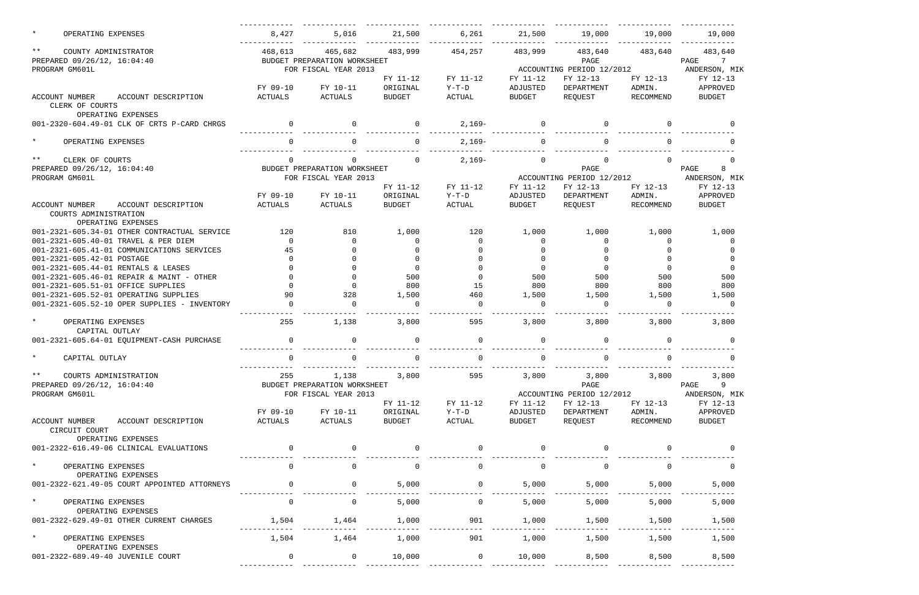| | FY 09-10 ACTUALS | FY 10-11 ACTUALS | FY 11-12 ORIGINAL BUDGET | FY 11-12 Y-T-D ACTUAL | FY 11-12 ADJUSTED BUDGET | FY 12-13 DEPARTMENT REQUEST | FY 12-13 ADMIN. RECOMMEND | FY 12-13 APPROVED BUDGET |
|---|---|---|---|---|---|---|---|---|
| * OPERATING EXPENSES | 8,427 | 5,016 | 21,500 | 6,261 | 21,500 | 19,000 | 19,000 | 19,000 |
| ** COUNTY ADMINISTRATOR | 468,613 | 465,682 | 483,999 | 454,257 | 483,999 | 483,640 | 483,640 | 483,640 |

PREPARED 09/26/12, 16:04:40 BUDGET PREPARATION WORKSHEET PAGE 7
PROGRAM GM601L FOR FISCAL YEAR 2013 ACCOUNTING PERIOD 12/2012 ANDERSON, MIK

| ACCOUNT NUMBER ACCOUNT DESCRIPTION | FY 09-10 ACTUALS | FY 10-11 ACTUALS | FY 11-12 ORIGINAL BUDGET | FY 11-12 Y-T-D ACTUAL | FY 11-12 ADJUSTED BUDGET | FY 12-13 DEPARTMENT REQUEST | FY 12-13 ADMIN. RECOMMEND | FY 12-13 APPROVED BUDGET |
|---|---|---|---|---|---|---|---|---|
| CLERK OF COURTS | | | | | | | | |
| OPERATING EXPENSES | | | | | | | | |
| 001-2320-604.49-01 CLK OF CRTS P-CARD CHRGS | 0 | 0 | 0 | 2,169- | 0 | 0 | 0 | 0 |
| * OPERATING EXPENSES | 0 | 0 | 0 | 2,169- | 0 | 0 | 0 | 0 |
| ** CLERK OF COURTS | 0 | 0 | 0 | 2,169- | 0 | 0 | 0 | 0 |

PREPARED 09/26/12, 16:04:40 BUDGET PREPARATION WORKSHEET PAGE 8
PROGRAM GM601L FOR FISCAL YEAR 2013 ACCOUNTING PERIOD 12/2012 ANDERSON, MIK

| ACCOUNT NUMBER ACCOUNT DESCRIPTION | FY 09-10 ACTUALS | FY 10-11 ACTUALS | FY 11-12 ORIGINAL BUDGET | FY 11-12 Y-T-D ACTUAL | FY 11-12 ADJUSTED BUDGET | FY 12-13 DEPARTMENT REQUEST | FY 12-13 ADMIN. RECOMMEND | FY 12-13 APPROVED BUDGET |
|---|---|---|---|---|---|---|---|---|
| COURTS ADMINISTRATION | | | | | | | | |
| OPERATING EXPENSES | | | | | | | | |
| 001-2321-605.34-01 OTHER CONTRACTUAL SERVICE | 120 | 810 | 1,000 | 120 | 1,000 | 1,000 | 1,000 | 1,000 |
| 001-2321-605.40-01 TRAVEL & PER DIEM | 0 | 0 | 0 | 0 | 0 | 0 | 0 | 0 |
| 001-2321-605.41-01 COMMUNICATIONS SERVICES | 45 | 0 | 0 | 0 | 0 | 0 | 0 | 0 |
| 001-2321-605.42-01 POSTAGE | 0 | 0 | 0 | 0 | 0 | 0 | 0 | 0 |
| 001-2321-605.44-01 RENTALS & LEASES | 0 | 0 | 0 | 0 | 0 | 0 | 0 | 0 |
| 001-2321-605.46-01 REPAIR & MAINT - OTHER | 0 | 0 | 500 | 0 | 500 | 500 | 500 | 500 |
| 001-2321-605.51-01 OFFICE SUPPLIES | 0 | 0 | 800 | 15 | 800 | 800 | 800 | 800 |
| 001-2321-605.52-01 OPERATING SUPPLIES | 90 | 328 | 1,500 | 460 | 1,500 | 1,500 | 1,500 | 1,500 |
| 001-2321-605.52-10 OPER SUPPLIES - INVENTORY | 0 | 0 | 0 | 0 | 0 | 0 | 0 | 0 |
| * OPERATING EXPENSES | 255 | 1,138 | 3,800 | 595 | 3,800 | 3,800 | 3,800 | 3,800 |
| CAPITAL OUTLAY | | | | | | | | |
| 001-2321-605.64-01 EQUIPMENT-CASH PURCHASE | 0 | 0 | 0 | 0 | 0 | 0 | 0 | 0 |
| * CAPITAL OUTLAY | 0 | 0 | 0 | 0 | 0 | 0 | 0 | 0 |
| ** COURTS ADMINISTRATION | 255 | 1,138 | 3,800 | 595 | 3,800 | 3,800 | 3,800 | 3,800 |

PREPARED 09/26/12, 16:04:40 BUDGET PREPARATION WORKSHEET PAGE 9
PROGRAM GM601L FOR FISCAL YEAR 2013 ACCOUNTING PERIOD 12/2012 ANDERSON, MIK

| ACCOUNT NUMBER ACCOUNT DESCRIPTION | FY 09-10 ACTUALS | FY 10-11 ACTUALS | FY 11-12 ORIGINAL BUDGET | FY 11-12 Y-T-D ACTUAL | FY 11-12 ADJUSTED BUDGET | FY 12-13 DEPARTMENT REQUEST | FY 12-13 ADMIN. RECOMMEND | FY 12-13 APPROVED BUDGET |
|---|---|---|---|---|---|---|---|---|
| CIRCUIT COURT | | | | | | | | |
| OPERATING EXPENSES | | | | | | | | |
| 001-2322-616.49-06 CLINICAL EVALUATIONS | 0 | 0 | 0 | 0 | 0 | 0 | 0 | 0 |
| * OPERATING EXPENSES | 0 | 0 | 0 | 0 | 0 | 0 | 0 | 0 |
| OPERATING EXPENSES | | | | | | | | |
| 001-2322-621.49-05 COURT APPOINTED ATTORNEYS | 0 | 0 | 5,000 | 0 | 5,000 | 5,000 | 5,000 | 5,000 |
| * OPERATING EXPENSES | 0 | 0 | 5,000 | 0 | 5,000 | 5,000 | 5,000 | 5,000 |
| OPERATING EXPENSES | | | | | | | | |
| 001-2322-629.49-01 OTHER CURRENT CHARGES | 1,504 | 1,464 | 1,000 | 901 | 1,000 | 1,500 | 1,500 | 1,500 |
| * OPERATING EXPENSES | 1,504 | 1,464 | 1,000 | 901 | 1,000 | 1,500 | 1,500 | 1,500 |
| OPERATING EXPENSES | | | | | | | | |
| 001-2322-689.49-40 JUVENILE COURT | 0 | 0 | 10,000 | 0 | 10,000 | 8,500 | 8,500 | 8,500 |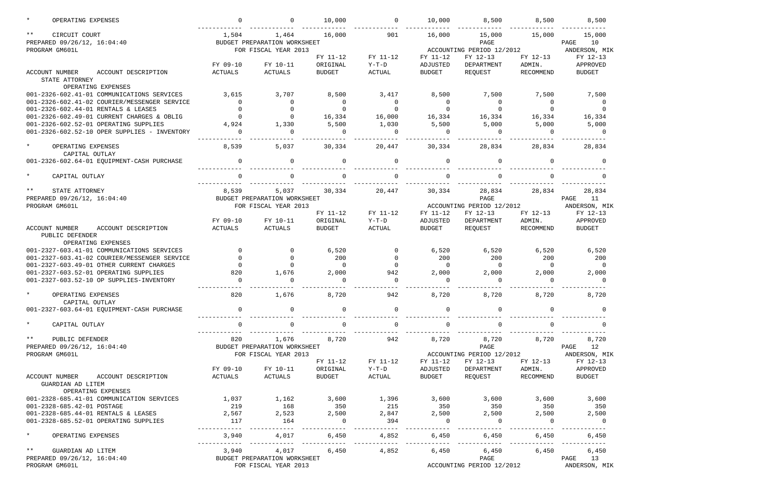| ACCOUNT NUMBER ACCOUNT DESCRIPTION | FY 09-10 ACTUALS | FY 10-11 ACTUALS | FY 11-12 ORIGINAL BUDGET | FY 11-12 Y-T-D ACTUAL | FY 11-12 ADJUSTED BUDGET | FY 12-13 DEPARTMENT REQUEST | FY 12-13 ADMIN. RECOMMEND | FY 12-13 APPROVED BUDGET |
|---|---|---|---|---|---|---|---|---|
| * OPERATING EXPENSES | 0 | 0 | 10,000 | 0 | 10,000 | 8,500 | 8,500 | 8,500 |
| ** CIRCUIT COURT | 1,504 | 1,464 | 16,000 | 901 | 16,000 | 15,000 | 15,000 | 15,000 |

PREPARED 09/26/12, 16:04:40 BUDGET PREPARATION WORKSHEET PAGE 10
PROGRAM GM601L FOR FISCAL YEAR 2013 ACCOUNTING PERIOD 12/2012 ANDERSON, MIK

| ACCOUNT NUMBER ACCOUNT DESCRIPTION | FY 09-10 ACTUALS | FY 10-11 ACTUALS | FY 11-12 ORIGINAL BUDGET | FY 11-12 Y-T-D ACTUAL | FY 11-12 ADJUSTED BUDGET | FY 12-13 DEPARTMENT REQUEST | FY 12-13 ADMIN. RECOMMEND | FY 12-13 APPROVED BUDGET |
|---|---|---|---|---|---|---|---|---|
| STATE ATTORNEY | | | | | | | | |
| OPERATING EXPENSES | | | | | | | | |
| 001-2326-602.41-01 COMMUNICATIONS SERVICES | 3,615 | 3,707 | 8,500 | 3,417 | 8,500 | 7,500 | 7,500 | 7,500 |
| 001-2326-602.41-02 COURIER/MESSENGER SERVICE | 0 | 0 | 0 | 0 | 0 | 0 | 0 | 0 |
| 001-2326-602.44-01 RENTALS & LEASES | 0 | 0 | 0 | 0 | 0 | 0 | 0 | 0 |
| 001-2326-602.49-01 CURRENT CHARGES & OBLIG | 0 | 0 | 16,334 | 16,000 | 16,334 | 16,334 | 16,334 | 16,334 |
| 001-2326-602.52-01 OPERATING SUPPLIES | 4,924 | 1,330 | 5,500 | 1,030 | 5,500 | 5,000 | 5,000 | 5,000 |
| 001-2326-602.52-10 OPER SUPPLIES - INVENTORY | 0 | 0 | 0 | 0 | 0 | 0 | 0 | 0 |
| * OPERATING EXPENSES | 8,539 | 5,037 | 30,334 | 20,447 | 30,334 | 28,834 | 28,834 | 28,834 |
| CAPITAL OUTLAY | | | | | | | | |
| 001-2326-602.64-01 EQUIPMENT-CASH PURCHASE | 0 | 0 | 0 | 0 | 0 | 0 | 0 | 0 |
| * CAPITAL OUTLAY | 0 | 0 | 0 | 0 | 0 | 0 | 0 | 0 |
| ** STATE ATTORNEY | 8,539 | 5,037 | 30,334 | 20,447 | 30,334 | 28,834 | 28,834 | 28,834 |

PREPARED 09/26/12, 16:04:40 BUDGET PREPARATION WORKSHEET PAGE 11
PROGRAM GM601L FOR FISCAL YEAR 2013 ACCOUNTING PERIOD 12/2012 ANDERSON, MIK

| ACCOUNT NUMBER ACCOUNT DESCRIPTION | FY 09-10 ACTUALS | FY 10-11 ACTUALS | FY 11-12 ORIGINAL BUDGET | FY 11-12 Y-T-D ACTUAL | FY 11-12 ADJUSTED BUDGET | FY 12-13 DEPARTMENT REQUEST | FY 12-13 ADMIN. RECOMMEND | FY 12-13 APPROVED BUDGET |
|---|---|---|---|---|---|---|---|---|
| PUBLIC DEFENDER | | | | | | | | |
| OPERATING EXPENSES | | | | | | | | |
| 001-2327-603.41-01 COMMUNICATIONS SERVICES | 0 | 0 | 6,520 | 0 | 6,520 | 6,520 | 6,520 | 6,520 |
| 001-2327-603.41-02 COURIER/MESSENGER SERVICE | 0 | 0 | 200 | 0 | 200 | 200 | 200 | 200 |
| 001-2327-603.49-01 OTHER CURRENT CHARGES | 0 | 0 | 0 | 0 | 0 | 0 | 0 | 0 |
| 001-2327-603.52-01 OPERATING SUPPLIES | 820 | 1,676 | 2,000 | 942 | 2,000 | 2,000 | 2,000 | 2,000 |
| 001-2327-603.52-10 OP SUPPLIES-INVENTORY | 0 | 0 | 0 | 0 | 0 | 0 | 0 | 0 |
| * OPERATING EXPENSES | 820 | 1,676 | 8,720 | 942 | 8,720 | 8,720 | 8,720 | 8,720 |
| CAPITAL OUTLAY | | | | | | | | |
| 001-2327-603.64-01 EQUIPMENT-CASH PURCHASE | 0 | 0 | 0 | 0 | 0 | 0 | 0 | 0 |
| * CAPITAL OUTLAY | 0 | 0 | 0 | 0 | 0 | 0 | 0 | 0 |
| ** PUBLIC DEFENDER | 820 | 1,676 | 8,720 | 942 | 8,720 | 8,720 | 8,720 | 8,720 |

PREPARED 09/26/12, 16:04:40 BUDGET PREPARATION WORKSHEET PAGE 12
PROGRAM GM601L FOR FISCAL YEAR 2013 ACCOUNTING PERIOD 12/2012 ANDERSON, MIK

| ACCOUNT NUMBER ACCOUNT DESCRIPTION | FY 09-10 ACTUALS | FY 10-11 ACTUALS | FY 11-12 ORIGINAL BUDGET | FY 11-12 Y-T-D ACTUAL | FY 11-12 ADJUSTED BUDGET | FY 12-13 DEPARTMENT REQUEST | FY 12-13 ADMIN. RECOMMEND | FY 12-13 APPROVED BUDGET |
|---|---|---|---|---|---|---|---|---|
| GUARDIAN AD LITEM | | | | | | | | |
| OPERATING EXPENSES | | | | | | | | |
| 001-2328-685.41-01 COMMUNICATIONS SERVICES | 1,037 | 1,162 | 3,600 | 1,396 | 3,600 | 3,600 | 3,600 | 3,600 |
| 001-2328-685.42-01 POSTAGE | 219 | 168 | 350 | 215 | 350 | 350 | 350 | 350 |
| 001-2328-685.44-01 RENTALS & LEASES | 2,567 | 2,523 | 2,500 | 2,847 | 2,500 | 2,500 | 2,500 | 2,500 |
| 001-2328-685.52-01 OPERATING SUPPLIES | 117 | 164 | 0 | 394 | 0 | 0 | 0 | 0 |
| * OPERATING EXPENSES | 3,940 | 4,017 | 6,450 | 4,852 | 6,450 | 6,450 | 6,450 | 6,450 |
| ** GUARDIAN AD LITEM | 3,940 | 4,017 | 6,450 | 4,852 | 6,450 | 6,450 | 6,450 | 6,450 |

PREPARED 09/26/12, 16:04:40 BUDGET PREPARATION WORKSHEET PAGE 13
PROGRAM GM601L FOR FISCAL YEAR 2013 ACCOUNTING PERIOD 12/2012 ANDERSON, MIK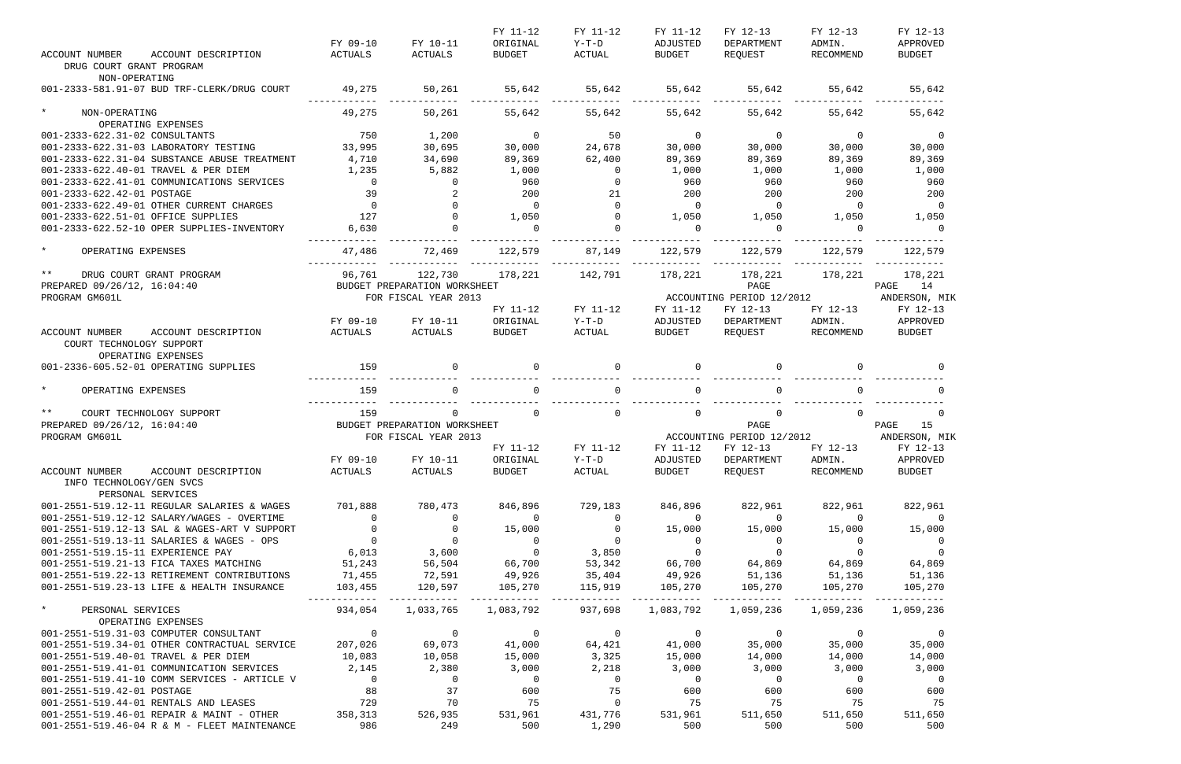| ACCOUNT NUMBER ACCOUNT DESCRIPTION | FY 09-10 ACTUALS | FY 10-11 ACTUALS | FY 11-12 ORIGINAL BUDGET | FY 11-12 Y-T-D ACTUAL | FY 11-12 ADJUSTED BUDGET | FY 12-13 DEPARTMENT REQUEST | FY 12-13 ADMIN. RECOMMEND | FY 12-13 APPROVED BUDGET |
|---|---|---|---|---|---|---|---|---|
| DRUG COURT GRANT PROGRAM | | | | | | | | |
| NON-OPERATING | | | | | | | | |
| 001-2333-581.91-07 BUD TRF-CLERK/DRUG COURT | 49,275 | 50,261 | 55,642 | 55,642 | 55,642 | 55,642 | 55,642 | 55,642 |
| * NON-OPERATING | 49,275 | 50,261 | 55,642 | 55,642 | 55,642 | 55,642 | 55,642 | 55,642 |
| OPERATING EXPENSES | | | | | | | | |
| 001-2333-622.31-02 CONSULTANTS | 750 | 1,200 | 0 | 50 | 0 | 0 | 0 | 0 |
| 001-2333-622.31-03 LABORATORY TESTING | 33,995 | 30,695 | 30,000 | 24,678 | 30,000 | 30,000 | 30,000 | 30,000 |
| 001-2333-622.31-04 SUBSTANCE ABUSE TREATMENT | 4,710 | 34,690 | 89,369 | 62,400 | 89,369 | 89,369 | 89,369 | 89,369 |
| 001-2333-622.40-01 TRAVEL & PER DIEM | 1,235 | 5,882 | 1,000 | 0 | 1,000 | 1,000 | 1,000 | 1,000 |
| 001-2333-622.41-01 COMMUNICATIONS SERVICES | 0 | 0 | 960 | 0 | 960 | 960 | 960 | 960 |
| 001-2333-622.42-01 POSTAGE | 39 | 2 | 200 | 21 | 200 | 200 | 200 | 200 |
| 001-2333-622.49-01 OTHER CURRENT CHARGES | 0 | 0 | 0 | 0 | 0 | 0 | 0 | 0 |
| 001-2333-622.51-01 OFFICE SUPPLIES | 127 | 0 | 1,050 | 0 | 1,050 | 1,050 | 1,050 | 1,050 |
| 001-2333-622.52-10 OPER SUPPLIES-INVENTORY | 6,630 | 0 | 0 | 0 | 0 | 0 | 0 | 0 |
| * OPERATING EXPENSES | 47,486 | 72,469 | 122,579 | 87,149 | 122,579 | 122,579 | 122,579 | 122,579 |
| ** DRUG COURT GRANT PROGRAM | 96,761 | 122,730 | 178,221 | 142,791 | 178,221 | 178,221 | 178,221 | 178,221 |

PREPARED 09/26/12, 16:04:40 BUDGET PREPARATION WORKSHEET PAGE 14
PROGRAM GM601L FOR FISCAL YEAR 2013 ACCOUNTING PERIOD 12/2012 ANDERSON, MIK

| ACCOUNT NUMBER ACCOUNT DESCRIPTION | FY 09-10 ACTUALS | FY 10-11 ACTUALS | FY 11-12 ORIGINAL BUDGET | FY 11-12 Y-T-D ACTUAL | FY 11-12 ADJUSTED BUDGET | FY 12-13 DEPARTMENT REQUEST | FY 12-13 ADMIN. RECOMMEND | FY 12-13 APPROVED BUDGET |
|---|---|---|---|---|---|---|---|---|
| COURT TECHNOLOGY SUPPORT | | | | | | | | |
| OPERATING EXPENSES | | | | | | | | |
| 001-2336-605.52-01 OPERATING SUPPLIES | 159 | 0 | 0 | 0 | 0 | 0 | 0 | 0 |
| * OPERATING EXPENSES | 159 | 0 | 0 | 0 | 0 | 0 | 0 | 0 |
| ** COURT TECHNOLOGY SUPPORT | 159 | 0 | 0 | 0 | 0 | 0 | 0 | 0 |

PREPARED 09/26/12, 16:04:40 BUDGET PREPARATION WORKSHEET PAGE 15
PROGRAM GM601L FOR FISCAL YEAR 2013 ACCOUNTING PERIOD 12/2012 ANDERSON, MIK

| ACCOUNT NUMBER ACCOUNT DESCRIPTION | FY 09-10 ACTUALS | FY 10-11 ACTUALS | FY 11-12 ORIGINAL BUDGET | FY 11-12 Y-T-D ACTUAL | FY 11-12 ADJUSTED BUDGET | FY 12-13 DEPARTMENT REQUEST | FY 12-13 ADMIN. RECOMMEND | FY 12-13 APPROVED BUDGET |
|---|---|---|---|---|---|---|---|---|
| INFO TECHNOLOGY/GEN SVCS | | | | | | | | |
| PERSONAL SERVICES | | | | | | | | |
| 001-2551-519.12-11 REGULAR SALARIES & WAGES | 701,888 | 780,473 | 846,896 | 729,183 | 846,896 | 822,961 | 822,961 | 822,961 |
| 001-2551-519.12-12 SALARY/WAGES - OVERTIME | 0 | 0 | 0 | 0 | 0 | 0 | 0 | 0 |
| 001-2551-519.12-13 SAL & WAGES-ART V SUPPORT | 0 | 0 | 15,000 | 0 | 15,000 | 15,000 | 15,000 | 15,000 |
| 001-2551-519.13-11 SALARIES & WAGES - OPS | 0 | 0 | 0 | 0 | 0 | 0 | 0 | 0 |
| 001-2551-519.15-11 EXPERIENCE PAY | 6,013 | 3,600 | 0 | 3,850 | 0 | 0 | 0 | 0 |
| 001-2551-519.21-13 FICA TAXES MATCHING | 51,243 | 56,504 | 66,700 | 53,342 | 66,700 | 64,869 | 64,869 | 64,869 |
| 001-2551-519.22-13 RETIREMENT CONTRIBUTIONS | 71,455 | 72,591 | 49,926 | 35,404 | 49,926 | 51,136 | 51,136 | 51,136 |
| 001-2551-519.23-13 LIFE & HEALTH INSURANCE | 103,455 | 120,597 | 105,270 | 115,919 | 105,270 | 105,270 | 105,270 | 105,270 |
| * PERSONAL SERVICES | 934,054 | 1,033,765 | 1,083,792 | 937,698 | 1,083,792 | 1,059,236 | 1,059,236 | 1,059,236 |
| OPERATING EXPENSES | | | | | | | | |
| 001-2551-519.31-03 COMPUTER CONSULTANT | 0 | 0 | 0 | 0 | 0 | 0 | 0 | 0 |
| 001-2551-519.34-01 OTHER CONTRACTUAL SERVICE | 207,026 | 69,073 | 41,000 | 64,421 | 41,000 | 35,000 | 35,000 | 35,000 |
| 001-2551-519.40-01 TRAVEL & PER DIEM | 10,083 | 10,058 | 15,000 | 3,325 | 15,000 | 14,000 | 14,000 | 14,000 |
| 001-2551-519.41-01 COMMUNICATION SERVICES | 2,145 | 2,380 | 3,000 | 2,218 | 3,000 | 3,000 | 3,000 | 3,000 |
| 001-2551-519.41-10 COMM SERVICES - ARTICLE V | 0 | 0 | 0 | 0 | 0 | 0 | 0 | 0 |
| 001-2551-519.42-01 POSTAGE | 88 | 37 | 600 | 75 | 600 | 600 | 600 | 600 |
| 001-2551-519.44-01 RENTALS AND LEASES | 729 | 70 | 75 | 0 | 75 | 75 | 75 | 75 |
| 001-2551-519.46-01 REPAIR & MAINT - OTHER | 358,313 | 526,935 | 531,961 | 431,776 | 531,961 | 511,650 | 511,650 | 511,650 |
| 001-2551-519.46-04 R & M - FLEET MAINTENANCE | 986 | 249 | 500 | 1,290 | 500 | 500 | 500 | 500 |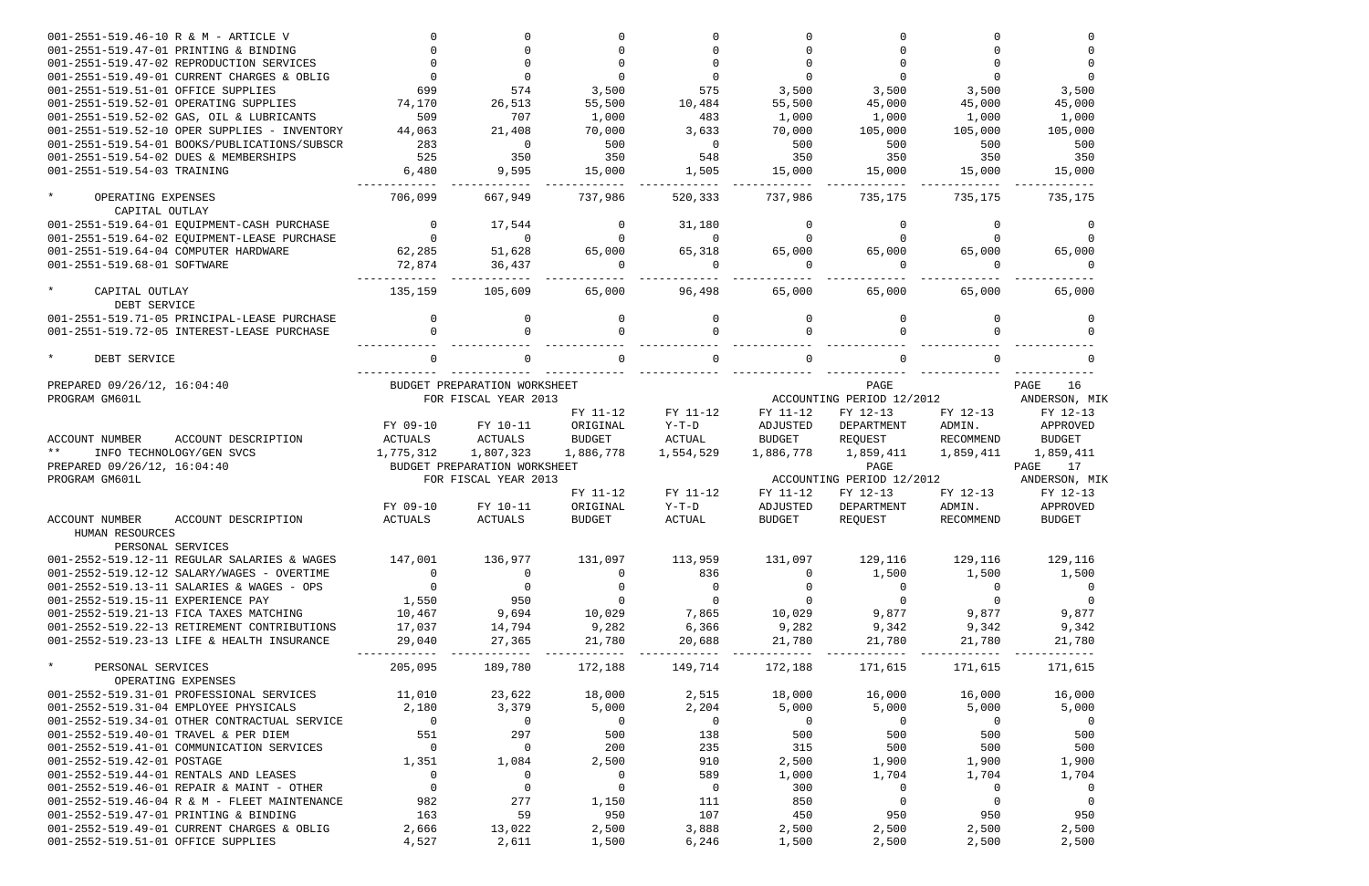| ACCOUNT NUMBER ACCOUNT DESCRIPTION | FY 09-10 ACTUALS | FY 10-11 ACTUALS | FY 11-12 ORIGINAL BUDGET | FY 11-12 Y-T-D ACTUAL | FY 11-12 ADJUSTED BUDGET | FY 12-13 DEPARTMENT REQUEST | FY 12-13 ADMIN. RECOMMEND | FY 12-13 APPROVED BUDGET |
|---|---|---|---|---|---|---|---|---|
| 001-2551-519.46-10 R & M - ARTICLE V | 0 | 0 | 0 | 0 | 0 | 0 | 0 | 0 |
| 001-2551-519.47-01 PRINTING & BINDING | 0 | 0 | 0 | 0 | 0 | 0 | 0 | 0 |
| 001-2551-519.47-02 REPRODUCTION SERVICES | 0 | 0 | 0 | 0 | 0 | 0 | 0 | 0 |
| 001-2551-519.49-01 CURRENT CHARGES & OBLIG | 0 | 0 | 0 | 0 | 0 | 0 | 0 | 0 |
| 001-2551-519.51-01 OFFICE SUPPLIES | 699 | 574 | 3,500 | 575 | 3,500 | 3,500 | 3,500 | 3,500 |
| 001-2551-519.52-01 OPERATING SUPPLIES | 74,170 | 26,513 | 55,500 | 10,484 | 55,500 | 45,000 | 45,000 | 45,000 |
| 001-2551-519.52-02 GAS, OIL & LUBRICANTS | 509 | 707 | 1,000 | 483 | 1,000 | 1,000 | 1,000 | 1,000 |
| 001-2551-519.52-10 OPER SUPPLIES - INVENTORY | 44,063 | 21,408 | 70,000 | 3,633 | 70,000 | 105,000 | 105,000 | 105,000 |
| 001-2551-519.54-01 BOOKS/PUBLICATIONS/SUBSCR | 283 | 0 | 500 | 0 | 500 | 500 | 500 | 500 |
| 001-2551-519.54-02 DUES & MEMBERSHIPS | 525 | 350 | 350 | 548 | 350 | 350 | 350 | 350 |
| 001-2551-519.54-03 TRAINING | 6,480 | 9,595 | 15,000 | 1,505 | 15,000 | 15,000 | 15,000 | 15,000 |
| * OPERATING EXPENSES | 706,099 | 667,949 | 737,986 | 520,333 | 737,986 | 735,175 | 735,175 | 735,175 |
| CAPITAL OUTLAY | | | | | | | | |
| 001-2551-519.64-01 EQUIPMENT-CASH PURCHASE | 0 | 17,544 | 0 | 31,180 | 0 | 0 | 0 | 0 |
| 001-2551-519.64-02 EQUIPMENT-LEASE PURCHASE | 0 | 0 | 0 | 0 | 0 | 0 | 0 | 0 |
| 001-2551-519.64-04 COMPUTER HARDWARE | 62,285 | 51,628 | 65,000 | 65,318 | 65,000 | 65,000 | 65,000 | 65,000 |
| 001-2551-519.68-01 SOFTWARE | 72,874 | 36,437 | 0 | 0 | 0 | 0 | 0 | 0 |
| * CAPITAL OUTLAY | 135,159 | 105,609 | 65,000 | 96,498 | 65,000 | 65,000 | 65,000 | 65,000 |
| DEBT SERVICE | | | | | | | | |
| 001-2551-519.71-05 PRINCIPAL-LEASE PURCHASE | 0 | 0 | 0 | 0 | 0 | 0 | 0 | 0 |
| 001-2551-519.72-05 INTEREST-LEASE PURCHASE | 0 | 0 | 0 | 0 | 0 | 0 | 0 | 0 |
| * DEBT SERVICE | 0 | 0 | 0 | 0 | 0 | 0 | 0 | 0 |

PREPARED 09/26/12, 16:04:40 — BUDGET PREPARATION WORKSHEET — PAGE 16
PROGRAM GM601L — FOR FISCAL YEAR 2013 — ACCOUNTING PERIOD 12/2012 — ANDERSON, MIK

| ACCOUNT NUMBER ACCOUNT DESCRIPTION | FY 09-10 ACTUALS | FY 10-11 ACTUALS | FY 11-12 ORIGINAL BUDGET | FY 11-12 Y-T-D ACTUAL | FY 11-12 ADJUSTED BUDGET | FY 12-13 DEPARTMENT REQUEST | FY 12-13 ADMIN. RECOMMEND | FY 12-13 APPROVED BUDGET |
|---|---|---|---|---|---|---|---|---|
| ** INFO TECHNOLOGY/GEN SVCS | 1,775,312 | 1,807,323 | 1,886,778 | 1,554,529 | 1,886,778 | 1,859,411 | 1,859,411 | 1,859,411 |

PREPARED 09/26/12, 16:04:40 — BUDGET PREPARATION WORKSHEET — PAGE 17
PROGRAM GM601L — FOR FISCAL YEAR 2013 — ACCOUNTING PERIOD 12/2012 — ANDERSON, MIK

| ACCOUNT NUMBER ACCOUNT DESCRIPTION | FY 09-10 ACTUALS | FY 10-11 ACTUALS | FY 11-12 ORIGINAL BUDGET | FY 11-12 Y-T-D ACTUAL | FY 11-12 ADJUSTED BUDGET | FY 12-13 DEPARTMENT REQUEST | FY 12-13 ADMIN. RECOMMEND | FY 12-13 APPROVED BUDGET |
|---|---|---|---|---|---|---|---|---|
| HUMAN RESOURCES | | | | | | | | |
| PERSONAL SERVICES | | | | | | | | |
| 001-2552-519.12-11 REGULAR SALARIES & WAGES | 147,001 | 136,977 | 131,097 | 113,959 | 131,097 | 129,116 | 129,116 | 129,116 |
| 001-2552-519.12-12 SALARY/WAGES - OVERTIME | 0 | 0 | 0 | 836 | 0 | 1,500 | 1,500 | 1,500 |
| 001-2552-519.13-11 SALARIES & WAGES - OPS | 0 | 0 | 0 | 0 | 0 | 0 | 0 | 0 |
| 001-2552-519.15-11 EXPERIENCE PAY | 1,550 | 950 | 0 | 0 | 0 | 0 | 0 | 0 |
| 001-2552-519.21-13 FICA TAXES MATCHING | 10,467 | 9,694 | 10,029 | 7,865 | 10,029 | 9,877 | 9,877 | 9,877 |
| 001-2552-519.22-13 RETIREMENT CONTRIBUTIONS | 17,037 | 14,794 | 9,282 | 6,366 | 9,282 | 9,342 | 9,342 | 9,342 |
| 001-2552-519.23-13 LIFE & HEALTH INSURANCE | 29,040 | 27,365 | 21,780 | 20,688 | 21,780 | 21,780 | 21,780 | 21,780 |
| * PERSONAL SERVICES | 205,095 | 189,780 | 172,188 | 149,714 | 172,188 | 171,615 | 171,615 | 171,615 |
| OPERATING EXPENSES | | | | | | | | |
| 001-2552-519.31-01 PROFESSIONAL SERVICES | 11,010 | 23,622 | 18,000 | 2,515 | 18,000 | 16,000 | 16,000 | 16,000 |
| 001-2552-519.31-04 EMPLOYEE PHYSICALS | 2,180 | 3,379 | 5,000 | 2,204 | 5,000 | 5,000 | 5,000 | 5,000 |
| 001-2552-519.34-01 OTHER CONTRACTUAL SERVICE | 0 | 0 | 0 | 0 | 0 | 0 | 0 | 0 |
| 001-2552-519.40-01 TRAVEL & PER DIEM | 551 | 297 | 500 | 138 | 500 | 500 | 500 | 500 |
| 001-2552-519.41-01 COMMUNICATION SERVICES | 0 | 0 | 200 | 235 | 315 | 500 | 500 | 500 |
| 001-2552-519.42-01 POSTAGE | 1,351 | 1,084 | 2,500 | 910 | 2,500 | 1,900 | 1,900 | 1,900 |
| 001-2552-519.44-01 RENTALS AND LEASES | 0 | 0 | 0 | 589 | 1,000 | 1,704 | 1,704 | 1,704 |
| 001-2552-519.46-01 REPAIR & MAINT - OTHER | 0 | 0 | 0 | 0 | 300 | 0 | 0 | 0 |
| 001-2552-519.46-04 R & M - FLEET MAINTENANCE | 982 | 277 | 1,150 | 111 | 850 | 0 | 0 | 0 |
| 001-2552-519.47-01 PRINTING & BINDING | 163 | 59 | 950 | 107 | 450 | 950 | 950 | 950 |
| 001-2552-519.49-01 CURRENT CHARGES & OBLIG | 2,666 | 13,022 | 2,500 | 3,888 | 2,500 | 2,500 | 2,500 | 2,500 |
| 001-2552-519.51-01 OFFICE SUPPLIES | 4,527 | 2,611 | 1,500 | 6,246 | 1,500 | 2,500 | 2,500 | 2,500 |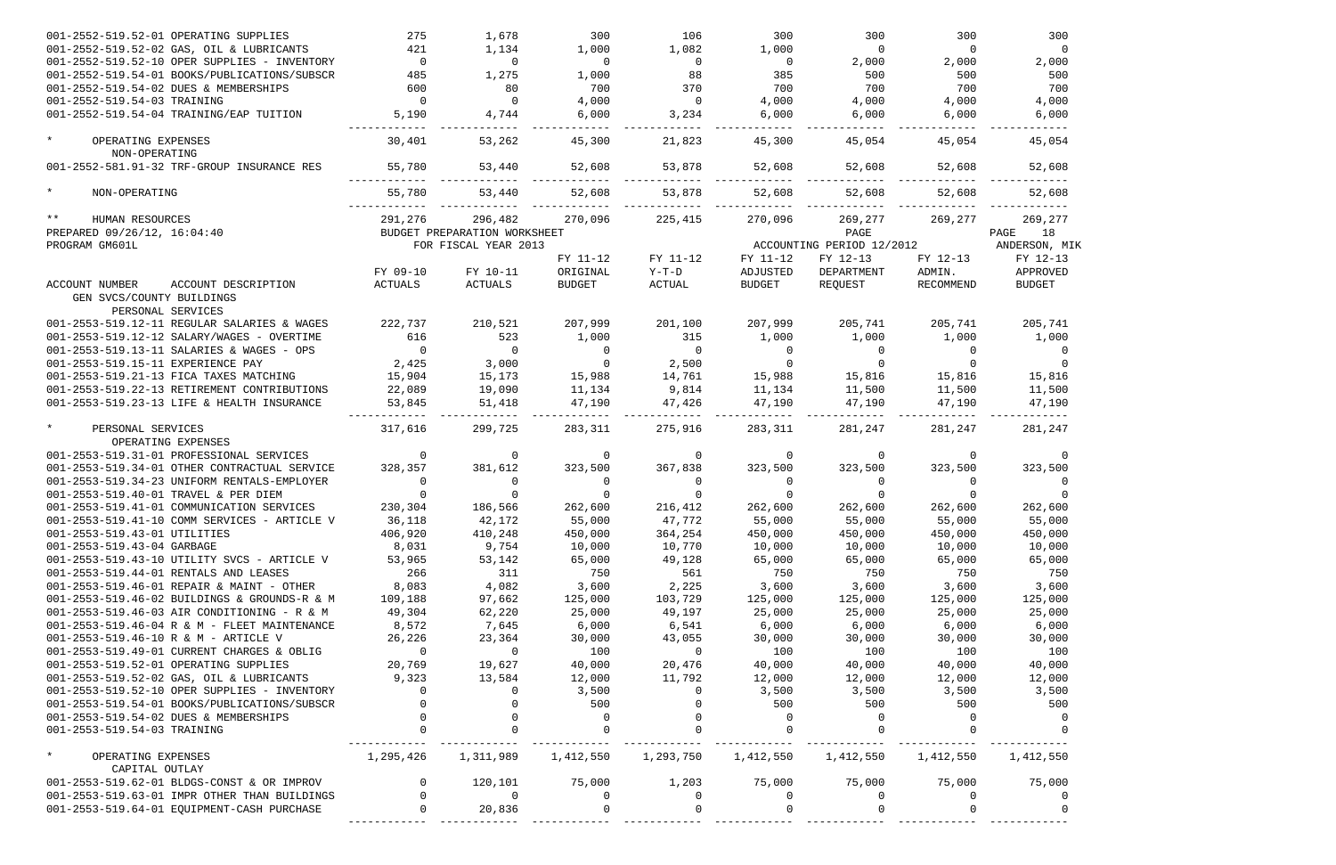| ACCOUNT NUMBER | ACCOUNT DESCRIPTION | FY 09-10 ACTUALS | FY 10-11 ACTUALS | FY 11-12 ORIGINAL BUDGET | FY 11-12 Y-T-D ACTUAL | FY 11-12 ADJUSTED BUDGET | FY 12-13 DEPARTMENT REQUEST | FY 12-13 ADMIN. RECOMMEND | FY 12-13 APPROVED BUDGET |
|---|---|---|---|---|---|---|---|---|---|
| 001-2552-519.52-01 | OPERATING SUPPLIES | 275 | 1,678 | 300 | 106 | 300 | 300 | 300 | 300 |
| 001-2552-519.52-02 | GAS, OIL & LUBRICANTS | 421 | 1,134 | 1,000 | 1,082 | 1,000 | 0 | 0 | 0 |
| 001-2552-519.52-10 | OPER SUPPLIES - INVENTORY | 0 | 0 | 0 | 0 | 0 | 2,000 | 2,000 | 2,000 |
| 001-2552-519.54-01 | BOOKS/PUBLICATIONS/SUBSCR | 485 | 1,275 | 1,000 | 88 | 385 | 500 | 500 | 500 |
| 001-2552-519.54-02 | DUES & MEMBERSHIPS | 600 | 80 | 700 | 370 | 700 | 700 | 700 | 700 |
| 001-2552-519.54-03 | TRAINING | 0 | 0 | 4,000 | 0 | 4,000 | 4,000 | 4,000 | 4,000 |
| 001-2552-519.54-04 | TRAINING/EAP TUITION | 5,190 | 4,744 | 6,000 | 3,234 | 6,000 | 6,000 | 6,000 | 6,000 |
| * | OPERATING EXPENSES | 30,401 | 53,262 | 45,300 | 21,823 | 45,300 | 45,054 | 45,054 | 45,054 |
| | NON-OPERATING | | | | | | | | |
| 001-2552-581.91-32 | TRF-GROUP INSURANCE RES | 55,780 | 53,440 | 52,608 | 53,878 | 52,608 | 52,608 | 52,608 | 52,608 |
| * | NON-OPERATING | 55,780 | 53,440 | 52,608 | 53,878 | 52,608 | 52,608 | 52,608 | 52,608 |
| ** | HUMAN RESOURCES | 291,276 | 296,482 | 270,096 | 225,415 | 270,096 | 269,277 | 269,277 | 269,277 |

PREPARED 09/26/12, 16:04:40 — BUDGET PREPARATION WORKSHEET — PAGE 18
PROGRAM GM601L — FOR FISCAL YEAR 2013 — ACCOUNTING PERIOD 12/2012 — ANDERSON, MIK

| ACCOUNT NUMBER | ACCOUNT DESCRIPTION | FY 09-10 ACTUALS | FY 10-11 ACTUALS | FY 11-12 ORIGINAL BUDGET | FY 11-12 Y-T-D ACTUAL | FY 11-12 ADJUSTED BUDGET | FY 12-13 DEPARTMENT REQUEST | FY 12-13 ADMIN. RECOMMEND | FY 12-13 APPROVED BUDGET |
|---|---|---|---|---|---|---|---|---|---|
| | GEN SVCS/COUNTY BUILDINGS | | | | | | | | |
| | PERSONAL SERVICES | | | | | | | | |
| 001-2553-519.12-11 | REGULAR SALARIES & WAGES | 222,737 | 210,521 | 207,999 | 201,100 | 207,999 | 205,741 | 205,741 | 205,741 |
| 001-2553-519.12-12 | SALARY/WAGES - OVERTIME | 616 | 523 | 1,000 | 315 | 1,000 | 1,000 | 1,000 | 1,000 |
| 001-2553-519.13-11 | SALARIES & WAGES - OPS | 0 | 0 | 0 | 0 | 0 | 0 | 0 | 0 |
| 001-2553-519.15-11 | EXPERIENCE PAY | 2,425 | 3,000 | 0 | 2,500 | 0 | 0 | 0 | 0 |
| 001-2553-519.21-13 | FICA TAXES MATCHING | 15,904 | 15,173 | 15,988 | 14,761 | 15,988 | 15,816 | 15,816 | 15,816 |
| 001-2553-519.22-13 | RETIREMENT CONTRIBUTIONS | 22,089 | 19,090 | 11,134 | 9,814 | 11,134 | 11,500 | 11,500 | 11,500 |
| 001-2553-519.23-13 | LIFE & HEALTH INSURANCE | 53,845 | 51,418 | 47,190 | 47,426 | 47,190 | 47,190 | 47,190 | 47,190 |
| * | PERSONAL SERVICES | 317,616 | 299,725 | 283,311 | 275,916 | 283,311 | 281,247 | 281,247 | 281,247 |
| | OPERATING EXPENSES | | | | | | | | |
| 001-2553-519.31-01 | PROFESSIONAL SERVICES | 0 | 0 | 0 | 0 | 0 | 0 | 0 | 0 |
| 001-2553-519.34-01 | OTHER CONTRACTUAL SERVICE | 328,357 | 381,612 | 323,500 | 367,838 | 323,500 | 323,500 | 323,500 | 323,500 |
| 001-2553-519.34-23 | UNIFORM RENTALS-EMPLOYER | 0 | 0 | 0 | 0 | 0 | 0 | 0 | 0 |
| 001-2553-519.40-01 | TRAVEL & PER DIEM | 0 | 0 | 0 | 0 | 0 | 0 | 0 | 0 |
| 001-2553-519.41-01 | COMMUNICATION SERVICES | 230,304 | 186,566 | 262,600 | 216,412 | 262,600 | 262,600 | 262,600 | 262,600 |
| 001-2553-519.41-10 | COMM SERVICES - ARTICLE V | 36,118 | 42,172 | 55,000 | 47,772 | 55,000 | 55,000 | 55,000 | 55,000 |
| 001-2553-519.43-01 | UTILITIES | 406,920 | 410,248 | 450,000 | 364,254 | 450,000 | 450,000 | 450,000 | 450,000 |
| 001-2553-519.43-04 | GARBAGE | 8,031 | 9,754 | 10,000 | 10,770 | 10,000 | 10,000 | 10,000 | 10,000 |
| 001-2553-519.43-10 | UTILITY SVCS - ARTICLE V | 53,965 | 53,142 | 65,000 | 49,128 | 65,000 | 65,000 | 65,000 | 65,000 |
| 001-2553-519.44-01 | RENTALS AND LEASES | 266 | 311 | 750 | 561 | 750 | 750 | 750 | 750 |
| 001-2553-519.46-01 | REPAIR & MAINT - OTHER | 8,083 | 4,082 | 3,600 | 2,225 | 3,600 | 3,600 | 3,600 | 3,600 |
| 001-2553-519.46-02 | BUILDINGS & GROUNDS-R & M | 109,188 | 97,662 | 125,000 | 103,729 | 125,000 | 125,000 | 125,000 | 125,000 |
| 001-2553-519.46-03 | AIR CONDITIONING - R & M | 49,304 | 62,220 | 25,000 | 49,197 | 25,000 | 25,000 | 25,000 | 25,000 |
| 001-2553-519.46-04 | R & M - FLEET MAINTENANCE | 8,572 | 7,645 | 6,000 | 6,541 | 6,000 | 6,000 | 6,000 | 6,000 |
| 001-2553-519.46-10 | R & M - ARTICLE V | 26,226 | 23,364 | 30,000 | 43,055 | 30,000 | 30,000 | 30,000 | 30,000 |
| 001-2553-519.49-01 | CURRENT CHARGES & OBLIG | 0 | 0 | 100 | 0 | 100 | 100 | 100 | 100 |
| 001-2553-519.52-01 | OPERATING SUPPLIES | 20,769 | 19,627 | 40,000 | 20,476 | 40,000 | 40,000 | 40,000 | 40,000 |
| 001-2553-519.52-02 | GAS, OIL & LUBRICANTS | 9,323 | 13,584 | 12,000 | 11,792 | 12,000 | 12,000 | 12,000 | 12,000 |
| 001-2553-519.52-10 | OPER SUPPLIES - INVENTORY | 0 | 0 | 3,500 | 0 | 3,500 | 3,500 | 3,500 | 3,500 |
| 001-2553-519.54-01 | BOOKS/PUBLICATIONS/SUBSCR | 0 | 0 | 500 | 0 | 500 | 500 | 500 | 500 |
| 001-2553-519.54-02 | DUES & MEMBERSHIPS | 0 | 0 | 0 | 0 | 0 | 0 | 0 | 0 |
| 001-2553-519.54-03 | TRAINING | 0 | 0 | 0 | 0 | 0 | 0 | 0 | 0 |
| * | OPERATING EXPENSES | 1,295,426 | 1,311,989 | 1,412,550 | 1,293,750 | 1,412,550 | 1,412,550 | 1,412,550 | 1,412,550 |
| | CAPITAL OUTLAY | | | | | | | | |
| 001-2553-519.62-01 | BLDGS-CONST & OR IMPROV | 0 | 120,101 | 75,000 | 1,203 | 75,000 | 75,000 | 75,000 | 75,000 |
| 001-2553-519.63-01 | IMPR OTHER THAN BUILDINGS | 0 | 0 | 0 | 0 | 0 | 0 | 0 | 0 |
| 001-2553-519.64-01 | EQUIPMENT-CASH PURCHASE | 0 | 20,836 | 0 | 0 | 0 | 0 | 0 | 0 |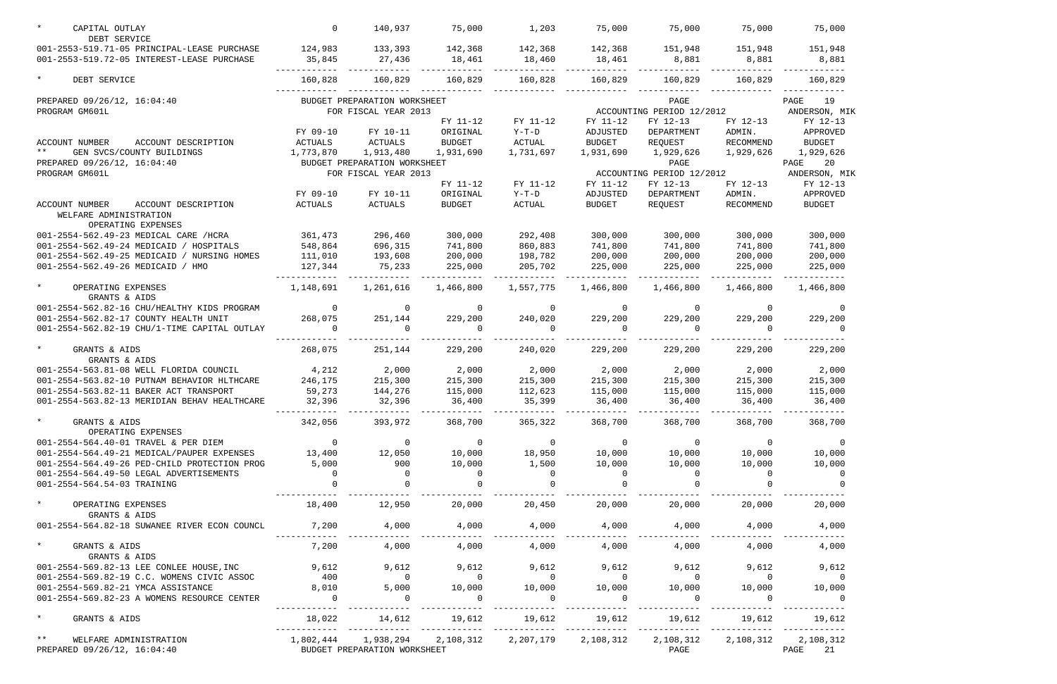| ACCOUNT NUMBER ACCOUNT DESCRIPTION | FY 09-10 ACTUALS | FY 10-11 ACTUALS | FY 11-12 ORIGINAL BUDGET | FY 11-12 Y-T-D ACTUAL | FY 11-12 ADJUSTED BUDGET | FY 12-13 DEPARTMENT REQUEST | FY 12-13 ADMIN. RECOMMEND | FY 12-13 APPROVED BUDGET |
|---|---|---|---|---|---|---|---|---|
| * CAPITAL OUTLAY | 0 | 140,937 | 75,000 | 1,203 | 75,000 | 75,000 | 75,000 | 75,000 |
| DEBT SERVICE | | | | | | | | |
| 001-2553-519.71-05 PRINCIPAL-LEASE PURCHASE | 124,983 | 133,393 | 142,368 | 142,368 | 142,368 | 151,948 | 151,948 | 151,948 |
| 001-2553-519.72-05 INTEREST-LEASE PURCHASE | 35,845 | 27,436 | 18,461 | 18,460 | 18,461 | 8,881 | 8,881 | 8,881 |
| * DEBT SERVICE | 160,828 | 160,829 | 160,829 | 160,828 | 160,829 | 160,829 | 160,829 | 160,829 |

PREPARED 09/26/12, 16:04:40 BUDGET PREPARATION WORKSHEET PAGE 19
PROGRAM GM601L FOR FISCAL YEAR 2013 ACCOUNTING PERIOD 12/2012 ANDERSON, MIK

| ACCOUNT NUMBER ACCOUNT DESCRIPTION | FY 09-10 ACTUALS | FY 10-11 ACTUALS | FY 11-12 ORIGINAL BUDGET | FY 11-12 Y-T-D ACTUAL | FY 11-12 ADJUSTED BUDGET | FY 12-13 DEPARTMENT REQUEST | FY 12-13 ADMIN. RECOMMEND | FY 12-13 APPROVED BUDGET |
|---|---|---|---|---|---|---|---|---|
| ** GEN SVCS/COUNTY BUILDINGS | 1,773,870 | 1,913,480 | 1,931,690 | 1,731,697 | 1,931,690 | 1,929,626 | 1,929,626 | 1,929,626 |

PREPARED 09/26/12, 16:04:40 BUDGET PREPARATION WORKSHEET PAGE 20
PROGRAM GM601L FOR FISCAL YEAR 2013 ACCOUNTING PERIOD 12/2012 ANDERSON, MIK

| ACCOUNT NUMBER ACCOUNT DESCRIPTION | FY 09-10 ACTUALS | FY 10-11 ACTUALS | FY 11-12 ORIGINAL BUDGET | FY 11-12 Y-T-D ACTUAL | FY 11-12 ADJUSTED BUDGET | FY 12-13 DEPARTMENT REQUEST | FY 12-13 ADMIN. RECOMMEND | FY 12-13 APPROVED BUDGET |
|---|---|---|---|---|---|---|---|---|
| WELFARE ADMINISTRATION | | | | | | | | |
| OPERATING EXPENSES | | | | | | | | |
| 001-2554-562.49-23 MEDICAL CARE /HCRA | 361,473 | 296,460 | 300,000 | 292,408 | 300,000 | 300,000 | 300,000 | 300,000 |
| 001-2554-562.49-24 MEDICAID / HOSPITALS | 548,864 | 696,315 | 741,800 | 860,883 | 741,800 | 741,800 | 741,800 | 741,800 |
| 001-2554-562.49-25 MEDICAID / NURSING HOMES | 111,010 | 193,608 | 200,000 | 198,782 | 200,000 | 200,000 | 200,000 | 200,000 |
| 001-2554-562.49-26 MEDICAID / HMO | 127,344 | 75,233 | 225,000 | 205,702 | 225,000 | 225,000 | 225,000 | 225,000 |
| * OPERATING EXPENSES | 1,148,691 | 1,261,616 | 1,466,800 | 1,557,775 | 1,466,800 | 1,466,800 | 1,466,800 | 1,466,800 |
| GRANTS & AIDS | | | | | | | | |
| 001-2554-562.82-16 CHU/HEALTHY KIDS PROGRAM | 0 | 0 | 0 | 0 | 0 | 0 | 0 | 0 |
| 001-2554-562.82-17 COUNTY HEALTH UNIT | 268,075 | 251,144 | 229,200 | 240,020 | 229,200 | 229,200 | 229,200 | 229,200 |
| 001-2554-562.82-19 CHU/1-TIME CAPITAL OUTLAY | 0 | 0 | 0 | 0 | 0 | 0 | 0 | 0 |
| * GRANTS & AIDS | 268,075 | 251,144 | 229,200 | 240,020 | 229,200 | 229,200 | 229,200 | 229,200 |
| GRANTS & AIDS | | | | | | | | |
| 001-2554-563.81-08 WELL FLORIDA COUNCIL | 4,212 | 2,000 | 2,000 | 2,000 | 2,000 | 2,000 | 2,000 | 2,000 |
| 001-2554-563.82-10 PUTNAM BEHAVIOR HLTHCARE | 246,175 | 215,300 | 215,300 | 215,300 | 215,300 | 215,300 | 215,300 | 215,300 |
| 001-2554-563.82-11 BAKER ACT TRANSPORT | 59,273 | 144,276 | 115,000 | 112,623 | 115,000 | 115,000 | 115,000 | 115,000 |
| 001-2554-563.82-13 MERIDIAN BEHAV HEALTHCARE | 32,396 | 32,396 | 36,400 | 35,399 | 36,400 | 36,400 | 36,400 | 36,400 |
| * GRANTS & AIDS | 342,056 | 393,972 | 368,700 | 365,322 | 368,700 | 368,700 | 368,700 | 368,700 |
| OPERATING EXPENSES | | | | | | | | |
| 001-2554-564.40-01 TRAVEL & PER DIEM | 0 | 0 | 0 | 0 | 0 | 0 | 0 | 0 |
| 001-2554-564.49-21 MEDICAL/PAUPER EXPENSES | 13,400 | 12,050 | 10,000 | 18,950 | 10,000 | 10,000 | 10,000 | 10,000 |
| 001-2554-564.49-26 PED-CHILD PROTECTION PROG | 5,000 | 900 | 10,000 | 1,500 | 10,000 | 10,000 | 10,000 | 10,000 |
| 001-2554-564.49-50 LEGAL ADVERTISEMENTS | 0 | 0 | 0 | 0 | 0 | 0 | 0 | 0 |
| 001-2554-564.54-03 TRAINING | 0 | 0 | 0 | 0 | 0 | 0 | 0 | 0 |
| * OPERATING EXPENSES | 18,400 | 12,950 | 20,000 | 20,450 | 20,000 | 20,000 | 20,000 | 20,000 |
| GRANTS & AIDS | | | | | | | | |
| 001-2554-564.82-18 SUWANEE RIVER ECON COUNCL | 7,200 | 4,000 | 4,000 | 4,000 | 4,000 | 4,000 | 4,000 | 4,000 |
| * GRANTS & AIDS | 7,200 | 4,000 | 4,000 | 4,000 | 4,000 | 4,000 | 4,000 | 4,000 |
| GRANTS & AIDS | | | | | | | | |
| 001-2554-569.82-13 LEE CONLEE HOUSE,INC | 9,612 | 9,612 | 9,612 | 9,612 | 9,612 | 9,612 | 9,612 | 9,612 |
| 001-2554-569.82-19 C.C. WOMENS CIVIC ASSOC | 400 | 0 | 0 | 0 | 0 | 0 | 0 | 0 |
| 001-2554-569.82-21 YMCA ASSISTANCE | 8,010 | 5,000 | 10,000 | 10,000 | 10,000 | 10,000 | 10,000 | 10,000 |
| 001-2554-569.82-23 A WOMENS RESOURCE CENTER | 0 | 0 | 0 | 0 | 0 | 0 | 0 | 0 |
| * GRANTS & AIDS | 18,022 | 14,612 | 19,612 | 19,612 | 19,612 | 19,612 | 19,612 | 19,612 |
| ** WELFARE ADMINISTRATION | 1,802,444 | 1,938,294 | 2,108,312 | 2,207,179 | 2,108,312 | 2,108,312 | 2,108,312 | 2,108,312 |

PREPARED 09/26/12, 16:04:40 BUDGET PREPARATION WORKSHEET PAGE 21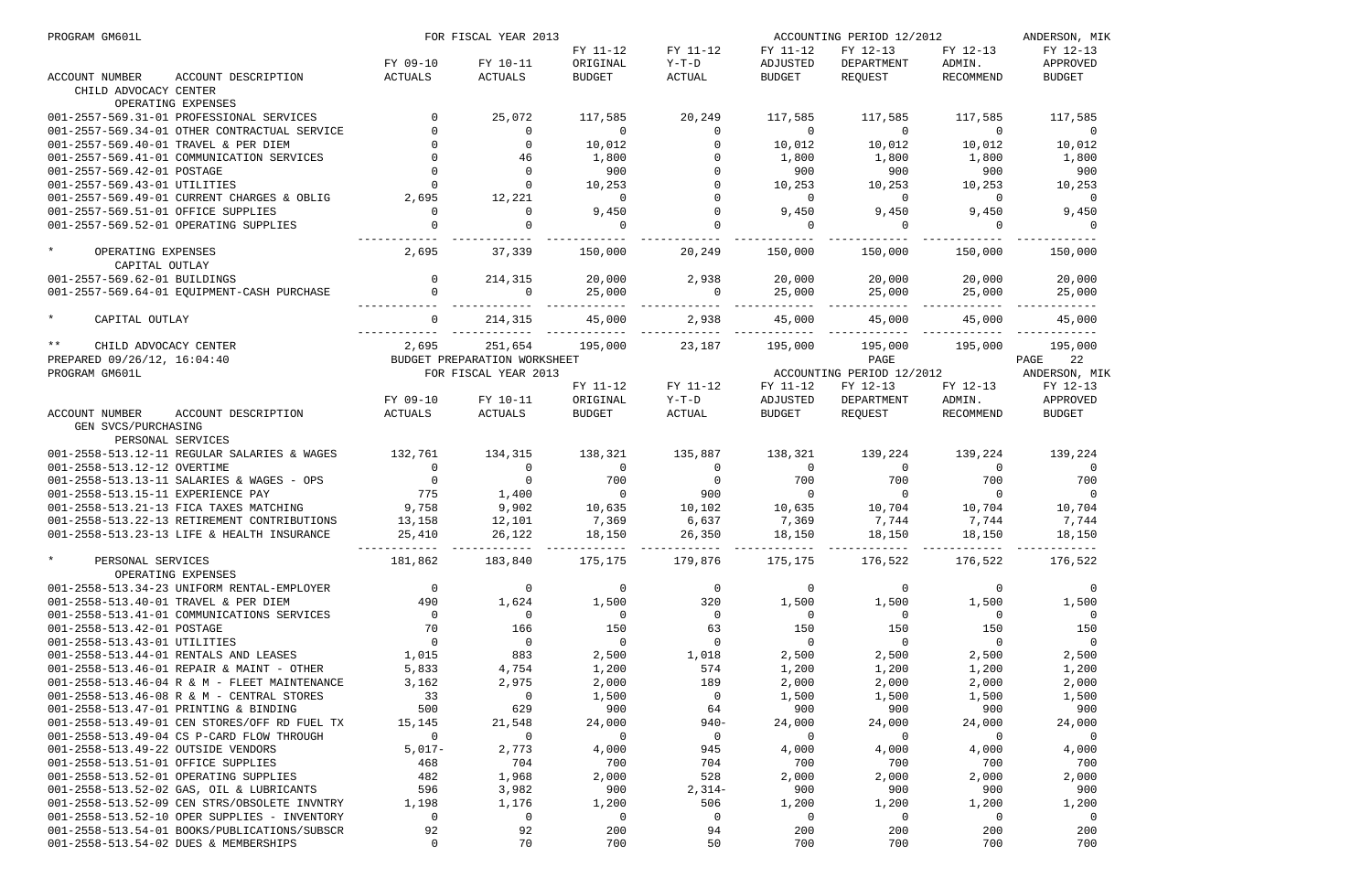PROGRAM GM601L FOR FISCAL YEAR 2013 ACCOUNTING PERIOD 12/2012 ANDERSON, MIK

| ACCOUNT NUMBER ACCOUNT DESCRIPTION | FY 09-10 ACTUALS | FY 10-11 ACTUALS | FY 11-12 ORIGINAL BUDGET | FY 11-12 Y-T-D ACTUAL | FY 11-12 ADJUSTED BUDGET | FY 12-13 DEPARTMENT REQUEST | FY 12-13 ADMIN. RECOMMEND | FY 12-13 APPROVED BUDGET |
|---|---|---|---|---|---|---|---|---|
| CHILD ADVOCACY CENTER | | | | | | | | |
| OPERATING EXPENSES | | | | | | | | |
| 001-2557-569.31-01 PROFESSIONAL SERVICES | 0 | 25,072 | 117,585 | 20,249 | 117,585 | 117,585 | 117,585 | 117,585 |
| 001-2557-569.34-01 OTHER CONTRACTUAL SERVICE | 0 | 0 | 0 | 0 | 0 | 0 | 0 | 0 |
| 001-2557-569.40-01 TRAVEL & PER DIEM | 0 | 0 | 10,012 | 0 | 10,012 | 10,012 | 10,012 | 10,012 |
| 001-2557-569.41-01 COMMUNICATION SERVICES | 0 | 46 | 1,800 | 0 | 1,800 | 1,800 | 1,800 | 1,800 |
| 001-2557-569.42-01 POSTAGE | 0 | 0 | 900 | 0 | 900 | 900 | 900 | 900 |
| 001-2557-569.43-01 UTILITIES | 0 | 0 | 10,253 | 0 | 10,253 | 10,253 | 10,253 | 10,253 |
| 001-2557-569.49-01 CURRENT CHARGES & OBLIG | 2,695 | 12,221 | 0 | 0 | 0 | 0 | 0 | 0 |
| 001-2557-569.51-01 OFFICE SUPPLIES | 0 | 0 | 9,450 | 0 | 9,450 | 9,450 | 9,450 | 9,450 |
| 001-2557-569.52-01 OPERATING SUPPLIES | 0 | 0 | 0 | 0 | 0 | 0 | 0 | 0 |
| * OPERATING EXPENSES | 2,695 | 37,339 | 150,000 | 20,249 | 150,000 | 150,000 | 150,000 | 150,000 |
| CAPITAL OUTLAY | | | | | | | | |
| 001-2557-569.62-01 BUILDINGS | 0 | 214,315 | 20,000 | 2,938 | 20,000 | 20,000 | 20,000 | 20,000 |
| 001-2557-569.64-01 EQUIPMENT-CASH PURCHASE | 0 | 0 | 25,000 | 0 | 25,000 | 25,000 | 25,000 | 25,000 |
| * CAPITAL OUTLAY | 0 | 214,315 | 45,000 | 2,938 | 45,000 | 45,000 | 45,000 | 45,000 |
| ** CHILD ADVOCACY CENTER | 2,695 | 251,654 | 195,000 | 23,187 | 195,000 | 195,000 | 195,000 | 195,000 |

PREPARED 09/26/12, 16:04:40 BUDGET PREPARATION WORKSHEET PAGE 22

PROGRAM GM601L FOR FISCAL YEAR 2013 ACCOUNTING PERIOD 12/2012 ANDERSON, MIK

| ACCOUNT NUMBER ACCOUNT DESCRIPTION | FY 09-10 ACTUALS | FY 10-11 ACTUALS | FY 11-12 ORIGINAL BUDGET | FY 11-12 Y-T-D ACTUAL | FY 11-12 ADJUSTED BUDGET | FY 12-13 DEPARTMENT REQUEST | FY 12-13 ADMIN. RECOMMEND | FY 12-13 APPROVED BUDGET |
|---|---|---|---|---|---|---|---|---|
| GEN SVCS/PURCHASING | | | | | | | | |
| PERSONAL SERVICES | | | | | | | | |
| 001-2558-513.12-11 REGULAR SALARIES & WAGES | 132,761 | 134,315 | 138,321 | 135,887 | 138,321 | 139,224 | 139,224 | 139,224 |
| 001-2558-513.12-12 OVERTIME | 0 | 0 | 0 | 0 | 0 | 0 | 0 | 0 |
| 001-2558-513.13-11 SALARIES & WAGES - OPS | 0 | 0 | 700 | 0 | 700 | 700 | 700 | 700 |
| 001-2558-513.15-11 EXPERIENCE PAY | 775 | 1,400 | 0 | 900 | 0 | 0 | 0 | 0 |
| 001-2558-513.21-13 FICA TAXES MATCHING | 9,758 | 9,902 | 10,635 | 10,102 | 10,635 | 10,704 | 10,704 | 10,704 |
| 001-2558-513.22-13 RETIREMENT CONTRIBUTIONS | 13,158 | 12,101 | 7,369 | 6,637 | 7,369 | 7,744 | 7,744 | 7,744 |
| 001-2558-513.23-13 LIFE & HEALTH INSURANCE | 25,410 | 26,122 | 18,150 | 26,350 | 18,150 | 18,150 | 18,150 | 18,150 |
| * PERSONAL SERVICES | 181,862 | 183,840 | 175,175 | 179,876 | 175,175 | 176,522 | 176,522 | 176,522 |
| OPERATING EXPENSES | | | | | | | | |
| 001-2558-513.34-23 UNIFORM RENTAL-EMPLOYER | 0 | 0 | 0 | 0 | 0 | 0 | 0 | 0 |
| 001-2558-513.40-01 TRAVEL & PER DIEM | 490 | 1,624 | 1,500 | 320 | 1,500 | 1,500 | 1,500 | 1,500 |
| 001-2558-513.41-01 COMMUNICATIONS SERVICES | 0 | 0 | 0 | 0 | 0 | 0 | 0 | 0 |
| 001-2558-513.42-01 POSTAGE | 70 | 166 | 150 | 63 | 150 | 150 | 150 | 150 |
| 001-2558-513.43-01 UTILITIES | 0 | 0 | 0 | 0 | 0 | 0 | 0 | 0 |
| 001-2558-513.44-01 RENTALS AND LEASES | 1,015 | 883 | 2,500 | 1,018 | 2,500 | 2,500 | 2,500 | 2,500 |
| 001-2558-513.46-01 REPAIR & MAINT - OTHER | 5,833 | 4,754 | 1,200 | 574 | 1,200 | 1,200 | 1,200 | 1,200 |
| 001-2558-513.46-04 R & M - FLEET MAINTENANCE | 3,162 | 2,975 | 2,000 | 189 | 2,000 | 2,000 | 2,000 | 2,000 |
| 001-2558-513.46-08 R & M - CENTRAL STORES | 33 | 0 | 1,500 | 0 | 1,500 | 1,500 | 1,500 | 1,500 |
| 001-2558-513.47-01 PRINTING & BINDING | 500 | 629 | 900 | 64 | 900 | 900 | 900 | 900 |
| 001-2558-513.49-01 CEN STORES/OFF RD FUEL TX | 15,145 | 21,548 | 24,000 | 940- | 24,000 | 24,000 | 24,000 | 24,000 |
| 001-2558-513.49-04 CS P-CARD FLOW THROUGH | 0 | 0 | 0 | 0 | 0 | 0 | 0 | 0 |
| 001-2558-513.49-22 OUTSIDE VENDORS | 5,017- | 2,773 | 4,000 | 945 | 4,000 | 4,000 | 4,000 | 4,000 |
| 001-2558-513.51-01 OFFICE SUPPLIES | 468 | 704 | 700 | 704 | 700 | 700 | 700 | 700 |
| 001-2558-513.52-01 OPERATING SUPPLIES | 482 | 1,968 | 2,000 | 528 | 2,000 | 2,000 | 2,000 | 2,000 |
| 001-2558-513.52-02 GAS, OIL & LUBRICANTS | 596 | 3,982 | 900 | 2,314- | 900 | 900 | 900 | 900 |
| 001-2558-513.52-09 CEN STRS/OBSOLETE INVNTRY | 1,198 | 1,176 | 1,200 | 506 | 1,200 | 1,200 | 1,200 | 1,200 |
| 001-2558-513.52-10 OPER SUPPLIES - INVENTORY | 0 | 0 | 0 | 0 | 0 | 0 | 0 | 0 |
| 001-2558-513.54-01 BOOKS/PUBLICATIONS/SUBSCR | 92 | 92 | 200 | 94 | 200 | 200 | 200 | 200 |
| 001-2558-513.54-02 DUES & MEMBERSHIPS | 0 | 70 | 700 | 50 | 700 | 700 | 700 | 700 |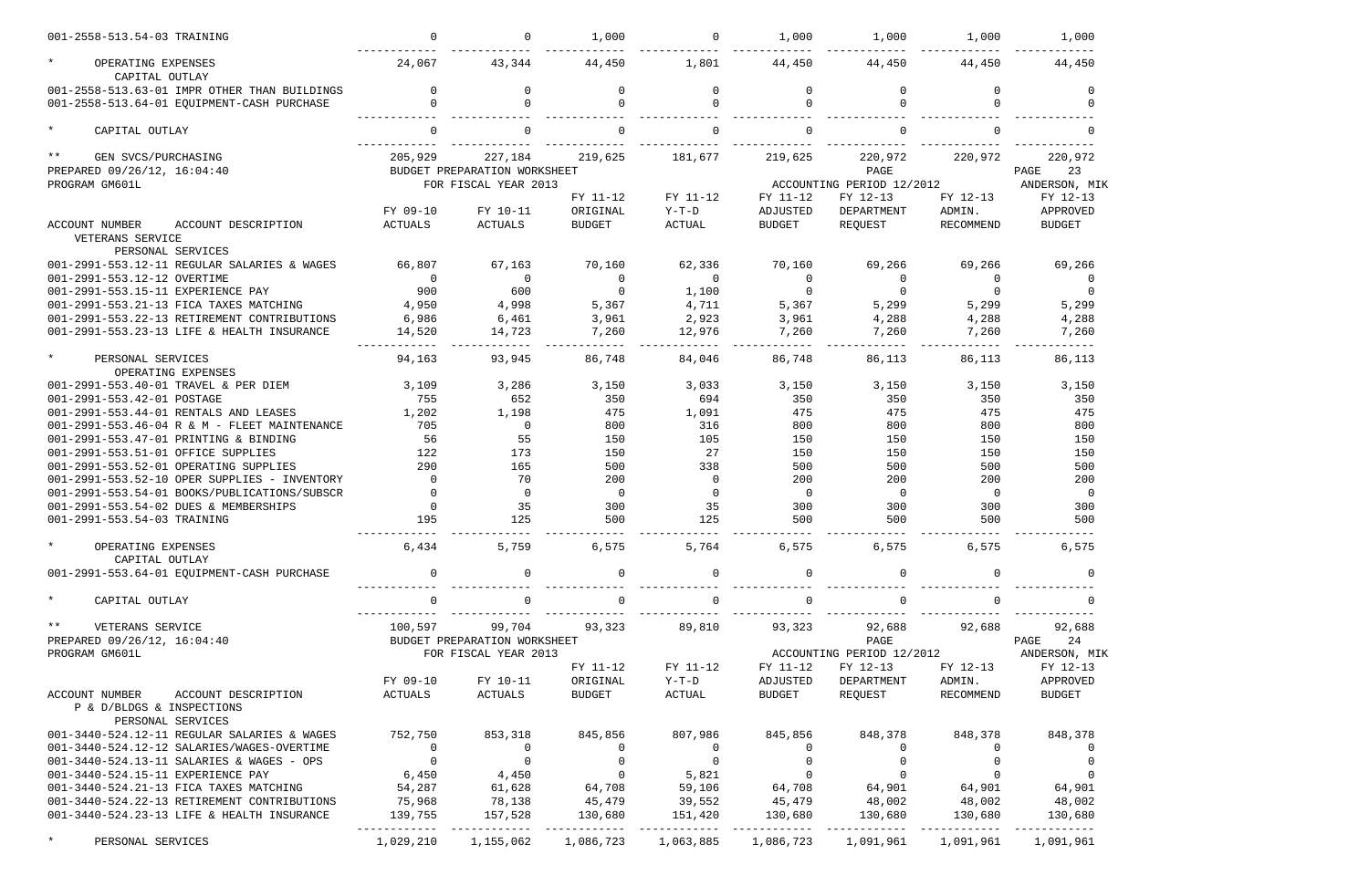| ACCOUNT NUMBER ACCOUNT DESCRIPTION | FY 09-10 ACTUALS | FY 10-11 ACTUALS | FY 11-12 ORIGINAL BUDGET | FY 11-12 Y-T-D ACTUAL | FY 11-12 ADJUSTED BUDGET | FY 12-13 DEPARTMENT REQUEST | FY 12-13 ADMIN. RECOMMEND | FY 12-13 APPROVED BUDGET |
|---|---|---|---|---|---|---|---|---|
| 001-2558-513.54-03 TRAINING | 0 | 0 | 1,000 | 0 | 1,000 | 1,000 | 1,000 | 1,000 |
| * OPERATING EXPENSES | 24,067 | 43,344 | 44,450 | 1,801 | 44,450 | 44,450 | 44,450 | 44,450 |
| CAPITAL OUTLAY | | | | | | | | |
| 001-2558-513.63-01 IMPR OTHER THAN BUILDINGS | 0 | 0 | 0 | 0 | 0 | 0 | 0 | 0 |
| 001-2558-513.64-01 EQUIPMENT-CASH PURCHASE | 0 | 0 | 0 | 0 | 0 | 0 | 0 | 0 |
| * CAPITAL OUTLAY | 0 | 0 | 0 | 0 | 0 | 0 | 0 | 0 |
| ** GEN SVCS/PURCHASING | 205,929 | 227,184 | 219,625 | 181,677 | 219,625 | 220,972 | 220,972 | 220,972 |

PREPARED 09/26/12, 16:04:40 — BUDGET PREPARATION WORKSHEET — PAGE 23
PROGRAM GM601L — FOR FISCAL YEAR 2013 — ACCOUNTING PERIOD 12/2012 — ANDERSON, MIK

| ACCOUNT NUMBER ACCOUNT DESCRIPTION | FY 09-10 ACTUALS | FY 10-11 ACTUALS | FY 11-12 ORIGINAL BUDGET | FY 11-12 Y-T-D ACTUAL | FY 11-12 ADJUSTED BUDGET | FY 12-13 DEPARTMENT REQUEST | FY 12-13 ADMIN. RECOMMEND | FY 12-13 APPROVED BUDGET |
|---|---|---|---|---|---|---|---|---|
| VETERANS SERVICE | | | | | | | | |
| PERSONAL SERVICES | | | | | | | | |
| 001-2991-553.12-11 REGULAR SALARIES & WAGES | 66,807 | 67,163 | 70,160 | 62,336 | 70,160 | 69,266 | 69,266 | 69,266 |
| 001-2991-553.12-12 OVERTIME | 0 | 0 | 0 | 0 | 0 | 0 | 0 | 0 |
| 001-2991-553.15-11 EXPERIENCE PAY | 900 | 600 | 0 | 1,100 | 0 | 0 | 0 | 0 |
| 001-2991-553.21-13 FICA TAXES MATCHING | 4,950 | 4,998 | 5,367 | 4,711 | 5,367 | 5,299 | 5,299 | 5,299 |
| 001-2991-553.22-13 RETIREMENT CONTRIBUTIONS | 6,986 | 6,461 | 3,961 | 2,923 | 3,961 | 4,288 | 4,288 | 4,288 |
| 001-2991-553.23-13 LIFE & HEALTH INSURANCE | 14,520 | 14,723 | 7,260 | 12,976 | 7,260 | 7,260 | 7,260 | 7,260 |
| * PERSONAL SERVICES | 94,163 | 93,945 | 86,748 | 84,046 | 86,748 | 86,113 | 86,113 | 86,113 |
| OPERATING EXPENSES | | | | | | | | |
| 001-2991-553.40-01 TRAVEL & PER DIEM | 3,109 | 3,286 | 3,150 | 3,033 | 3,150 | 3,150 | 3,150 | 3,150 |
| 001-2991-553.42-01 POSTAGE | 755 | 652 | 350 | 694 | 350 | 350 | 350 | 350 |
| 001-2991-553.44-01 RENTALS AND LEASES | 1,202 | 1,198 | 475 | 1,091 | 475 | 475 | 475 | 475 |
| 001-2991-553.46-04 R & M - FLEET MAINTENANCE | 705 | 0 | 800 | 316 | 800 | 800 | 800 | 800 |
| 001-2991-553.47-01 PRINTING & BINDING | 56 | 55 | 150 | 105 | 150 | 150 | 150 | 150 |
| 001-2991-553.51-01 OFFICE SUPPLIES | 122 | 173 | 150 | 27 | 150 | 150 | 150 | 150 |
| 001-2991-553.52-01 OPERATING SUPPLIES | 290 | 165 | 500 | 338 | 500 | 500 | 500 | 500 |
| 001-2991-553.52-10 OPER SUPPLIES - INVENTORY | 0 | 70 | 200 | 0 | 200 | 200 | 200 | 200 |
| 001-2991-553.54-01 BOOKS/PUBLICATIONS/SUBSCR | 0 | 0 | 0 | 0 | 0 | 0 | 0 | 0 |
| 001-2991-553.54-02 DUES & MEMBERSHIPS | 0 | 35 | 300 | 35 | 300 | 300 | 300 | 300 |
| 001-2991-553.54-03 TRAINING | 195 | 125 | 500 | 125 | 500 | 500 | 500 | 500 |
| * OPERATING EXPENSES | 6,434 | 5,759 | 6,575 | 5,764 | 6,575 | 6,575 | 6,575 | 6,575 |
| CAPITAL OUTLAY | | | | | | | | |
| 001-2991-553.64-01 EQUIPMENT-CASH PURCHASE | 0 | 0 | 0 | 0 | 0 | 0 | 0 | 0 |
| * CAPITAL OUTLAY | 0 | 0 | 0 | 0 | 0 | 0 | 0 | 0 |
| ** VETERANS SERVICE | 100,597 | 99,704 | 93,323 | 89,810 | 93,323 | 92,688 | 92,688 | 92,688 |

PREPARED 09/26/12, 16:04:40 — BUDGET PREPARATION WORKSHEET — PAGE 24
PROGRAM GM601L — FOR FISCAL YEAR 2013 — ACCOUNTING PERIOD 12/2012 — ANDERSON, MIK

| ACCOUNT NUMBER ACCOUNT DESCRIPTION | FY 09-10 ACTUALS | FY 10-11 ACTUALS | FY 11-12 ORIGINAL BUDGET | FY 11-12 Y-T-D ACTUAL | FY 11-12 ADJUSTED BUDGET | FY 12-13 DEPARTMENT REQUEST | FY 12-13 ADMIN. RECOMMEND | FY 12-13 APPROVED BUDGET |
|---|---|---|---|---|---|---|---|---|
| P & D/BLDGS & INSPECTIONS | | | | | | | | |
| PERSONAL SERVICES | | | | | | | | |
| 001-3440-524.12-11 REGULAR SALARIES & WAGES | 752,750 | 853,318 | 845,856 | 807,986 | 845,856 | 848,378 | 848,378 | 848,378 |
| 001-3440-524.12-12 SALARIES/WAGES-OVERTIME | 0 | 0 | 0 | 0 | 0 | 0 | 0 | 0 |
| 001-3440-524.13-11 SALARIES & WAGES - OPS | 0 | 0 | 0 | 0 | 0 | 0 | 0 | 0 |
| 001-3440-524.15-11 EXPERIENCE PAY | 6,450 | 4,450 | 0 | 5,821 | 0 | 0 | 0 | 0 |
| 001-3440-524.21-13 FICA TAXES MATCHING | 54,287 | 61,628 | 64,708 | 59,106 | 64,708 | 64,901 | 64,901 | 64,901 |
| 001-3440-524.22-13 RETIREMENT CONTRIBUTIONS | 75,968 | 78,138 | 45,479 | 39,552 | 45,479 | 48,002 | 48,002 | 48,002 |
| 001-3440-524.23-13 LIFE & HEALTH INSURANCE | 139,755 | 157,528 | 130,680 | 151,420 | 130,680 | 130,680 | 130,680 | 130,680 |
| * PERSONAL SERVICES | 1,029,210 | 1,155,062 | 1,086,723 | 1,063,885 | 1,086,723 | 1,091,961 | 1,091,961 | 1,091,961 |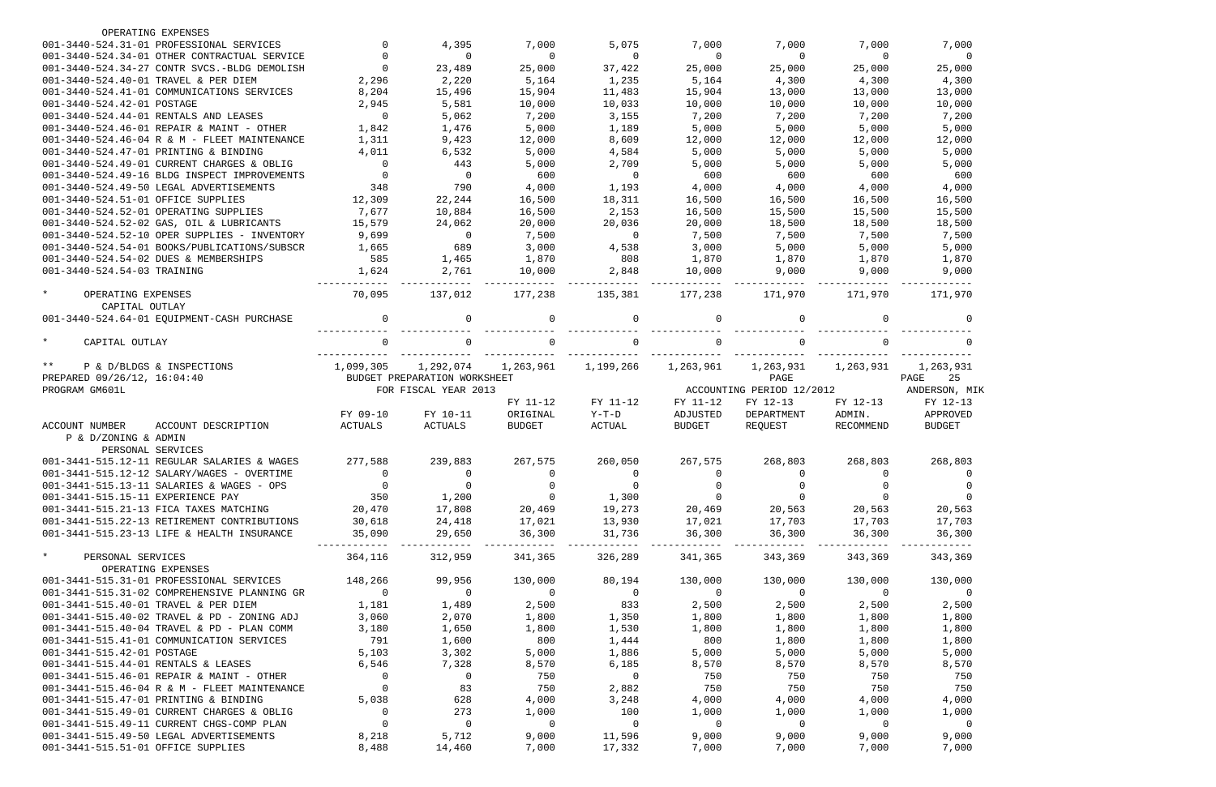| ACCOUNT NUMBER ACCOUNT DESCRIPTION | FY 09-10 ACTUALS | FY 10-11 ACTUALS | FY 11-12 ORIGINAL BUDGET | FY 11-12 Y-T-D ACTUAL | FY 11-12 ADJUSTED BUDGET | FY 12-13 DEPARTMENT REQUEST | FY 12-13 ADMIN. RECOMMEND | FY 12-13 APPROVED BUDGET |
|---|---|---|---|---|---|---|---|---|
| OPERATING EXPENSES | | | | | | | | |
| 001-3440-524.31-01 PROFESSIONAL SERVICES | 0 | 4,395 | 7,000 | 5,075 | 7,000 | 7,000 | 7,000 | 7,000 |
| 001-3440-524.34-01 OTHER CONTRACTUAL SERVICE | 0 | 0 | 0 | 0 | 0 | 0 | 0 | 0 |
| 001-3440-524.34-27 CONTR SVCS.-BLDG DEMOLISH | 0 | 23,489 | 25,000 | 37,422 | 25,000 | 25,000 | 25,000 | 25,000 |
| 001-3440-524.40-01 TRAVEL & PER DIEM | 2,296 | 2,220 | 5,164 | 1,235 | 5,164 | 4,300 | 4,300 | 4,300 |
| 001-3440-524.41-01 COMMUNICATIONS SERVICES | 8,204 | 15,496 | 15,904 | 11,483 | 15,904 | 13,000 | 13,000 | 13,000 |
| 001-3440-524.42-01 POSTAGE | 2,945 | 5,581 | 10,000 | 10,033 | 10,000 | 10,000 | 10,000 | 10,000 |
| 001-3440-524.44-01 RENTALS AND LEASES | 0 | 5,062 | 7,200 | 3,155 | 7,200 | 7,200 | 7,200 | 7,200 |
| 001-3440-524.46-01 REPAIR & MAINT - OTHER | 1,842 | 1,476 | 5,000 | 1,189 | 5,000 | 5,000 | 5,000 | 5,000 |
| 001-3440-524.46-04 R & M - FLEET MAINTENANCE | 1,311 | 9,423 | 12,000 | 8,609 | 12,000 | 12,000 | 12,000 | 12,000 |
| 001-3440-524.47-01 PRINTING & BINDING | 4,011 | 6,532 | 5,000 | 4,584 | 5,000 | 5,000 | 5,000 | 5,000 |
| 001-3440-524.49-01 CURRENT CHARGES & OBLIG | 0 | 443 | 5,000 | 2,709 | 5,000 | 5,000 | 5,000 | 5,000 |
| 001-3440-524.49-16 BLDG INSPECT IMPROVEMENTS | 0 | 0 | 600 | 0 | 600 | 600 | 600 | 600 |
| 001-3440-524.49-50 LEGAL ADVERTISEMENTS | 348 | 790 | 4,000 | 1,193 | 4,000 | 4,000 | 4,000 | 4,000 |
| 001-3440-524.51-01 OFFICE SUPPLIES | 12,309 | 22,244 | 16,500 | 18,311 | 16,500 | 16,500 | 16,500 | 16,500 |
| 001-3440-524.52-01 OPERATING SUPPLIES | 7,677 | 10,884 | 16,500 | 2,153 | 16,500 | 15,500 | 15,500 | 15,500 |
| 001-3440-524.52-02 GAS, OIL & LUBRICANTS | 15,579 | 24,062 | 20,000 | 20,036 | 20,000 | 18,500 | 18,500 | 18,500 |
| 001-3440-524.52-10 OPER SUPPLIES - INVENTORY | 9,699 | 0 | 7,500 | 0 | 7,500 | 7,500 | 7,500 | 7,500 |
| 001-3440-524.54-01 BOOKS/PUBLICATIONS/SUBSCR | 1,665 | 689 | 3,000 | 4,538 | 3,000 | 5,000 | 5,000 | 5,000 |
| 001-3440-524.54-02 DUES & MEMBERSHIPS | 585 | 1,465 | 1,870 | 808 | 1,870 | 1,870 | 1,870 | 1,870 |
| 001-3440-524.54-03 TRAINING | 1,624 | 2,761 | 10,000 | 2,848 | 10,000 | 9,000 | 9,000 | 9,000 |
| * OPERATING EXPENSES | 70,095 | 137,012 | 177,238 | 135,381 | 177,238 | 171,970 | 171,970 | 171,970 |
| CAPITAL OUTLAY | | | | | | | | |
| 001-3440-524.64-01 EQUIPMENT-CASH PURCHASE | 0 | 0 | 0 | 0 | 0 | 0 | 0 | 0 |
| * CAPITAL OUTLAY | 0 | 0 | 0 | 0 | 0 | 0 | 0 | 0 |
| ** P & D/BLDGS & INSPECTIONS | 1,099,305 | 1,292,074 | 1,263,961 | 1,199,266 | 1,263,961 | 1,263,931 | 1,263,931 | 1,263,931 |

PREPARED 09/26/12, 16:04:40 BUDGET PREPARATION WORKSHEET PAGE 25
PROGRAM GM601L FOR FISCAL YEAR 2013 ACCOUNTING PERIOD 12/2012 ANDERSON, MIK

| ACCOUNT NUMBER ACCOUNT DESCRIPTION | FY 09-10 ACTUALS | FY 10-11 ACTUALS | FY 11-12 ORIGINAL BUDGET | FY 11-12 Y-T-D ACTUAL | FY 11-12 ADJUSTED BUDGET | FY 12-13 DEPARTMENT REQUEST | FY 12-13 ADMIN. RECOMMEND | FY 12-13 APPROVED BUDGET |
|---|---|---|---|---|---|---|---|---|
| P & D/ZONING & ADMIN | | | | | | | | |
| PERSONAL SERVICES | | | | | | | | |
| 001-3441-515.12-11 REGULAR SALARIES & WAGES | 277,588 | 239,883 | 267,575 | 260,050 | 267,575 | 268,803 | 268,803 | 268,803 |
| 001-3441-515.12-12 SALARY/WAGES - OVERTIME | 0 | 0 | 0 | 0 | 0 | 0 | 0 | 0 |
| 001-3441-515.13-11 SALARIES & WAGES - OPS | 0 | 0 | 0 | 0 | 0 | 0 | 0 | 0 |
| 001-3441-515.15-11 EXPERIENCE PAY | 350 | 1,200 | 0 | 1,300 | 0 | 0 | 0 | 0 |
| 001-3441-515.21-13 FICA TAXES MATCHING | 20,470 | 17,808 | 20,469 | 19,273 | 20,469 | 20,563 | 20,563 | 20,563 |
| 001-3441-515.22-13 RETIREMENT CONTRIBUTIONS | 30,618 | 24,418 | 17,021 | 13,930 | 17,021 | 17,703 | 17,703 | 17,703 |
| 001-3441-515.23-13 LIFE & HEALTH INSURANCE | 35,090 | 29,650 | 36,300 | 31,736 | 36,300 | 36,300 | 36,300 | 36,300 |
| * PERSONAL SERVICES | 364,116 | 312,959 | 341,365 | 326,289 | 341,365 | 343,369 | 343,369 | 343,369 |
| OPERATING EXPENSES | | | | | | | | |
| 001-3441-515.31-01 PROFESSIONAL SERVICES | 148,266 | 99,956 | 130,000 | 80,194 | 130,000 | 130,000 | 130,000 | 130,000 |
| 001-3441-515.31-02 COMPREHENSIVE PLANNING GR | 0 | 0 | 0 | 0 | 0 | 0 | 0 | 0 |
| 001-3441-515.40-01 TRAVEL & PER DIEM | 1,181 | 1,489 | 2,500 | 833 | 2,500 | 2,500 | 2,500 | 2,500 |
| 001-3441-515.40-02 TRAVEL & PD - ZONING ADJ | 3,060 | 2,070 | 1,800 | 1,350 | 1,800 | 1,800 | 1,800 | 1,800 |
| 001-3441-515.40-04 TRAVEL & PD - PLAN COMM | 3,180 | 1,650 | 1,800 | 1,530 | 1,800 | 1,800 | 1,800 | 1,800 |
| 001-3441-515.41-01 COMMUNICATION SERVICES | 791 | 1,600 | 800 | 1,444 | 800 | 1,800 | 1,800 | 1,800 |
| 001-3441-515.42-01 POSTAGE | 5,103 | 3,302 | 5,000 | 1,886 | 5,000 | 5,000 | 5,000 | 5,000 |
| 001-3441-515.44-01 RENTALS & LEASES | 6,546 | 7,328 | 8,570 | 6,185 | 8,570 | 8,570 | 8,570 | 8,570 |
| 001-3441-515.46-01 REPAIR & MAINT - OTHER | 0 | 0 | 750 | 0 | 750 | 750 | 750 | 750 |
| 001-3441-515.46-04 R & M - FLEET MAINTENANCE | 0 | 83 | 750 | 2,882 | 750 | 750 | 750 | 750 |
| 001-3441-515.47-01 PRINTING & BINDING | 5,038 | 628 | 4,000 | 3,248 | 4,000 | 4,000 | 4,000 | 4,000 |
| 001-3441-515.49-01 CURRENT CHARGES & OBLIG | 0 | 273 | 1,000 | 100 | 1,000 | 1,000 | 1,000 | 1,000 |
| 001-3441-515.49-11 CURRENT CHGS-COMP PLAN | 0 | 0 | 0 | 0 | 0 | 0 | 0 | 0 |
| 001-3441-515.49-50 LEGAL ADVERTISEMENTS | 8,218 | 5,712 | 9,000 | 11,596 | 9,000 | 9,000 | 9,000 | 9,000 |
| 001-3441-515.51-01 OFFICE SUPPLIES | 8,488 | 14,460 | 7,000 | 17,332 | 7,000 | 7,000 | 7,000 | 7,000 |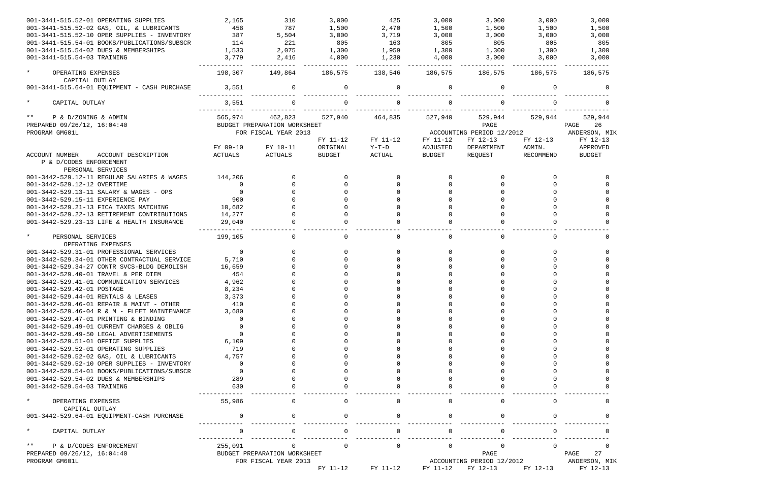| ACCOUNT NUMBER ACCOUNT DESCRIPTION | FY 09-10 ACTUALS | FY 10-11 ACTUALS | FY 11-12 ORIGINAL BUDGET | FY 11-12 Y-T-D ACTUAL | FY 11-12 ADJUSTED BUDGET | FY 12-13 DEPARTMENT REQUEST | FY 12-13 ADMIN. RECOMMEND | FY 12-13 APPROVED BUDGET |
|---|---|---|---|---|---|---|---|---|
| 001-3441-515.52-01 OPERATING SUPPLIES | 2,165 | 310 | 3,000 | 425 | 3,000 | 3,000 | 3,000 | 3,000 |
| 001-3441-515.52-02 GAS, OIL, & LUBRICANTS | 458 | 787 | 1,500 | 2,470 | 1,500 | 1,500 | 1,500 | 1,500 |
| 001-3441-515.52-10 OPER SUPPLIES - INVENTORY | 387 | 5,504 | 3,000 | 3,719 | 3,000 | 3,000 | 3,000 | 3,000 |
| 001-3441-515.54-01 BOOKS/PUBLICATIONS/SUBSCR | 114 | 221 | 805 | 163 | 805 | 805 | 805 | 805 |
| 001-3441-515.54-02 DUES & MEMBERSHIPS | 1,533 | 2,075 | 1,300 | 1,959 | 1,300 | 1,300 | 1,300 | 1,300 |
| 001-3441-515.54-03 TRAINING | 3,779 | 2,416 | 4,000 | 1,230 | 4,000 | 3,000 | 3,000 | 3,000 |
| * OPERATING EXPENSES | 198,307 | 149,864 | 186,575 | 138,546 | 186,575 | 186,575 | 186,575 | 186,575 |
| CAPITAL OUTLAY | | | | | | | | |
| 001-3441-515.64-01 EQUIPMENT - CASH PURCHASE | 3,551 | 0 | 0 | 0 | 0 | 0 | 0 | 0 |
| * CAPITAL OUTLAY | 3,551 | 0 | 0 | 0 | 0 | 0 | 0 | 0 |
| ** P & D/ZONING & ADMIN | 565,974 | 462,823 | 527,940 | 464,835 | 527,940 | 529,944 | 529,944 | 529,944 |

PREPARED 09/26/12, 16:04:40 — BUDGET PREPARATION WORKSHEET — PAGE 26
PROGRAM GM601L — FOR FISCAL YEAR 2013 — ACCOUNTING PERIOD 12/2012 — ANDERSON, MIK

| ACCOUNT NUMBER ACCOUNT DESCRIPTION | FY 09-10 ACTUALS | FY 10-11 ACTUALS | FY 11-12 ORIGINAL BUDGET | FY 11-12 Y-T-D ACTUAL | FY 11-12 ADJUSTED BUDGET | FY 12-13 DEPARTMENT REQUEST | FY 12-13 ADMIN. RECOMMEND | FY 12-13 APPROVED BUDGET |
|---|---|---|---|---|---|---|---|---|
| P & D/CODES ENFORCEMENT | | | | | | | | |
| PERSONAL SERVICES | | | | | | | | |
| 001-3442-529.12-11 REGULAR SALARIES & WAGES | 144,206 | 0 | 0 | 0 | 0 | 0 | 0 | 0 |
| 001-3442-529.12-12 OVERTIME | 0 | 0 | 0 | 0 | 0 | 0 | 0 | 0 |
| 001-3442-529.13-11 SALARY & WAGES - OPS | 0 | 0 | 0 | 0 | 0 | 0 | 0 | 0 |
| 001-3442-529.15-11 EXPERIENCE PAY | 900 | 0 | 0 | 0 | 0 | 0 | 0 | 0 |
| 001-3442-529.21-13 FICA TAXES MATCHING | 10,682 | 0 | 0 | 0 | 0 | 0 | 0 | 0 |
| 001-3442-529.22-13 RETIREMENT CONTRIBUTIONS | 14,277 | 0 | 0 | 0 | 0 | 0 | 0 | 0 |
| 001-3442-529.23-13 LIFE & HEALTH INSURANCE | 29,040 | 0 | 0 | 0 | 0 | 0 | 0 | 0 |
| * PERSONAL SERVICES | 199,105 | 0 | 0 | 0 | 0 | 0 | 0 | 0 |
| OPERATING EXPENSES | | | | | | | | |
| 001-3442-529.31-01 PROFESSIONAL SERVICES | 0 | 0 | 0 | 0 | 0 | 0 | 0 | 0 |
| 001-3442-529.34-01 OTHER CONTRACTUAL SERVICE | 5,710 | 0 | 0 | 0 | 0 | 0 | 0 | 0 |
| 001-3442-529.34-27 CONTR SVCS-BLDG DEMOLISH | 16,659 | 0 | 0 | 0 | 0 | 0 | 0 | 0 |
| 001-3442-529.40-01 TRAVEL & PER DIEM | 454 | 0 | 0 | 0 | 0 | 0 | 0 | 0 |
| 001-3442-529.41-01 COMMUNICATION SERVICES | 4,962 | 0 | 0 | 0 | 0 | 0 | 0 | 0 |
| 001-3442-529.42-01 POSTAGE | 8,234 | 0 | 0 | 0 | 0 | 0 | 0 | 0 |
| 001-3442-529.44-01 RENTALS & LEASES | 3,373 | 0 | 0 | 0 | 0 | 0 | 0 | 0 |
| 001-3442-529.46-01 REPAIR & MAINT - OTHER | 410 | 0 | 0 | 0 | 0 | 0 | 0 | 0 |
| 001-3442-529.46-04 R & M - FLEET MAINTENANCE | 3,680 | 0 | 0 | 0 | 0 | 0 | 0 | 0 |
| 001-3442-529.47-01 PRINTING & BINDING | 0 | 0 | 0 | 0 | 0 | 0 | 0 | 0 |
| 001-3442-529.49-01 CURRENT CHARGES & OBLIG | 0 | 0 | 0 | 0 | 0 | 0 | 0 | 0 |
| 001-3442-529.49-50 LEGAL ADVERTISEMENTS | 0 | 0 | 0 | 0 | 0 | 0 | 0 | 0 |
| 001-3442-529.51-01 OFFICE SUPPLIES | 6,109 | 0 | 0 | 0 | 0 | 0 | 0 | 0 |
| 001-3442-529.52-01 OPERATING SUPPLIES | 719 | 0 | 0 | 0 | 0 | 0 | 0 | 0 |
| 001-3442-529.52-02 GAS, OIL, & LUBRICANTS | 4,757 | 0 | 0 | 0 | 0 | 0 | 0 | 0 |
| 001-3442-529.52-10 OPER SUPPLIES - INVENTORY | 0 | 0 | 0 | 0 | 0 | 0 | 0 | 0 |
| 001-3442-529.54-01 BOOKS/PUBLICATIONS/SUBSCR | 0 | 0 | 0 | 0 | 0 | 0 | 0 | 0 |
| 001-3442-529.54-02 DUES & MEMBERSHIPS | 289 | 0 | 0 | 0 | 0 | 0 | 0 | 0 |
| 001-3442-529.54-03 TRAINING | 630 | 0 | 0 | 0 | 0 | 0 | 0 | 0 |
| * OPERATING EXPENSES | 55,986 | 0 | 0 | 0 | 0 | 0 | 0 | 0 |
| CAPITAL OUTLAY | | | | | | | | |
| 001-3442-529.64-01 EQUIPMENT-CASH PURCHASE | 0 | 0 | 0 | 0 | 0 | 0 | 0 | 0 |
| * CAPITAL OUTLAY | 0 | 0 | 0 | 0 | 0 | 0 | 0 | 0 |
| ** P & D/CODES ENFORCEMENT | 255,091 | 0 | 0 | 0 | 0 | 0 | 0 | 0 |

PREPARED 09/26/12, 16:04:40 — BUDGET PREPARATION WORKSHEET — PAGE 27
PROGRAM GM601L — FOR FISCAL YEAR 2013 — ACCOUNTING PERIOD 12/2012 — ANDERSON, MIK

FY 11-12 FY 11-12 FY 11-12 FY 12-13 FY 12-13 FY 12-13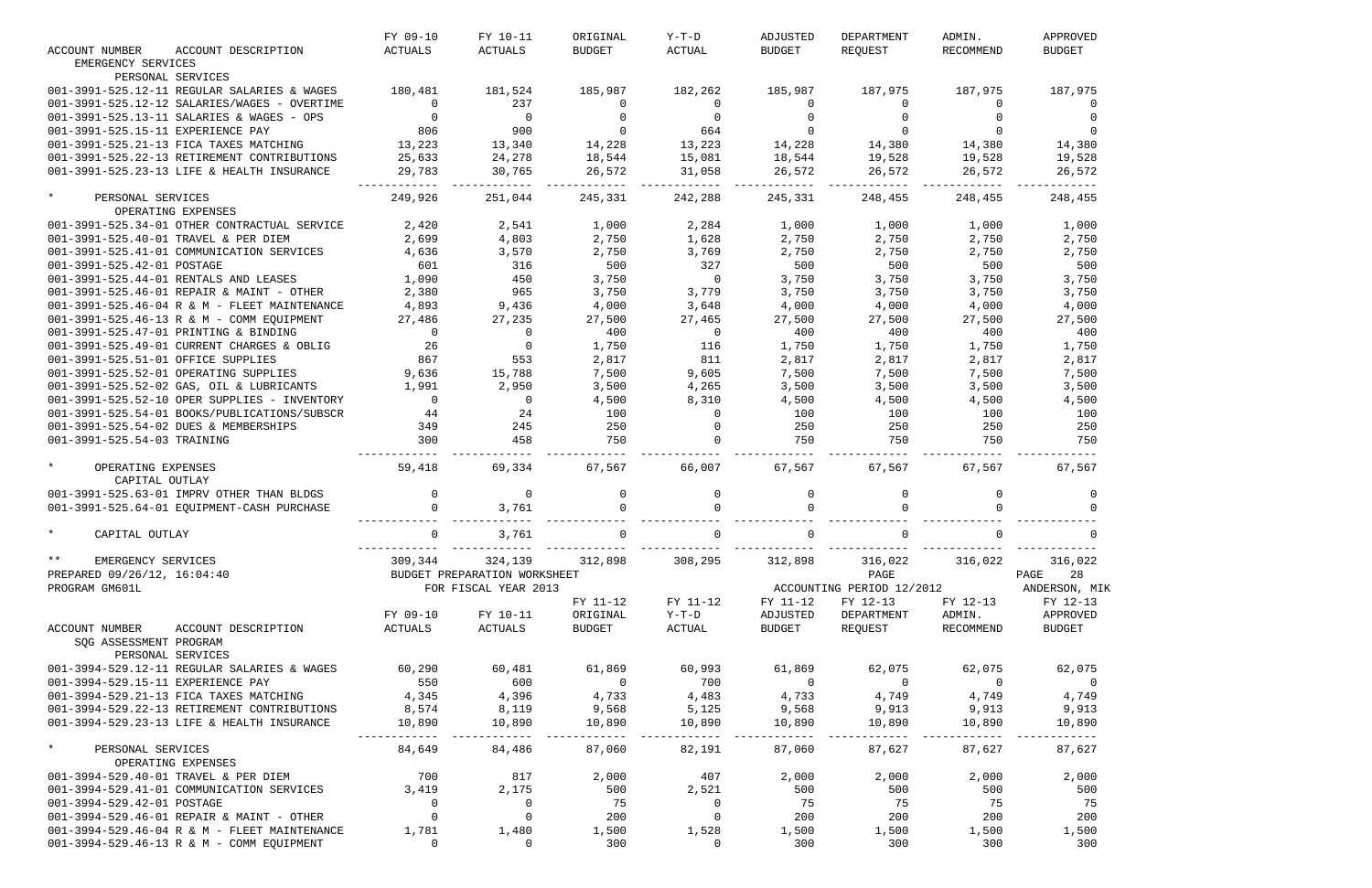| ACCOUNT NUMBER | ACCOUNT DESCRIPTION | FY 09-10 ACTUALS | FY 10-11 ACTUALS | ORIGINAL BUDGET | Y-T-D ACTUAL | ADJUSTED BUDGET | DEPARTMENT REQUEST | ADMIN. RECOMMEND | APPROVED BUDGET |
|---|---|---|---|---|---|---|---|---|---|
| EMERGENCY SERVICES | | | | | | | | | |
| PERSONAL SERVICES | | | | | | | | | |
| 001-3991-525.12-11 | REGULAR SALARIES & WAGES | 180,481 | 181,524 | 185,987 | 182,262 | 185,987 | 187,975 | 187,975 | 187,975 |
| 001-3991-525.12-12 | SALARIES/WAGES - OVERTIME | 0 | 237 | 0 | 0 | 0 | 0 | 0 | 0 |
| 001-3991-525.13-11 | SALARIES & WAGES - OPS | 0 | 0 | 0 | 0 | 0 | 0 | 0 | 0 |
| 001-3991-525.15-11 | EXPERIENCE PAY | 806 | 900 | 0 | 664 | 0 | 0 | 0 | 0 |
| 001-3991-525.21-13 | FICA TAXES MATCHING | 13,223 | 13,340 | 14,228 | 13,223 | 14,228 | 14,380 | 14,380 | 14,380 |
| 001-3991-525.22-13 | RETIREMENT CONTRIBUTIONS | 25,633 | 24,278 | 18,544 | 15,081 | 18,544 | 19,528 | 19,528 | 19,528 |
| 001-3991-525.23-13 | LIFE & HEALTH INSURANCE | 29,783 | 30,765 | 26,572 | 31,058 | 26,572 | 26,572 | 26,572 | 26,572 |
| * | PERSONAL SERVICES | 249,926 | 251,044 | 245,331 | 242,288 | 245,331 | 248,455 | 248,455 | 248,455 |
| OPERATING EXPENSES | | | | | | | | | |
| 001-3991-525.34-01 | OTHER CONTRACTUAL SERVICE | 2,420 | 2,541 | 1,000 | 2,284 | 1,000 | 1,000 | 1,000 | 1,000 |
| 001-3991-525.40-01 | TRAVEL & PER DIEM | 2,699 | 4,803 | 2,750 | 1,628 | 2,750 | 2,750 | 2,750 | 2,750 |
| 001-3991-525.41-01 | COMMUNICATION SERVICES | 4,636 | 3,570 | 2,750 | 3,769 | 2,750 | 2,750 | 2,750 | 2,750 |
| 001-3991-525.42-01 | POSTAGE | 601 | 316 | 500 | 327 | 500 | 500 | 500 | 500 |
| 001-3991-525.44-01 | RENTALS AND LEASES | 1,090 | 450 | 3,750 | 0 | 3,750 | 3,750 | 3,750 | 3,750 |
| 001-3991-525.46-01 | REPAIR & MAINT - OTHER | 2,380 | 965 | 3,750 | 3,779 | 3,750 | 3,750 | 3,750 | 3,750 |
| 001-3991-525.46-04 | R & M - FLEET MAINTENANCE | 4,893 | 9,436 | 4,000 | 3,648 | 4,000 | 4,000 | 4,000 | 4,000 |
| 001-3991-525.46-13 | R & M - COMM EQUIPMENT | 27,486 | 27,235 | 27,500 | 27,465 | 27,500 | 27,500 | 27,500 | 27,500 |
| 001-3991-525.47-01 | PRINTING & BINDING | 0 | 0 | 400 | 0 | 400 | 400 | 400 | 400 |
| 001-3991-525.49-01 | CURRENT CHARGES & OBLIG | 26 | 0 | 1,750 | 116 | 1,750 | 1,750 | 1,750 | 1,750 |
| 001-3991-525.51-01 | OFFICE SUPPLIES | 867 | 553 | 2,817 | 811 | 2,817 | 2,817 | 2,817 | 2,817 |
| 001-3991-525.52-01 | OPERATING SUPPLIES | 9,636 | 15,788 | 7,500 | 9,605 | 7,500 | 7,500 | 7,500 | 7,500 |
| 001-3991-525.52-02 | GAS, OIL & LUBRICANTS | 1,991 | 2,950 | 3,500 | 4,265 | 3,500 | 3,500 | 3,500 | 3,500 |
| 001-3991-525.52-10 | OPER SUPPLIES - INVENTORY | 0 | 0 | 4,500 | 8,310 | 4,500 | 4,500 | 4,500 | 4,500 |
| 001-3991-525.54-01 | BOOKS/PUBLICATIONS/SUBSCR | 44 | 24 | 100 | 0 | 100 | 100 | 100 | 100 |
| 001-3991-525.54-02 | DUES & MEMBERSHIPS | 349 | 245 | 250 | 0 | 250 | 250 | 250 | 250 |
| 001-3991-525.54-03 | TRAINING | 300 | 458 | 750 | 0 | 750 | 750 | 750 | 750 |
| * | OPERATING EXPENSES | 59,418 | 69,334 | 67,567 | 66,007 | 67,567 | 67,567 | 67,567 | 67,567 |
| CAPITAL OUTLAY | | | | | | | | | |
| 001-3991-525.63-01 | IMPRV OTHER THAN BLDGS | 0 | 0 | 0 | 0 | 0 | 0 | 0 | 0 |
| 001-3991-525.64-01 | EQUIPMENT-CASH PURCHASE | 0 | 3,761 | 0 | 0 | 0 | 0 | 0 | 0 |
| * | CAPITAL OUTLAY | 0 | 3,761 | 0 | 0 | 0 | 0 | 0 | 0 |
| ** | EMERGENCY SERVICES | 309,344 | 324,139 | 312,898 | 308,295 | 312,898 | 316,022 | 316,022 | 316,022 |

PREPARED 09/26/12, 16:04:40 — BUDGET PREPARATION WORKSHEET — PAGE 28
PROGRAM GM601L — FOR FISCAL YEAR 2013 — ACCOUNTING PERIOD 12/2012 — ANDERSON, MIK

| ACCOUNT NUMBER | ACCOUNT DESCRIPTION | FY 09-10 ACTUALS | FY 10-11 ACTUALS | FY 11-12 ORIGINAL BUDGET | FY 11-12 Y-T-D ACTUAL | FY 11-12 ADJUSTED BUDGET | FY 12-13 DEPARTMENT REQUEST | FY 12-13 ADMIN. RECOMMEND | FY 12-13 APPROVED BUDGET |
|---|---|---|---|---|---|---|---|---|---|
| SQG ASSESSMENT PROGRAM | | | | | | | | | |
| PERSONAL SERVICES | | | | | | | | | |
| 001-3994-529.12-11 | REGULAR SALARIES & WAGES | 60,290 | 60,481 | 61,869 | 60,993 | 61,869 | 62,075 | 62,075 | 62,075 |
| 001-3994-529.15-11 | EXPERIENCE PAY | 550 | 600 | 0 | 700 | 0 | 0 | 0 | 0 |
| 001-3994-529.21-13 | FICA TAXES MATCHING | 4,345 | 4,396 | 4,733 | 4,483 | 4,733 | 4,749 | 4,749 | 4,749 |
| 001-3994-529.22-13 | RETIREMENT CONTRIBUTIONS | 8,574 | 8,119 | 9,568 | 5,125 | 9,568 | 9,913 | 9,913 | 9,913 |
| 001-3994-529.23-13 | LIFE & HEALTH INSURANCE | 10,890 | 10,890 | 10,890 | 10,890 | 10,890 | 10,890 | 10,890 | 10,890 |
| * | PERSONAL SERVICES | 84,649 | 84,486 | 87,060 | 82,191 | 87,060 | 87,627 | 87,627 | 87,627 |
| OPERATING EXPENSES | | | | | | | | | |
| 001-3994-529.40-01 | TRAVEL & PER DIEM | 700 | 817 | 2,000 | 407 | 2,000 | 2,000 | 2,000 | 2,000 |
| 001-3994-529.41-01 | COMMUNICATION SERVICES | 3,419 | 2,175 | 500 | 2,521 | 500 | 500 | 500 | 500 |
| 001-3994-529.42-01 | POSTAGE | 0 | 0 | 75 | 0 | 75 | 75 | 75 | 75 |
| 001-3994-529.46-01 | REPAIR & MAINT - OTHER | 0 | 0 | 200 | 0 | 200 | 200 | 200 | 200 |
| 001-3994-529.46-04 | R & M - FLEET MAINTENANCE | 1,781 | 1,480 | 1,500 | 1,528 | 1,500 | 1,500 | 1,500 | 1,500 |
| 001-3994-529.46-13 | R & M - COMM EQUIPMENT | 0 | 0 | 300 | 0 | 300 | 300 | 300 | 300 |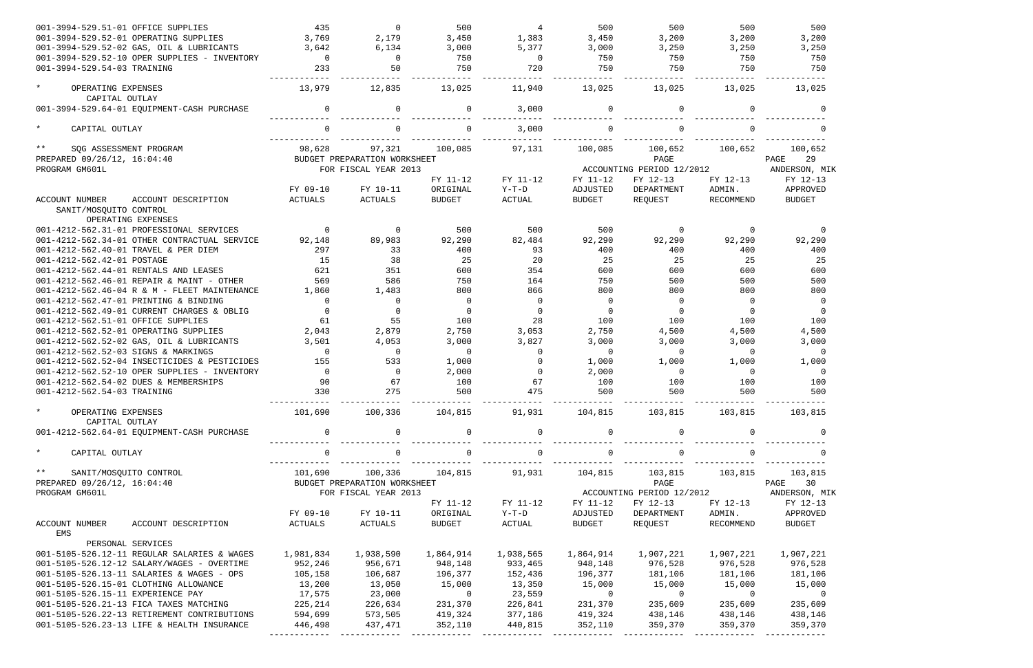| ACCOUNT NUMBER | ACCOUNT DESCRIPTION | FY 09-10 ACTUALS | FY 10-11 ACTUALS | FY 11-12 ORIGINAL BUDGET | FY 11-12 Y-T-D ACTUAL | FY 11-12 ADJUSTED BUDGET | FY 12-13 DEPARTMENT REQUEST | FY 12-13 ADMIN. RECOMMEND | FY 12-13 APPROVED BUDGET |
|---|---|---|---|---|---|---|---|---|---|
| 001-3994-529.51-01 | OFFICE SUPPLIES | 435 | 0 | 500 | 4 | 500 | 500 | 500 | 500 |
| 001-3994-529.52-01 | OPERATING SUPPLIES | 3,769 | 2,179 | 3,450 | 1,383 | 3,450 | 3,200 | 3,200 | 3,200 |
| 001-3994-529.52-02 | GAS, OIL & LUBRICANTS | 3,642 | 6,134 | 3,000 | 5,377 | 3,000 | 3,250 | 3,250 | 3,250 |
| 001-3994-529.52-10 | OPER SUPPLIES - INVENTORY | 0 | 0 | 750 | 0 | 750 | 750 | 750 | 750 |
| 001-3994-529.54-03 | TRAINING | 233 | 50 | 750 | 720 | 750 | 750 | 750 | 750 |
| * | OPERATING EXPENSES | 13,979 | 12,835 | 13,025 | 11,940 | 13,025 | 13,025 | 13,025 | 13,025 |
| | CAPITAL OUTLAY | | | | | | | | |
| 001-3994-529.64-01 | EQUIPMENT-CASH PURCHASE | 0 | 0 | 0 | 3,000 | 0 | 0 | 0 | 0 |
| * | CAPITAL OUTLAY | 0 | 0 | 0 | 3,000 | 0 | 0 | 0 | 0 |
| ** | SQG ASSESSMENT PROGRAM | 98,628 | 97,321 | 100,085 | 97,131 | 100,085 | 100,652 | 100,652 | 100,652 |

PREPARED 09/26/12, 16:04:40 BUDGET PREPARATION WORKSHEET PAGE 29
PROGRAM GM601L FOR FISCAL YEAR 2013 ACCOUNTING PERIOD 12/2012 ANDERSON, MIK

| ACCOUNT NUMBER | ACCOUNT DESCRIPTION | FY 09-10 ACTUALS | FY 10-11 ACTUALS | FY 11-12 ORIGINAL BUDGET | FY 11-12 Y-T-D ACTUAL | FY 11-12 ADJUSTED BUDGET | FY 12-13 DEPARTMENT REQUEST | FY 12-13 ADMIN. RECOMMEND | FY 12-13 APPROVED BUDGET |
|---|---|---|---|---|---|---|---|---|---|
| SANIT/MOSQUITO CONTROL | | | | | | | | | |
| | OPERATING EXPENSES | | | | | | | | |
| 001-4212-562.31-01 | PROFESSIONAL SERVICES | 0 | 0 | 500 | 500 | 500 | 0 | 0 | 0 |
| 001-4212-562.34-01 | OTHER CONTRACTUAL SERVICE | 92,148 | 89,983 | 92,290 | 82,484 | 92,290 | 92,290 | 92,290 | 92,290 |
| 001-4212-562.40-01 | TRAVEL & PER DIEM | 297 | 33 | 400 | 93 | 400 | 400 | 400 | 400 |
| 001-4212-562.42-01 | POSTAGE | 15 | 38 | 25 | 20 | 25 | 25 | 25 | 25 |
| 001-4212-562.44-01 | RENTALS AND LEASES | 621 | 351 | 600 | 354 | 600 | 600 | 600 | 600 |
| 001-4212-562.46-01 | REPAIR & MAINT - OTHER | 569 | 586 | 750 | 164 | 750 | 500 | 500 | 500 |
| 001-4212-562.46-04 | R & M - FLEET MAINTENANCE | 1,860 | 1,483 | 800 | 866 | 800 | 800 | 800 | 800 |
| 001-4212-562.47-01 | PRINTING & BINDING | 0 | 0 | 0 | 0 | 0 | 0 | 0 | 0 |
| 001-4212-562.49-01 | CURRENT CHARGES & OBLIG | 0 | 0 | 0 | 0 | 0 | 0 | 0 | 0 |
| 001-4212-562.51-01 | OFFICE SUPPLIES | 61 | 55 | 100 | 28 | 100 | 100 | 100 | 100 |
| 001-4212-562.52-01 | OPERATING SUPPLIES | 2,043 | 2,879 | 2,750 | 3,053 | 2,750 | 4,500 | 4,500 | 4,500 |
| 001-4212-562.52-02 | GAS, OIL & LUBRICANTS | 3,501 | 4,053 | 3,000 | 3,827 | 3,000 | 3,000 | 3,000 | 3,000 |
| 001-4212-562.52-03 | SIGNS & MARKINGS | 0 | 0 | 0 | 0 | 0 | 0 | 0 | 0 |
| 001-4212-562.52-04 | INSECTICIDES & PESTICIDES | 155 | 533 | 1,000 | 0 | 1,000 | 1,000 | 1,000 | 1,000 |
| 001-4212-562.52-10 | OPER SUPPLIES - INVENTORY | 0 | 0 | 2,000 | 0 | 2,000 | 0 | 0 | 0 |
| 001-4212-562.54-02 | DUES & MEMBERSHIPS | 90 | 67 | 100 | 67 | 100 | 100 | 100 | 100 |
| 001-4212-562.54-03 | TRAINING | 330 | 275 | 500 | 475 | 500 | 500 | 500 | 500 |
| * | OPERATING EXPENSES | 101,690 | 100,336 | 104,815 | 91,931 | 104,815 | 103,815 | 103,815 | 103,815 |
| | CAPITAL OUTLAY | | | | | | | | |
| 001-4212-562.64-01 | EQUIPMENT-CASH PURCHASE | 0 | 0 | 0 | 0 | 0 | 0 | 0 | 0 |
| * | CAPITAL OUTLAY | 0 | 0 | 0 | 0 | 0 | 0 | 0 | 0 |
| ** | SANIT/MOSQUITO CONTROL | 101,690 | 100,336 | 104,815 | 91,931 | 104,815 | 103,815 | 103,815 | 103,815 |

PREPARED 09/26/12, 16:04:40 BUDGET PREPARATION WORKSHEET PAGE 30
PROGRAM GM601L FOR FISCAL YEAR 2013 ACCOUNTING PERIOD 12/2012 ANDERSON, MIK

| ACCOUNT NUMBER | ACCOUNT DESCRIPTION | FY 09-10 ACTUALS | FY 10-11 ACTUALS | FY 11-12 ORIGINAL BUDGET | FY 11-12 Y-T-D ACTUAL | FY 11-12 ADJUSTED BUDGET | FY 12-13 DEPARTMENT REQUEST | FY 12-13 ADMIN. RECOMMEND | FY 12-13 APPROVED BUDGET |
|---|---|---|---|---|---|---|---|---|---|
| EMS | | | | | | | | | |
| | PERSONAL SERVICES | | | | | | | | |
| 001-5105-526.12-11 | REGULAR SALARIES & WAGES | 1,981,834 | 1,938,590 | 1,864,914 | 1,938,565 | 1,864,914 | 1,907,221 | 1,907,221 | 1,907,221 |
| 001-5105-526.12-12 | SALARY/WAGES - OVERTIME | 952,246 | 956,671 | 948,148 | 933,465 | 948,148 | 976,528 | 976,528 | 976,528 |
| 001-5105-526.13-11 | SALARIES & WAGES - OPS | 105,158 | 106,687 | 196,377 | 152,436 | 196,377 | 181,106 | 181,106 | 181,106 |
| 001-5105-526.15-01 | CLOTHING ALLOWANCE | 13,200 | 13,050 | 15,000 | 13,350 | 15,000 | 15,000 | 15,000 | 15,000 |
| 001-5105-526.15-11 | EXPERIENCE PAY | 17,575 | 23,000 | 0 | 23,559 | 0 | 0 | 0 | 0 |
| 001-5105-526.21-13 | FICA TAXES MATCHING | 225,214 | 226,634 | 231,370 | 226,841 | 231,370 | 235,609 | 235,609 | 235,609 |
| 001-5105-526.22-13 | RETIREMENT CONTRIBUTIONS | 594,699 | 573,505 | 419,324 | 377,186 | 419,324 | 438,146 | 438,146 | 438,146 |
| 001-5105-526.23-13 | LIFE & HEALTH INSURANCE | 446,498 | 437,471 | 352,110 | 440,815 | 352,110 | 359,370 | 359,370 | 359,370 |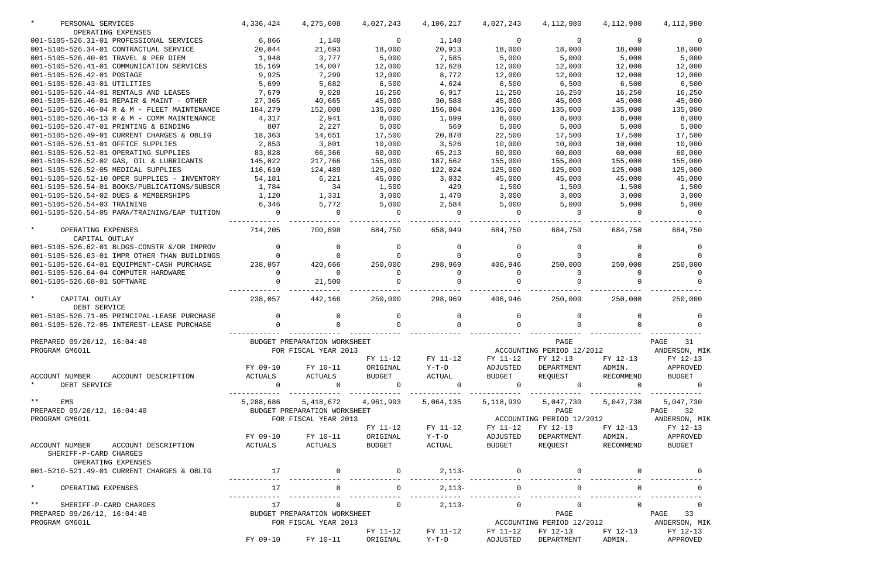| ACCOUNT NUMBER ACCOUNT DESCRIPTION | FY 09-10 ACTUALS | FY 10-11 ACTUALS | FY 11-12 ORIGINAL BUDGET | FY 11-12 Y-T-D ACTUAL | FY 11-12 ADJUSTED BUDGET | FY 12-13 DEPARTMENT REQUEST | FY 12-13 ADMIN. RECOMMEND | FY 12-13 APPROVED BUDGET |
|---|---|---|---|---|---|---|---|---|
| * PERSONAL SERVICES | 4,336,424 | 4,275,608 | 4,027,243 | 4,106,217 | 4,027,243 | 4,112,980 | 4,112,980 | 4,112,980 |
| OPERATING EXPENSES | | | | | | | | |
| 001-5105-526.31-01 PROFESSIONAL SERVICES | 6,866 | 1,140 | 0 | 1,140 | 0 | 0 | 0 | 0 |
| 001-5105-526.34-01 CONTRACTUAL SERVICE | 20,044 | 21,693 | 18,000 | 20,913 | 18,000 | 18,000 | 18,000 | 18,000 |
| 001-5105-526.40-01 TRAVEL & PER DIEM | 1,948 | 3,777 | 5,000 | 7,585 | 5,000 | 5,000 | 5,000 | 5,000 |
| 001-5105-526.41-01 COMMUNICATION SERVICES | 15,169 | 14,007 | 12,000 | 12,628 | 12,000 | 12,000 | 12,000 | 12,000 |
| 001-5105-526.42-01 POSTAGE | 9,925 | 7,299 | 12,000 | 8,772 | 12,000 | 12,000 | 12,000 | 12,000 |
| 001-5105-526.43-01 UTILITIES | 5,699 | 5,682 | 6,500 | 4,624 | 6,500 | 6,500 | 6,500 | 6,500 |
| 001-5105-526.44-01 RENTALS AND LEASES | 7,679 | 9,028 | 16,250 | 6,917 | 11,250 | 16,250 | 16,250 | 16,250 |
| 001-5105-526.46-01 REPAIR & MAINT - OTHER | 27,365 | 40,665 | 45,000 | 30,588 | 45,000 | 45,000 | 45,000 | 45,000 |
| 001-5105-526.46-04 R & M - FLEET MAINTENANCE | 184,279 | 152,008 | 135,000 | 156,804 | 135,000 | 135,000 | 135,000 | 135,000 |
| 001-5105-526.46-13 R & M - COMM MAINTENANCE | 4,317 | 2,941 | 8,000 | 1,699 | 8,000 | 8,000 | 8,000 | 8,000 |
| 001-5105-526.47-01 PRINTING & BINDING | 807 | 2,227 | 5,000 | 569 | 5,000 | 5,000 | 5,000 | 5,000 |
| 001-5105-526.49-01 CURRENT CHARGES & OBLIG | 18,363 | 14,651 | 17,500 | 20,870 | 22,500 | 17,500 | 17,500 | 17,500 |
| 001-5105-526.51-01 OFFICE SUPPLIES | 2,853 | 3,801 | 10,000 | 3,526 | 10,000 | 10,000 | 10,000 | 10,000 |
| 001-5105-526.52-01 OPERATING SUPPLIES | 83,828 | 66,366 | 60,000 | 65,213 | 60,000 | 60,000 | 60,000 | 60,000 |
| 001-5105-526.52-02 GAS, OIL & LUBRICANTS | 145,022 | 217,766 | 155,000 | 187,562 | 155,000 | 155,000 | 155,000 | 155,000 |
| 001-5105-526.52-05 MEDICAL SUPPLIES | 116,610 | 124,489 | 125,000 | 122,024 | 125,000 | 125,000 | 125,000 | 125,000 |
| 001-5105-526.52-10 OPER SUPPLIES - INVENTORY | 54,181 | 6,221 | 45,000 | 3,032 | 45,000 | 45,000 | 45,000 | 45,000 |
| 001-5105-526.54-01 BOOKS/PUBLICATIONS/SUBSCR | 1,784 | 34 | 1,500 | 429 | 1,500 | 1,500 | 1,500 | 1,500 |
| 001-5105-526.54-02 DUES & MEMBERSHIPS | 1,120 | 1,331 | 3,000 | 1,470 | 3,000 | 3,000 | 3,000 | 3,000 |
| 001-5105-526.54-03 TRAINING | 6,346 | 5,772 | 5,000 | 2,584 | 5,000 | 5,000 | 5,000 | 5,000 |
| 001-5105-526.54-05 PARA/TRAINING/EAP TUITION | 0 | 0 | 0 | 0 | 0 | 0 | 0 | 0 |
| * OPERATING EXPENSES | 714,205 | 700,898 | 684,750 | 658,949 | 684,750 | 684,750 | 684,750 | 684,750 |
| CAPITAL OUTLAY | | | | | | | | |
| 001-5105-526.62-01 BLDGS-CONSTR &/OR IMPROV | 0 | 0 | 0 | 0 | 0 | 0 | 0 | 0 |
| 001-5105-526.63-01 IMPR OTHER THAN BUILDINGS | 0 | 0 | 0 | 0 | 0 | 0 | 0 | 0 |
| 001-5105-526.64-01 EQUIPMENT-CASH PURCHASE | 238,057 | 420,666 | 250,000 | 298,969 | 406,946 | 250,000 | 250,000 | 250,000 |
| 001-5105-526.64-04 COMPUTER HARDWARE | 0 | 0 | 0 | 0 | 0 | 0 | 0 | 0 |
| 001-5105-526.68-01 SOFTWARE | 0 | 21,500 | 0 | 0 | 0 | 0 | 0 | 0 |
| * CAPITAL OUTLAY | 238,057 | 442,166 | 250,000 | 298,969 | 406,946 | 250,000 | 250,000 | 250,000 |
| DEBT SERVICE | | | | | | | | |
| 001-5105-526.71-05 PRINCIPAL-LEASE PURCHASE | 0 | 0 | 0 | 0 | 0 | 0 | 0 | 0 |
| 001-5105-526.72-05 INTEREST-LEASE PURCHASE | 0 | 0 | 0 | 0 | 0 | 0 | 0 | 0 |

PREPARED 09/26/12, 16:04:40 BUDGET PREPARATION WORKSHEET PAGE 31
PROGRAM GM601L FOR FISCAL YEAR 2013 ACCOUNTING PERIOD 12/2012 ANDERSON, MIK

| ACCOUNT NUMBER ACCOUNT DESCRIPTION | FY 09-10 ACTUALS | FY 10-11 ACTUALS | FY 11-12 ORIGINAL BUDGET | FY 11-12 Y-T-D ACTUAL | FY 11-12 ADJUSTED BUDGET | FY 12-13 DEPARTMENT REQUEST | FY 12-13 ADMIN. RECOMMEND | FY 12-13 APPROVED BUDGET |
|---|---|---|---|---|---|---|---|---|
| * DEBT SERVICE | 0 | 0 | 0 | 0 | 0 | 0 | 0 | 0 |
| ** EMS | 5,288,686 | 5,418,672 | 4,961,993 | 5,064,135 | 5,118,939 | 5,047,730 | 5,047,730 | 5,047,730 |

PREPARED 09/26/12, 16:04:40 BUDGET PREPARATION WORKSHEET PAGE 32
PROGRAM GM601L FOR FISCAL YEAR 2013 ACCOUNTING PERIOD 12/2012 ANDERSON, MIK

| ACCOUNT NUMBER ACCOUNT DESCRIPTION | FY 09-10 ACTUALS | FY 10-11 ACTUALS | FY 11-12 ORIGINAL BUDGET | FY 11-12 Y-T-D ACTUAL | FY 11-12 ADJUSTED BUDGET | FY 12-13 DEPARTMENT REQUEST | FY 12-13 ADMIN. RECOMMEND | FY 12-13 APPROVED BUDGET |
|---|---|---|---|---|---|---|---|---|
| SHERIFF-P-CARD CHARGES | | | | | | | | |
| OPERATING EXPENSES | | | | | | | | |
| 001-5210-521.49-01 CURRENT CHARGES & OBLIG | 17 | 0 | 0 | 2,113- | 0 | 0 | 0 | 0 |
| * OPERATING EXPENSES | 17 | 0 | 0 | 2,113- | 0 | 0 | 0 | 0 |
| ** SHERIFF-P-CARD CHARGES | 17 | 0 | 0 | 2,113- | 0 | 0 | 0 | 0 |

PREPARED 09/26/12, 16:04:40 BUDGET PREPARATION WORKSHEET PAGE 33
PROGRAM GM601L FOR FISCAL YEAR 2013 ACCOUNTING PERIOD 12/2012 ANDERSON, MIK

| | FY 09-10 | FY 10-11 | FY 11-12 ORIGINAL | FY 11-12 Y-T-D | FY 11-12 ADJUSTED | FY 12-13 DEPARTMENT | FY 12-13 ADMIN. | FY 12-13 APPROVED |
|---|---|---|---|---|---|---|---|---|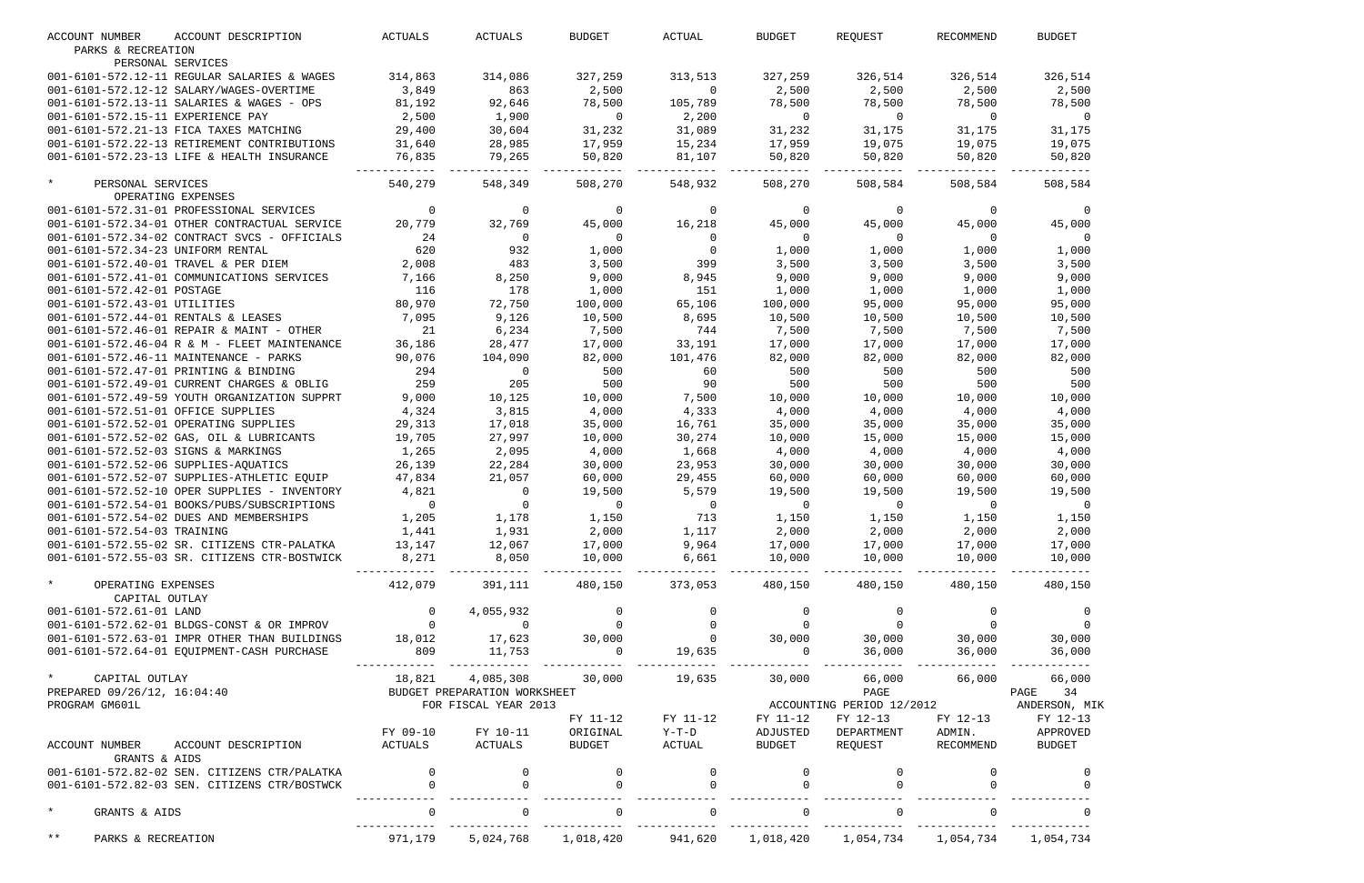| ACCOUNT NUMBER | ACCOUNT DESCRIPTION | ACTUALS | ACTUALS | BUDGET | ACTUAL | BUDGET | REQUEST | RECOMMEND | BUDGET |
|---|---|---|---|---|---|---|---|---|---|
| PARKS & RECREATION | | | | | | | | | |
| PERSONAL SERVICES | | | | | | | | | |
| 001-6101-572.12-11 | REGULAR SALARIES & WAGES | 314,863 | 314,086 | 327,259 | 313,513 | 327,259 | 326,514 | 326,514 | 326,514 |
| 001-6101-572.12-12 | SALARY/WAGES-OVERTIME | 3,849 | 863 | 2,500 | 0 | 2,500 | 2,500 | 2,500 | 2,500 |
| 001-6101-572.13-11 | SALARIES & WAGES - OPS | 81,192 | 92,646 | 78,500 | 105,789 | 78,500 | 78,500 | 78,500 | 78,500 |
| 001-6101-572.15-11 | EXPERIENCE PAY | 2,500 | 1,900 | 0 | 2,200 | 0 | 0 | 0 | 0 |
| 001-6101-572.21-13 | FICA TAXES MATCHING | 29,400 | 30,604 | 31,232 | 31,089 | 31,232 | 31,175 | 31,175 | 31,175 |
| 001-6101-572.22-13 | RETIREMENT CONTRIBUTIONS | 31,640 | 28,985 | 17,959 | 15,234 | 17,959 | 19,075 | 19,075 | 19,075 |
| 001-6101-572.23-13 | LIFE & HEALTH INSURANCE | 76,835 | 79,265 | 50,820 | 81,107 | 50,820 | 50,820 | 50,820 | 50,820 |
| * | PERSONAL SERVICES | 540,279 | 548,349 | 508,270 | 548,932 | 508,270 | 508,584 | 508,584 | 508,584 |
| OPERATING EXPENSES | | | | | | | | | |
| 001-6101-572.31-01 | PROFESSIONAL SERVICES | 0 | 0 | 0 | 0 | 0 | 0 | 0 | 0 |
| 001-6101-572.34-01 | OTHER CONTRACTUAL SERVICE | 20,779 | 32,769 | 45,000 | 16,218 | 45,000 | 45,000 | 45,000 | 45,000 |
| 001-6101-572.34-02 | CONTRACT SVCS - OFFICIALS | 24 | 0 | 0 | 0 | 0 | 0 | 0 | 0 |
| 001-6101-572.34-23 | UNIFORM RENTAL | 620 | 932 | 1,000 | 0 | 1,000 | 1,000 | 1,000 | 1,000 |
| 001-6101-572.40-01 | TRAVEL & PER DIEM | 2,008 | 483 | 3,500 | 399 | 3,500 | 3,500 | 3,500 | 3,500 |
| 001-6101-572.41-01 | COMMUNICATIONS SERVICES | 7,166 | 8,250 | 9,000 | 8,945 | 9,000 | 9,000 | 9,000 | 9,000 |
| 001-6101-572.42-01 | POSTAGE | 116 | 178 | 1,000 | 151 | 1,000 | 1,000 | 1,000 | 1,000 |
| 001-6101-572.43-01 | UTILITIES | 80,970 | 72,750 | 100,000 | 65,106 | 100,000 | 95,000 | 95,000 | 95,000 |
| 001-6101-572.44-01 | RENTALS & LEASES | 7,095 | 9,126 | 10,500 | 8,695 | 10,500 | 10,500 | 10,500 | 10,500 |
| 001-6101-572.46-01 | REPAIR & MAINT - OTHER | 21 | 6,234 | 7,500 | 744 | 7,500 | 7,500 | 7,500 | 7,500 |
| 001-6101-572.46-04 | R & M - FLEET MAINTENANCE | 36,186 | 28,477 | 17,000 | 33,191 | 17,000 | 17,000 | 17,000 | 17,000 |
| 001-6101-572.46-11 | MAINTENANCE - PARKS | 90,076 | 104,090 | 82,000 | 101,476 | 82,000 | 82,000 | 82,000 | 82,000 |
| 001-6101-572.47-01 | PRINTING & BINDING | 294 | 0 | 500 | 60 | 500 | 500 | 500 | 500 |
| 001-6101-572.49-01 | CURRENT CHARGES & OBLIG | 259 | 205 | 500 | 90 | 500 | 500 | 500 | 500 |
| 001-6101-572.49-59 | YOUTH ORGANIZATION SUPPRT | 9,000 | 10,125 | 10,000 | 7,500 | 10,000 | 10,000 | 10,000 | 10,000 |
| 001-6101-572.51-01 | OFFICE SUPPLIES | 4,324 | 3,815 | 4,000 | 4,333 | 4,000 | 4,000 | 4,000 | 4,000 |
| 001-6101-572.52-01 | OPERATING SUPPLIES | 29,313 | 17,018 | 35,000 | 16,761 | 35,000 | 35,000 | 35,000 | 35,000 |
| 001-6101-572.52-02 | GAS, OIL & LUBRICANTS | 19,705 | 27,997 | 10,000 | 30,274 | 10,000 | 15,000 | 15,000 | 15,000 |
| 001-6101-572.52-03 | SIGNS & MARKINGS | 1,265 | 2,095 | 4,000 | 1,668 | 4,000 | 4,000 | 4,000 | 4,000 |
| 001-6101-572.52-06 | SUPPLIES-AQUATICS | 26,139 | 22,284 | 30,000 | 23,953 | 30,000 | 30,000 | 30,000 | 30,000 |
| 001-6101-572.52-07 | SUPPLIES-ATHLETIC EQUIP | 47,834 | 21,057 | 60,000 | 29,455 | 60,000 | 60,000 | 60,000 | 60,000 |
| 001-6101-572.52-10 | OPER SUPPLIES - INVENTORY | 4,821 | 0 | 19,500 | 5,579 | 19,500 | 19,500 | 19,500 | 19,500 |
| 001-6101-572.54-01 | BOOKS/PUBS/SUBSCRIPTIONS | 0 | 0 | 0 | 0 | 0 | 0 | 0 | 0 |
| 001-6101-572.54-02 | DUES AND MEMBERSHIPS | 1,205 | 1,178 | 1,150 | 713 | 1,150 | 1,150 | 1,150 | 1,150 |
| 001-6101-572.54-03 | TRAINING | 1,441 | 1,931 | 2,000 | 1,117 | 2,000 | 2,000 | 2,000 | 2,000 |
| 001-6101-572.55-02 | SR. CITIZENS CTR-PALATKA | 13,147 | 12,067 | 17,000 | 9,964 | 17,000 | 17,000 | 17,000 | 17,000 |
| 001-6101-572.55-03 | SR. CITIZENS CTR-BOSTWICK | 8,271 | 8,050 | 10,000 | 6,661 | 10,000 | 10,000 | 10,000 | 10,000 |
| * | OPERATING EXPENSES | 412,079 | 391,111 | 480,150 | 373,053 | 480,150 | 480,150 | 480,150 | 480,150 |
| CAPITAL OUTLAY | | | | | | | | | |
| 001-6101-572.61-01 | LAND | 0 | 4,055,932 | 0 | 0 | 0 | 0 | 0 | 0 |
| 001-6101-572.62-01 | BLDGS-CONST & OR IMPROV | 0 | 0 | 0 | 0 | 0 | 0 | 0 | 0 |
| 001-6101-572.63-01 | IMPR OTHER THAN BUILDINGS | 18,012 | 17,623 | 30,000 | 0 | 30,000 | 30,000 | 30,000 | 30,000 |
| 001-6101-572.64-01 | EQUIPMENT-CASH PURCHASE | 809 | 11,753 | 0 | 19,635 | 0 | 36,000 | 36,000 | 36,000 |
| * | CAPITAL OUTLAY | 18,821 | 4,085,308 | 30,000 | 19,635 | 30,000 | 66,000 | 66,000 | 66,000 |

PREPARED 09/26/12, 16:04:40 — BUDGET PREPARATION WORKSHEET — PAGE 34
PROGRAM GM601L — FOR FISCAL YEAR 2013 — ACCOUNTING PERIOD 12/2012 — ANDERSON, MIK

| ACCOUNT NUMBER | ACCOUNT DESCRIPTION | FY 09-10 ACTUALS | FY 10-11 ACTUALS | FY 11-12 ORIGINAL BUDGET | FY 11-12 Y-T-D ACTUAL | FY 11-12 ADJUSTED BUDGET | FY 12-13 DEPARTMENT REQUEST | FY 12-13 ADMIN. RECOMMEND | FY 12-13 APPROVED BUDGET |
|---|---|---|---|---|---|---|---|---|---|
| GRANTS & AIDS | | | | | | | | | |
| 001-6101-572.82-02 | SEN. CITIZENS CTR/PALATKA | 0 | 0 | 0 | 0 | 0 | 0 | 0 | 0 |
| 001-6101-572.82-03 | SEN. CITIZENS CTR/BOSTWCK | 0 | 0 | 0 | 0 | 0 | 0 | 0 | 0 |
| * | GRANTS & AIDS | 0 | 0 | 0 | 0 | 0 | 0 | 0 | 0 |
| ** | PARKS & RECREATION | 971,179 | 5,024,768 | 1,018,420 | 941,620 | 1,018,420 | 1,054,734 | 1,054,734 | 1,054,734 |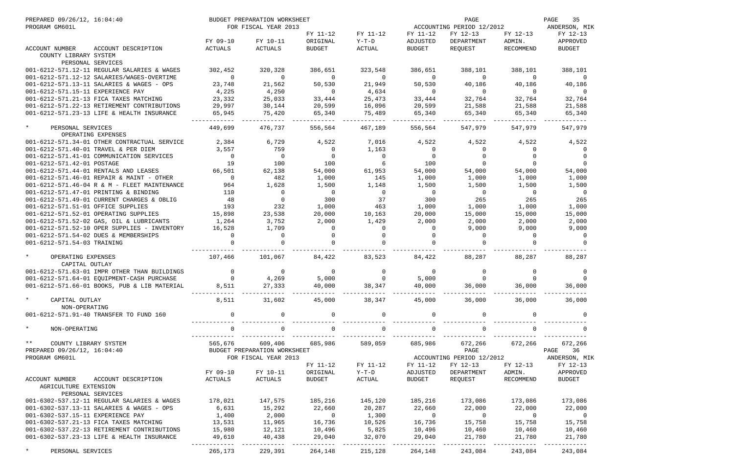PREPARED 09/26/12, 16:04:40 — BUDGET PREPARATION WORKSHEET — FOR FISCAL YEAR 2013 — ACCOUNTING PERIOD 12/2012 — PAGE 35
PROGRAM GM601L — ANDERSON, MIK

| ACCOUNT NUMBER | ACCOUNT DESCRIPTION | FY 09-10 ACTUALS | FY 10-11 ACTUALS | FY 11-12 ORIGINAL BUDGET | FY 11-12 Y-T-D ACTUAL | FY 11-12 ADJUSTED BUDGET | FY 12-13 DEPARTMENT REQUEST | FY 12-13 ADMIN. RECOMMEND | FY 12-13 APPROVED BUDGET |
|---|---|---|---|---|---|---|---|---|---|
| COUNTY LIBRARY SYSTEM | | | | | | | | | |
| PERSONAL SERVICES | | | | | | | | | |
| 001-6212-571.12-11 | REGULAR SALARIES & WAGES | 302,452 | 320,328 | 386,651 | 323,548 | 386,651 | 388,101 | 388,101 | 388,101 |
| 001-6212-571.12-12 | SALARIES/WAGES-OVERTIME | 0 | 0 | 0 | 0 | 0 | 0 | 0 | 0 |
| 001-6212-571.13-11 | SALARIES & WAGES - OPS | 23,748 | 21,562 | 50,530 | 21,949 | 50,530 | 40,186 | 40,186 | 40,186 |
| 001-6212-571.15-11 | EXPERIENCE PAY | 4,225 | 4,250 | 0 | 4,634 | 0 | 0 | 0 | 0 |
| 001-6212-571.21-13 | FICA TAXES MATCHING | 23,332 | 25,033 | 33,444 | 25,473 | 33,444 | 32,764 | 32,764 | 32,764 |
| 001-6212-571.22-13 | RETIREMENT CONTRIBUTIONS | 29,997 | 30,144 | 20,599 | 16,096 | 20,599 | 21,588 | 21,588 | 21,588 |
| 001-6212-571.23-13 | LIFE & HEALTH INSURANCE | 65,945 | 75,420 | 65,340 | 75,489 | 65,340 | 65,340 | 65,340 | 65,340 |
| * | PERSONAL SERVICES | 449,699 | 476,737 | 556,564 | 467,189 | 556,564 | 547,979 | 547,979 | 547,979 |
| OPERATING EXPENSES | | | | | | | | | |
| 001-6212-571.34-01 | OTHER CONTRACTUAL SERVICE | 2,384 | 6,729 | 4,522 | 7,016 | 4,522 | 4,522 | 4,522 | 4,522 |
| 001-6212-571.40-01 | TRAVEL & PER DIEM | 3,557 | 759 | 0 | 1,163 | 0 | 0 | 0 | 0 |
| 001-6212-571.41-01 | COMMUNICATION SERVICES | 0 | 0 | 0 | 0 | 0 | 0 | 0 | 0 |
| 001-6212-571.42-01 | POSTAGE | 19 | 100 | 100 | 6 | 100 | 0 | 0 | 0 |
| 001-6212-571.44-01 | RENTALS AND LEASES | 66,501 | 62,138 | 54,000 | 61,953 | 54,000 | 54,000 | 54,000 | 54,000 |
| 001-6212-571.46-01 | REPAIR & MAINT - OTHER | 0 | 482 | 1,000 | 145 | 1,000 | 1,000 | 1,000 | 1,000 |
| 001-6212-571.46-04 | R & M - FLEET MAINTENANCE | 964 | 1,628 | 1,500 | 1,148 | 1,500 | 1,500 | 1,500 | 1,500 |
| 001-6212-571.47-01 | PRINTING & BINDING | 110 | 0 | 0 | 0 | 0 | 0 | 0 | 0 |
| 001-6212-571.49-01 | CURRENT CHARGES & OBLIG | 48 | 0 | 300 | 37 | 300 | 265 | 265 | 265 |
| 001-6212-571.51-01 | OFFICE SUPPLIES | 193 | 232 | 1,000 | 463 | 1,000 | 1,000 | 1,000 | 1,000 |
| 001-6212-571.52-01 | OPERATING SUPPLIES | 15,898 | 23,538 | 20,000 | 10,163 | 20,000 | 15,000 | 15,000 | 15,000 |
| 001-6212-571.52-02 | GAS, OIL & LUBRICANTS | 1,264 | 3,752 | 2,000 | 1,429 | 2,000 | 2,000 | 2,000 | 2,000 |
| 001-6212-571.52-10 | OPER SUPPLIES - INVENTORY | 16,528 | 1,709 | 0 | 0 | 0 | 9,000 | 9,000 | 9,000 |
| 001-6212-571.54-02 | DUES & MEMBERSHIPS | 0 | 0 | 0 | 0 | 0 | 0 | 0 | 0 |
| 001-6212-571.54-03 | TRAINING | 0 | 0 | 0 | 0 | 0 | 0 | 0 | 0 |
| * | OPERATING EXPENSES | 107,466 | 101,067 | 84,422 | 83,523 | 84,422 | 88,287 | 88,287 | 88,287 |
| CAPITAL OUTLAY | | | | | | | | | |
| 001-6212-571.63-01 | IMPR OTHER THAN BUILDINGS | 0 | 0 | 0 | 0 | 0 | 0 | 0 | 0 |
| 001-6212-571.64-01 | EQUIPMENT-CASH PURCHASE | 0 | 4,269 | 5,000 | 0 | 5,000 | 0 | 0 | 0 |
| 001-6212-571.66-01 | BOOKS, PUB & LIB MATERIAL | 8,511 | 27,333 | 40,000 | 38,347 | 40,000 | 36,000 | 36,000 | 36,000 |
| * | CAPITAL OUTLAY | 8,511 | 31,602 | 45,000 | 38,347 | 45,000 | 36,000 | 36,000 | 36,000 |
| NON-OPERATING | | | | | | | | | |
| 001-6212-571.91-40 | TRANSFER TO FUND 160 | 0 | 0 | 0 | 0 | 0 | 0 | 0 | 0 |
| * | NON-OPERATING | 0 | 0 | 0 | 0 | 0 | 0 | 0 | 0 |
| ** | COUNTY LIBRARY SYSTEM | 565,676 | 609,406 | 685,986 | 589,059 | 685,986 | 672,266 | 672,266 | 672,266 |

PREPARED 09/26/12, 16:04:40 — BUDGET PREPARATION WORKSHEET — FOR FISCAL YEAR 2013 — ACCOUNTING PERIOD 12/2012 — PAGE 36
PROGRAM GM601L — ANDERSON, MIK

| ACCOUNT NUMBER | ACCOUNT DESCRIPTION | FY 09-10 ACTUALS | FY 10-11 ACTUALS | FY 11-12 ORIGINAL BUDGET | FY 11-12 Y-T-D ACTUAL | FY 11-12 ADJUSTED BUDGET | FY 12-13 DEPARTMENT REQUEST | FY 12-13 ADMIN. RECOMMEND | FY 12-13 APPROVED BUDGET |
|---|---|---|---|---|---|---|---|---|---|
| AGRICULTURE EXTENSION | | | | | | | | | |
| PERSONAL SERVICES | | | | | | | | | |
| 001-6302-537.12-11 | REGULAR SALARIES & WAGES | 178,021 | 147,575 | 185,216 | 145,120 | 185,216 | 173,086 | 173,086 | 173,086 |
| 001-6302-537.13-11 | SALARIES & WAGES - OPS | 6,631 | 15,292 | 22,660 | 20,287 | 22,660 | 22,000 | 22,000 | 22,000 |
| 001-6302-537.15-11 | EXPERIENCE PAY | 1,400 | 2,000 | 0 | 1,300 | 0 | 0 | 0 | 0 |
| 001-6302-537.21-13 | FICA TAXES MATCHING | 13,531 | 11,965 | 16,736 | 10,526 | 16,736 | 15,758 | 15,758 | 15,758 |
| 001-6302-537.22-13 | RETIREMENT CONTRIBUTIONS | 15,980 | 12,121 | 10,496 | 5,825 | 10,496 | 10,460 | 10,460 | 10,460 |
| 001-6302-537.23-13 | LIFE & HEALTH INSURANCE | 49,610 | 40,438 | 29,040 | 32,070 | 29,040 | 21,780 | 21,780 | 21,780 |
| * | PERSONAL SERVICES | 265,173 | 229,391 | 264,148 | 215,128 | 264,148 | 243,084 | 243,084 | 243,084 |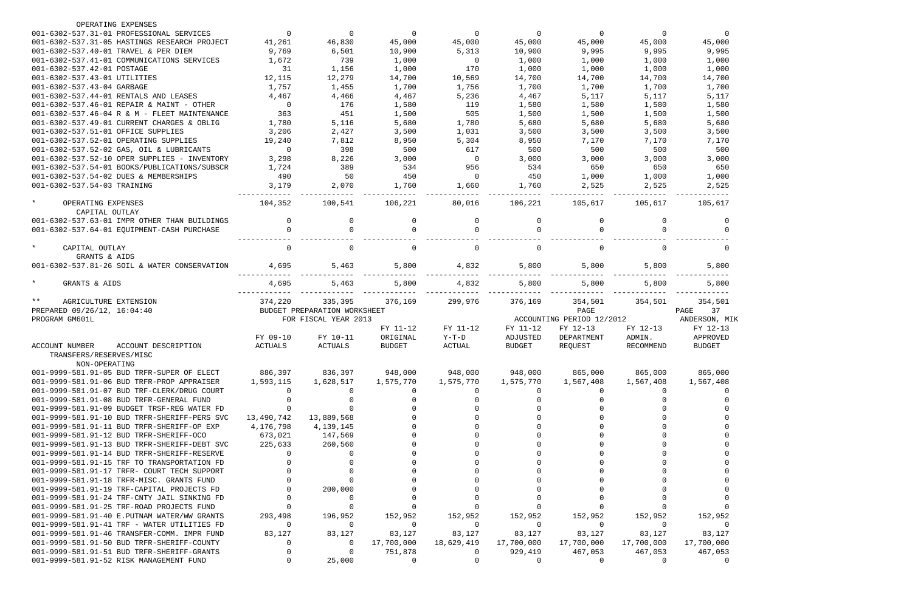| | | | | | | | | |
|---|---|---|---|---|---|---|---|---|
| OPERATING EXPENSES | | | | | | | | |
| 001-6302-537.31-01 PROFESSIONAL SERVICES | 0 | 0 | 0 | 0 | 0 | 0 | 0 | 0 |
| 001-6302-537.31-05 HASTINGS RESEARCH PROJECT | 41,261 | 46,830 | 45,000 | 45,000 | 45,000 | 45,000 | 45,000 | 45,000 |
| 001-6302-537.40-01 TRAVEL & PER DIEM | 9,769 | 6,501 | 10,900 | 5,313 | 10,900 | 9,995 | 9,995 | 9,995 |
| 001-6302-537.41-01 COMMUNICATIONS SERVICES | 1,672 | 739 | 1,000 | 0 | 1,000 | 1,000 | 1,000 | 1,000 |
| 001-6302-537.42-01 POSTAGE | 31 | 1,156 | 1,000 | 170 | 1,000 | 1,000 | 1,000 | 1,000 |
| 001-6302-537.43-01 UTILITIES | 12,115 | 12,279 | 14,700 | 10,569 | 14,700 | 14,700 | 14,700 | 14,700 |
| 001-6302-537.43-04 GARBAGE | 1,757 | 1,455 | 1,700 | 1,756 | 1,700 | 1,700 | 1,700 | 1,700 |
| 001-6302-537.44-01 RENTALS AND LEASES | 4,467 | 4,466 | 4,467 | 5,236 | 4,467 | 5,117 | 5,117 | 5,117 |
| 001-6302-537.46-01 REPAIR & MAINT - OTHER | 0 | 176 | 1,580 | 119 | 1,580 | 1,580 | 1,580 | 1,580 |
| 001-6302-537.46-04 R & M - FLEET MAINTENANCE | 363 | 451 | 1,500 | 505 | 1,500 | 1,500 | 1,500 | 1,500 |
| 001-6302-537.49-01 CURRENT CHARGES & OBLIG | 1,780 | 5,116 | 5,680 | 1,780 | 5,680 | 5,680 | 5,680 | 5,680 |
| 001-6302-537.51-01 OFFICE SUPPLIES | 3,206 | 2,427 | 3,500 | 1,031 | 3,500 | 3,500 | 3,500 | 3,500 |
| 001-6302-537.52-01 OPERATING SUPPLIES | 19,240 | 7,812 | 8,950 | 5,304 | 8,950 | 7,170 | 7,170 | 7,170 |
| 001-6302-537.52-02 GAS, OIL & LUBRICANTS | 0 | 398 | 500 | 617 | 500 | 500 | 500 | 500 |
| 001-6302-537.52-10 OPER SUPPLIES - INVENTORY | 3,298 | 8,226 | 3,000 | 0 | 3,000 | 3,000 | 3,000 | 3,000 |
| 001-6302-537.54-01 BOOKS/PUBLICATIONS/SUBSCR | 1,724 | 389 | 534 | 956 | 534 | 650 | 650 | 650 |
| 001-6302-537.54-02 DUES & MEMBERSHIPS | 490 | 50 | 450 | 0 | 450 | 1,000 | 1,000 | 1,000 |
| 001-6302-537.54-03 TRAINING | 3,179 | 2,070 | 1,760 | 1,660 | 1,760 | 2,525 | 2,525 | 2,525 |
| * OPERATING EXPENSES | 104,352 | 100,541 | 106,221 | 80,016 | 106,221 | 105,617 | 105,617 | 105,617 |
| CAPITAL OUTLAY | | | | | | | | |
| 001-6302-537.63-01 IMPR OTHER THAN BUILDINGS | 0 | 0 | 0 | 0 | 0 | 0 | 0 | 0 |
| 001-6302-537.64-01 EQUIPMENT-CASH PURCHASE | 0 | 0 | 0 | 0 | 0 | 0 | 0 | 0 |
| * CAPITAL OUTLAY | 0 | 0 | 0 | 0 | 0 | 0 | 0 | 0 |
| GRANTS & AIDS | | | | | | | | |
| 001-6302-537.81-26 SOIL & WATER CONSERVATION | 4,695 | 5,463 | 5,800 | 4,832 | 5,800 | 5,800 | 5,800 | 5,800 |
| * GRANTS & AIDS | 4,695 | 5,463 | 5,800 | 4,832 | 5,800 | 5,800 | 5,800 | 5,800 |
| ** AGRICULTURE EXTENSION | 374,220 | 335,395 | 376,169 | 299,976 | 376,169 | 354,501 | 354,501 | 354,501 |

PREPARED 09/26/12, 16:04:40 — BUDGET PREPARATION WORKSHEET — PAGE 37
PROGRAM GM601L — FOR FISCAL YEAR 2013 — ACCOUNTING PERIOD 12/2012 — ANDERSON, MIK

| ACCOUNT NUMBER ACCOUNT DESCRIPTION | FY 09-10 ACTUALS | FY 10-11 ACTUALS | FY 11-12 ORIGINAL BUDGET | FY 11-12 Y-T-D ACTUAL | FY 11-12 ADJUSTED BUDGET | FY 12-13 DEPARTMENT REQUEST | FY 12-13 ADMIN. RECOMMEND | FY 12-13 APPROVED BUDGET |
|---|---|---|---|---|---|---|---|---|
| TRANSFERS/RESERVES/MISC | | | | | | | | |
| NON-OPERATING | | | | | | | | |
| 001-9999-581.91-05 BUD TRFR-SUPER OF ELECT | 886,397 | 836,397 | 948,000 | 948,000 | 948,000 | 865,000 | 865,000 | 865,000 |
| 001-9999-581.91-06 BUD TRFR-PROP APPRAISER | 1,593,115 | 1,628,517 | 1,575,770 | 1,575,770 | 1,575,770 | 1,567,408 | 1,567,408 | 1,567,408 |
| 001-9999-581.91-07 BUD TRF-CLERK/DRUG COURT | 0 | 0 | 0 | 0 | 0 | 0 | 0 | 0 |
| 001-9999-581.91-08 BUD TRFR-GENERAL FUND | 0 | 0 | 0 | 0 | 0 | 0 | 0 | 0 |
| 001-9999-581.91-09 BUDGET TRSF-REG WATER FD | 0 | 0 | 0 | 0 | 0 | 0 | 0 | 0 |
| 001-9999-581.91-10 BUD TRFR-SHERIFF-PERS SVC | 13,490,742 | 13,889,568 | 0 | 0 | 0 | 0 | 0 | 0 |
| 001-9999-581.91-11 BUD TRFR-SHERIFF-OP EXP | 4,176,798 | 4,139,145 | 0 | 0 | 0 | 0 | 0 | 0 |
| 001-9999-581.91-12 BUD TRFR-SHERIFF-OCO | 673,021 | 147,569 | 0 | 0 | 0 | 0 | 0 | 0 |
| 001-9999-581.91-13 BUD TRFR-SHERIFF-DEBT SVC | 225,633 | 260,560 | 0 | 0 | 0 | 0 | 0 | 0 |
| 001-9999-581.91-14 BUD TRFR-SHERIFF-RESERVE | 0 | 0 | 0 | 0 | 0 | 0 | 0 | 0 |
| 001-9999-581.91-15 TRF TO TRANSPORTATION FD | 0 | 0 | 0 | 0 | 0 | 0 | 0 | 0 |
| 001-9999-581.91-17 TRFR- COURT TECH SUPPORT | 0 | 0 | 0 | 0 | 0 | 0 | 0 | 0 |
| 001-9999-581.91-18 TRFR-MISC. GRANTS FUND | 0 | 0 | 0 | 0 | 0 | 0 | 0 | 0 |
| 001-9999-581.91-19 TRF-CAPITAL PROJECTS FD | 0 | 200,000 | 0 | 0 | 0 | 0 | 0 | 0 |
| 001-9999-581.91-24 TRF-CNTY JAIL SINKING FD | 0 | 0 | 0 | 0 | 0 | 0 | 0 | 0 |
| 001-9999-581.91-25 TRF-ROAD PROJECTS FUND | 0 | 0 | 0 | 0 | 0 | 0 | 0 | 0 |
| 001-9999-581.91-40 E.PUTNAM WATER/WW GRANTS | 293,498 | 196,952 | 152,952 | 152,952 | 152,952 | 152,952 | 152,952 | 152,952 |
| 001-9999-581.91-41 TRF - WATER UTILITIES FD | 0 | 0 | 0 | 0 | 0 | 0 | 0 | 0 |
| 001-9999-581.91-46 TRANSFER-COMM. IMPR FUND | 83,127 | 83,127 | 83,127 | 83,127 | 83,127 | 83,127 | 83,127 | 83,127 |
| 001-9999-581.91-50 BUD TRFR-SHERIFF-COUNTY | 0 | 0 | 17,700,000 | 18,629,419 | 17,700,000 | 17,700,000 | 17,700,000 | 17,700,000 |
| 001-9999-581.91-51 BUD TRFR-SHERIFF-GRANTS | 0 | 0 | 751,878 | 0 | 929,419 | 467,053 | 467,053 | 467,053 |
| 001-9999-581.91-52 RISK MANAGEMENT FUND | 0 | 25,000 | 0 | 0 | 0 | 0 | 0 | 0 |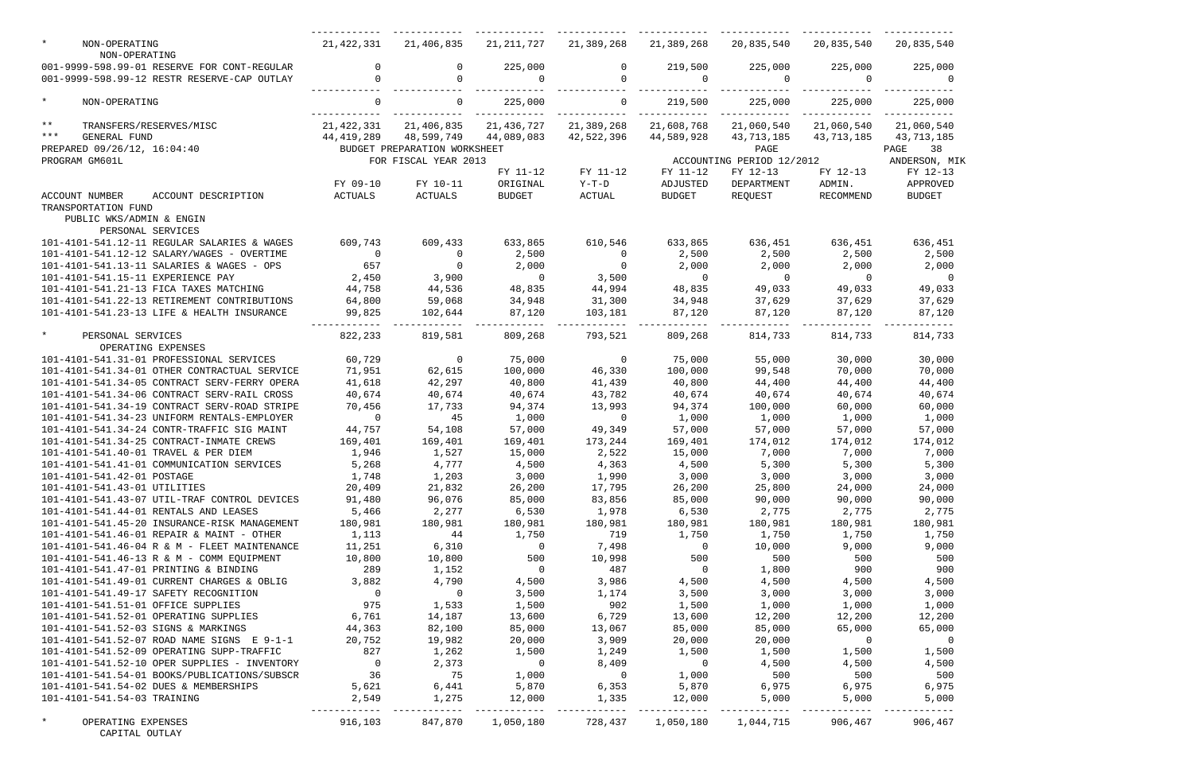| | | | | | | | | |
|---|---|---|---|---|---|---|---|---|
| * NON-OPERATING | 21,422,331 | 21,406,835 | 21,211,727 | 21,389,268 | 21,389,268 | 20,835,540 | 20,835,540 | 20,835,540 |
| NON-OPERATING | | | | | | | | |
| 001-9999-598.99-01 RESERVE FOR CONT-REGULAR | 0 | 0 | 225,000 | 0 | 219,500 | 225,000 | 225,000 | 225,000 |
| 001-9999-598.99-12 RESTR RESERVE-CAP OUTLAY | 0 | 0 | 0 | 0 | 0 | 0 | 0 | 0 |
| * NON-OPERATING | 0 | 0 | 225,000 | 0 | 219,500 | 225,000 | 225,000 | 225,000 |
| ** TRANSFERS/RESERVES/MISC | 21,422,331 | 21,406,835 | 21,436,727 | 21,389,268 | 21,608,768 | 21,060,540 | 21,060,540 | 21,060,540 |
| *** GENERAL FUND | 44,419,289 | 48,599,749 | 44,089,083 | 42,522,396 | 44,589,928 | 43,713,185 | 43,713,185 | 43,713,185 |

PREPARED 09/26/12, 16:04:40 — BUDGET PREPARATION WORKSHEET — PAGE 38

PROGRAM GM601L — FOR FISCAL YEAR 2013 — ACCOUNTING PERIOD 12/2012 — ANDERSON, MIK

| ACCOUNT NUMBER ACCOUNT DESCRIPTION | FY 09-10 ACTUALS | FY 10-11 ACTUALS | FY 11-12 ORIGINAL BUDGET | FY 11-12 Y-T-D ACTUAL | FY 11-12 ADJUSTED BUDGET | FY 12-13 DEPARTMENT REQUEST | FY 12-13 ADMIN. RECOMMEND | FY 12-13 APPROVED BUDGET |
|---|---|---|---|---|---|---|---|---|
| TRANSPORTATION FUND | | | | | | | | |
| PUBLIC WKS/ADMIN & ENGIN | | | | | | | | |
| PERSONAL SERVICES | | | | | | | | |
| 101-4101-541.12-11 REGULAR SALARIES & WAGES | 609,743 | 609,433 | 633,865 | 610,546 | 633,865 | 636,451 | 636,451 | 636,451 |
| 101-4101-541.12-12 SALARY/WAGES - OVERTIME | 0 | 0 | 2,500 | 0 | 2,500 | 2,500 | 2,500 | 2,500 |
| 101-4101-541.13-11 SALARIES & WAGES - OPS | 657 | 0 | 2,000 | 0 | 2,000 | 2,000 | 2,000 | 2,000 |
| 101-4101-541.15-11 EXPERIENCE PAY | 2,450 | 3,900 | 0 | 3,500 | 0 | 0 | 0 | 0 |
| 101-4101-541.21-13 FICA TAXES MATCHING | 44,758 | 44,536 | 48,835 | 44,994 | 48,835 | 49,033 | 49,033 | 49,033 |
| 101-4101-541.22-13 RETIREMENT CONTRIBUTIONS | 64,800 | 59,068 | 34,948 | 31,300 | 34,948 | 37,629 | 37,629 | 37,629 |
| 101-4101-541.23-13 LIFE & HEALTH INSURANCE | 99,825 | 102,644 | 87,120 | 103,181 | 87,120 | 87,120 | 87,120 | 87,120 |
| * PERSONAL SERVICES | 822,233 | 819,581 | 809,268 | 793,521 | 809,268 | 814,733 | 814,733 | 814,733 |
| OPERATING EXPENSES | | | | | | | | |
| 101-4101-541.31-01 PROFESSIONAL SERVICES | 60,729 | 0 | 75,000 | 0 | 75,000 | 55,000 | 30,000 | 30,000 |
| 101-4101-541.34-01 OTHER CONTRACTUAL SERVICE | 71,951 | 62,615 | 100,000 | 46,330 | 100,000 | 99,548 | 70,000 | 70,000 |
| 101-4101-541.34-05 CONTRACT SERV-FERRY OPERA | 41,618 | 42,297 | 40,800 | 41,439 | 40,800 | 44,400 | 44,400 | 44,400 |
| 101-4101-541.34-06 CONTRACT SERV-RAIL CROSS | 40,674 | 40,674 | 40,674 | 43,782 | 40,674 | 40,674 | 40,674 | 40,674 |
| 101-4101-541.34-19 CONTRACT SERV-ROAD STRIPE | 70,456 | 17,733 | 94,374 | 13,993 | 94,374 | 100,000 | 60,000 | 60,000 |
| 101-4101-541.34-23 UNIFORM RENTALS-EMPLOYER | 0 | 45 | 1,000 | 0 | 1,000 | 1,000 | 1,000 | 1,000 |
| 101-4101-541.34-24 CONTR-TRAFFIC SIG MAINT | 44,757 | 54,108 | 57,000 | 49,349 | 57,000 | 57,000 | 57,000 | 57,000 |
| 101-4101-541.34-25 CONTRACT-INMATE CREWS | 169,401 | 169,401 | 169,401 | 173,244 | 169,401 | 174,012 | 174,012 | 174,012 |
| 101-4101-541.40-01 TRAVEL & PER DIEM | 1,946 | 1,527 | 15,000 | 2,522 | 15,000 | 7,000 | 7,000 | 7,000 |
| 101-4101-541.41-01 COMMUNICATION SERVICES | 5,268 | 4,777 | 4,500 | 4,363 | 4,500 | 5,300 | 5,300 | 5,300 |
| 101-4101-541.42-01 POSTAGE | 1,748 | 1,203 | 3,000 | 1,990 | 3,000 | 3,000 | 3,000 | 3,000 |
| 101-4101-541.43-01 UTILITIES | 20,409 | 21,832 | 26,200 | 17,795 | 26,200 | 25,800 | 24,000 | 24,000 |
| 101-4101-541.43-07 UTIL-TRAF CONTROL DEVICES | 91,480 | 96,076 | 85,000 | 83,856 | 85,000 | 90,000 | 90,000 | 90,000 |
| 101-4101-541.44-01 RENTALS AND LEASES | 5,466 | 2,277 | 6,530 | 1,978 | 6,530 | 2,775 | 2,775 | 2,775 |
| 101-4101-541.45-20 INSURANCE-RISK MANAGEMENT | 180,981 | 180,981 | 180,981 | 180,981 | 180,981 | 180,981 | 180,981 | 180,981 |
| 101-4101-541.46-01 REPAIR & MAINT - OTHER | 1,113 | 44 | 1,750 | 719 | 1,750 | 1,750 | 1,750 | 1,750 |
| 101-4101-541.46-04 R & M - FLEET MAINTENANCE | 11,251 | 6,310 | 0 | 7,498 | 0 | 10,000 | 9,000 | 9,000 |
| 101-4101-541.46-13 R & M - COMM EQUIPMENT | 10,800 | 10,800 | 500 | 10,998 | 500 | 500 | 500 | 500 |
| 101-4101-541.47-01 PRINTING & BINDING | 289 | 1,152 | 0 | 487 | 0 | 1,800 | 900 | 900 |
| 101-4101-541.49-01 CURRENT CHARGES & OBLIG | 3,882 | 4,790 | 4,500 | 3,986 | 4,500 | 4,500 | 4,500 | 4,500 |
| 101-4101-541.49-17 SAFETY RECOGNITION | 0 | 0 | 3,500 | 1,174 | 3,500 | 3,000 | 3,000 | 3,000 |
| 101-4101-541.51-01 OFFICE SUPPLIES | 975 | 1,533 | 1,500 | 902 | 1,500 | 1,000 | 1,000 | 1,000 |
| 101-4101-541.52-01 OPERATING SUPPLIES | 6,761 | 14,187 | 13,600 | 6,729 | 13,600 | 12,200 | 12,200 | 12,200 |
| 101-4101-541.52-03 SIGNS & MARKINGS | 44,363 | 82,100 | 85,000 | 13,067 | 85,000 | 85,000 | 65,000 | 65,000 |
| 101-4101-541.52-07 ROAD NAME SIGNS E 9-1-1 | 20,752 | 19,982 | 20,000 | 3,909 | 20,000 | 20,000 | 0 | 0 |
| 101-4101-541.52-09 OPERATING SUPP-TRAFFIC | 827 | 1,262 | 1,500 | 1,249 | 1,500 | 1,500 | 1,500 | 1,500 |
| 101-4101-541.52-10 OPER SUPPLIES - INVENTORY | 0 | 2,373 | 0 | 8,409 | 0 | 4,500 | 4,500 | 4,500 |
| 101-4101-541.54-01 BOOKS/PUBLICATIONS/SUBSCR | 36 | 75 | 1,000 | 0 | 1,000 | 500 | 500 | 500 |
| 101-4101-541.54-02 DUES & MEMBERSHIPS | 5,621 | 6,441 | 5,870 | 6,353 | 5,870 | 6,975 | 6,975 | 6,975 |
| 101-4101-541.54-03 TRAINING | 2,549 | 1,275 | 12,000 | 1,335 | 12,000 | 5,000 | 5,000 | 5,000 |
| * OPERATING EXPENSES | 916,103 | 847,870 | 1,050,180 | 728,437 | 1,050,180 | 1,044,715 | 906,467 | 906,467 |
| CAPITAL OUTLAY | | | | | | | | |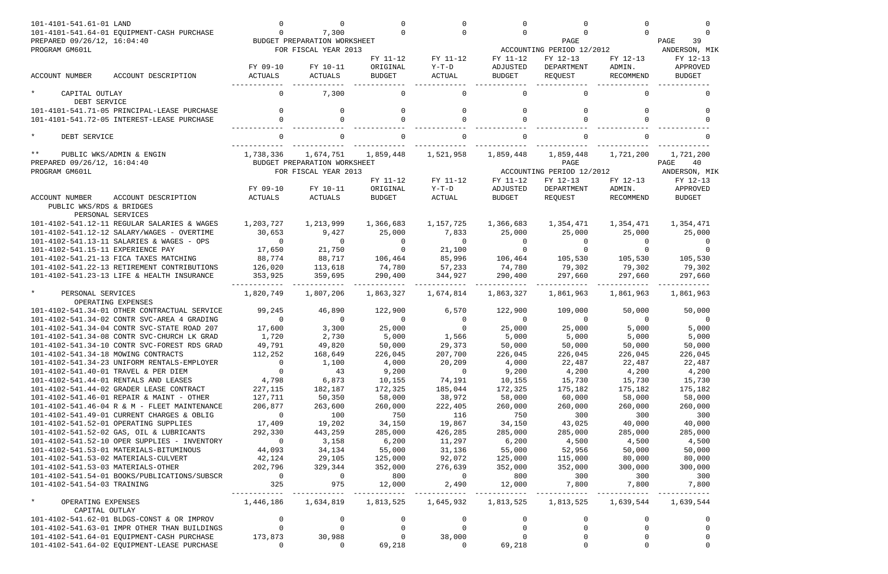| ACCOUNT NUMBER | ACCOUNT DESCRIPTION | FY 09-10 ACTUALS | FY 10-11 ACTUALS | FY 11-12 ORIGINAL BUDGET | FY 11-12 Y-T-D ACTUAL | FY 11-12 ADJUSTED BUDGET | FY 12-13 DEPARTMENT REQUEST | FY 12-13 ADMIN. RECOMMEND | FY 12-13 APPROVED BUDGET |
|---|---|---|---|---|---|---|---|---|---|
| 101-4101-541.61-01 | LAND | 0 | 0 | 0 | 0 | 0 | 0 | 0 | 0 |
| 101-4101-541.64-01 | EQUIPMENT-CASH PURCHASE | 0 | 7,300 | 0 | 0 | 0 | 0 | 0 | 0 |
| * | CAPITAL OUTLAY | 0 | 7,300 | 0 | 0 | 0 | 0 | 0 | 0 |
| | DEBT SERVICE | | | | | | | | |
| 101-4101-541.71-05 | PRINCIPAL-LEASE PURCHASE | 0 | 0 | 0 | 0 | 0 | 0 | 0 | 0 |
| 101-4101-541.72-05 | INTEREST-LEASE PURCHASE | 0 | 0 | 0 | 0 | 0 | 0 | 0 | 0 |
| * | DEBT SERVICE | 0 | 0 | 0 | 0 | 0 | 0 | 0 | 0 |
| ** | PUBLIC WKS/ADMIN & ENGIN | 1,738,336 | 1,674,751 | 1,859,448 | 1,521,958 | 1,859,448 | 1,859,448 | 1,721,200 | 1,721,200 |

PREPARED 09/26/12, 16:04:40 — BUDGET PREPARATION WORKSHEET
PROGRAM GM601L — FOR FISCAL YEAR 2013 — ACCOUNTING PERIOD 12/2012 — ANDERSON, MIK

| ACCOUNT NUMBER | ACCOUNT DESCRIPTION | FY 09-10 ACTUALS | FY 10-11 ACTUALS | FY 11-12 ORIGINAL BUDGET | FY 11-12 Y-T-D ACTUAL | FY 11-12 ADJUSTED BUDGET | FY 12-13 DEPARTMENT REQUEST | FY 12-13 ADMIN. RECOMMEND | FY 12-13 APPROVED BUDGET |
|---|---|---|---|---|---|---|---|---|---|
| | PUBLIC WKS/RDS & BRIDGES | | | | | | | | |
| | PERSONAL SERVICES | | | | | | | | |
| 101-4102-541.12-11 | REGULAR SALARIES & WAGES | 1,203,727 | 1,213,999 | 1,366,683 | 1,157,725 | 1,366,683 | 1,354,471 | 1,354,471 | 1,354,471 |
| 101-4102-541.12-12 | SALARY/WAGES - OVERTIME | 30,653 | 9,427 | 25,000 | 7,833 | 25,000 | 25,000 | 25,000 | 25,000 |
| 101-4102-541.13-11 | SALARIES & WAGES - OPS | 0 | 0 | 0 | 0 | 0 | 0 | 0 | 0 |
| 101-4102-541.15-11 | EXPERIENCE PAY | 17,650 | 21,750 | 0 | 21,100 | 0 | 0 | 0 | 0 |
| 101-4102-541.21-13 | FICA TAXES MATCHING | 88,774 | 88,717 | 106,464 | 85,996 | 106,464 | 105,530 | 105,530 | 105,530 |
| 101-4102-541.22-13 | RETIREMENT CONTRIBUTIONS | 126,020 | 113,618 | 74,780 | 57,233 | 74,780 | 79,302 | 79,302 | 79,302 |
| 101-4102-541.23-13 | LIFE & HEALTH INSURANCE | 353,925 | 359,695 | 290,400 | 344,927 | 290,400 | 297,660 | 297,660 | 297,660 |
| * | PERSONAL SERVICES | 1,820,749 | 1,807,206 | 1,863,327 | 1,674,814 | 1,863,327 | 1,861,963 | 1,861,963 | 1,861,963 |
| | OPERATING EXPENSES | | | | | | | | |
| 101-4102-541.34-01 | OTHER CONTRACTUAL SERVICE | 99,245 | 46,890 | 122,900 | 6,570 | 122,900 | 109,000 | 50,000 | 50,000 |
| 101-4102-541.34-02 | CONTR SVC-AREA 4 GRADING | 0 | 0 | 0 | 0 | 0 | 0 | 0 | 0 |
| 101-4102-541.34-04 | CONTR SVC-STATE ROAD 207 | 17,600 | 3,300 | 25,000 | 0 | 25,000 | 25,000 | 5,000 | 5,000 |
| 101-4102-541.34-08 | CONTR SVC-CHURCH LK GRAD | 1,720 | 2,730 | 5,000 | 1,566 | 5,000 | 5,000 | 5,000 | 5,000 |
| 101-4102-541.34-10 | CONTR SVC-FOREST RDS GRAD | 49,791 | 49,820 | 50,000 | 29,373 | 50,000 | 50,000 | 50,000 | 50,000 |
| 101-4102-541.34-18 | MOWING CONTRACTS | 112,252 | 168,649 | 226,045 | 207,700 | 226,045 | 226,045 | 226,045 | 226,045 |
| 101-4102-541.34-23 | UNIFORM RENTALS-EMPLOYER | 0 | 1,100 | 4,000 | 20,209 | 4,000 | 22,487 | 22,487 | 22,487 |
| 101-4102-541.40-01 | TRAVEL & PER DIEM | 0 | 43 | 9,200 | 0 | 9,200 | 4,200 | 4,200 | 4,200 |
| 101-4102-541.44-01 | RENTALS AND LEASES | 4,798 | 6,873 | 10,155 | 74,191 | 10,155 | 15,730 | 15,730 | 15,730 |
| 101-4102-541.44-02 | GRADER LEASE CONTRACT | 227,115 | 182,187 | 172,325 | 185,044 | 172,325 | 175,182 | 175,182 | 175,182 |
| 101-4102-541.46-01 | REPAIR & MAINT - OTHER | 127,711 | 50,350 | 58,000 | 38,972 | 58,000 | 60,000 | 58,000 | 58,000 |
| 101-4102-541.46-04 | R & M - FLEET MAINTENANCE | 206,877 | 263,600 | 260,000 | 222,405 | 260,000 | 260,000 | 260,000 | 260,000 |
| 101-4102-541.49-01 | CURRENT CHARGES & OBLIG | 0 | 100 | 750 | 116 | 750 | 300 | 300 | 300 |
| 101-4102-541.52-01 | OPERATING SUPPLIES | 17,409 | 19,202 | 34,150 | 19,867 | 34,150 | 43,025 | 40,000 | 40,000 |
| 101-4102-541.52-02 | GAS, OIL & LUBRICANTS | 292,330 | 443,259 | 285,000 | 426,285 | 285,000 | 285,000 | 285,000 | 285,000 |
| 101-4102-541.52-10 | OPER SUPPLIES - INVENTORY | 0 | 3,158 | 6,200 | 11,297 | 6,200 | 4,500 | 4,500 | 4,500 |
| 101-4102-541.53-01 | MATERIALS-BITUMINOUS | 44,093 | 34,134 | 55,000 | 31,136 | 55,000 | 52,956 | 50,000 | 50,000 |
| 101-4102-541.53-02 | MATERIALS-CULVERT | 42,124 | 29,105 | 125,000 | 92,072 | 125,000 | 115,000 | 80,000 | 80,000 |
| 101-4102-541.53-03 | MATERIALS-OTHER | 202,796 | 329,344 | 352,000 | 276,639 | 352,000 | 352,000 | 300,000 | 300,000 |
| 101-4102-541.54-01 | BOOKS/PUBLICATIONS/SUBSCR | 0 | 0 | 800 | 0 | 800 | 300 | 300 | 300 |
| 101-4102-541.54-03 | TRAINING | 325 | 975 | 12,000 | 2,490 | 12,000 | 7,800 | 7,800 | 7,800 |
| * | OPERATING EXPENSES | 1,446,186 | 1,634,819 | 1,813,525 | 1,645,932 | 1,813,525 | 1,813,525 | 1,639,544 | 1,639,544 |
| | CAPITAL OUTLAY | | | | | | | | |
| 101-4102-541.62-01 | BLDGS-CONST & OR IMPROV | 0 | 0 | 0 | 0 | 0 | 0 | 0 | 0 |
| 101-4102-541.63-01 | IMPR OTHER THAN BUILDINGS | 0 | 0 | 0 | 0 | 0 | 0 | 0 | 0 |
| 101-4102-541.64-01 | EQUIPMENT-CASH PURCHASE | 173,873 | 30,988 | 0 | 38,000 | 0 | 0 | 0 | 0 |
| 101-4102-541.64-02 | EQUIPMENT-LEASE PURCHASE | 0 | 0 | 69,218 | 0 | 69,218 | 0 | 0 | 0 |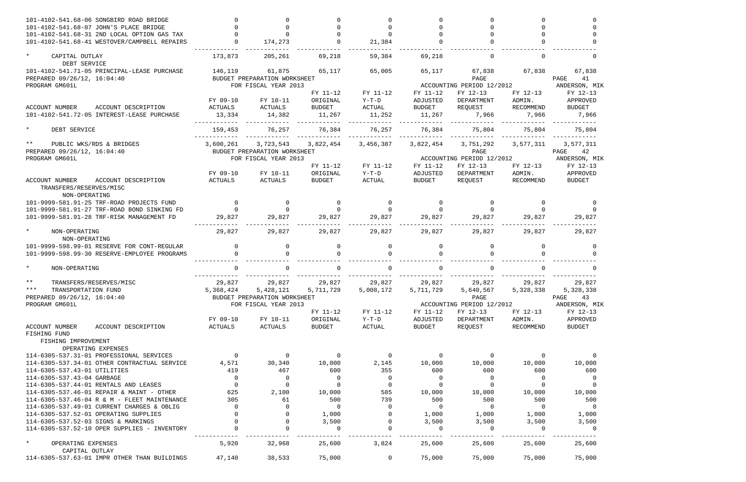| ACCOUNT NUMBER ACCOUNT DESCRIPTION | FY 09-10 ACTUALS | FY 10-11 ACTUALS | FY 11-12 ORIGINAL BUDGET | FY 11-12 Y-T-D ACTUAL | FY 11-12 ADJUSTED BUDGET | FY 12-13 DEPARTMENT REQUEST | FY 12-13 ADMIN. RECOMMEND | FY 12-13 APPROVED BUDGET |
|---|---|---|---|---|---|---|---|---|
| 101-4102-541.68-06 SONGBIRD ROAD BRIDGE | 0 | 0 | 0 | 0 | 0 | 0 | 0 | 0 |
| 101-4102-541.68-07 JOHN'S PLACE BRIDGE | 0 | 0 | 0 | 0 | 0 | 0 | 0 | 0 |
| 101-4102-541.68-31 2ND LOCAL OPTION GAS TAX | 0 | 0 | 0 | 0 | 0 | 0 | 0 | 0 |
| 101-4102-541.68-41 WESTOVER/CAMPBELL REPAIRS | 0 | 174,273 | 0 | 21,384 | 0 | 0 | 0 | 0 |
| * CAPITAL OUTLAY | 173,873 | 205,261 | 69,218 | 59,384 | 69,218 | 0 | 0 | 0 |
| DEBT SERVICE | | | | | | | | |
| 101-4102-541.71-05 PRINCIPAL-LEASE PURCHASE | 146,119 | 61,875 | 65,117 | 65,005 | 65,117 | 67,838 | 67,838 | 67,838 |
| 101-4102-541.72-05 INTEREST-LEASE PURCHASE | 13,334 | 14,382 | 11,267 | 11,252 | 11,267 | 7,966 | 7,966 | 7,966 |
| * DEBT SERVICE | 159,453 | 76,257 | 76,384 | 76,257 | 76,384 | 75,804 | 75,804 | 75,804 |
| ** PUBLIC WKS/RDS & BRIDGES | 3,600,261 | 3,723,543 | 3,822,454 | 3,456,387 | 3,822,454 | 3,751,292 | 3,577,311 | 3,577,311 |
| TRANSFERS/RESERVES/MISC | | | | | | | | |
| NON-OPERATING | | | | | | | | |
| 101-9999-581.91-25 TRF-ROAD PROJECTS FUND | 0 | 0 | 0 | 0 | 0 | 0 | 0 | 0 |
| 101-9999-581.91-27 TRF-ROAD BOND SINKING FD | 0 | 0 | 0 | 0 | 0 | 0 | 0 | 0 |
| 101-9999-581.91-28 TRF-RISK MANAGEMENT FD | 29,827 | 29,827 | 29,827 | 29,827 | 29,827 | 29,827 | 29,827 | 29,827 |
| * NON-OPERATING | 29,827 | 29,827 | 29,827 | 29,827 | 29,827 | 29,827 | 29,827 | 29,827 |
| NON-OPERATING | | | | | | | | |
| 101-9999-598.99-01 RESERVE FOR CONT-REGULAR | 0 | 0 | 0 | 0 | 0 | 0 | 0 | 0 |
| 101-9999-598.99-30 RESERVE-EMPLOYEE PROGRAMS | 0 | 0 | 0 | 0 | 0 | 0 | 0 | 0 |
| * NON-OPERATING | 0 | 0 | 0 | 0 | 0 | 0 | 0 | 0 |
| ** TRANSFERS/RESERVES/MISC | 29,827 | 29,827 | 29,827 | 29,827 | 29,827 | 29,827 | 29,827 | 29,827 |
| *** TRANSPORTATION FUND | 5,368,424 | 5,428,121 | 5,711,729 | 5,008,172 | 5,711,729 | 5,640,567 | 5,328,338 | 5,328,338 |
| FISHING FUND | | | | | | | | |
| FISHING IMPROVEMENT | | | | | | | | |
| OPERATING EXPENSES | | | | | | | | |
| 114-6305-537.31-01 PROFESSIONAL SERVICES | 0 | 0 | 0 | 0 | 0 | 0 | 0 | 0 |
| 114-6305-537.34-01 OTHER CONTRACTUAL SERVICE | 4,571 | 30,340 | 10,000 | 2,145 | 10,000 | 10,000 | 10,000 | 10,000 |
| 114-6305-537.43-01 UTILITIES | 419 | 467 | 600 | 355 | 600 | 600 | 600 | 600 |
| 114-6305-537.43-04 GARBAGE | 0 | 0 | 0 | 0 | 0 | 0 | 0 | 0 |
| 114-6305-537.44-01 RENTALS AND LEASES | 0 | 0 | 0 | 0 | 0 | 0 | 0 | 0 |
| 114-6305-537.46-01 REPAIR & MAINT - OTHER | 625 | 2,100 | 10,000 | 585 | 10,000 | 10,000 | 10,000 | 10,000 |
| 114-6305-537.46-04 R & M - FLEET MAINTENANCE | 305 | 61 | 500 | 739 | 500 | 500 | 500 | 500 |
| 114-6305-537.49-01 CURRENT CHARGES & OBLIG | 0 | 0 | 0 | 0 | 0 | 0 | 0 | 0 |
| 114-6305-537.52-01 OPERATING SUPPLIES | 0 | 0 | 1,000 | 0 | 1,000 | 1,000 | 1,000 | 1,000 |
| 114-6305-537.52-03 SIGNS & MARKINGS | 0 | 0 | 3,500 | 0 | 3,500 | 3,500 | 3,500 | 3,500 |
| 114-6305-537.52-10 OPER SUPPLIES - INVENTORY | 0 | 0 | 0 | 0 | 0 | 0 | 0 | 0 |
| * OPERATING EXPENSES | 5,920 | 32,968 | 25,600 | 3,824 | 25,600 | 25,600 | 25,600 | 25,600 |
| CAPITAL OUTLAY | | | | | | | | |
| 114-6305-537.63-01 IMPR OTHER THAN BUILDINGS | 47,140 | 38,533 | 75,000 | 0 | 75,000 | 75,000 | 75,000 | 75,000 |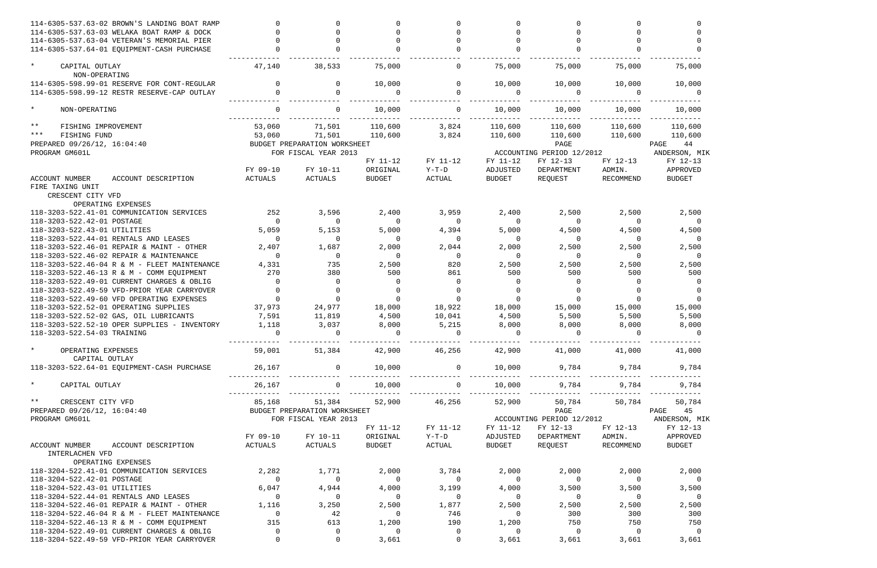| ACCOUNT NUMBER / ACCOUNT DESCRIPTION | FY 09-10 ACTUALS | FY 10-11 ACTUALS | FY 11-12 ORIGINAL BUDGET | FY 11-12 Y-T-D ACTUAL | FY 11-12 ADJUSTED BUDGET | FY 12-13 DEPARTMENT REQUEST | FY 12-13 ADMIN. RECOMMEND | FY 12-13 APPROVED BUDGET |
|---|---|---|---|---|---|---|---|---|
| 114-6305-537.63-02 BROWN'S LANDING BOAT RAMP | 0 | 0 | 0 | 0 | 0 | 0 | 0 | 0 |
| 114-6305-537.63-03 WELAKA BOAT RAMP & DOCK | 0 | 0 | 0 | 0 | 0 | 0 | 0 | 0 |
| 114-6305-537.63-04 VETERAN'S MEMORIAL PIER | 0 | 0 | 0 | 0 | 0 | 0 | 0 | 0 |
| 114-6305-537.64-01 EQUIPMENT-CASH PURCHASE | 0 | 0 | 0 | 0 | 0 | 0 | 0 | 0 |
| * CAPITAL OUTLAY | 47,140 | 38,533 | 75,000 | 0 | 75,000 | 75,000 | 75,000 | 75,000 |
| NON-OPERATING | | | | | | | | |
| 114-6305-598.99-01 RESERVE FOR CONT-REGULAR | 0 | 0 | 10,000 | 0 | 10,000 | 10,000 | 10,000 | 10,000 |
| 114-6305-598.99-12 RESTR RESERVE-CAP OUTLAY | 0 | 0 | 0 | 0 | 0 | 0 | 0 | 0 |
| * NON-OPERATING | 0 | 0 | 10,000 | 0 | 10,000 | 10,000 | 10,000 | 10,000 |
| ** FISHING IMPROVEMENT | 53,060 | 71,501 | 110,600 | 3,824 | 110,600 | 110,600 | 110,600 | 110,600 |
| *** FISHING FUND | 53,060 | 71,501 | 110,600 | 3,824 | 110,600 | 110,600 | 110,600 | 110,600 |

PREPARED 09/26/12, 16:04:40 BUDGET PREPARATION WORKSHEET PAGE 44
PROGRAM GM601L FOR FISCAL YEAR 2013 ACCOUNTING PERIOD 12/2012 ANDERSON, MIK

FIRE TAXING UNIT

CRESCENT CITY VFD

| ACCOUNT NUMBER / ACCOUNT DESCRIPTION | FY 09-10 ACTUALS | FY 10-11 ACTUALS | FY 11-12 ORIGINAL BUDGET | FY 11-12 Y-T-D ACTUAL | FY 11-12 ADJUSTED BUDGET | FY 12-13 DEPARTMENT REQUEST | FY 12-13 ADMIN. RECOMMEND | FY 12-13 APPROVED BUDGET |
|---|---|---|---|---|---|---|---|---|
| OPERATING EXPENSES | | | | | | | | |
| 118-3203-522.41-01 COMMUNICATION SERVICES | 252 | 3,596 | 2,400 | 3,959 | 2,400 | 2,500 | 2,500 | 2,500 |
| 118-3203-522.42-01 POSTAGE | 0 | 0 | 0 | 0 | 0 | 0 | 0 | 0 |
| 118-3203-522.43-01 UTILITIES | 5,059 | 5,153 | 5,000 | 4,394 | 5,000 | 4,500 | 4,500 | 4,500 |
| 118-3203-522.44-01 RENTALS AND LEASES | 0 | 0 | 0 | 0 | 0 | 0 | 0 | 0 |
| 118-3203-522.46-01 REPAIR & MAINT - OTHER | 2,407 | 1,687 | 2,000 | 2,044 | 2,000 | 2,500 | 2,500 | 2,500 |
| 118-3203-522.46-02 REPAIR & MAINTENANCE | 0 | 0 | 0 | 0 | 0 | 0 | 0 | 0 |
| 118-3203-522.46-04 R & M - FLEET MAINTENANCE | 4,331 | 735 | 2,500 | 820 | 2,500 | 2,500 | 2,500 | 2,500 |
| 118-3203-522.46-13 R & M - COMM EQUIPMENT | 270 | 380 | 500 | 861 | 500 | 500 | 500 | 500 |
| 118-3203-522.49-01 CURRENT CHARGES & OBLIG | 0 | 0 | 0 | 0 | 0 | 0 | 0 | 0 |
| 118-3203-522.49-59 VFD-PRIOR YEAR CARRYOVER | 0 | 0 | 0 | 0 | 0 | 0 | 0 | 0 |
| 118-3203-522.49-60 VFD OPERATING EXPENSES | 0 | 0 | 0 | 0 | 0 | 0 | 0 | 0 |
| 118-3203-522.52-01 OPERATING SUPPLIES | 37,973 | 24,977 | 18,000 | 18,922 | 18,000 | 15,000 | 15,000 | 15,000 |
| 118-3203-522.52-02 GAS, OIL LUBRICANTS | 7,591 | 11,819 | 4,500 | 10,041 | 4,500 | 5,500 | 5,500 | 5,500 |
| 118-3203-522.52-10 OPER SUPPLIES - INVENTORY | 1,118 | 3,037 | 8,000 | 5,215 | 8,000 | 8,000 | 8,000 | 8,000 |
| 118-3203-522.54-03 TRAINING | 0 | 0 | 0 | 0 | 0 | 0 | 0 | 0 |
| * OPERATING EXPENSES | 59,001 | 51,384 | 42,900 | 46,256 | 42,900 | 41,000 | 41,000 | 41,000 |
| CAPITAL OUTLAY | | | | | | | | |
| 118-3203-522.64-01 EQUIPMENT-CASH PURCHASE | 26,167 | 0 | 10,000 | 0 | 10,000 | 9,784 | 9,784 | 9,784 |
| * CAPITAL OUTLAY | 26,167 | 0 | 10,000 | 0 | 10,000 | 9,784 | 9,784 | 9,784 |
| ** CRESCENT CITY VFD | 85,168 | 51,384 | 52,900 | 46,256 | 52,900 | 50,784 | 50,784 | 50,784 |

PREPARED 09/26/12, 16:04:40 BUDGET PREPARATION WORKSHEET PAGE 45
PROGRAM GM601L FOR FISCAL YEAR 2013 ACCOUNTING PERIOD 12/2012 ANDERSON, MIK

INTERLACHEN VFD

| ACCOUNT NUMBER / ACCOUNT DESCRIPTION | FY 09-10 ACTUALS | FY 10-11 ACTUALS | FY 11-12 ORIGINAL BUDGET | FY 11-12 Y-T-D ACTUAL | FY 11-12 ADJUSTED BUDGET | FY 12-13 DEPARTMENT REQUEST | FY 12-13 ADMIN. RECOMMEND | FY 12-13 APPROVED BUDGET |
|---|---|---|---|---|---|---|---|---|
| OPERATING EXPENSES | | | | | | | | |
| 118-3204-522.41-01 COMMUNICATION SERVICES | 2,282 | 1,771 | 2,000 | 3,784 | 2,000 | 2,000 | 2,000 | 2,000 |
| 118-3204-522.42-01 POSTAGE | 0 | 0 | 0 | 0 | 0 | 0 | 0 | 0 |
| 118-3204-522.43-01 UTILITIES | 6,047 | 4,944 | 4,000 | 3,199 | 4,000 | 3,500 | 3,500 | 3,500 |
| 118-3204-522.44-01 RENTALS AND LEASES | 0 | 0 | 0 | 0 | 0 | 0 | 0 | 0 |
| 118-3204-522.46-01 REPAIR & MAINT - OTHER | 1,116 | 3,250 | 2,500 | 1,877 | 2,500 | 2,500 | 2,500 | 2,500 |
| 118-3204-522.46-04 R & M - FLEET MAINTENANCE | 0 | 42 | 0 | 746 | 0 | 300 | 300 | 300 |
| 118-3204-522.46-13 R & M - COMM EQUIPMENT | 315 | 613 | 1,200 | 190 | 1,200 | 750 | 750 | 750 |
| 118-3204-522.49-01 CURRENT CHARGES & OBLIG | 0 | 0 | 0 | 0 | 0 | 0 | 0 | 0 |
| 118-3204-522.49-59 VFD-PRIOR YEAR CARRYOVER | 0 | 0 | 3,661 | 0 | 3,661 | 3,661 | 3,661 | 3,661 |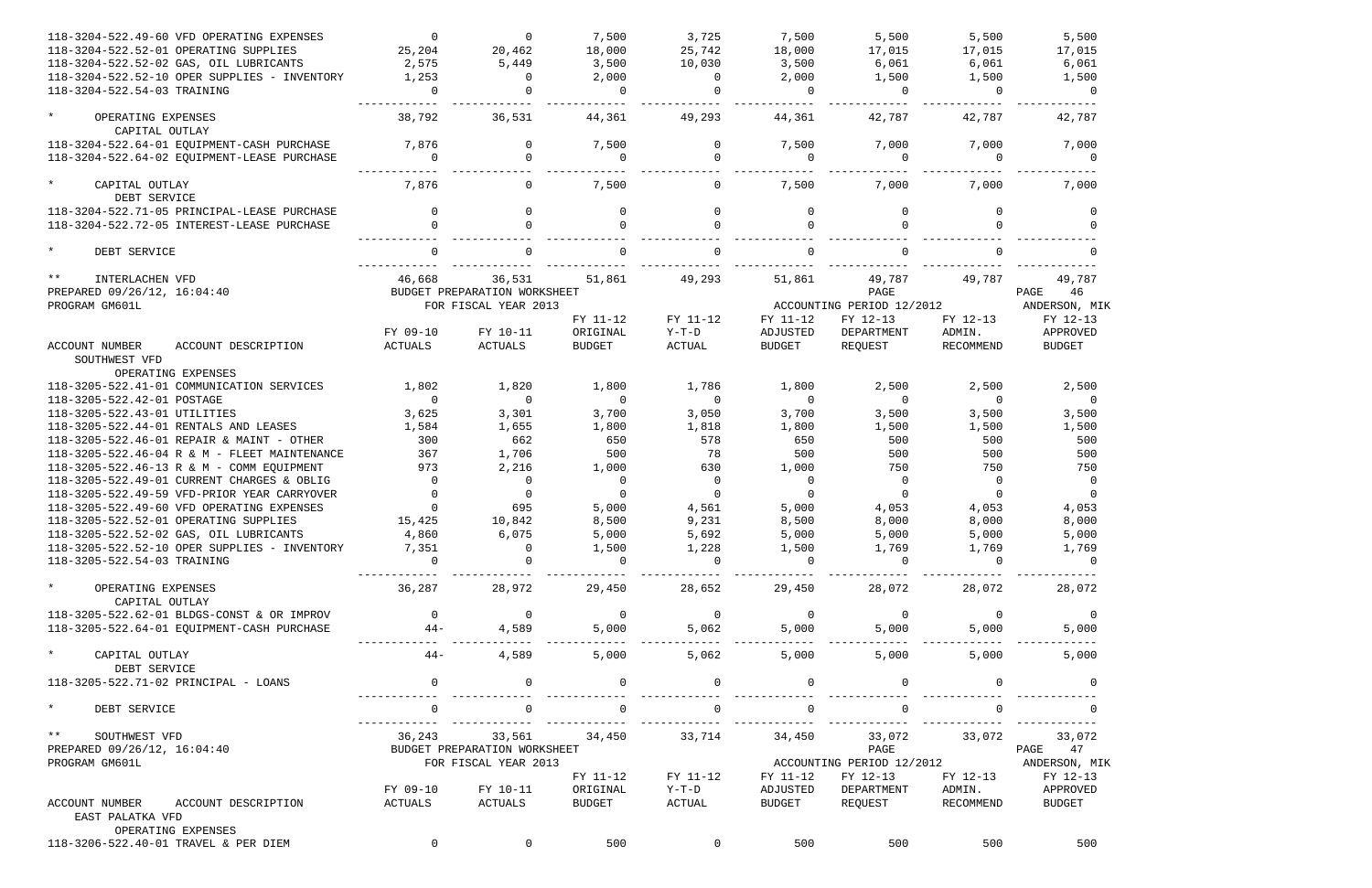| | | | | | | | | |
|---|---|---|---|---|---|---|---|---|
| 118-3204-522.49-60 VFD OPERATING EXPENSES | 0 | 0 | 7,500 | 3,725 | 7,500 | 5,500 | 5,500 | 5,500 |
| 118-3204-522.52-01 OPERATING SUPPLIES | 25,204 | 20,462 | 18,000 | 25,742 | 18,000 | 17,015 | 17,015 | 17,015 |
| 118-3204-522.52-02 GAS, OIL LUBRICANTS | 2,575 | 5,449 | 3,500 | 10,030 | 3,500 | 6,061 | 6,061 | 6,061 |
| 118-3204-522.52-10 OPER SUPPLIES - INVENTORY | 1,253 | 0 | 2,000 | 0 | 2,000 | 1,500 | 1,500 | 1,500 |
| 118-3204-522.54-03 TRAINING | 0 | 0 | 0 | 0 | 0 | 0 | 0 | 0 |
| * OPERATING EXPENSES | 38,792 | 36,531 | 44,361 | 49,293 | 44,361 | 42,787 | 42,787 | 42,787 |
| CAPITAL OUTLAY | | | | | | | | |
| 118-3204-522.64-01 EQUIPMENT-CASH PURCHASE | 7,876 | 0 | 7,500 | 0 | 7,500 | 7,000 | 7,000 | 7,000 |
| 118-3204-522.64-02 EQUIPMENT-LEASE PURCHASE | 0 | 0 | 0 | 0 | 0 | 0 | 0 | 0 |
| * CAPITAL OUTLAY | 7,876 | 0 | 7,500 | 0 | 7,500 | 7,000 | 7,000 | 7,000 |
| DEBT SERVICE | | | | | | | | |
| 118-3204-522.71-05 PRINCIPAL-LEASE PURCHASE | 0 | 0 | 0 | 0 | 0 | 0 | 0 | 0 |
| 118-3204-522.72-05 INTEREST-LEASE PURCHASE | 0 | 0 | 0 | 0 | 0 | 0 | 0 | 0 |
| * DEBT SERVICE | 0 | 0 | 0 | 0 | 0 | 0 | 0 | 0 |
| ** INTERLACHEN VFD | 46,668 | 36,531 | 51,861 | 49,293 | 51,861 | 49,787 | 49,787 | 49,787 |

PREPARED 09/26/12, 16:04:40 BUDGET PREPARATION WORKSHEET PAGE 46
PROGRAM GM601L FOR FISCAL YEAR 2013 ACCOUNTING PERIOD 12/2012 ANDERSON, MIK

| ACCOUNT NUMBER ACCOUNT DESCRIPTION | FY 09-10 ACTUALS | FY 10-11 ACTUALS | FY 11-12 ORIGINAL BUDGET | FY 11-12 Y-T-D ACTUAL | FY 11-12 ADJUSTED BUDGET | FY 12-13 DEPARTMENT REQUEST | FY 12-13 ADMIN. RECOMMEND | FY 12-13 APPROVED BUDGET |
|---|---|---|---|---|---|---|---|---|
| SOUTHWEST VFD | | | | | | | | |
| OPERATING EXPENSES | | | | | | | | |
| 118-3205-522.41-01 COMMUNICATION SERVICES | 1,802 | 1,820 | 1,800 | 1,786 | 1,800 | 2,500 | 2,500 | 2,500 |
| 118-3205-522.42-01 POSTAGE | 0 | 0 | 0 | 0 | 0 | 0 | 0 | 0 |
| 118-3205-522.43-01 UTILITIES | 3,625 | 3,301 | 3,700 | 3,050 | 3,700 | 3,500 | 3,500 | 3,500 |
| 118-3205-522.44-01 RENTALS AND LEASES | 1,584 | 1,655 | 1,800 | 1,818 | 1,800 | 1,500 | 1,500 | 1,500 |
| 118-3205-522.46-01 REPAIR & MAINT - OTHER | 300 | 662 | 650 | 578 | 650 | 500 | 500 | 500 |
| 118-3205-522.46-04 R & M - FLEET MAINTENANCE | 367 | 1,706 | 500 | 78 | 500 | 500 | 500 | 500 |
| 118-3205-522.46-13 R & M - COMM EQUIPMENT | 973 | 2,216 | 1,000 | 630 | 1,000 | 750 | 750 | 750 |
| 118-3205-522.49-01 CURRENT CHARGES & OBLIG | 0 | 0 | 0 | 0 | 0 | 0 | 0 | 0 |
| 118-3205-522.49-59 VFD-PRIOR YEAR CARRYOVER | 0 | 0 | 0 | 0 | 0 | 0 | 0 | 0 |
| 118-3205-522.49-60 VFD OPERATING EXPENSES | 0 | 695 | 5,000 | 4,561 | 5,000 | 4,053 | 4,053 | 4,053 |
| 118-3205-522.52-01 OPERATING SUPPLIES | 15,425 | 10,842 | 8,500 | 9,231 | 8,500 | 8,000 | 8,000 | 8,000 |
| 118-3205-522.52-02 GAS, OIL LUBRICANTS | 4,860 | 6,075 | 5,000 | 5,692 | 5,000 | 5,000 | 5,000 | 5,000 |
| 118-3205-522.52-10 OPER SUPPLIES - INVENTORY | 7,351 | 0 | 1,500 | 1,228 | 1,500 | 1,769 | 1,769 | 1,769 |
| 118-3205-522.54-03 TRAINING | 0 | 0 | 0 | 0 | 0 | 0 | 0 | 0 |
| * OPERATING EXPENSES | 36,287 | 28,972 | 29,450 | 28,652 | 29,450 | 28,072 | 28,072 | 28,072 |
| CAPITAL OUTLAY | | | | | | | | |
| 118-3205-522.62-01 BLDGS-CONST & OR IMPROV | 0 | 0 | 0 | 0 | 0 | 0 | 0 | 0 |
| 118-3205-522.64-01 EQUIPMENT-CASH PURCHASE | 44- | 4,589 | 5,000 | 5,062 | 5,000 | 5,000 | 5,000 | 5,000 |
| * CAPITAL OUTLAY | 44- | 4,589 | 5,000 | 5,062 | 5,000 | 5,000 | 5,000 | 5,000 |
| DEBT SERVICE | | | | | | | | |
| 118-3205-522.71-02 PRINCIPAL - LOANS | 0 | 0 | 0 | 0 | 0 | 0 | 0 | 0 |
| * DEBT SERVICE | 0 | 0 | 0 | 0 | 0 | 0 | 0 | 0 |
| ** SOUTHWEST VFD | 36,243 | 33,561 | 34,450 | 33,714 | 34,450 | 33,072 | 33,072 | 33,072 |

PREPARED 09/26/12, 16:04:40 BUDGET PREPARATION WORKSHEET PAGE 47
PROGRAM GM601L FOR FISCAL YEAR 2013 ACCOUNTING PERIOD 12/2012 ANDERSON, MIK

| ACCOUNT NUMBER ACCOUNT DESCRIPTION | FY 09-10 ACTUALS | FY 10-11 ACTUALS | FY 11-12 ORIGINAL BUDGET | FY 11-12 Y-T-D ACTUAL | FY 11-12 ADJUSTED BUDGET | FY 12-13 DEPARTMENT REQUEST | FY 12-13 ADMIN. RECOMMEND | FY 12-13 APPROVED BUDGET |
|---|---|---|---|---|---|---|---|---|
| EAST PALATKA VFD | | | | | | | | |
| OPERATING EXPENSES | | | | | | | | |
| 118-3206-522.40-01 TRAVEL & PER DIEM | 0 | 0 | 500 | 0 | 500 | 500 | 500 | 500 |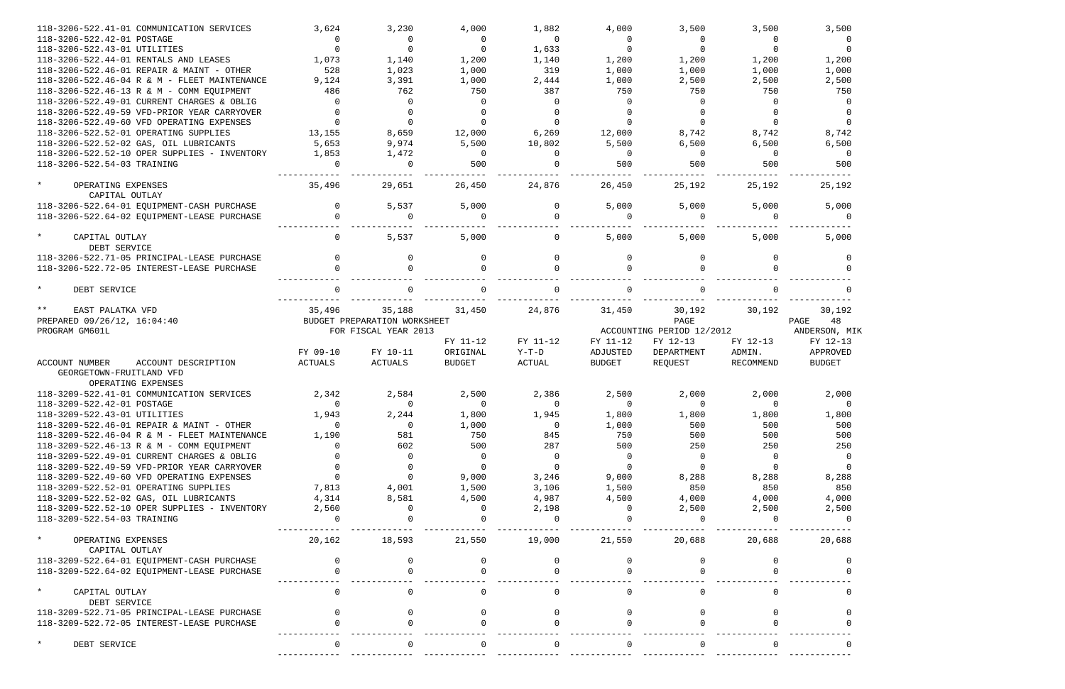| ACCOUNT NUMBER ACCOUNT DESCRIPTION | FY 09-10 ACTUALS | FY 10-11 ACTUALS | FY 11-12 ORIGINAL BUDGET | FY 11-12 Y-T-D ACTUAL | FY 11-12 ADJUSTED BUDGET | FY 12-13 DEPARTMENT REQUEST | FY 12-13 ADMIN. RECOMMEND | FY 12-13 APPROVED BUDGET |
|---|---|---|---|---|---|---|---|---|
| 118-3206-522.41-01 COMMUNICATION SERVICES | 3,624 | 3,230 | 4,000 | 1,882 | 4,000 | 3,500 | 3,500 | 3,500 |
| 118-3206-522.42-01 POSTAGE | 0 | 0 | 0 | 0 | 0 | 0 | 0 | 0 |
| 118-3206-522.43-01 UTILITIES | 0 | 0 | 0 | 1,633 | 0 | 0 | 0 | 0 |
| 118-3206-522.44-01 RENTALS AND LEASES | 1,073 | 1,140 | 1,200 | 1,140 | 1,200 | 1,200 | 1,200 | 1,200 |
| 118-3206-522.46-01 REPAIR & MAINT - OTHER | 528 | 1,023 | 1,000 | 319 | 1,000 | 1,000 | 1,000 | 1,000 |
| 118-3206-522.46-04 R & M - FLEET MAINTENANCE | 9,124 | 3,391 | 1,000 | 2,444 | 1,000 | 2,500 | 2,500 | 2,500 |
| 118-3206-522.46-13 R & M - COMM EQUIPMENT | 486 | 762 | 750 | 387 | 750 | 750 | 750 | 750 |
| 118-3206-522.49-01 CURRENT CHARGES & OBLIG | 0 | 0 | 0 | 0 | 0 | 0 | 0 | 0 |
| 118-3206-522.49-59 VFD-PRIOR YEAR CARRYOVER | 0 | 0 | 0 | 0 | 0 | 0 | 0 | 0 |
| 118-3206-522.49-60 VFD OPERATING EXPENSES | 0 | 0 | 0 | 0 | 0 | 0 | 0 | 0 |
| 118-3206-522.52-01 OPERATING SUPPLIES | 13,155 | 8,659 | 12,000 | 6,269 | 12,000 | 8,742 | 8,742 | 8,742 |
| 118-3206-522.52-02 GAS, OIL LUBRICANTS | 5,653 | 9,974 | 5,500 | 10,802 | 5,500 | 6,500 | 6,500 | 6,500 |
| 118-3206-522.52-10 OPER SUPPLIES - INVENTORY | 1,853 | 1,472 | 0 | 0 | 0 | 0 | 0 | 0 |
| 118-3206-522.54-03 TRAINING | 0 | 0 | 500 | 0 | 500 | 500 | 500 | 500 |
| * OPERATING EXPENSES | 35,496 | 29,651 | 26,450 | 24,876 | 26,450 | 25,192 | 25,192 | 25,192 |
| CAPITAL OUTLAY | | | | | | | | |
| 118-3206-522.64-01 EQUIPMENT-CASH PURCHASE | 0 | 5,537 | 5,000 | 0 | 5,000 | 5,000 | 5,000 | 5,000 |
| 118-3206-522.64-02 EQUIPMENT-LEASE PURCHASE | 0 | 0 | 0 | 0 | 0 | 0 | 0 | 0 |
| * CAPITAL OUTLAY | 0 | 5,537 | 5,000 | 0 | 5,000 | 5,000 | 5,000 | 5,000 |
| DEBT SERVICE | | | | | | | | |
| 118-3206-522.71-05 PRINCIPAL-LEASE PURCHASE | 0 | 0 | 0 | 0 | 0 | 0 | 0 | 0 |
| 118-3206-522.72-05 INTEREST-LEASE PURCHASE | 0 | 0 | 0 | 0 | 0 | 0 | 0 | 0 |
| * DEBT SERVICE | 0 | 0 | 0 | 0 | 0 | 0 | 0 | 0 |
| ** EAST PALATKA VFD | 35,496 | 35,188 | 31,450 | 24,876 | 31,450 | 30,192 | 30,192 | 30,192 |

PREPARED 09/26/12, 16:04:40 — BUDGET PREPARATION WORKSHEET — PAGE 48
PROGRAM GM601L — FOR FISCAL YEAR 2013 — ACCOUNTING PERIOD 12/2012 — ANDERSON, MIK

| ACCOUNT NUMBER ACCOUNT DESCRIPTION | FY 09-10 ACTUALS | FY 10-11 ACTUALS | FY 11-12 ORIGINAL BUDGET | FY 11-12 Y-T-D ACTUAL | FY 11-12 ADJUSTED BUDGET | FY 12-13 DEPARTMENT REQUEST | FY 12-13 ADMIN. RECOMMEND | FY 12-13 APPROVED BUDGET |
|---|---|---|---|---|---|---|---|---|
| GEORGETOWN-FRUITLAND VFD | | | | | | | | |
| OPERATING EXPENSES | | | | | | | | |
| 118-3209-522.41-01 COMMUNICATION SERVICES | 2,342 | 2,584 | 2,500 | 2,386 | 2,500 | 2,000 | 2,000 | 2,000 |
| 118-3209-522.42-01 POSTAGE | 0 | 0 | 0 | 0 | 0 | 0 | 0 | 0 |
| 118-3209-522.43-01 UTILITIES | 1,943 | 2,244 | 1,800 | 1,945 | 1,800 | 1,800 | 1,800 | 1,800 |
| 118-3209-522.46-01 REPAIR & MAINT - OTHER | 0 | 0 | 1,000 | 0 | 1,000 | 500 | 500 | 500 |
| 118-3209-522.46-04 R & M - FLEET MAINTENANCE | 1,190 | 581 | 750 | 845 | 750 | 500 | 500 | 500 |
| 118-3209-522.46-13 R & M - COMM EQUIPMENT | 0 | 602 | 500 | 287 | 500 | 250 | 250 | 250 |
| 118-3209-522.49-01 CURRENT CHARGES & OBLIG | 0 | 0 | 0 | 0 | 0 | 0 | 0 | 0 |
| 118-3209-522.49-59 VFD-PRIOR YEAR CARRYOVER | 0 | 0 | 0 | 0 | 0 | 0 | 0 | 0 |
| 118-3209-522.49-60 VFD OPERATING EXPENSES | 0 | 0 | 9,000 | 3,246 | 9,000 | 8,288 | 8,288 | 8,288 |
| 118-3209-522.52-01 OPERATING SUPPLIES | 7,813 | 4,001 | 1,500 | 3,106 | 1,500 | 850 | 850 | 850 |
| 118-3209-522.52-02 GAS, OIL LUBRICANTS | 4,314 | 8,581 | 4,500 | 4,987 | 4,500 | 4,000 | 4,000 | 4,000 |
| 118-3209-522.52-10 OPER SUPPLIES - INVENTORY | 2,560 | 0 | 0 | 2,198 | 0 | 2,500 | 2,500 | 2,500 |
| 118-3209-522.54-03 TRAINING | 0 | 0 | 0 | 0 | 0 | 0 | 0 | 0 |
| * OPERATING EXPENSES | 20,162 | 18,593 | 21,550 | 19,000 | 21,550 | 20,688 | 20,688 | 20,688 |
| CAPITAL OUTLAY | | | | | | | | |
| 118-3209-522.64-01 EQUIPMENT-CASH PURCHASE | 0 | 0 | 0 | 0 | 0 | 0 | 0 | 0 |
| 118-3209-522.64-02 EQUIPMENT-LEASE PURCHASE | 0 | 0 | 0 | 0 | 0 | 0 | 0 | 0 |
| * CAPITAL OUTLAY | 0 | 0 | 0 | 0 | 0 | 0 | 0 | 0 |
| DEBT SERVICE | | | | | | | | |
| 118-3209-522.71-05 PRINCIPAL-LEASE PURCHASE | 0 | 0 | 0 | 0 | 0 | 0 | 0 | 0 |
| 118-3209-522.72-05 INTEREST-LEASE PURCHASE | 0 | 0 | 0 | 0 | 0 | 0 | 0 | 0 |
| * DEBT SERVICE | 0 | 0 | 0 | 0 | 0 | 0 | 0 | 0 |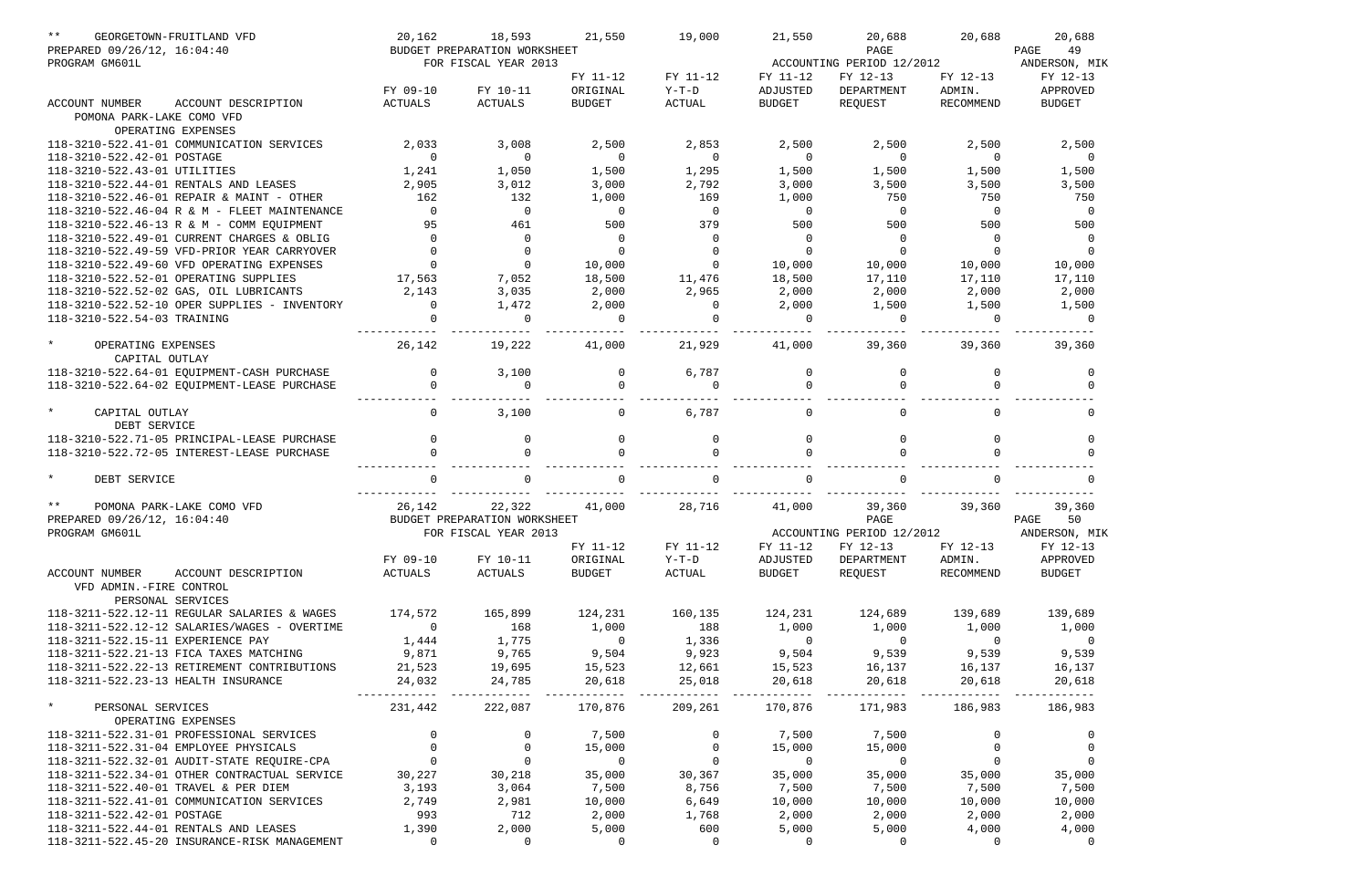| ** GEORGETOWN-FRUITLAND VFD | 20,162 | 18,593 | 21,550 | 19,000 | 21,550 | 20,688 | 20,688 | 20,688 |
|---|---|---|---|---|---|---|---|---|

PREPARED 09/26/12, 16:04:40 — BUDGET PREPARATION WORKSHEET — PAGE 49
PROGRAM GM601L — FOR FISCAL YEAR 2013 — ACCOUNTING PERIOD 12/2012 — ANDERSON, MIK

| ACCOUNT NUMBER ACCOUNT DESCRIPTION | FY 09-10 ACTUALS | FY 10-11 ACTUALS | FY 11-12 ORIGINAL BUDGET | FY 11-12 Y-T-D ACTUAL | FY 11-12 ADJUSTED BUDGET | FY 12-13 DEPARTMENT REQUEST | FY 12-13 ADMIN. RECOMMEND | FY 12-13 APPROVED BUDGET |
|---|---|---|---|---|---|---|---|---|
| POMONA PARK-LAKE COMO VFD | | | | | | | | |
| OPERATING EXPENSES | | | | | | | | |
| 118-3210-522.41-01 COMMUNICATION SERVICES | 2,033 | 3,008 | 2,500 | 2,853 | 2,500 | 2,500 | 2,500 | 2,500 |
| 118-3210-522.42-01 POSTAGE | 0 | 0 | 0 | 0 | 0 | 0 | 0 | 0 |
| 118-3210-522.43-01 UTILITIES | 1,241 | 1,050 | 1,500 | 1,295 | 1,500 | 1,500 | 1,500 | 1,500 |
| 118-3210-522.44-01 RENTALS AND LEASES | 2,905 | 3,012 | 3,000 | 2,792 | 3,000 | 3,500 | 3,500 | 3,500 |
| 118-3210-522.46-01 REPAIR & MAINT - OTHER | 162 | 132 | 1,000 | 169 | 1,000 | 750 | 750 | 750 |
| 118-3210-522.46-04 R & M - FLEET MAINTENANCE | 0 | 0 | 0 | 0 | 0 | 0 | 0 | 0 |
| 118-3210-522.46-13 R & M - COMM EQUIPMENT | 95 | 461 | 500 | 379 | 500 | 500 | 500 | 500 |
| 118-3210-522.49-01 CURRENT CHARGES & OBLIG | 0 | 0 | 0 | 0 | 0 | 0 | 0 | 0 |
| 118-3210-522.49-59 VFD-PRIOR YEAR CARRYOVER | 0 | 0 | 0 | 0 | 0 | 0 | 0 | 0 |
| 118-3210-522.49-60 VFD OPERATING EXPENSES | 0 | 0 | 10,000 | 0 | 10,000 | 10,000 | 10,000 | 10,000 |
| 118-3210-522.52-01 OPERATING SUPPLIES | 17,563 | 7,052 | 18,500 | 11,476 | 18,500 | 17,110 | 17,110 | 17,110 |
| 118-3210-522.52-02 GAS, OIL LUBRICANTS | 2,143 | 3,035 | 2,000 | 2,965 | 2,000 | 2,000 | 2,000 | 2,000 |
| 118-3210-522.52-10 OPER SUPPLIES - INVENTORY | 0 | 1,472 | 2,000 | 0 | 2,000 | 1,500 | 1,500 | 1,500 |
| 118-3210-522.54-03 TRAINING | 0 | 0 | 0 | 0 | 0 | 0 | 0 | 0 |
| * OPERATING EXPENSES | 26,142 | 19,222 | 41,000 | 21,929 | 41,000 | 39,360 | 39,360 | 39,360 |
| CAPITAL OUTLAY | | | | | | | | |
| 118-3210-522.64-01 EQUIPMENT-CASH PURCHASE | 0 | 3,100 | 0 | 6,787 | 0 | 0 | 0 | 0 |
| 118-3210-522.64-02 EQUIPMENT-LEASE PURCHASE | 0 | 0 | 0 | 0 | 0 | 0 | 0 | 0 |
| * CAPITAL OUTLAY | 0 | 3,100 | 0 | 6,787 | 0 | 0 | 0 | 0 |
| DEBT SERVICE | | | | | | | | |
| 118-3210-522.71-05 PRINCIPAL-LEASE PURCHASE | 0 | 0 | 0 | 0 | 0 | 0 | 0 | 0 |
| 118-3210-522.72-05 INTEREST-LEASE PURCHASE | 0 | 0 | 0 | 0 | 0 | 0 | 0 | 0 |
| * DEBT SERVICE | 0 | 0 | 0 | 0 | 0 | 0 | 0 | 0 |
| ** POMONA PARK-LAKE COMO VFD | 26,142 | 22,322 | 41,000 | 28,716 | 41,000 | 39,360 | 39,360 | 39,360 |

PREPARED 09/26/12, 16:04:40 — BUDGET PREPARATION WORKSHEET — PAGE 50
PROGRAM GM601L — FOR FISCAL YEAR 2013 — ACCOUNTING PERIOD 12/2012 — ANDERSON, MIK

| ACCOUNT NUMBER ACCOUNT DESCRIPTION | FY 09-10 ACTUALS | FY 10-11 ACTUALS | FY 11-12 ORIGINAL BUDGET | FY 11-12 Y-T-D ACTUAL | FY 11-12 ADJUSTED BUDGET | FY 12-13 DEPARTMENT REQUEST | FY 12-13 ADMIN. RECOMMEND | FY 12-13 APPROVED BUDGET |
|---|---|---|---|---|---|---|---|---|
| VFD ADMIN.-FIRE CONTROL | | | | | | | | |
| PERSONAL SERVICES | | | | | | | | |
| 118-3211-522.12-11 REGULAR SALARIES & WAGES | 174,572 | 165,899 | 124,231 | 160,135 | 124,231 | 124,689 | 139,689 | 139,689 |
| 118-3211-522.12-12 SALARIES/WAGES - OVERTIME | 0 | 168 | 1,000 | 188 | 1,000 | 1,000 | 1,000 | 1,000 |
| 118-3211-522.15-11 EXPERIENCE PAY | 1,444 | 1,775 | 0 | 1,336 | 0 | 0 | 0 | 0 |
| 118-3211-522.21-13 FICA TAXES MATCHING | 9,871 | 9,765 | 9,504 | 9,923 | 9,504 | 9,539 | 9,539 | 9,539 |
| 118-3211-522.22-13 RETIREMENT CONTRIBUTIONS | 21,523 | 19,695 | 15,523 | 12,661 | 15,523 | 16,137 | 16,137 | 16,137 |
| 118-3211-522.23-13 HEALTH INSURANCE | 24,032 | 24,785 | 20,618 | 25,018 | 20,618 | 20,618 | 20,618 | 20,618 |
| * PERSONAL SERVICES | 231,442 | 222,087 | 170,876 | 209,261 | 170,876 | 171,983 | 186,983 | 186,983 |
| OPERATING EXPENSES | | | | | | | | |
| 118-3211-522.31-01 PROFESSIONAL SERVICES | 0 | 0 | 7,500 | 0 | 7,500 | 7,500 | 0 | 0 |
| 118-3211-522.31-04 EMPLOYEE PHYSICALS | 0 | 0 | 15,000 | 0 | 15,000 | 15,000 | 0 | 0 |
| 118-3211-522.32-01 AUDIT-STATE REQUIRE-CPA | 0 | 0 | 0 | 0 | 0 | 0 | 0 | 0 |
| 118-3211-522.34-01 OTHER CONTRACTUAL SERVICE | 30,227 | 30,218 | 35,000 | 30,367 | 35,000 | 35,000 | 35,000 | 35,000 |
| 118-3211-522.40-01 TRAVEL & PER DIEM | 3,193 | 3,064 | 7,500 | 8,756 | 7,500 | 7,500 | 7,500 | 7,500 |
| 118-3211-522.41-01 COMMUNICATION SERVICES | 2,749 | 2,981 | 10,000 | 6,649 | 10,000 | 10,000 | 10,000 | 10,000 |
| 118-3211-522.42-01 POSTAGE | 993 | 712 | 2,000 | 1,768 | 2,000 | 2,000 | 2,000 | 2,000 |
| 118-3211-522.44-01 RENTALS AND LEASES | 1,390 | 2,000 | 5,000 | 600 | 5,000 | 5,000 | 4,000 | 4,000 |
| 118-3211-522.45-20 INSURANCE-RISK MANAGEMENT | 0 | 0 | 0 | 0 | 0 | 0 | 0 | 0 |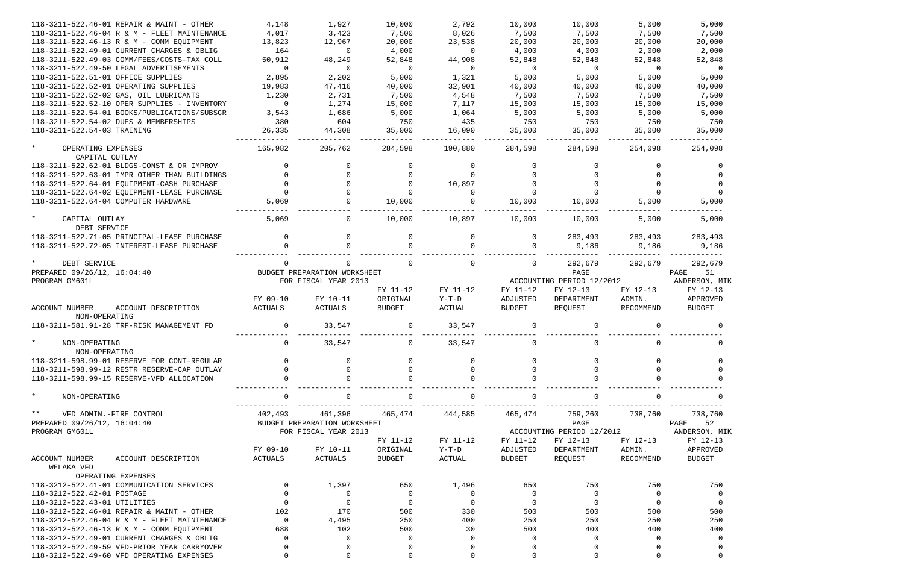| ACCOUNT NUMBER / ACCOUNT DESCRIPTION | FY 09-10 ACTUALS | FY 10-11 ACTUALS | FY 11-12 ORIGINAL BUDGET | FY 11-12 Y-T-D ACTUAL | FY 11-12 ADJUSTED BUDGET | FY 12-13 DEPARTMENT REQUEST | FY 12-13 ADMIN. RECOMMEND | FY 12-13 APPROVED BUDGET |
|---|---|---|---|---|---|---|---|---|
| 118-3211-522.46-01 REPAIR & MAINT - OTHER | 4,148 | 1,927 | 10,000 | 2,792 | 10,000 | 10,000 | 5,000 | 5,000 |
| 118-3211-522.46-04 R & M - FLEET MAINTENANCE | 4,017 | 3,423 | 7,500 | 8,026 | 7,500 | 7,500 | 7,500 | 7,500 |
| 118-3211-522.46-13 R & M - COMM EQUIPMENT | 13,823 | 12,967 | 20,000 | 23,538 | 20,000 | 20,000 | 20,000 | 20,000 |
| 118-3211-522.49-01 CURRENT CHARGES & OBLIG | 164 | 0 | 4,000 | 0 | 4,000 | 4,000 | 2,000 | 2,000 |
| 118-3211-522.49-03 COMM/FEES/COSTS-TAX COLL | 50,912 | 48,249 | 52,848 | 44,908 | 52,848 | 52,848 | 52,848 | 52,848 |
| 118-3211-522.49-50 LEGAL ADVERTISEMENTS | 0 | 0 | 0 | 0 | 0 | 0 | 0 | 0 |
| 118-3211-522.51-01 OFFICE SUPPLIES | 2,895 | 2,202 | 5,000 | 1,321 | 5,000 | 5,000 | 5,000 | 5,000 |
| 118-3211-522.52-01 OPERATING SUPPLIES | 19,983 | 47,416 | 40,000 | 32,901 | 40,000 | 40,000 | 40,000 | 40,000 |
| 118-3211-522.52-02 GAS, OIL LUBRICANTS | 1,230 | 2,731 | 7,500 | 4,548 | 7,500 | 7,500 | 7,500 | 7,500 |
| 118-3211-522.52-10 OPER SUPPLIES - INVENTORY | 0 | 1,274 | 15,000 | 7,117 | 15,000 | 15,000 | 15,000 | 15,000 |
| 118-3211-522.54-01 BOOKS/PUBLICATIONS/SUBSCR | 3,543 | 1,686 | 5,000 | 1,064 | 5,000 | 5,000 | 5,000 | 5,000 |
| 118-3211-522.54-02 DUES & MEMBERSHIPS | 380 | 604 | 750 | 435 | 750 | 750 | 750 | 750 |
| 118-3211-522.54-03 TRAINING | 26,335 | 44,308 | 35,000 | 16,090 | 35,000 | 35,000 | 35,000 | 35,000 |
| * OPERATING EXPENSES | 165,982 | 205,762 | 284,598 | 190,880 | 284,598 | 284,598 | 254,098 | 254,098 |
| CAPITAL OUTLAY | | | | | | | | |
| 118-3211-522.62-01 BLDGS-CONST & OR IMPROV | 0 | 0 | 0 | 0 | 0 | 0 | 0 | 0 |
| 118-3211-522.63-01 IMPR OTHER THAN BUILDINGS | 0 | 0 | 0 | 0 | 0 | 0 | 0 | 0 |
| 118-3211-522.64-01 EQUIPMENT-CASH PURCHASE | 0 | 0 | 0 | 10,897 | 0 | 0 | 0 | 0 |
| 118-3211-522.64-02 EQUIPMENT-LEASE PURCHASE | 0 | 0 | 0 | 0 | 0 | 0 | 0 | 0 |
| 118-3211-522.64-04 COMPUTER HARDWARE | 5,069 | 0 | 10,000 | 0 | 10,000 | 10,000 | 5,000 | 5,000 |
| * CAPITAL OUTLAY | 5,069 | 0 | 10,000 | 10,897 | 10,000 | 10,000 | 5,000 | 5,000 |
| DEBT SERVICE | | | | | | | | |
| 118-3211-522.71-05 PRINCIPAL-LEASE PURCHASE | 0 | 0 | 0 | 0 | 0 | 283,493 | 283,493 | 283,493 |
| 118-3211-522.72-05 INTEREST-LEASE PURCHASE | 0 | 0 | 0 | 0 | 0 | 9,186 | 9,186 | 9,186 |
| * DEBT SERVICE | 0 | 0 | 0 | 0 | 0 | 292,679 | 292,679 | 292,679 |

PREPARED 09/26/12, 16:04:40 — BUDGET PREPARATION WORKSHEET — PAGE 51
PROGRAM GM601L — FOR FISCAL YEAR 2013 — ACCOUNTING PERIOD 12/2012 — ANDERSON, MIK

| ACCOUNT NUMBER / ACCOUNT DESCRIPTION | FY 09-10 ACTUALS | FY 10-11 ACTUALS | FY 11-12 ORIGINAL BUDGET | FY 11-12 Y-T-D ACTUAL | FY 11-12 ADJUSTED BUDGET | FY 12-13 DEPARTMENT REQUEST | FY 12-13 ADMIN. RECOMMEND | FY 12-13 APPROVED BUDGET |
|---|---|---|---|---|---|---|---|---|
| NON-OPERATING | | | | | | | | |
| 118-3211-581.91-28 TRF-RISK MANAGEMENT FD | 0 | 33,547 | 0 | 33,547 | 0 | 0 | 0 | 0 |
| * NON-OPERATING | 0 | 33,547 | 0 | 33,547 | 0 | 0 | 0 | 0 |
| NON-OPERATING | | | | | | | | |
| 118-3211-598.99-01 RESERVE FOR CONT-REGULAR | 0 | 0 | 0 | 0 | 0 | 0 | 0 | 0 |
| 118-3211-598.99-12 RESTR RESERVE-CAP OUTLAY | 0 | 0 | 0 | 0 | 0 | 0 | 0 | 0 |
| 118-3211-598.99-15 RESERVE-VFD ALLOCATION | 0 | 0 | 0 | 0 | 0 | 0 | 0 | 0 |
| * NON-OPERATING | 0 | 0 | 0 | 0 | 0 | 0 | 0 | 0 |
| ** VFD ADMIN.-FIRE CONTROL | 402,493 | 461,396 | 465,474 | 444,585 | 465,474 | 759,260 | 738,760 | 738,760 |

PREPARED 09/26/12, 16:04:40 — BUDGET PREPARATION WORKSHEET — PAGE 52
PROGRAM GM601L — FOR FISCAL YEAR 2013 — ACCOUNTING PERIOD 12/2012 — ANDERSON, MIK

| ACCOUNT NUMBER / ACCOUNT DESCRIPTION | FY 09-10 ACTUALS | FY 10-11 ACTUALS | FY 11-12 ORIGINAL BUDGET | FY 11-12 Y-T-D ACTUAL | FY 11-12 ADJUSTED BUDGET | FY 12-13 DEPARTMENT REQUEST | FY 12-13 ADMIN. RECOMMEND | FY 12-13 APPROVED BUDGET |
|---|---|---|---|---|---|---|---|---|
| WELAKA VFD | | | | | | | | |
| OPERATING EXPENSES | | | | | | | | |
| 118-3212-522.41-01 COMMUNICATION SERVICES | 0 | 1,397 | 650 | 1,496 | 650 | 750 | 750 | 750 |
| 118-3212-522.42-01 POSTAGE | 0 | 0 | 0 | 0 | 0 | 0 | 0 | 0 |
| 118-3212-522.43-01 UTILITIES | 0 | 0 | 0 | 0 | 0 | 0 | 0 | 0 |
| 118-3212-522.46-01 REPAIR & MAINT - OTHER | 102 | 170 | 500 | 330 | 500 | 500 | 500 | 500 |
| 118-3212-522.46-04 R & M - FLEET MAINTENANCE | 0 | 4,495 | 250 | 400 | 250 | 250 | 250 | 250 |
| 118-3212-522.46-13 R & M - COMM EQUIPMENT | 688 | 102 | 500 | 30 | 500 | 400 | 400 | 400 |
| 118-3212-522.49-01 CURRENT CHARGES & OBLIG | 0 | 0 | 0 | 0 | 0 | 0 | 0 | 0 |
| 118-3212-522.49-59 VFD-PRIOR YEAR CARRYOVER | 0 | 0 | 0 | 0 | 0 | 0 | 0 | 0 |
| 118-3212-522.49-60 VFD OPERATING EXPENSES | 0 | 0 | 0 | 0 | 0 | 0 | 0 | 0 |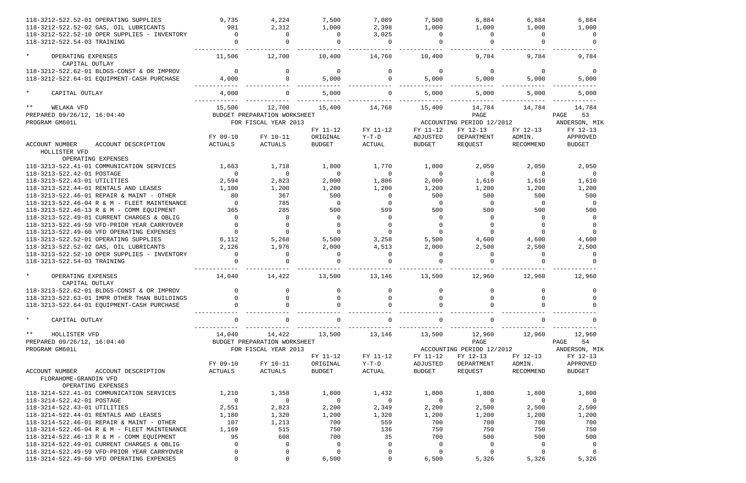| ACCOUNT NUMBER ACCOUNT DESCRIPTION | FY 09-10 ACTUALS | FY 10-11 ACTUALS | FY 11-12 ORIGINAL BUDGET | FY 11-12 Y-T-D ACTUAL | FY 11-12 ADJUSTED BUDGET | FY 12-13 DEPARTMENT REQUEST | FY 12-13 ADMIN. RECOMMEND | FY 12-13 APPROVED BUDGET |
|---|---|---|---|---|---|---|---|---|
| 118-3212-522.52-01 OPERATING SUPPLIES | 9,735 | 4,224 | 7,500 | 7,089 | 7,500 | 6,884 | 6,884 | 6,884 |
| 118-3212-522.52-02 GAS, OIL LUBRICANTS | 981 | 2,312 | 1,000 | 2,398 | 1,000 | 1,000 | 1,000 | 1,000 |
| 118-3212-522.52-10 OPER SUPPLIES - INVENTORY | 0 | 0 | 0 | 3,025 | 0 | 0 | 0 | 0 |
| 118-3212-522.54-03 TRAINING | 0 | 0 | 0 | 0 | 0 | 0 | 0 | 0 |
| * OPERATING EXPENSES | 11,506 | 12,700 | 10,400 | 14,768 | 10,400 | 9,784 | 9,784 | 9,784 |
| CAPITAL OUTLAY | | | | | | | | |
| 118-3212-522.62-01 BLDGS-CONST & OR IMPROV | 0 | 0 | 0 | 0 | 0 | 0 | 0 | 0 |
| 118-3212-522.64-01 EQUIPMENT-CASH PURCHASE | 4,000 | 0 | 5,000 | 0 | 5,000 | 5,000 | 5,000 | 5,000 |
| * CAPITAL OUTLAY | 4,000 | 0 | 5,000 | 0 | 5,000 | 5,000 | 5,000 | 5,000 |
| ** WELAKA VFD | 15,506 | 12,700 | 15,400 | 14,768 | 15,400 | 14,784 | 14,784 | 14,784 |

PREPARED 09/26/12, 16:04:40 — BUDGET PREPARATION WORKSHEET — PAGE 53
PROGRAM GM601L — FOR FISCAL YEAR 2013 — ACCOUNTING PERIOD 12/2012 — ANDERSON, MIK

| ACCOUNT NUMBER ACCOUNT DESCRIPTION | FY 09-10 ACTUALS | FY 10-11 ACTUALS | FY 11-12 ORIGINAL BUDGET | FY 11-12 Y-T-D ACTUAL | FY 11-12 ADJUSTED BUDGET | FY 12-13 DEPARTMENT REQUEST | FY 12-13 ADMIN. RECOMMEND | FY 12-13 APPROVED BUDGET |
|---|---|---|---|---|---|---|---|---|
| HOLLISTER VFD | | | | | | | | |
| OPERATING EXPENSES | | | | | | | | |
| 118-3213-522.41-01 COMMUNICATION SERVICES | 1,663 | 1,718 | 1,800 | 1,770 | 1,800 | 2,050 | 2,050 | 2,050 |
| 118-3213-522.42-01 POSTAGE | 0 | 0 | 0 | 0 | 0 | 0 | 0 | 0 |
| 118-3213-522.43-01 UTILITIES | 2,594 | 2,823 | 2,000 | 1,806 | 2,000 | 1,610 | 1,610 | 1,610 |
| 118-3213-522.44-01 RENTALS AND LEASES | 1,100 | 1,200 | 1,200 | 1,200 | 1,200 | 1,200 | 1,200 | 1,200 |
| 118-3213-522.46-01 REPAIR & MAINT - OTHER | 80 | 367 | 500 | 0 | 500 | 500 | 500 | 500 |
| 118-3213-522.46-04 R & M - FLEET MAINTENANCE | 0 | 785 | 0 | 0 | 0 | 0 | 0 | 0 |
| 118-3213-522.46-13 R & M - COMM EQUIPMENT | 365 | 285 | 500 | 599 | 500 | 500 | 500 | 500 |
| 118-3213-522.49-01 CURRENT CHARGES & OBLIG | 0 | 0 | 0 | 0 | 0 | 0 | 0 | 0 |
| 118-3213-522.49-59 VFD-PRIOR YEAR CARRYOVER | 0 | 0 | 0 | 0 | 0 | 0 | 0 | 0 |
| 118-3213-522.49-60 VFD OPERATING EXPENSES | 0 | 0 | 0 | 0 | 0 | 0 | 0 | 0 |
| 118-3213-522.52-01 OPERATING SUPPLIES | 6,112 | 5,268 | 5,500 | 3,258 | 5,500 | 4,600 | 4,600 | 4,600 |
| 118-3213-522.52-02 GAS, OIL LUBRICANTS | 2,126 | 1,976 | 2,000 | 4,513 | 2,000 | 2,500 | 2,500 | 2,500 |
| 118-3213-522.52-10 OPER SUPPLIES - INVENTORY | 0 | 0 | 0 | 0 | 0 | 0 | 0 | 0 |
| 118-3213-522.54-03 TRAINING | 0 | 0 | 0 | 0 | 0 | 0 | 0 | 0 |
| * OPERATING EXPENSES | 14,040 | 14,422 | 13,500 | 13,146 | 13,500 | 12,960 | 12,960 | 12,960 |
| CAPITAL OUTLAY | | | | | | | | |
| 118-3213-522.62-01 BLDGS-CONST & OR IMPROV | 0 | 0 | 0 | 0 | 0 | 0 | 0 | 0 |
| 118-3213-522.63-01 IMPR OTHER THAN BUILDINGS | 0 | 0 | 0 | 0 | 0 | 0 | 0 | 0 |
| 118-3213-522.64-01 EQUIPMENT-CASH PURCHASE | 0 | 0 | 0 | 0 | 0 | 0 | 0 | 0 |
| * CAPITAL OUTLAY | 0 | 0 | 0 | 0 | 0 | 0 | 0 | 0 |
| ** HOLLISTER VFD | 14,040 | 14,422 | 13,500 | 13,146 | 13,500 | 12,960 | 12,960 | 12,960 |

PREPARED 09/26/12, 16:04:40 — BUDGET PREPARATION WORKSHEET — PAGE 54
PROGRAM GM601L — FOR FISCAL YEAR 2013 — ACCOUNTING PERIOD 12/2012 — ANDERSON, MIK

| ACCOUNT NUMBER ACCOUNT DESCRIPTION | FY 09-10 ACTUALS | FY 10-11 ACTUALS | FY 11-12 ORIGINAL BUDGET | FY 11-12 Y-T-D ACTUAL | FY 11-12 ADJUSTED BUDGET | FY 12-13 DEPARTMENT REQUEST | FY 12-13 ADMIN. RECOMMEND | FY 12-13 APPROVED BUDGET |
|---|---|---|---|---|---|---|---|---|
| FLORAHOME-GRANDIN VFD | | | | | | | | |
| OPERATING EXPENSES | | | | | | | | |
| 118-3214-522.41-01 COMMUNICATION SERVICES | 1,210 | 1,358 | 1,800 | 1,432 | 1,800 | 1,800 | 1,800 | 1,800 |
| 118-3214-522.42-01 POSTAGE | 0 | 0 | 0 | 0 | 0 | 0 | 0 | 0 |
| 118-3214-522.43-01 UTILITIES | 2,551 | 2,823 | 2,200 | 2,349 | 2,200 | 2,500 | 2,500 | 2,500 |
| 118-3214-522.44-01 RENTALS AND LEASES | 1,180 | 1,320 | 1,200 | 1,320 | 1,200 | 1,200 | 1,200 | 1,200 |
| 118-3214-522.46-01 REPAIR & MAINT - OTHER | 107 | 1,213 | 700 | 559 | 700 | 700 | 700 | 700 |
| 118-3214-522.46-04 R & M - FLEET MAINTENANCE | 1,169 | 515 | 750 | 136 | 750 | 750 | 750 | 750 |
| 118-3214-522.46-13 R & M - COMM EQUIPMENT | 95 | 608 | 700 | 35 | 700 | 500 | 500 | 500 |
| 118-3214-522.49-01 CURRENT CHARGES & OBLIG | 0 | 0 | 0 | 0 | 0 | 0 | 0 | 0 |
| 118-3214-522.49-59 VFD-PRIOR YEAR CARRYOVER | 0 | 0 | 0 | 0 | 0 | 0 | 0 | 0 |
| 118-3214-522.49-60 VFD OPERATING EXPENSES | 0 | 0 | 6,500 | 0 | 6,500 | 5,326 | 5,326 | 5,326 |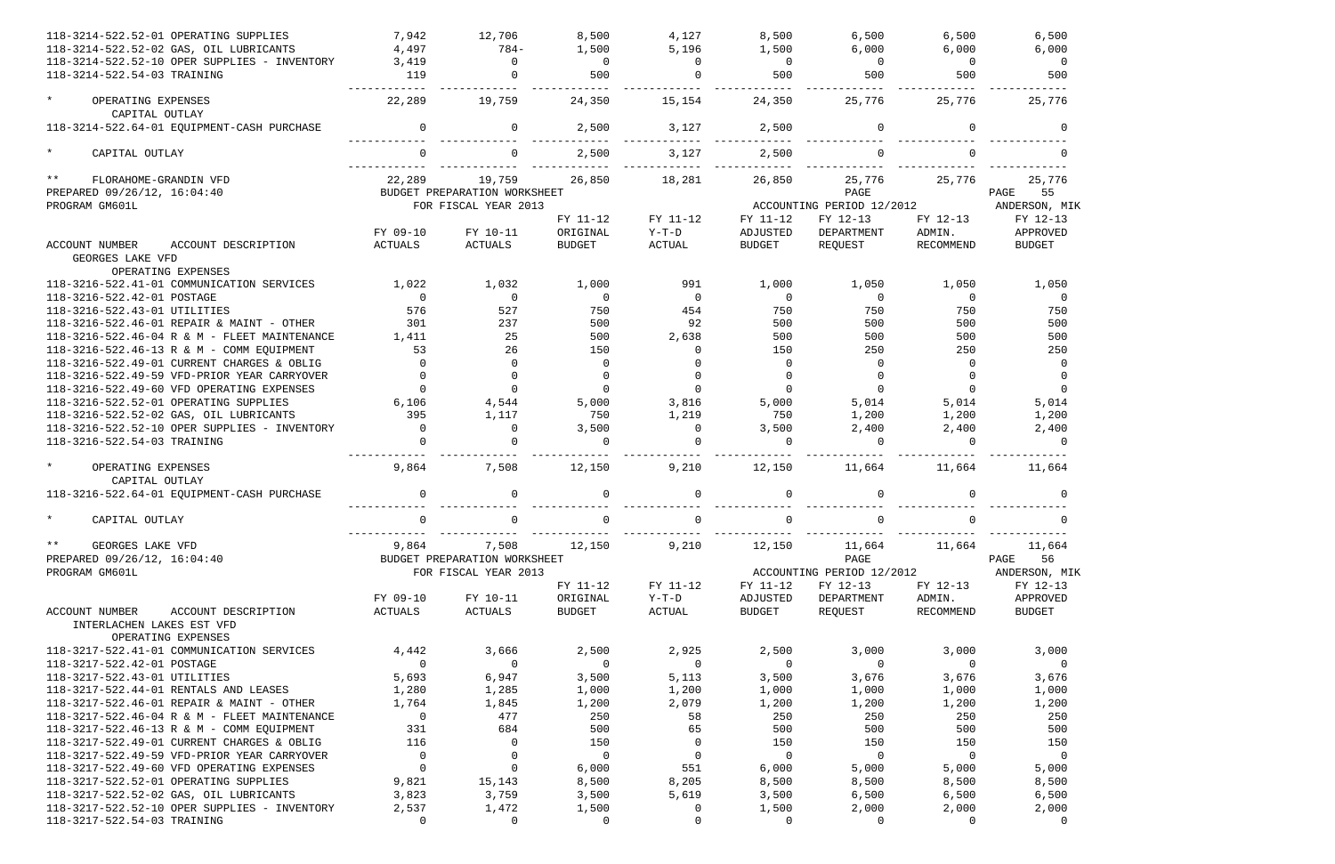| ACCOUNT NUMBER ACCOUNT DESCRIPTION | FY 09-10 ACTUALS | FY 10-11 ACTUALS | FY 11-12 ORIGINAL BUDGET | FY 11-12 Y-T-D ACTUAL | FY 11-12 ADJUSTED BUDGET | FY 12-13 DEPARTMENT REQUEST | FY 12-13 ADMIN. RECOMMEND | FY 12-13 APPROVED BUDGET |
|---|---|---|---|---|---|---|---|---|
| 118-3214-522.52-01 OPERATING SUPPLIES | 7,942 | 12,706 | 8,500 | 4,127 | 8,500 | 6,500 | 6,500 | 6,500 |
| 118-3214-522.52-02 GAS, OIL LUBRICANTS | 4,497 | 784- | 1,500 | 5,196 | 1,500 | 6,000 | 6,000 | 6,000 |
| 118-3214-522.52-10 OPER SUPPLIES - INVENTORY | 3,419 | 0 | 0 | 0 | 0 | 0 | 0 | 0 |
| 118-3214-522.54-03 TRAINING | 119 | 0 | 500 | 0 | 500 | 500 | 500 | 500 |
| * OPERATING EXPENSES | 22,289 | 19,759 | 24,350 | 15,154 | 24,350 | 25,776 | 25,776 | 25,776 |
| CAPITAL OUTLAY | | | | | | | | |
| 118-3214-522.64-01 EQUIPMENT-CASH PURCHASE | 0 | 0 | 2,500 | 3,127 | 2,500 | 0 | 0 | 0 |
| * CAPITAL OUTLAY | 0 | 0 | 2,500 | 3,127 | 2,500 | 0 | 0 | 0 |
| ** FLORAHOME-GRANDIN VFD | 22,289 | 19,759 | 26,850 | 18,281 | 26,850 | 25,776 | 25,776 | 25,776 |

PREPARED 09/26/12, 16:04:40 BUDGET PREPARATION WORKSHEET PAGE 55
PROGRAM GM601L FOR FISCAL YEAR 2013 ACCOUNTING PERIOD 12/2012 ANDERSON, MIK

| ACCOUNT NUMBER ACCOUNT DESCRIPTION | FY 09-10 ACTUALS | FY 10-11 ACTUALS | FY 11-12 ORIGINAL BUDGET | FY 11-12 Y-T-D ACTUAL | FY 11-12 ADJUSTED BUDGET | FY 12-13 DEPARTMENT REQUEST | FY 12-13 ADMIN. RECOMMEND | FY 12-13 APPROVED BUDGET |
|---|---|---|---|---|---|---|---|---|
| GEORGES LAKE VFD | | | | | | | | |
| OPERATING EXPENSES | | | | | | | | |
| 118-3216-522.41-01 COMMUNICATION SERVICES | 1,022 | 1,032 | 1,000 | 991 | 1,000 | 1,050 | 1,050 | 1,050 |
| 118-3216-522.42-01 POSTAGE | 0 | 0 | 0 | 0 | 0 | 0 | 0 | 0 |
| 118-3216-522.43-01 UTILITIES | 576 | 527 | 750 | 454 | 750 | 750 | 750 | 750 |
| 118-3216-522.46-01 REPAIR & MAINT - OTHER | 301 | 237 | 500 | 92 | 500 | 500 | 500 | 500 |
| 118-3216-522.46-04 R & M - FLEET MAINTENANCE | 1,411 | 25 | 500 | 2,638 | 500 | 500 | 500 | 500 |
| 118-3216-522.46-13 R & M - COMM EQUIPMENT | 53 | 26 | 150 | 0 | 150 | 250 | 250 | 250 |
| 118-3216-522.49-01 CURRENT CHARGES & OBLIG | 0 | 0 | 0 | 0 | 0 | 0 | 0 | 0 |
| 118-3216-522.49-59 VFD-PRIOR YEAR CARRYOVER | 0 | 0 | 0 | 0 | 0 | 0 | 0 | 0 |
| 118-3216-522.49-60 VFD OPERATING EXPENSES | 0 | 0 | 0 | 0 | 0 | 0 | 0 | 0 |
| 118-3216-522.52-01 OPERATING SUPPLIES | 6,106 | 4,544 | 5,000 | 3,816 | 5,000 | 5,014 | 5,014 | 5,014 |
| 118-3216-522.52-02 GAS, OIL LUBRICANTS | 395 | 1,117 | 750 | 1,219 | 750 | 1,200 | 1,200 | 1,200 |
| 118-3216-522.52-10 OPER SUPPLIES - INVENTORY | 0 | 0 | 3,500 | 0 | 3,500 | 2,400 | 2,400 | 2,400 |
| 118-3216-522.54-03 TRAINING | 0 | 0 | 0 | 0 | 0 | 0 | 0 | 0 |
| * OPERATING EXPENSES | 9,864 | 7,508 | 12,150 | 9,210 | 12,150 | 11,664 | 11,664 | 11,664 |
| CAPITAL OUTLAY | | | | | | | | |
| 118-3216-522.64-01 EQUIPMENT-CASH PURCHASE | 0 | 0 | 0 | 0 | 0 | 0 | 0 | 0 |
| * CAPITAL OUTLAY | 0 | 0 | 0 | 0 | 0 | 0 | 0 | 0 |
| ** GEORGES LAKE VFD | 9,864 | 7,508 | 12,150 | 9,210 | 12,150 | 11,664 | 11,664 | 11,664 |

PREPARED 09/26/12, 16:04:40 BUDGET PREPARATION WORKSHEET PAGE 56
PROGRAM GM601L FOR FISCAL YEAR 2013 ACCOUNTING PERIOD 12/2012 ANDERSON, MIK

| ACCOUNT NUMBER ACCOUNT DESCRIPTION | FY 09-10 ACTUALS | FY 10-11 ACTUALS | FY 11-12 ORIGINAL BUDGET | FY 11-12 Y-T-D ACTUAL | FY 11-12 ADJUSTED BUDGET | FY 12-13 DEPARTMENT REQUEST | FY 12-13 ADMIN. RECOMMEND | FY 12-13 APPROVED BUDGET |
|---|---|---|---|---|---|---|---|---|
| INTERLACHEN LAKES EST VFD | | | | | | | | |
| OPERATING EXPENSES | | | | | | | | |
| 118-3217-522.41-01 COMMUNICATION SERVICES | 4,442 | 3,666 | 2,500 | 2,925 | 2,500 | 3,000 | 3,000 | 3,000 |
| 118-3217-522.42-01 POSTAGE | 0 | 0 | 0 | 0 | 0 | 0 | 0 | 0 |
| 118-3217-522.43-01 UTILITIES | 5,693 | 6,947 | 3,500 | 5,113 | 3,500 | 3,676 | 3,676 | 3,676 |
| 118-3217-522.44-01 RENTALS AND LEASES | 1,280 | 1,285 | 1,000 | 1,200 | 1,000 | 1,000 | 1,000 | 1,000 |
| 118-3217-522.46-01 REPAIR & MAINT - OTHER | 1,764 | 1,845 | 1,200 | 2,079 | 1,200 | 1,200 | 1,200 | 1,200 |
| 118-3217-522.46-04 R & M - FLEET MAINTENANCE | 0 | 477 | 250 | 58 | 250 | 250 | 250 | 250 |
| 118-3217-522.46-13 R & M - COMM EQUIPMENT | 331 | 684 | 500 | 65 | 500 | 500 | 500 | 500 |
| 118-3217-522.49-01 CURRENT CHARGES & OBLIG | 116 | 0 | 150 | 0 | 150 | 150 | 150 | 150 |
| 118-3217-522.49-59 VFD-PRIOR YEAR CARRYOVER | 0 | 0 | 0 | 0 | 0 | 0 | 0 | 0 |
| 118-3217-522.49-60 VFD OPERATING EXPENSES | 0 | 0 | 6,000 | 551 | 6,000 | 5,000 | 5,000 | 5,000 |
| 118-3217-522.52-01 OPERATING SUPPLIES | 9,821 | 15,143 | 8,500 | 8,205 | 8,500 | 8,500 | 8,500 | 8,500 |
| 118-3217-522.52-02 GAS, OIL LUBRICANTS | 3,823 | 3,759 | 3,500 | 5,619 | 3,500 | 6,500 | 6,500 | 6,500 |
| 118-3217-522.52-10 OPER SUPPLIES - INVENTORY | 2,537 | 1,472 | 1,500 | 0 | 1,500 | 2,000 | 2,000 | 2,000 |
| 118-3217-522.54-03 TRAINING | 0 | 0 | 0 | 0 | 0 | 0 | 0 | 0 |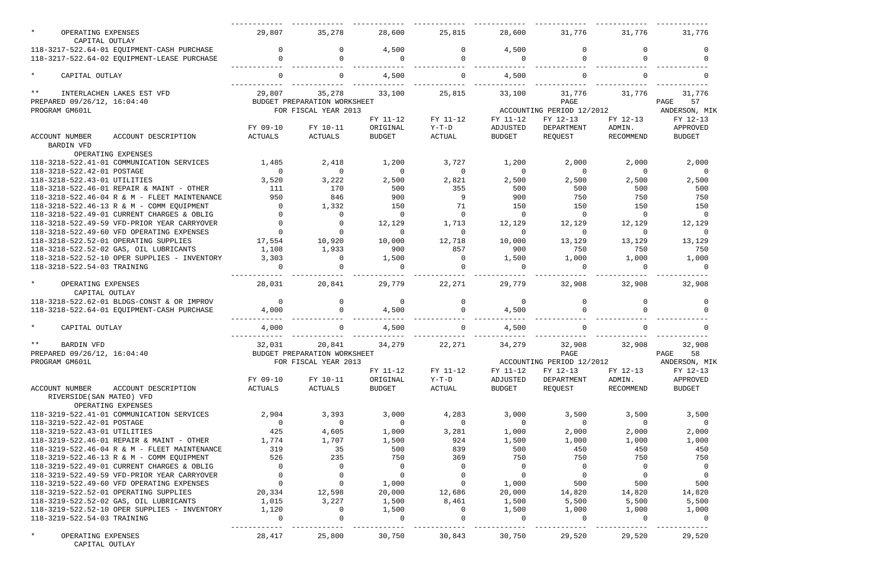| ACCOUNT NUMBER ACCOUNT DESCRIPTION | FY 09-10 ACTUALS | FY 10-11 ACTUALS | FY 11-12 ORIGINAL BUDGET | FY 11-12 Y-T-D ACTUAL | FY 11-12 ADJUSTED BUDGET | FY 12-13 DEPARTMENT REQUEST | FY 12-13 ADMIN. RECOMMEND | FY 12-13 APPROVED BUDGET |
|---|---|---|---|---|---|---|---|---|
| * OPERATING EXPENSES | 29,807 | 35,278 | 28,600 | 25,815 | 28,600 | 31,776 | 31,776 | 31,776 |
| CAPITAL OUTLAY | | | | | | | | |
| 118-3217-522.64-01 EQUIPMENT-CASH PURCHASE | 0 | 0 | 4,500 | 0 | 4,500 | 0 | 0 | 0 |
| 118-3217-522.64-02 EQUIPMENT-LEASE PURCHASE | 0 | 0 | 0 | 0 | 0 | 0 | 0 | 0 |
| * CAPITAL OUTLAY | 0 | 0 | 4,500 | 0 | 4,500 | 0 | 0 | 0 |
| ** INTERLACHEN LAKES EST VFD | 29,807 | 35,278 | 33,100 | 25,815 | 33,100 | 31,776 | 31,776 | 31,776 |

PREPARED 09/26/12, 16:04:40 BUDGET PREPARATION WORKSHEET PAGE 57
PROGRAM GM601L FOR FISCAL YEAR 2013 ACCOUNTING PERIOD 12/2012 ANDERSON, MIK

| ACCOUNT NUMBER ACCOUNT DESCRIPTION | FY 09-10 ACTUALS | FY 10-11 ACTUALS | FY 11-12 ORIGINAL BUDGET | FY 11-12 Y-T-D ACTUAL | FY 11-12 ADJUSTED BUDGET | FY 12-13 DEPARTMENT REQUEST | FY 12-13 ADMIN. RECOMMEND | FY 12-13 APPROVED BUDGET |
|---|---|---|---|---|---|---|---|---|
| BARDIN VFD | | | | | | | | |
| OPERATING EXPENSES | | | | | | | | |
| 118-3218-522.41-01 COMMUNICATION SERVICES | 1,485 | 2,418 | 1,200 | 3,727 | 1,200 | 2,000 | 2,000 | 2,000 |
| 118-3218-522.42-01 POSTAGE | 0 | 0 | 0 | 0 | 0 | 0 | 0 | 0 |
| 118-3218-522.43-01 UTILITIES | 3,520 | 3,222 | 2,500 | 2,821 | 2,500 | 2,500 | 2,500 | 2,500 |
| 118-3218-522.46-01 REPAIR & MAINT - OTHER | 111 | 170 | 500 | 355 | 500 | 500 | 500 | 500 |
| 118-3218-522.46-04 R & M - FLEET MAINTENANCE | 950 | 846 | 900 | 9 | 900 | 750 | 750 | 750 |
| 118-3218-522.46-13 R & M - COMM EQUIPMENT | 0 | 1,332 | 150 | 71 | 150 | 150 | 150 | 150 |
| 118-3218-522.49-01 CURRENT CHARGES & OBLIG | 0 | 0 | 0 | 0 | 0 | 0 | 0 | 0 |
| 118-3218-522.49-59 VFD-PRIOR YEAR CARRYOVER | 0 | 0 | 12,129 | 1,713 | 12,129 | 12,129 | 12,129 | 12,129 |
| 118-3218-522.49-60 VFD OPERATING EXPENSES | 0 | 0 | 0 | 0 | 0 | 0 | 0 | 0 |
| 118-3218-522.52-01 OPERATING SUPPLIES | 17,554 | 10,920 | 10,000 | 12,718 | 10,000 | 13,129 | 13,129 | 13,129 |
| 118-3218-522.52-02 GAS, OIL LUBRICANTS | 1,108 | 1,933 | 900 | 857 | 900 | 750 | 750 | 750 |
| 118-3218-522.52-10 OPER SUPPLIES - INVENTORY | 3,303 | 0 | 1,500 | 0 | 1,500 | 1,000 | 1,000 | 1,000 |
| 118-3218-522.54-03 TRAINING | 0 | 0 | 0 | 0 | 0 | 0 | 0 | 0 |
| * OPERATING EXPENSES | 28,031 | 20,841 | 29,779 | 22,271 | 29,779 | 32,908 | 32,908 | 32,908 |
| CAPITAL OUTLAY | | | | | | | | |
| 118-3218-522.62-01 BLDGS-CONST & OR IMPROV | 0 | 0 | 0 | 0 | 0 | 0 | 0 | 0 |
| 118-3218-522.64-01 EQUIPMENT-CASH PURCHASE | 4,000 | 0 | 4,500 | 0 | 4,500 | 0 | 0 | 0 |
| * CAPITAL OUTLAY | 4,000 | 0 | 4,500 | 0 | 4,500 | 0 | 0 | 0 |
| ** BARDIN VFD | 32,031 | 20,841 | 34,279 | 22,271 | 34,279 | 32,908 | 32,908 | 32,908 |

PREPARED 09/26/12, 16:04:40 BUDGET PREPARATION WORKSHEET PAGE 58
PROGRAM GM601L FOR FISCAL YEAR 2013 ACCOUNTING PERIOD 12/2012 ANDERSON, MIK

| ACCOUNT NUMBER ACCOUNT DESCRIPTION | FY 09-10 ACTUALS | FY 10-11 ACTUALS | FY 11-12 ORIGINAL BUDGET | FY 11-12 Y-T-D ACTUAL | FY 11-12 ADJUSTED BUDGET | FY 12-13 DEPARTMENT REQUEST | FY 12-13 ADMIN. RECOMMEND | FY 12-13 APPROVED BUDGET |
|---|---|---|---|---|---|---|---|---|
| RIVERSIDE(SAN MATEO) VFD | | | | | | | | |
| OPERATING EXPENSES | | | | | | | | |
| 118-3219-522.41-01 COMMUNICATION SERVICES | 2,904 | 3,393 | 3,000 | 4,283 | 3,000 | 3,500 | 3,500 | 3,500 |
| 118-3219-522.42-01 POSTAGE | 0 | 0 | 0 | 0 | 0 | 0 | 0 | 0 |
| 118-3219-522.43-01 UTILITIES | 425 | 4,605 | 1,000 | 3,281 | 1,000 | 2,000 | 2,000 | 2,000 |
| 118-3219-522.46-01 REPAIR & MAINT - OTHER | 1,774 | 1,707 | 1,500 | 924 | 1,500 | 1,000 | 1,000 | 1,000 |
| 118-3219-522.46-04 R & M - FLEET MAINTENANCE | 319 | 35 | 500 | 839 | 500 | 450 | 450 | 450 |
| 118-3219-522.46-13 R & M - COMM EQUIPMENT | 526 | 235 | 750 | 369 | 750 | 750 | 750 | 750 |
| 118-3219-522.49-01 CURRENT CHARGES & OBLIG | 0 | 0 | 0 | 0 | 0 | 0 | 0 | 0 |
| 118-3219-522.49-59 VFD-PRIOR YEAR CARRYOVER | 0 | 0 | 0 | 0 | 0 | 0 | 0 | 0 |
| 118-3219-522.49-60 VFD OPERATING EXPENSES | 0 | 0 | 1,000 | 0 | 1,000 | 500 | 500 | 500 |
| 118-3219-522.52-01 OPERATING SUPPLIES | 20,334 | 12,598 | 20,000 | 12,686 | 20,000 | 14,820 | 14,820 | 14,820 |
| 118-3219-522.52-02 GAS, OIL LUBRICANTS | 1,015 | 3,227 | 1,500 | 8,461 | 1,500 | 5,500 | 5,500 | 5,500 |
| 118-3219-522.52-10 OPER SUPPLIES - INVENTORY | 1,120 | 0 | 1,500 | 0 | 1,500 | 1,000 | 1,000 | 1,000 |
| 118-3219-522.54-03 TRAINING | 0 | 0 | 0 | 0 | 0 | 0 | 0 | 0 |
| * OPERATING EXPENSES | 28,417 | 25,800 | 30,750 | 30,843 | 30,750 | 29,520 | 29,520 | 29,520 |
| CAPITAL OUTLAY | | | | | | | | |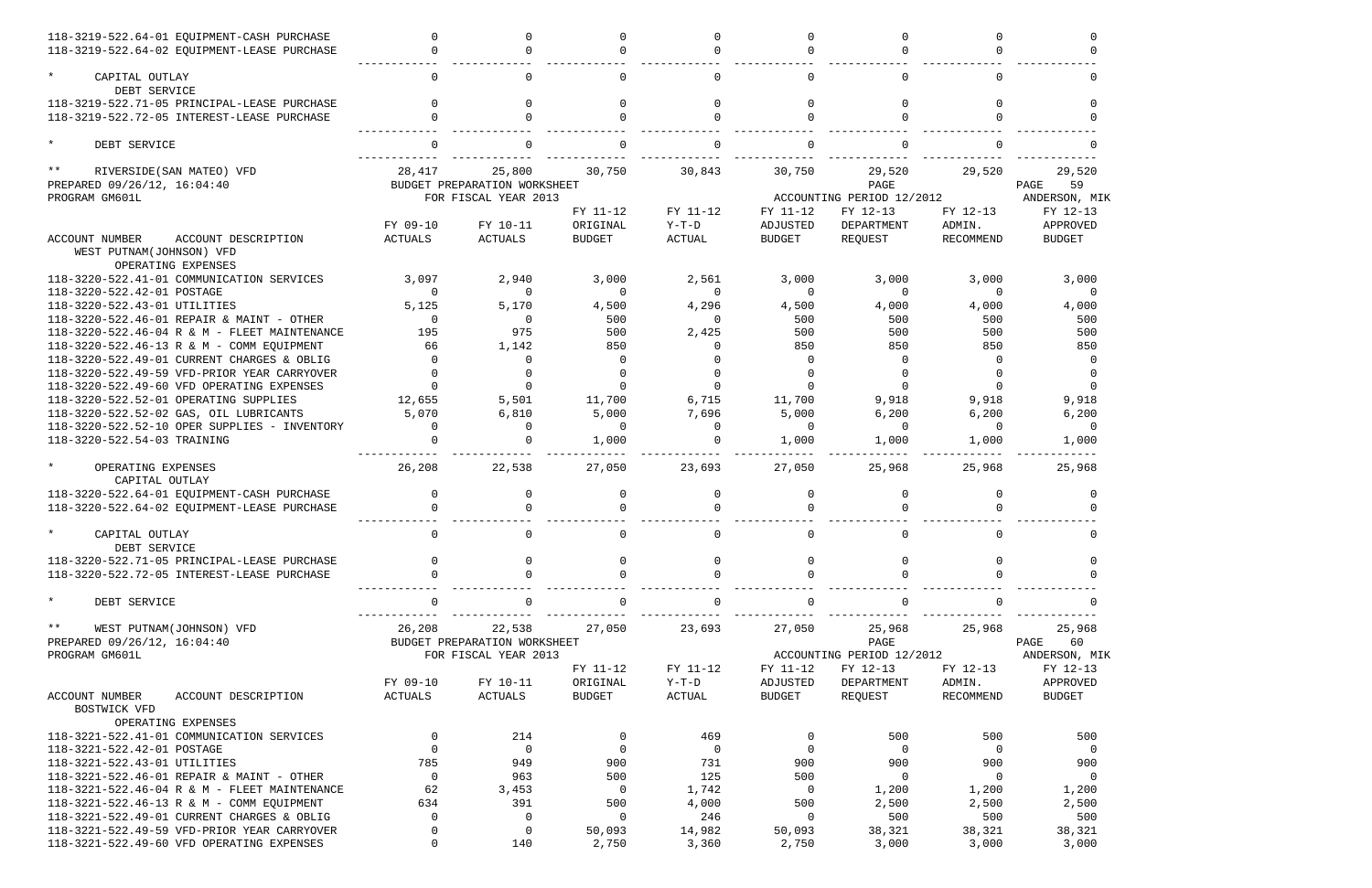| ACCOUNT NUMBER ACCOUNT DESCRIPTION | FY 09-10 ACTUALS | FY 10-11 ACTUALS | FY 11-12 ORIGINAL BUDGET | FY 11-12 Y-T-D ACTUAL | FY 11-12 ADJUSTED BUDGET | FY 12-13 DEPARTMENT REQUEST | FY 12-13 ADMIN. RECOMMEND | FY 12-13 APPROVED BUDGET |
|---|---|---|---|---|---|---|---|---|
| 118-3219-522.64-01 EQUIPMENT-CASH PURCHASE | 0 | 0 | 0 | 0 | 0 | 0 | 0 | 0 |
| 118-3219-522.64-02 EQUIPMENT-LEASE PURCHASE | 0 | 0 | 0 | 0 | 0 | 0 | 0 | 0 |
| * CAPITAL OUTLAY | 0 | 0 | 0 | 0 | 0 | 0 | 0 | 0 |
| DEBT SERVICE | | | | | | | | |
| 118-3219-522.71-05 PRINCIPAL-LEASE PURCHASE | 0 | 0 | 0 | 0 | 0 | 0 | 0 | 0 |
| 118-3219-522.72-05 INTEREST-LEASE PURCHASE | 0 | 0 | 0 | 0 | 0 | 0 | 0 | 0 |
| * DEBT SERVICE | 0 | 0 | 0 | 0 | 0 | 0 | 0 | 0 |
| ** RIVERSIDE(SAN MATEO) VFD | 28,417 | 25,800 | 30,750 | 30,843 | 30,750 | 29,520 | 29,520 | 29,520 |

PREPARED 09/26/12, 16:04:40 BUDGET PREPARATION WORKSHEET PAGE 59
PROGRAM GM601L FOR FISCAL YEAR 2013 ACCOUNTING PERIOD 12/2012 ANDERSON, MIK

| ACCOUNT NUMBER ACCOUNT DESCRIPTION | FY 09-10 ACTUALS | FY 10-11 ACTUALS | FY 11-12 ORIGINAL BUDGET | FY 11-12 Y-T-D ACTUAL | FY 11-12 ADJUSTED BUDGET | FY 12-13 DEPARTMENT REQUEST | FY 12-13 ADMIN. RECOMMEND | FY 12-13 APPROVED BUDGET |
|---|---|---|---|---|---|---|---|---|
| WEST PUTNAM(JOHNSON) VFD | | | | | | | | |
| OPERATING EXPENSES | | | | | | | | |
| 118-3220-522.41-01 COMMUNICATION SERVICES | 3,097 | 2,940 | 3,000 | 2,561 | 3,000 | 3,000 | 3,000 | 3,000 |
| 118-3220-522.42-01 POSTAGE | 0 | 0 | 0 | 0 | 0 | 0 | 0 | 0 |
| 118-3220-522.43-01 UTILITIES | 5,125 | 5,170 | 4,500 | 4,296 | 4,500 | 4,000 | 4,000 | 4,000 |
| 118-3220-522.46-01 REPAIR & MAINT - OTHER | 0 | 0 | 500 | 0 | 500 | 500 | 500 | 500 |
| 118-3220-522.46-04 R & M - FLEET MAINTENANCE | 195 | 975 | 500 | 2,425 | 500 | 500 | 500 | 500 |
| 118-3220-522.46-13 R & M - COMM EQUIPMENT | 66 | 1,142 | 850 | 0 | 850 | 850 | 850 | 850 |
| 118-3220-522.49-01 CURRENT CHARGES & OBLIG | 0 | 0 | 0 | 0 | 0 | 0 | 0 | 0 |
| 118-3220-522.49-59 VFD-PRIOR YEAR CARRYOVER | 0 | 0 | 0 | 0 | 0 | 0 | 0 | 0 |
| 118-3220-522.49-60 VFD OPERATING EXPENSES | 0 | 0 | 0 | 0 | 0 | 0 | 0 | 0 |
| 118-3220-522.52-01 OPERATING SUPPLIES | 12,655 | 5,501 | 11,700 | 6,715 | 11,700 | 9,918 | 9,918 | 9,918 |
| 118-3220-522.52-02 GAS, OIL LUBRICANTS | 5,070 | 6,810 | 5,000 | 7,696 | 5,000 | 6,200 | 6,200 | 6,200 |
| 118-3220-522.52-10 OPER SUPPLIES - INVENTORY | 0 | 0 | 0 | 0 | 0 | 0 | 0 | 0 |
| 118-3220-522.54-03 TRAINING | 0 | 0 | 1,000 | 0 | 1,000 | 1,000 | 1,000 | 1,000 |
| * OPERATING EXPENSES | 26,208 | 22,538 | 27,050 | 23,693 | 27,050 | 25,968 | 25,968 | 25,968 |
| CAPITAL OUTLAY | | | | | | | | |
| 118-3220-522.64-01 EQUIPMENT-CASH PURCHASE | 0 | 0 | 0 | 0 | 0 | 0 | 0 | 0 |
| 118-3220-522.64-02 EQUIPMENT-LEASE PURCHASE | 0 | 0 | 0 | 0 | 0 | 0 | 0 | 0 |
| * CAPITAL OUTLAY | 0 | 0 | 0 | 0 | 0 | 0 | 0 | 0 |
| DEBT SERVICE | | | | | | | | |
| 118-3220-522.71-05 PRINCIPAL-LEASE PURCHASE | 0 | 0 | 0 | 0 | 0 | 0 | 0 | 0 |
| 118-3220-522.72-05 INTEREST-LEASE PURCHASE | 0 | 0 | 0 | 0 | 0 | 0 | 0 | 0 |
| * DEBT SERVICE | 0 | 0 | 0 | 0 | 0 | 0 | 0 | 0 |
| ** WEST PUTNAM(JOHNSON) VFD | 26,208 | 22,538 | 27,050 | 23,693 | 27,050 | 25,968 | 25,968 | 25,968 |

PREPARED 09/26/12, 16:04:40 BUDGET PREPARATION WORKSHEET PAGE 60
PROGRAM GM601L FOR FISCAL YEAR 2013 ACCOUNTING PERIOD 12/2012 ANDERSON, MIK

| ACCOUNT NUMBER ACCOUNT DESCRIPTION | FY 09-10 ACTUALS | FY 10-11 ACTUALS | FY 11-12 ORIGINAL BUDGET | FY 11-12 Y-T-D ACTUAL | FY 11-12 ADJUSTED BUDGET | FY 12-13 DEPARTMENT REQUEST | FY 12-13 ADMIN. RECOMMEND | FY 12-13 APPROVED BUDGET |
|---|---|---|---|---|---|---|---|---|
| BOSTWICK VFD | | | | | | | | |
| OPERATING EXPENSES | | | | | | | | |
| 118-3221-522.41-01 COMMUNICATION SERVICES | 0 | 214 | 0 | 469 | 0 | 500 | 500 | 500 |
| 118-3221-522.42-01 POSTAGE | 0 | 0 | 0 | 0 | 0 | 0 | 0 | 0 |
| 118-3221-522.43-01 UTILITIES | 785 | 949 | 900 | 731 | 900 | 900 | 900 | 900 |
| 118-3221-522.46-01 REPAIR & MAINT - OTHER | 0 | 963 | 500 | 125 | 500 | 0 | 0 | 0 |
| 118-3221-522.46-04 R & M - FLEET MAINTENANCE | 62 | 3,453 | 0 | 1,742 | 0 | 1,200 | 1,200 | 1,200 |
| 118-3221-522.46-13 R & M - COMM EQUIPMENT | 634 | 391 | 500 | 4,000 | 500 | 2,500 | 2,500 | 2,500 |
| 118-3221-522.49-01 CURRENT CHARGES & OBLIG | 0 | 0 | 0 | 246 | 0 | 500 | 500 | 500 |
| 118-3221-522.49-59 VFD-PRIOR YEAR CARRYOVER | 0 | 0 | 50,093 | 14,982 | 50,093 | 38,321 | 38,321 | 38,321 |
| 118-3221-522.49-60 VFD OPERATING EXPENSES | 0 | 140 | 2,750 | 3,360 | 2,750 | 3,000 | 3,000 | 3,000 |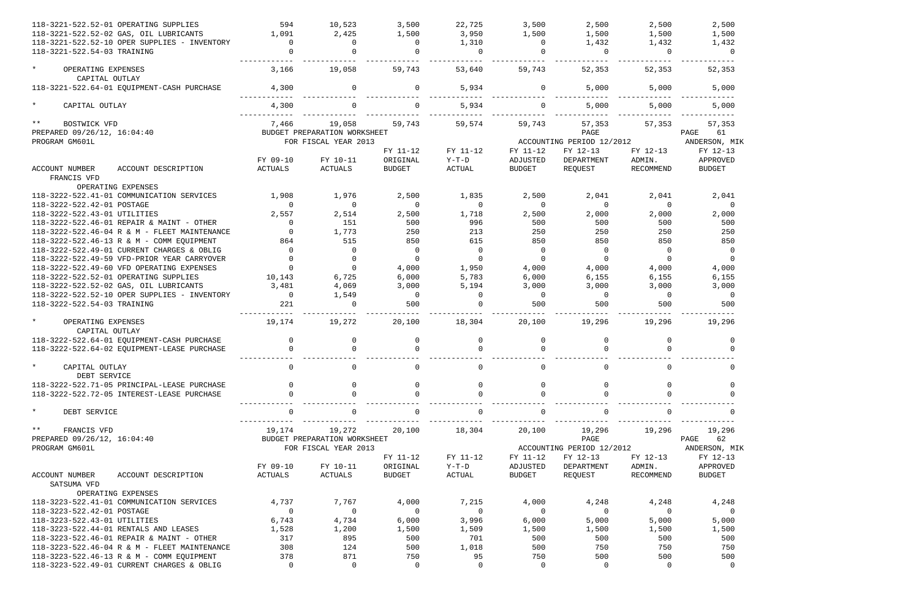| ACCOUNT NUMBER ACCOUNT DESCRIPTION | FY 09-10 ACTUALS | FY 10-11 ACTUALS | FY 11-12 ORIGINAL BUDGET | FY 11-12 Y-T-D ACTUAL | FY 11-12 ADJUSTED BUDGET | FY 12-13 DEPARTMENT REQUEST | FY 12-13 ADMIN. RECOMMEND | FY 12-13 APPROVED BUDGET |
|---|---|---|---|---|---|---|---|---|
| 118-3221-522.52-01 OPERATING SUPPLIES | 594 | 10,523 | 3,500 | 22,725 | 3,500 | 2,500 | 2,500 | 2,500 |
| 118-3221-522.52-02 GAS, OIL LUBRICANTS | 1,091 | 2,425 | 1,500 | 3,950 | 1,500 | 1,500 | 1,500 | 1,500 |
| 118-3221-522.52-10 OPER SUPPLIES - INVENTORY | 0 | 0 | 0 | 1,310 | 0 | 1,432 | 1,432 | 1,432 |
| 118-3221-522.54-03 TRAINING | 0 | 0 | 0 | 0 | 0 | 0 | 0 | 0 |
| * OPERATING EXPENSES | 3,166 | 19,058 | 59,743 | 53,640 | 59,743 | 52,353 | 52,353 | 52,353 |
| CAPITAL OUTLAY | | | | | | | | |
| 118-3221-522.64-01 EQUIPMENT-CASH PURCHASE | 4,300 | 0 | 0 | 5,934 | 0 | 5,000 | 5,000 | 5,000 |
| * CAPITAL OUTLAY | 4,300 | 0 | 0 | 5,934 | 0 | 5,000 | 5,000 | 5,000 |
| ** BOSTWICK VFD | 7,466 | 19,058 | 59,743 | 59,574 | 59,743 | 57,353 | 57,353 | 57,353 |

PREPARED 09/26/12, 16:04:40 BUDGET PREPARATION WORKSHEET PAGE 61
PROGRAM GM601L FOR FISCAL YEAR 2013 ACCOUNTING PERIOD 12/2012 ANDERSON, MIK

| ACCOUNT NUMBER ACCOUNT DESCRIPTION | FY 09-10 ACTUALS | FY 10-11 ACTUALS | FY 11-12 ORIGINAL BUDGET | FY 11-12 Y-T-D ACTUAL | FY 11-12 ADJUSTED BUDGET | FY 12-13 DEPARTMENT REQUEST | FY 12-13 ADMIN. RECOMMEND | FY 12-13 APPROVED BUDGET |
|---|---|---|---|---|---|---|---|---|
| FRANCIS VFD | | | | | | | | |
| OPERATING EXPENSES | | | | | | | | |
| 118-3222-522.41-01 COMMUNICATION SERVICES | 1,908 | 1,976 | 2,500 | 1,835 | 2,500 | 2,041 | 2,041 | 2,041 |
| 118-3222-522.42-01 POSTAGE | 0 | 0 | 0 | 0 | 0 | 0 | 0 | 0 |
| 118-3222-522.43-01 UTILITIES | 2,557 | 2,514 | 2,500 | 1,718 | 2,500 | 2,000 | 2,000 | 2,000 |
| 118-3222-522.46-01 REPAIR & MAINT - OTHER | 0 | 151 | 500 | 996 | 500 | 500 | 500 | 500 |
| 118-3222-522.46-04 R & M - FLEET MAINTENANCE | 0 | 1,773 | 250 | 213 | 250 | 250 | 250 | 250 |
| 118-3222-522.46-13 R & M - COMM EQUIPMENT | 864 | 515 | 850 | 615 | 850 | 850 | 850 | 850 |
| 118-3222-522.49-01 CURRENT CHARGES & OBLIG | 0 | 0 | 0 | 0 | 0 | 0 | 0 | 0 |
| 118-3222-522.49-59 VFD-PRIOR YEAR CARRYOVER | 0 | 0 | 0 | 0 | 0 | 0 | 0 | 0 |
| 118-3222-522.49-60 VFD OPERATING EXPENSES | 0 | 0 | 4,000 | 1,950 | 4,000 | 4,000 | 4,000 | 4,000 |
| 118-3222-522.52-01 OPERATING SUPPLIES | 10,143 | 6,725 | 6,000 | 5,783 | 6,000 | 6,155 | 6,155 | 6,155 |
| 118-3222-522.52-02 GAS, OIL LUBRICANTS | 3,481 | 4,069 | 3,000 | 5,194 | 3,000 | 3,000 | 3,000 | 3,000 |
| 118-3222-522.52-10 OPER SUPPLIES - INVENTORY | 0 | 1,549 | 0 | 0 | 0 | 0 | 0 | 0 |
| 118-3222-522.54-03 TRAINING | 221 | 0 | 500 | 0 | 500 | 500 | 500 | 500 |
| * OPERATING EXPENSES | 19,174 | 19,272 | 20,100 | 18,304 | 20,100 | 19,296 | 19,296 | 19,296 |
| CAPITAL OUTLAY | | | | | | | | |
| 118-3222-522.64-01 EQUIPMENT-CASH PURCHASE | 0 | 0 | 0 | 0 | 0 | 0 | 0 | 0 |
| 118-3222-522.64-02 EQUIPMENT-LEASE PURCHASE | 0 | 0 | 0 | 0 | 0 | 0 | 0 | 0 |
| * CAPITAL OUTLAY | 0 | 0 | 0 | 0 | 0 | 0 | 0 | 0 |
| DEBT SERVICE | | | | | | | | |
| 118-3222-522.71-05 PRINCIPAL-LEASE PURCHASE | 0 | 0 | 0 | 0 | 0 | 0 | 0 | 0 |
| 118-3222-522.72-05 INTEREST-LEASE PURCHASE | 0 | 0 | 0 | 0 | 0 | 0 | 0 | 0 |
| * DEBT SERVICE | 0 | 0 | 0 | 0 | 0 | 0 | 0 | 0 |
| ** FRANCIS VFD | 19,174 | 19,272 | 20,100 | 18,304 | 20,100 | 19,296 | 19,296 | 19,296 |

PREPARED 09/26/12, 16:04:40 BUDGET PREPARATION WORKSHEET PAGE 62
PROGRAM GM601L FOR FISCAL YEAR 2013 ACCOUNTING PERIOD 12/2012 ANDERSON, MIK

| ACCOUNT NUMBER ACCOUNT DESCRIPTION | FY 09-10 ACTUALS | FY 10-11 ACTUALS | FY 11-12 ORIGINAL BUDGET | FY 11-12 Y-T-D ACTUAL | FY 11-12 ADJUSTED BUDGET | FY 12-13 DEPARTMENT REQUEST | FY 12-13 ADMIN. RECOMMEND | FY 12-13 APPROVED BUDGET |
|---|---|---|---|---|---|---|---|---|
| SATSUMA VFD | | | | | | | | |
| OPERATING EXPENSES | | | | | | | | |
| 118-3223-522.41-01 COMMUNICATION SERVICES | 4,737 | 7,767 | 4,000 | 7,215 | 4,000 | 4,248 | 4,248 | 4,248 |
| 118-3223-522.42-01 POSTAGE | 0 | 0 | 0 | 0 | 0 | 0 | 0 | 0 |
| 118-3223-522.43-01 UTILITIES | 6,743 | 4,734 | 6,000 | 3,996 | 6,000 | 5,000 | 5,000 | 5,000 |
| 118-3223-522.44-01 RENTALS AND LEASES | 1,528 | 1,200 | 1,500 | 1,509 | 1,500 | 1,500 | 1,500 | 1,500 |
| 118-3223-522.46-01 REPAIR & MAINT - OTHER | 317 | 895 | 500 | 701 | 500 | 500 | 500 | 500 |
| 118-3223-522.46-04 R & M - FLEET MAINTENANCE | 308 | 124 | 500 | 1,018 | 500 | 750 | 750 | 750 |
| 118-3223-522.46-13 R & M - COMM EQUIPMENT | 378 | 871 | 750 | 95 | 750 | 500 | 500 | 500 |
| 118-3223-522.49-01 CURRENT CHARGES & OBLIG | 0 | 0 | 0 | 0 | 0 | 0 | 0 | 0 |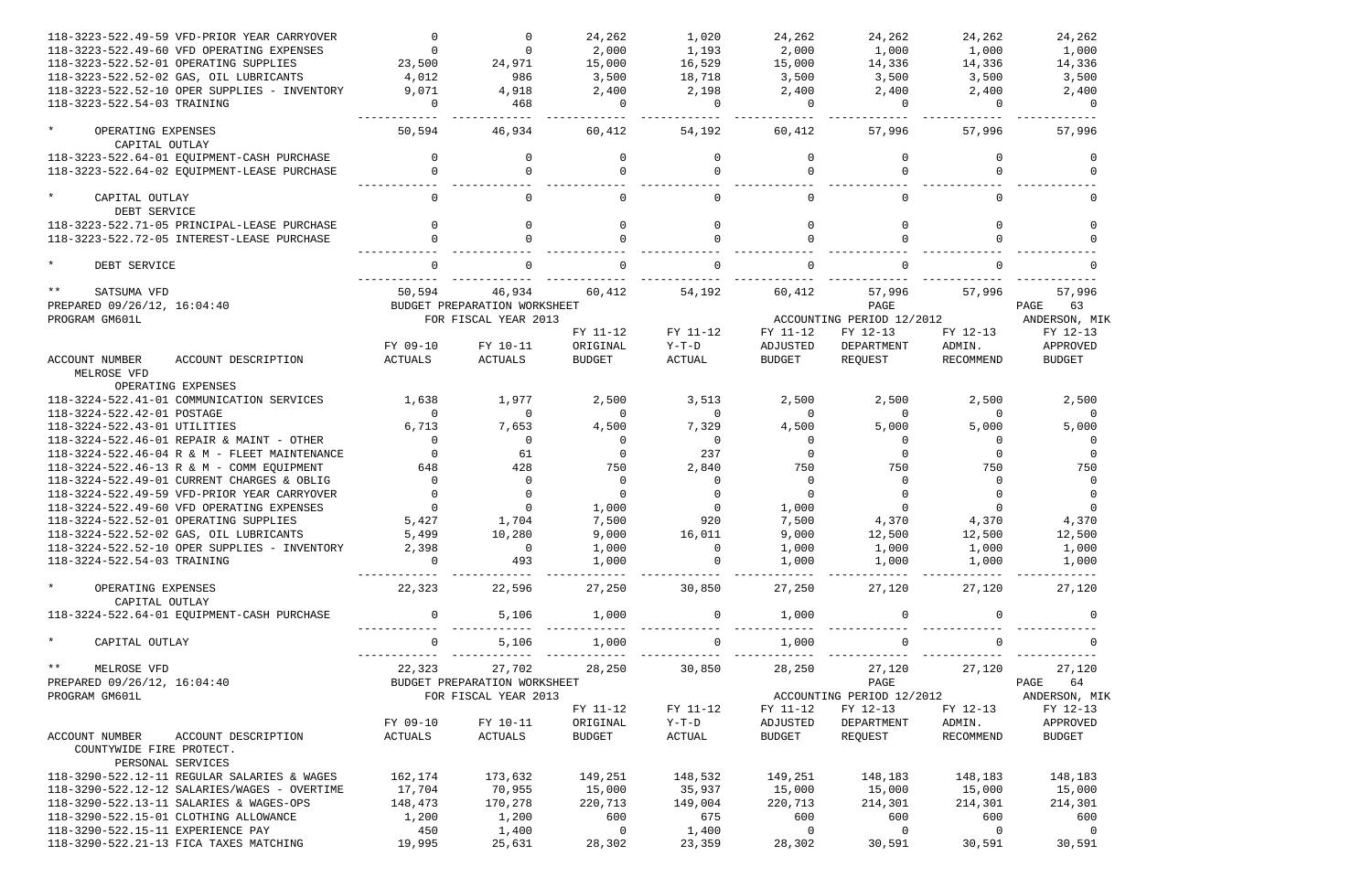| ACCOUNT NUMBER ACCOUNT DESCRIPTION | FY 09-10 ACTUALS | FY 10-11 ACTUALS | FY 11-12 ORIGINAL BUDGET | FY 11-12 Y-T-D ACTUAL | FY 11-12 ADJUSTED BUDGET | FY 12-13 DEPARTMENT REQUEST | FY 12-13 ADMIN. RECOMMEND | FY 12-13 APPROVED BUDGET |
|---|---|---|---|---|---|---|---|---|
| 118-3223-522.49-59 VFD-PRIOR YEAR CARRYOVER | 0 | 0 | 24,262 | 1,020 | 24,262 | 24,262 | 24,262 | 24,262 |
| 118-3223-522.49-60 VFD OPERATING EXPENSES | 0 | 0 | 2,000 | 1,193 | 2,000 | 1,000 | 1,000 | 1,000 |
| 118-3223-522.52-01 OPERATING SUPPLIES | 23,500 | 24,971 | 15,000 | 16,529 | 15,000 | 14,336 | 14,336 | 14,336 |
| 118-3223-522.52-02 GAS, OIL LUBRICANTS | 4,012 | 986 | 3,500 | 18,718 | 3,500 | 3,500 | 3,500 | 3,500 |
| 118-3223-522.52-10 OPER SUPPLIES - INVENTORY | 9,071 | 4,918 | 2,400 | 2,198 | 2,400 | 2,400 | 2,400 | 2,400 |
| 118-3223-522.54-03 TRAINING | 0 | 468 | 0 | 0 | 0 | 0 | 0 | 0 |
| * OPERATING EXPENSES | 50,594 | 46,934 | 60,412 | 54,192 | 60,412 | 57,996 | 57,996 | 57,996 |
| CAPITAL OUTLAY | | | | | | | | |
| 118-3223-522.64-01 EQUIPMENT-CASH PURCHASE | 0 | 0 | 0 | 0 | 0 | 0 | 0 | 0 |
| 118-3223-522.64-02 EQUIPMENT-LEASE PURCHASE | 0 | 0 | 0 | 0 | 0 | 0 | 0 | 0 |
| * CAPITAL OUTLAY | 0 | 0 | 0 | 0 | 0 | 0 | 0 | 0 |
| DEBT SERVICE | | | | | | | | |
| 118-3223-522.71-05 PRINCIPAL-LEASE PURCHASE | 0 | 0 | 0 | 0 | 0 | 0 | 0 | 0 |
| 118-3223-522.72-05 INTEREST-LEASE PURCHASE | 0 | 0 | 0 | 0 | 0 | 0 | 0 | 0 |
| * DEBT SERVICE | 0 | 0 | 0 | 0 | 0 | 0 | 0 | 0 |
| ** SATSUMA VFD | 50,594 | 46,934 | 60,412 | 54,192 | 60,412 | 57,996 | 57,996 | 57,996 |

PREPARED 09/26/12, 16:04:40 — BUDGET PREPARATION WORKSHEET — PAGE 63
PROGRAM GM601L — FOR FISCAL YEAR 2013 — ACCOUNTING PERIOD 12/2012 — ANDERSON, MIK

| ACCOUNT NUMBER ACCOUNT DESCRIPTION | FY 09-10 ACTUALS | FY 10-11 ACTUALS | FY 11-12 ORIGINAL BUDGET | FY 11-12 Y-T-D ACTUAL | FY 11-12 ADJUSTED BUDGET | FY 12-13 DEPARTMENT REQUEST | FY 12-13 ADMIN. RECOMMEND | FY 12-13 APPROVED BUDGET |
|---|---|---|---|---|---|---|---|---|
| MELROSE VFD | | | | | | | | |
| OPERATING EXPENSES | | | | | | | | |
| 118-3224-522.41-01 COMMUNICATION SERVICES | 1,638 | 1,977 | 2,500 | 3,513 | 2,500 | 2,500 | 2,500 | 2,500 |
| 118-3224-522.42-01 POSTAGE | 0 | 0 | 0 | 0 | 0 | 0 | 0 | 0 |
| 118-3224-522.43-01 UTILITIES | 6,713 | 7,653 | 4,500 | 7,329 | 4,500 | 5,000 | 5,000 | 5,000 |
| 118-3224-522.46-01 REPAIR & MAINT - OTHER | 0 | 0 | 0 | 0 | 0 | 0 | 0 | 0 |
| 118-3224-522.46-04 R & M - FLEET MAINTENANCE | 0 | 61 | 0 | 237 | 0 | 0 | 0 | 0 |
| 118-3224-522.46-13 R & M - COMM EQUIPMENT | 648 | 428 | 750 | 2,840 | 750 | 750 | 750 | 750 |
| 118-3224-522.49-01 CURRENT CHARGES & OBLIG | 0 | 0 | 0 | 0 | 0 | 0 | 0 | 0 |
| 118-3224-522.49-59 VFD-PRIOR YEAR CARRYOVER | 0 | 0 | 0 | 0 | 0 | 0 | 0 | 0 |
| 118-3224-522.49-60 VFD OPERATING EXPENSES | 0 | 0 | 1,000 | 0 | 1,000 | 0 | 0 | 0 |
| 118-3224-522.52-01 OPERATING SUPPLIES | 5,427 | 1,704 | 7,500 | 920 | 7,500 | 4,370 | 4,370 | 4,370 |
| 118-3224-522.52-02 GAS, OIL LUBRICANTS | 5,499 | 10,280 | 9,000 | 16,011 | 9,000 | 12,500 | 12,500 | 12,500 |
| 118-3224-522.52-10 OPER SUPPLIES - INVENTORY | 2,398 | 0 | 1,000 | 0 | 1,000 | 1,000 | 1,000 | 1,000 |
| 118-3224-522.54-03 TRAINING | 0 | 493 | 1,000 | 0 | 1,000 | 1,000 | 1,000 | 1,000 |
| * OPERATING EXPENSES | 22,323 | 22,596 | 27,250 | 30,850 | 27,250 | 27,120 | 27,120 | 27,120 |
| CAPITAL OUTLAY | | | | | | | | |
| 118-3224-522.64-01 EQUIPMENT-CASH PURCHASE | 0 | 5,106 | 1,000 | 0 | 1,000 | 0 | 0 | 0 |
| * CAPITAL OUTLAY | 0 | 5,106 | 1,000 | 0 | 1,000 | 0 | 0 | 0 |
| ** MELROSE VFD | 22,323 | 27,702 | 28,250 | 30,850 | 28,250 | 27,120 | 27,120 | 27,120 |

PREPARED 09/26/12, 16:04:40 — BUDGET PREPARATION WORKSHEET — PAGE 64
PROGRAM GM601L — FOR FISCAL YEAR 2013 — ACCOUNTING PERIOD 12/2012 — ANDERSON, MIK

| ACCOUNT NUMBER ACCOUNT DESCRIPTION | FY 09-10 ACTUALS | FY 10-11 ACTUALS | FY 11-12 ORIGINAL BUDGET | FY 11-12 Y-T-D ACTUAL | FY 11-12 ADJUSTED BUDGET | FY 12-13 DEPARTMENT REQUEST | FY 12-13 ADMIN. RECOMMEND | FY 12-13 APPROVED BUDGET |
|---|---|---|---|---|---|---|---|---|
| COUNTYWIDE FIRE PROTECT. | | | | | | | | |
| PERSONAL SERVICES | | | | | | | | |
| 118-3290-522.12-11 REGULAR SALARIES & WAGES | 162,174 | 173,632 | 149,251 | 148,532 | 149,251 | 148,183 | 148,183 | 148,183 |
| 118-3290-522.12-12 SALARIES/WAGES - OVERTIME | 17,704 | 70,955 | 15,000 | 35,937 | 15,000 | 15,000 | 15,000 | 15,000 |
| 118-3290-522.13-11 SALARIES & WAGES-OPS | 148,473 | 170,278 | 220,713 | 149,004 | 220,713 | 214,301 | 214,301 | 214,301 |
| 118-3290-522.15-01 CLOTHING ALLOWANCE | 1,200 | 1,200 | 600 | 675 | 600 | 600 | 600 | 600 |
| 118-3290-522.15-11 EXPERIENCE PAY | 450 | 1,400 | 0 | 1,400 | 0 | 0 | 0 | 0 |
| 118-3290-522.21-13 FICA TAXES MATCHING | 19,995 | 25,631 | 28,302 | 23,359 | 28,302 | 30,591 | 30,591 | 30,591 |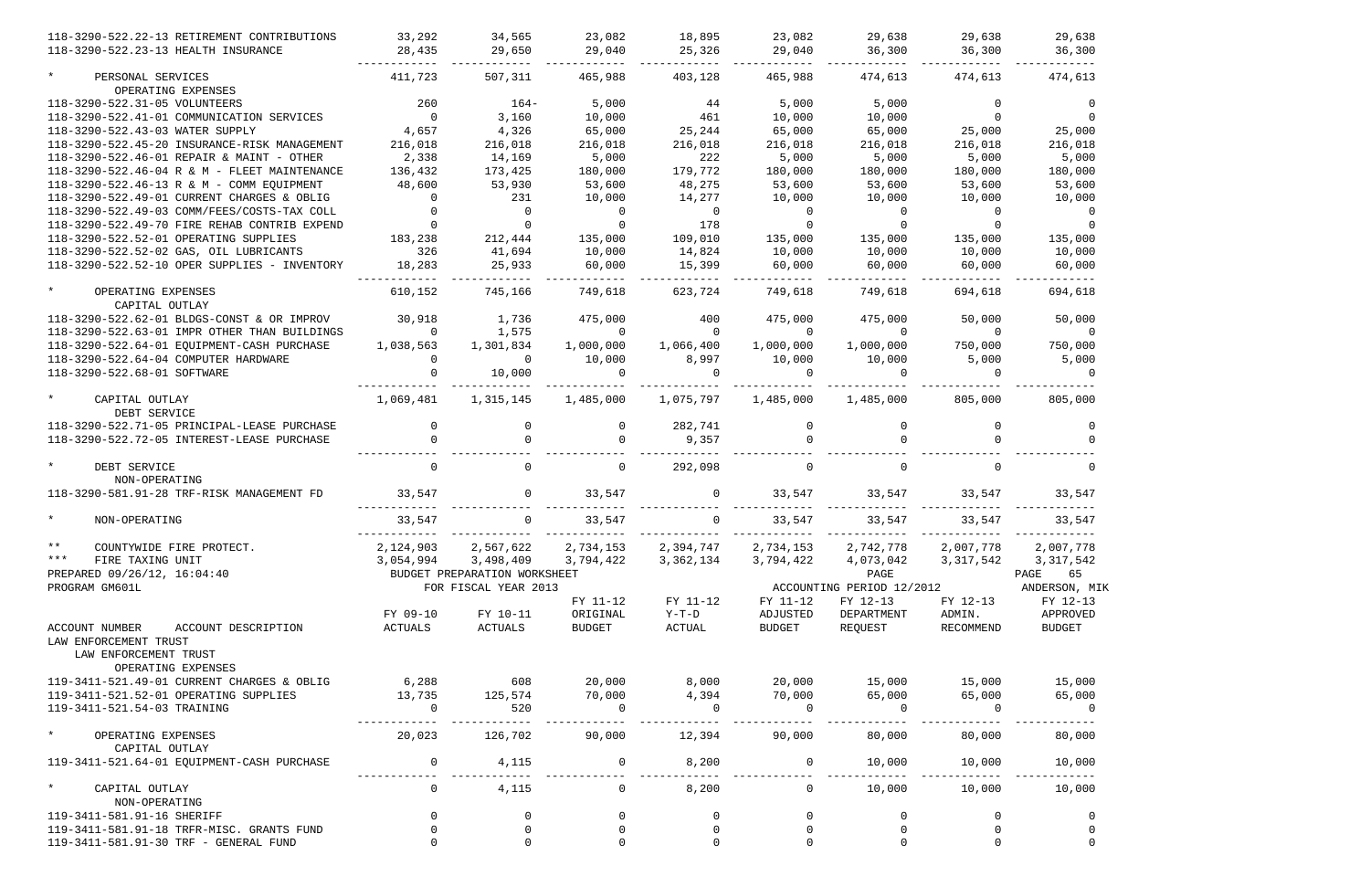| ACCOUNT NUMBER ACCOUNT DESCRIPTION | FY 09-10 ACTUALS | FY 10-11 ACTUALS | FY 11-12 ORIGINAL BUDGET | FY 11-12 Y-T-D ACTUAL | FY 11-12 ADJUSTED BUDGET | FY 12-13 DEPARTMENT REQUEST | FY 12-13 ADMIN. RECOMMEND | FY 12-13 APPROVED BUDGET |
|---|---|---|---|---|---|---|---|---|
| 118-3290-522.22-13 RETIREMENT CONTRIBUTIONS | 33,292 | 34,565 | 23,082 | 18,895 | 23,082 | 29,638 | 29,638 | 29,638 |
| 118-3290-522.23-13 HEALTH INSURANCE | 28,435 | 29,650 | 29,040 | 25,326 | 29,040 | 36,300 | 36,300 | 36,300 |
| * PERSONAL SERVICES | 411,723 | 507,311 | 465,988 | 403,128 | 465,988 | 474,613 | 474,613 | 474,613 |
| OPERATING EXPENSES | | | | | | | | |
| 118-3290-522.31-05 VOLUNTEERS | 260 | 164- | 5,000 | 44 | 5,000 | 5,000 | 0 | 0 |
| 118-3290-522.41-01 COMMUNICATION SERVICES | 0 | 3,160 | 10,000 | 461 | 10,000 | 10,000 | 0 | 0 |
| 118-3290-522.43-03 WATER SUPPLY | 4,657 | 4,326 | 65,000 | 25,244 | 65,000 | 65,000 | 25,000 | 25,000 |
| 118-3290-522.45-20 INSURANCE-RISK MANAGEMENT | 216,018 | 216,018 | 216,018 | 216,018 | 216,018 | 216,018 | 216,018 | 216,018 |
| 118-3290-522.46-01 REPAIR & MAINT - OTHER | 2,338 | 14,169 | 5,000 | 222 | 5,000 | 5,000 | 5,000 | 5,000 |
| 118-3290-522.46-04 R & M - FLEET MAINTENANCE | 136,432 | 173,425 | 180,000 | 179,772 | 180,000 | 180,000 | 180,000 | 180,000 |
| 118-3290-522.46-13 R & M - COMM EQUIPMENT | 48,600 | 53,930 | 53,600 | 48,275 | 53,600 | 53,600 | 53,600 | 53,600 |
| 118-3290-522.49-01 CURRENT CHARGES & OBLIG | 0 | 231 | 10,000 | 14,277 | 10,000 | 10,000 | 10,000 | 10,000 |
| 118-3290-522.49-03 COMM/FEES/COSTS-TAX COLL | 0 | 0 | 0 | 0 | 0 | 0 | 0 | 0 |
| 118-3290-522.49-70 FIRE REHAB CONTRIB EXPEND | 0 | 0 | 0 | 178 | 0 | 0 | 0 | 0 |
| 118-3290-522.52-01 OPERATING SUPPLIES | 183,238 | 212,444 | 135,000 | 109,010 | 135,000 | 135,000 | 135,000 | 135,000 |
| 118-3290-522.52-02 GAS, OIL LUBRICANTS | 326 | 41,694 | 10,000 | 14,824 | 10,000 | 10,000 | 10,000 | 10,000 |
| 118-3290-522.52-10 OPER SUPPLIES - INVENTORY | 18,283 | 25,933 | 60,000 | 15,399 | 60,000 | 60,000 | 60,000 | 60,000 |
| * OPERATING EXPENSES | 610,152 | 745,166 | 749,618 | 623,724 | 749,618 | 749,618 | 694,618 | 694,618 |
| CAPITAL OUTLAY | | | | | | | | |
| 118-3290-522.62-01 BLDGS-CONST & OR IMPROV | 30,918 | 1,736 | 475,000 | 400 | 475,000 | 475,000 | 50,000 | 50,000 |
| 118-3290-522.63-01 IMPR OTHER THAN BUILDINGS | 0 | 1,575 | 0 | 0 | 0 | 0 | 0 | 0 |
| 118-3290-522.64-01 EQUIPMENT-CASH PURCHASE | 1,038,563 | 1,301,834 | 1,000,000 | 1,066,400 | 1,000,000 | 1,000,000 | 750,000 | 750,000 |
| 118-3290-522.64-04 COMPUTER HARDWARE | 0 | 0 | 10,000 | 8,997 | 10,000 | 10,000 | 5,000 | 5,000 |
| 118-3290-522.68-01 SOFTWARE | 0 | 10,000 | 0 | 0 | 0 | 0 | 0 | 0 |
| * CAPITAL OUTLAY | 1,069,481 | 1,315,145 | 1,485,000 | 1,075,797 | 1,485,000 | 1,485,000 | 805,000 | 805,000 |
| DEBT SERVICE | | | | | | | | |
| 118-3290-522.71-05 PRINCIPAL-LEASE PURCHASE | 0 | 0 | 0 | 282,741 | 0 | 0 | 0 | 0 |
| 118-3290-522.72-05 INTEREST-LEASE PURCHASE | 0 | 0 | 0 | 9,357 | 0 | 0 | 0 | 0 |
| * DEBT SERVICE | 0 | 0 | 0 | 292,098 | 0 | 0 | 0 | 0 |
| NON-OPERATING | | | | | | | | |
| 118-3290-581.91-28 TRF-RISK MANAGEMENT FD | 33,547 | 0 | 33,547 | 0 | 33,547 | 33,547 | 33,547 | 33,547 |
| * NON-OPERATING | 33,547 | 0 | 33,547 | 0 | 33,547 | 33,547 | 33,547 | 33,547 |
| ** COUNTYWIDE FIRE PROTECT. | 2,124,903 | 2,567,622 | 2,734,153 | 2,394,747 | 2,734,153 | 2,742,778 | 2,007,778 | 2,007,778 |
| *** FIRE TAXING UNIT | 3,054,994 | 3,498,409 | 3,794,422 | 3,362,134 | 3,794,422 | 4,073,042 | 3,317,542 | 3,317,542 |

PREPARED 09/26/12, 16:04:40 BUDGET PREPARATION WORKSHEET PAGE 65
PROGRAM GM601L FOR FISCAL YEAR 2013 ACCOUNTING PERIOD 12/2012 ANDERSON, MIK

LAW ENFORCEMENT TRUST
LAW ENFORCEMENT TRUST

| ACCOUNT NUMBER ACCOUNT DESCRIPTION | FY 09-10 ACTUALS | FY 10-11 ACTUALS | FY 11-12 ORIGINAL BUDGET | FY 11-12 Y-T-D ACTUAL | FY 11-12 ADJUSTED BUDGET | FY 12-13 DEPARTMENT REQUEST | FY 12-13 ADMIN. RECOMMEND | FY 12-13 APPROVED BUDGET |
|---|---|---|---|---|---|---|---|---|
| OPERATING EXPENSES | | | | | | | | |
| 119-3411-521.49-01 CURRENT CHARGES & OBLIG | 6,288 | 608 | 20,000 | 8,000 | 20,000 | 15,000 | 15,000 | 15,000 |
| 119-3411-521.52-01 OPERATING SUPPLIES | 13,735 | 125,574 | 70,000 | 4,394 | 70,000 | 65,000 | 65,000 | 65,000 |
| 119-3411-521.54-03 TRAINING | 0 | 520 | 0 | 0 | 0 | 0 | 0 | 0 |
| * OPERATING EXPENSES | 20,023 | 126,702 | 90,000 | 12,394 | 90,000 | 80,000 | 80,000 | 80,000 |
| CAPITAL OUTLAY | | | | | | | | |
| 119-3411-521.64-01 EQUIPMENT-CASH PURCHASE | 0 | 4,115 | 0 | 8,200 | 0 | 10,000 | 10,000 | 10,000 |
| * CAPITAL OUTLAY | 0 | 4,115 | 0 | 8,200 | 0 | 10,000 | 10,000 | 10,000 |
| NON-OPERATING | | | | | | | | |
| 119-3411-581.91-16 SHERIFF | 0 | 0 | 0 | 0 | 0 | 0 | 0 | 0 |
| 119-3411-581.91-18 TRFR-MISC. GRANTS FUND | 0 | 0 | 0 | 0 | 0 | 0 | 0 | 0 |
| 119-3411-581.91-30 TRF - GENERAL FUND | 0 | 0 | 0 | 0 | 0 | 0 | 0 | 0 |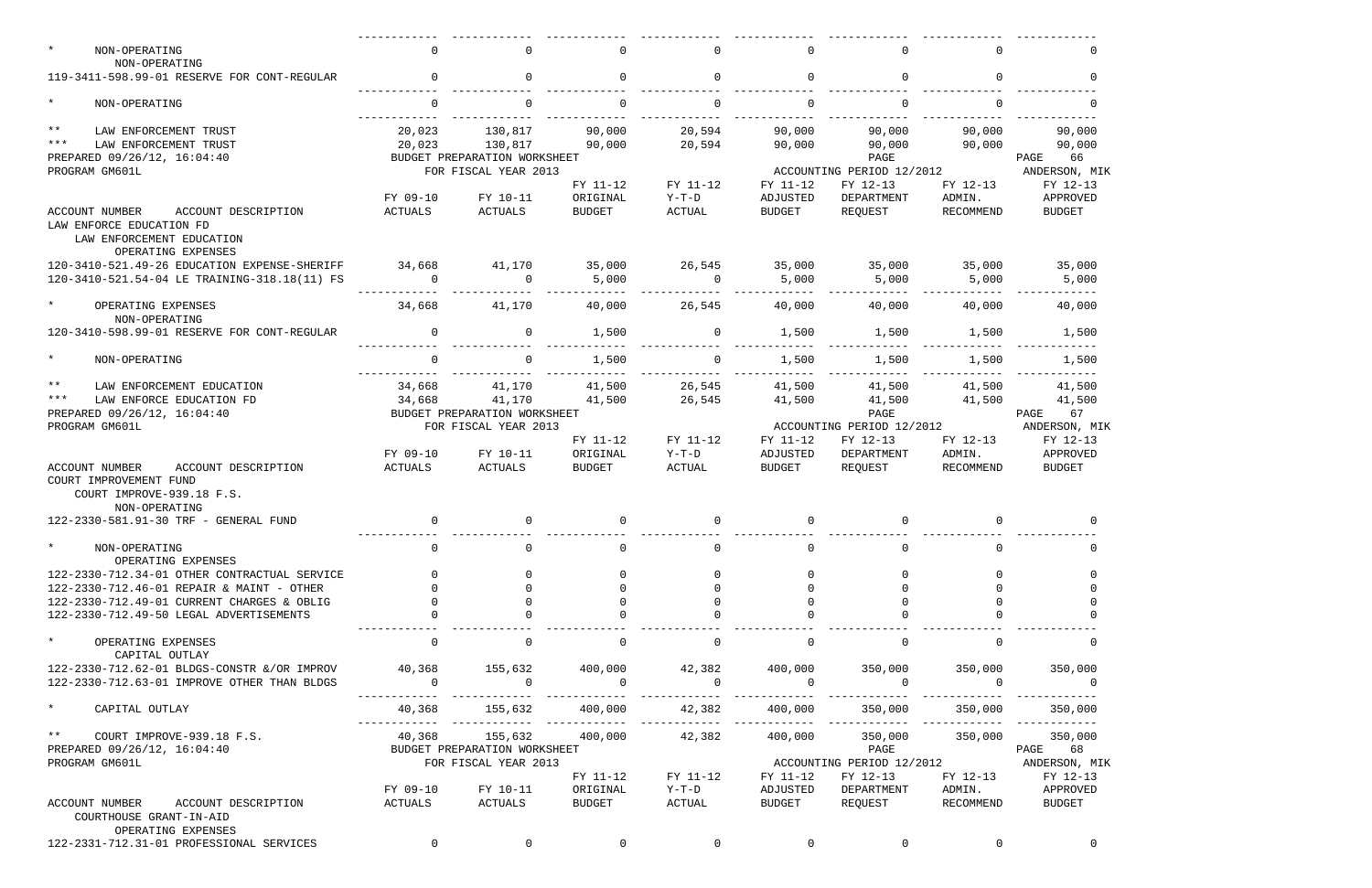| | | | | | | | | |
|---|---|---|---|---|---|---|---|---|
| * NON-OPERATING | 0 | 0 | 0 | 0 | 0 | 0 | 0 | 0 |
| NON-OPERATING | | | | | | | | |
| 119-3411-598.99-01 RESERVE FOR CONT-REGULAR | 0 | 0 | 0 | 0 | 0 | 0 | 0 | 0 |
| * NON-OPERATING | 0 | 0 | 0 | 0 | 0 | 0 | 0 | 0 |
| ** LAW ENFORCEMENT TRUST | 20,023 | 130,817 | 90,000 | 20,594 | 90,000 | 90,000 | 90,000 | 90,000 |
| *** LAW ENFORCEMENT TRUST | 20,023 | 130,817 | 90,000 | 20,594 | 90,000 | 90,000 | 90,000 | 90,000 |

PREPARED 09/26/12, 16:04:40 BUDGET PREPARATION WORKSHEET PAGE 66
PROGRAM GM601L FOR FISCAL YEAR 2013 ACCOUNTING PERIOD 12/2012 ANDERSON, MIK

| ACCOUNT NUMBER ACCOUNT DESCRIPTION | FY 09-10 ACTUALS | FY 10-11 ACTUALS | FY 11-12 ORIGINAL BUDGET | FY 11-12 Y-T-D ACTUAL | FY 11-12 ADJUSTED BUDGET | FY 12-13 DEPARTMENT REQUEST | FY 12-13 ADMIN. RECOMMEND | FY 12-13 APPROVED BUDGET |
|---|---|---|---|---|---|---|---|---|
| LAW ENFORCE EDUCATION FD | | | | | | | | |
| LAW ENFORCEMENT EDUCATION | | | | | | | | |
| OPERATING EXPENSES | | | | | | | | |
| 120-3410-521.49-26 EDUCATION EXPENSE-SHERIFF | 34,668 | 41,170 | 35,000 | 26,545 | 35,000 | 35,000 | 35,000 | 35,000 |
| 120-3410-521.54-04 LE TRAINING-318.18(11) FS | 0 | 0 | 5,000 | 0 | 5,000 | 5,000 | 5,000 | 5,000 |
| * OPERATING EXPENSES | 34,668 | 41,170 | 40,000 | 26,545 | 40,000 | 40,000 | 40,000 | 40,000 |
| NON-OPERATING | | | | | | | | |
| 120-3410-598.99-01 RESERVE FOR CONT-REGULAR | 0 | 0 | 1,500 | 0 | 1,500 | 1,500 | 1,500 | 1,500 |
| * NON-OPERATING | 0 | 0 | 1,500 | 0 | 1,500 | 1,500 | 1,500 | 1,500 |
| ** LAW ENFORCEMENT EDUCATION | 34,668 | 41,170 | 41,500 | 26,545 | 41,500 | 41,500 | 41,500 | 41,500 |
| *** LAW ENFORCE EDUCATION FD | 34,668 | 41,170 | 41,500 | 26,545 | 41,500 | 41,500 | 41,500 | 41,500 |

PREPARED 09/26/12, 16:04:40 BUDGET PREPARATION WORKSHEET PAGE 67
PROGRAM GM601L FOR FISCAL YEAR 2013 ACCOUNTING PERIOD 12/2012 ANDERSON, MIK

| ACCOUNT NUMBER ACCOUNT DESCRIPTION | FY 09-10 ACTUALS | FY 10-11 ACTUALS | FY 11-12 ORIGINAL BUDGET | FY 11-12 Y-T-D ACTUAL | FY 11-12 ADJUSTED BUDGET | FY 12-13 DEPARTMENT REQUEST | FY 12-13 ADMIN. RECOMMEND | FY 12-13 APPROVED BUDGET |
|---|---|---|---|---|---|---|---|---|
| COURT IMPROVEMENT FUND | | | | | | | | |
| COURT IMPROVE-939.18 F.S. | | | | | | | | |
| NON-OPERATING | | | | | | | | |
| 122-2330-581.91-30 TRF - GENERAL FUND | 0 | 0 | 0 | 0 | 0 | 0 | 0 | 0 |
| * NON-OPERATING | 0 | 0 | 0 | 0 | 0 | 0 | 0 | 0 |
| OPERATING EXPENSES | | | | | | | | |
| 122-2330-712.34-01 OTHER CONTRACTUAL SERVICE | 0 | 0 | 0 | 0 | 0 | 0 | 0 | 0 |
| 122-2330-712.46-01 REPAIR & MAINT - OTHER | 0 | 0 | 0 | 0 | 0 | 0 | 0 | 0 |
| 122-2330-712.49-01 CURRENT CHARGES & OBLIG | 0 | 0 | 0 | 0 | 0 | 0 | 0 | 0 |
| 122-2330-712.49-50 LEGAL ADVERTISEMENTS | 0 | 0 | 0 | 0 | 0 | 0 | 0 | 0 |
| * OPERATING EXPENSES | 0 | 0 | 0 | 0 | 0 | 0 | 0 | 0 |
| CAPITAL OUTLAY | | | | | | | | |
| 122-2330-712.62-01 BLDGS-CONSTR &/OR IMPROV | 40,368 | 155,632 | 400,000 | 42,382 | 400,000 | 350,000 | 350,000 | 350,000 |
| 122-2330-712.63-01 IMPROVE OTHER THAN BLDGS | 0 | 0 | 0 | 0 | 0 | 0 | 0 | 0 |
| * CAPITAL OUTLAY | 40,368 | 155,632 | 400,000 | 42,382 | 400,000 | 350,000 | 350,000 | 350,000 |
| ** COURT IMPROVE-939.18 F.S. | 40,368 | 155,632 | 400,000 | 42,382 | 400,000 | 350,000 | 350,000 | 350,000 |

PREPARED 09/26/12, 16:04:40 BUDGET PREPARATION WORKSHEET PAGE 68
PROGRAM GM601L FOR FISCAL YEAR 2013 ACCOUNTING PERIOD 12/2012 ANDERSON, MIK

| ACCOUNT NUMBER ACCOUNT DESCRIPTION | FY 09-10 ACTUALS | FY 10-11 ACTUALS | FY 11-12 ORIGINAL BUDGET | FY 11-12 Y-T-D ACTUAL | FY 11-12 ADJUSTED BUDGET | FY 12-13 DEPARTMENT REQUEST | FY 12-13 ADMIN. RECOMMEND | FY 12-13 APPROVED BUDGET |
|---|---|---|---|---|---|---|---|---|
| COURTHOUSE GRANT-IN-AID | | | | | | | | |
| OPERATING EXPENSES | | | | | | | | |
| 122-2331-712.31-01 PROFESSIONAL SERVICES | 0 | 0 | 0 | 0 | 0 | 0 | 0 | 0 |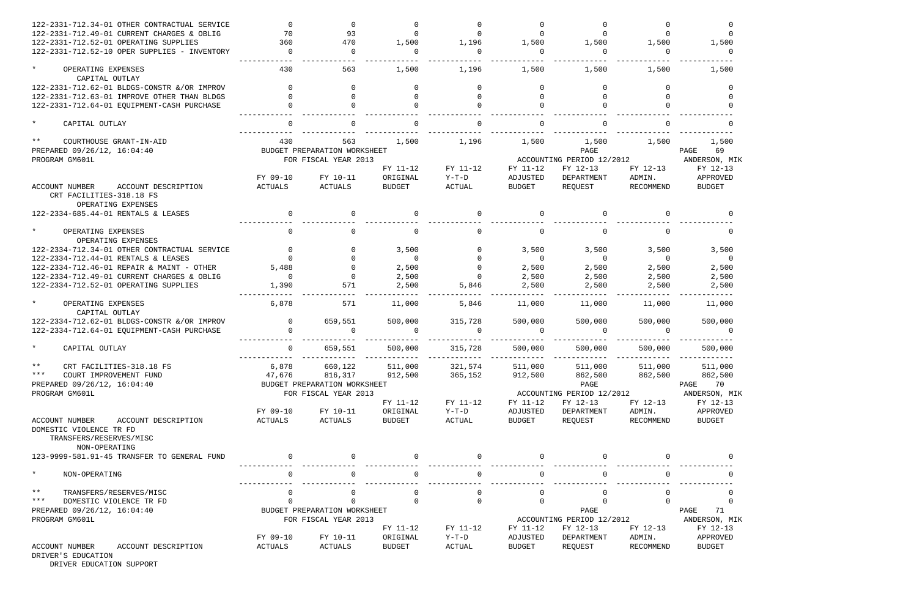| ACCOUNT NUMBER ACCOUNT DESCRIPTION | FY 09-10 ACTUALS | FY 10-11 ACTUALS | FY 11-12 ORIGINAL BUDGET | FY 11-12 Y-T-D ACTUAL | FY 11-12 ADJUSTED BUDGET | FY 12-13 DEPARTMENT REQUEST | FY 12-13 ADMIN. RECOMMEND | FY 12-13 APPROVED BUDGET |
|---|---|---|---|---|---|---|---|---|
| 122-2331-712.34-01 OTHER CONTRACTUAL SERVICE | 0 | 0 | 0 | 0 | 0 | 0 | 0 | 0 |
| 122-2331-712.49-01 CURRENT CHARGES & OBLIG | 70 | 93 | 0 | 0 | 0 | 0 | 0 | 0 |
| 122-2331-712.52-01 OPERATING SUPPLIES | 360 | 470 | 1,500 | 1,196 | 1,500 | 1,500 | 1,500 | 1,500 |
| 122-2331-712.52-10 OPER SUPPLIES - INVENTORY | 0 | 0 | 0 | 0 | 0 | 0 | 0 | 0 |
| * OPERATING EXPENSES | 430 | 563 | 1,500 | 1,196 | 1,500 | 1,500 | 1,500 | 1,500 |
| CAPITAL OUTLAY | | | | | | | | |
| 122-2331-712.62-01 BLDGS-CONSTR &/OR IMPROV | 0 | 0 | 0 | 0 | 0 | 0 | 0 | 0 |
| 122-2331-712.63-01 IMPROVE OTHER THAN BLDGS | 0 | 0 | 0 | 0 | 0 | 0 | 0 | 0 |
| 122-2331-712.64-01 EQUIPMENT-CASH PURCHASE | 0 | 0 | 0 | 0 | 0 | 0 | 0 | 0 |
| * CAPITAL OUTLAY | 0 | 0 | 0 | 0 | 0 | 0 | 0 | 0 |
| ** COURTHOUSE GRANT-IN-AID | 430 | 563 | 1,500 | 1,196 | 1,500 | 1,500 | 1,500 | 1,500 |

PREPARED 09/26/12, 16:04:40 BUDGET PREPARATION WORKSHEET PAGE 69
PROGRAM GM601L FOR FISCAL YEAR 2013 ACCOUNTING PERIOD 12/2012 ANDERSON, MIK

| ACCOUNT NUMBER ACCOUNT DESCRIPTION | FY 09-10 ACTUALS | FY 10-11 ACTUALS | FY 11-12 ORIGINAL BUDGET | FY 11-12 Y-T-D ACTUAL | FY 11-12 ADJUSTED BUDGET | FY 12-13 DEPARTMENT REQUEST | FY 12-13 ADMIN. RECOMMEND | FY 12-13 APPROVED BUDGET |
|---|---|---|---|---|---|---|---|---|
| CRT FACILITIES-318.18 FS | | | | | | | | |
| OPERATING EXPENSES | | | | | | | | |
| 122-2334-685.44-01 RENTALS & LEASES | 0 | 0 | 0 | 0 | 0 | 0 | 0 | 0 |
| * OPERATING EXPENSES | 0 | 0 | 0 | 0 | 0 | 0 | 0 | 0 |
| OPERATING EXPENSES | | | | | | | | |
| 122-2334-712.34-01 OTHER CONTRACTUAL SERVICE | 0 | 0 | 3,500 | 0 | 3,500 | 3,500 | 3,500 | 3,500 |
| 122-2334-712.44-01 RENTALS & LEASES | 0 | 0 | 0 | 0 | 0 | 0 | 0 | 0 |
| 122-2334-712.46-01 REPAIR & MAINT - OTHER | 5,488 | 0 | 2,500 | 0 | 2,500 | 2,500 | 2,500 | 2,500 |
| 122-2334-712.49-01 CURRENT CHARGES & OBLIG | 0 | 0 | 2,500 | 0 | 2,500 | 2,500 | 2,500 | 2,500 |
| 122-2334-712.52-01 OPERATING SUPPLIES | 1,390 | 571 | 2,500 | 5,846 | 2,500 | 2,500 | 2,500 | 2,500 |
| * OPERATING EXPENSES | 6,878 | 571 | 11,000 | 5,846 | 11,000 | 11,000 | 11,000 | 11,000 |
| CAPITAL OUTLAY | | | | | | | | |
| 122-2334-712.62-01 BLDGS-CONSTR &/OR IMPROV | 0 | 659,551 | 500,000 | 315,728 | 500,000 | 500,000 | 500,000 | 500,000 |
| 122-2334-712.64-01 EQUIPMENT-CASH PURCHASE | 0 | 0 | 0 | 0 | 0 | 0 | 0 | 0 |
| * CAPITAL OUTLAY | 0 | 659,551 | 500,000 | 315,728 | 500,000 | 500,000 | 500,000 | 500,000 |
| ** CRT FACILITIES-318.18 FS | 6,878 | 660,122 | 511,000 | 321,574 | 511,000 | 511,000 | 511,000 | 511,000 |
| *** COURT IMPROVEMENT FUND | 47,676 | 816,317 | 912,500 | 365,152 | 912,500 | 862,500 | 862,500 | 862,500 |

PREPARED 09/26/12, 16:04:40 BUDGET PREPARATION WORKSHEET PAGE 70
PROGRAM GM601L FOR FISCAL YEAR 2013 ACCOUNTING PERIOD 12/2012 ANDERSON, MIK

| ACCOUNT NUMBER ACCOUNT DESCRIPTION | FY 09-10 ACTUALS | FY 10-11 ACTUALS | FY 11-12 ORIGINAL BUDGET | FY 11-12 Y-T-D ACTUAL | FY 11-12 ADJUSTED BUDGET | FY 12-13 DEPARTMENT REQUEST | FY 12-13 ADMIN. RECOMMEND | FY 12-13 APPROVED BUDGET |
|---|---|---|---|---|---|---|---|---|
| DOMESTIC VIOLENCE TR FD | | | | | | | | |
| TRANSFERS/RESERVES/MISC | | | | | | | | |
| NON-OPERATING | | | | | | | | |
| 123-9999-581.91-45 TRANSFER TO GENERAL FUND | 0 | 0 | 0 | 0 | 0 | 0 | 0 | 0 |
| * NON-OPERATING | 0 | 0 | 0 | 0 | 0 | 0 | 0 | 0 |
| ** TRANSFERS/RESERVES/MISC | 0 | 0 | 0 | 0 | 0 | 0 | 0 | 0 |
| *** DOMESTIC VIOLENCE TR FD | 0 | 0 | 0 | 0 | 0 | 0 | 0 | 0 |

PREPARED 09/26/12, 16:04:40 BUDGET PREPARATION WORKSHEET PAGE 71
PROGRAM GM601L FOR FISCAL YEAR 2013 ACCOUNTING PERIOD 12/2012 ANDERSON, MIK

| ACCOUNT NUMBER ACCOUNT DESCRIPTION | FY 09-10 ACTUALS | FY 10-11 ACTUALS | FY 11-12 ORIGINAL BUDGET | FY 11-12 Y-T-D ACTUAL | FY 11-12 ADJUSTED BUDGET | FY 12-13 DEPARTMENT REQUEST | FY 12-13 ADMIN. RECOMMEND | FY 12-13 APPROVED BUDGET |
|---|---|---|---|---|---|---|---|---|
| DRIVER'S EDUCATION | | | | | | | | |
| DRIVER EDUCATION SUPPORT | | | | | | | | |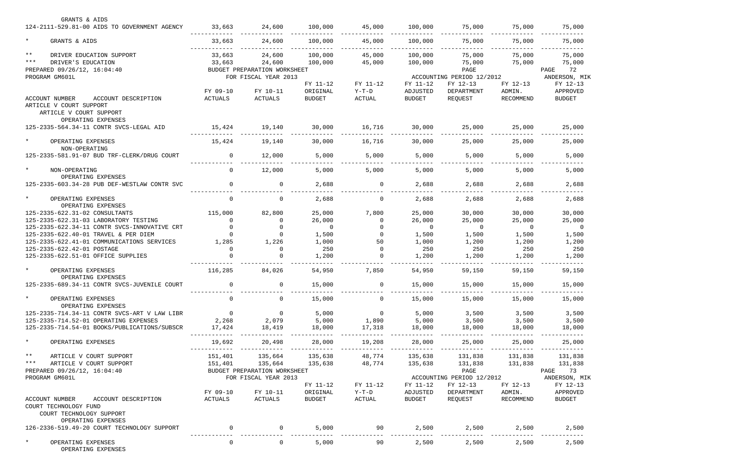| ACCOUNT NUMBER ACCOUNT DESCRIPTION | FY 09-10 ACTUALS | FY 10-11 ACTUALS | FY 11-12 ORIGINAL BUDGET | FY 11-12 Y-T-D ACTUAL | FY 11-12 ADJUSTED BUDGET | FY 12-13 DEPARTMENT REQUEST | FY 12-13 ADMIN. RECOMMEND | FY 12-13 APPROVED BUDGET |
|---|---|---|---|---|---|---|---|---|
| GRANTS & AIDS | | | | | | | | |
| 124-2111-529.81-00 AIDS TO GOVERNMENT AGENCY | 33,663 | 24,600 | 100,000 | 45,000 | 100,000 | 75,000 | 75,000 | 75,000 |
| * GRANTS & AIDS | 33,663 | 24,600 | 100,000 | 45,000 | 100,000 | 75,000 | 75,000 | 75,000 |
| ** DRIVER EDUCATION SUPPORT | 33,663 | 24,600 | 100,000 | 45,000 | 100,000 | 75,000 | 75,000 | 75,000 |
| *** DRIVER'S EDUCATION | 33,663 | 24,600 | 100,000 | 45,000 | 100,000 | 75,000 | 75,000 | 75,000 |

PREPARED 09/26/12, 16:04:40 BUDGET PREPARATION WORKSHEET PAGE 72
PROGRAM GM601L FOR FISCAL YEAR 2013 ACCOUNTING PERIOD 12/2012 ANDERSON, MIK

| ACCOUNT NUMBER ACCOUNT DESCRIPTION | FY 09-10 ACTUALS | FY 10-11 ACTUALS | FY 11-12 ORIGINAL BUDGET | FY 11-12 Y-T-D ACTUAL | FY 11-12 ADJUSTED BUDGET | FY 12-13 DEPARTMENT REQUEST | FY 12-13 ADMIN. RECOMMEND | FY 12-13 APPROVED BUDGET |
|---|---|---|---|---|---|---|---|---|
| ARTICLE V COURT SUPPORT | | | | | | | | |
| ARTICLE V COURT SUPPORT | | | | | | | | |
| OPERATING EXPENSES | | | | | | | | |
| 125-2335-564.34-11 CONTR SVCS-LEGAL AID | 15,424 | 19,140 | 30,000 | 16,716 | 30,000 | 25,000 | 25,000 | 25,000 |
| * OPERATING EXPENSES | 15,424 | 19,140 | 30,000 | 16,716 | 30,000 | 25,000 | 25,000 | 25,000 |
| NON-OPERATING | | | | | | | | |
| 125-2335-581.91-07 BUD TRF-CLERK/DRUG COURT | 0 | 12,000 | 5,000 | 5,000 | 5,000 | 5,000 | 5,000 | 5,000 |
| * NON-OPERATING | 0 | 12,000 | 5,000 | 5,000 | 5,000 | 5,000 | 5,000 | 5,000 |
| OPERATING EXPENSES | | | | | | | | |
| 125-2335-603.34-28 PUB DEF-WESTLAW CONTR SVC | 0 | 0 | 2,688 | 0 | 2,688 | 2,688 | 2,688 | 2,688 |
| * OPERATING EXPENSES | 0 | 0 | 2,688 | 0 | 2,688 | 2,688 | 2,688 | 2,688 |
| OPERATING EXPENSES | | | | | | | | |
| 125-2335-622.31-02 CONSULTANTS | 115,000 | 82,800 | 25,000 | 7,800 | 25,000 | 30,000 | 30,000 | 30,000 |
| 125-2335-622.31-03 LABORATORY TESTING | 0 | 0 | 26,000 | 0 | 26,000 | 25,000 | 25,000 | 25,000 |
| 125-2335-622.34-11 CONTR SVCS-INNOVATIVE CRT | 0 | 0 | 0 | 0 | 0 | 0 | 0 | 0 |
| 125-2335-622.40-01 TRAVEL & PER DIEM | 0 | 0 | 1,500 | 0 | 1,500 | 1,500 | 1,500 | 1,500 |
| 125-2335-622.41-01 COMMUNICATIONS SERVICES | 1,285 | 1,226 | 1,000 | 50 | 1,000 | 1,200 | 1,200 | 1,200 |
| 125-2335-622.42-01 POSTAGE | 0 | 0 | 250 | 0 | 250 | 250 | 250 | 250 |
| 125-2335-622.51-01 OFFICE SUPPLIES | 0 | 0 | 1,200 | 0 | 1,200 | 1,200 | 1,200 | 1,200 |
| * OPERATING EXPENSES | 116,285 | 84,026 | 54,950 | 7,850 | 54,950 | 59,150 | 59,150 | 59,150 |
| OPERATING EXPENSES | | | | | | | | |
| 125-2335-689.34-11 CONTR SVCS-JUVENILE COURT | 0 | 0 | 15,000 | 0 | 15,000 | 15,000 | 15,000 | 15,000 |
| * OPERATING EXPENSES | 0 | 0 | 15,000 | 0 | 15,000 | 15,000 | 15,000 | 15,000 |
| OPERATING EXPENSES | | | | | | | | |
| 125-2335-714.34-11 CONTR SVCS-ART V LAW LIBR | 0 | 0 | 5,000 | 0 | 5,000 | 3,500 | 3,500 | 3,500 |
| 125-2335-714.52-01 OPERATING EXPENSES | 2,268 | 2,079 | 5,000 | 1,890 | 5,000 | 3,500 | 3,500 | 3,500 |
| 125-2335-714.54-01 BOOKS/PUBLICATIONS/SUBSCR | 17,424 | 18,419 | 18,000 | 17,318 | 18,000 | 18,000 | 18,000 | 18,000 |
| * OPERATING EXPENSES | 19,692 | 20,498 | 28,000 | 19,208 | 28,000 | 25,000 | 25,000 | 25,000 |
| ** ARTICLE V COURT SUPPORT | 151,401 | 135,664 | 135,638 | 48,774 | 135,638 | 131,838 | 131,838 | 131,838 |
| *** ARTICLE V COURT SUPPORT | 151,401 | 135,664 | 135,638 | 48,774 | 135,638 | 131,838 | 131,838 | 131,838 |

PREPARED 09/26/12, 16:04:40 BUDGET PREPARATION WORKSHEET PAGE 73
PROGRAM GM601L FOR FISCAL YEAR 2013 ACCOUNTING PERIOD 12/2012 ANDERSON, MIK

| ACCOUNT NUMBER ACCOUNT DESCRIPTION | FY 09-10 ACTUALS | FY 10-11 ACTUALS | FY 11-12 ORIGINAL BUDGET | FY 11-12 Y-T-D ACTUAL | FY 11-12 ADJUSTED BUDGET | FY 12-13 DEPARTMENT REQUEST | FY 12-13 ADMIN. RECOMMEND | FY 12-13 APPROVED BUDGET |
|---|---|---|---|---|---|---|---|---|
| COURT TECHNOLOGY FUND | | | | | | | | |
| COURT TECHNOLOGY SUPPORT | | | | | | | | |
| OPERATING EXPENSES | | | | | | | | |
| 126-2336-519.49-20 COURT TECHNOLOGY SUPPORT | 0 | 0 | 5,000 | 90 | 2,500 | 2,500 | 2,500 | 2,500 |
| * OPERATING EXPENSES | 0 | 0 | 5,000 | 90 | 2,500 | 2,500 | 2,500 | 2,500 |
| OPERATING EXPENSES | | | | | | | | |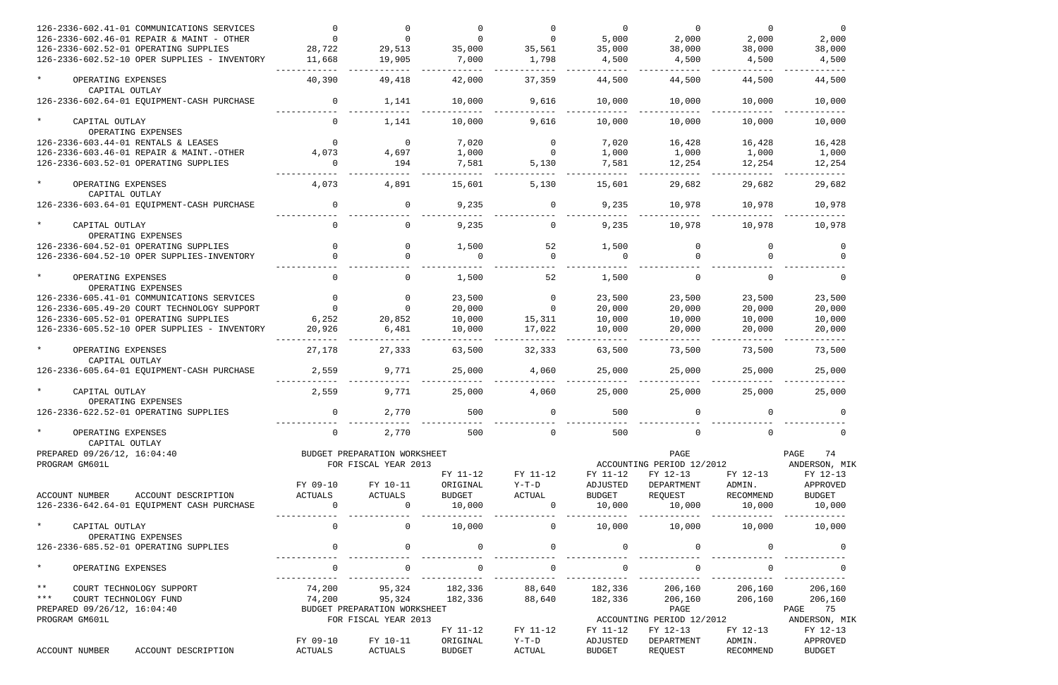| ACCOUNT NUMBER ACCOUNT DESCRIPTION | FY 09-10 ACTUALS | FY 10-11 ACTUALS | FY 11-12 ORIGINAL BUDGET | FY 11-12 Y-T-D ACTUAL | FY 11-12 ADJUSTED BUDGET | FY 12-13 DEPARTMENT REQUEST | FY 12-13 ADMIN. RECOMMEND | FY 12-13 APPROVED BUDGET |
|---|---|---|---|---|---|---|---|---|
| 126-2336-602.41-01 COMMUNICATIONS SERVICES | 0 | 0 | 0 | 0 | 0 | 0 | 0 | 0 |
| 126-2336-602.46-01 REPAIR & MAINT - OTHER | 0 | 0 | 0 | 0 | 5,000 | 2,000 | 2,000 | 2,000 |
| 126-2336-602.52-01 OPERATING SUPPLIES | 28,722 | 29,513 | 35,000 | 35,561 | 35,000 | 38,000 | 38,000 | 38,000 |
| 126-2336-602.52-10 OPER SUPPLIES - INVENTORY | 11,668 | 19,905 | 7,000 | 1,798 | 4,500 | 4,500 | 4,500 | 4,500 |
| * OPERATING EXPENSES | 40,390 | 49,418 | 42,000 | 37,359 | 44,500 | 44,500 | 44,500 | 44,500 |
| CAPITAL OUTLAY | | | | | | | | |
| 126-2336-602.64-01 EQUIPMENT-CASH PURCHASE | 0 | 1,141 | 10,000 | 9,616 | 10,000 | 10,000 | 10,000 | 10,000 |
| * CAPITAL OUTLAY | 0 | 1,141 | 10,000 | 9,616 | 10,000 | 10,000 | 10,000 | 10,000 |
| OPERATING EXPENSES | | | | | | | | |
| 126-2336-603.44-01 RENTALS & LEASES | 0 | 0 | 7,020 | 0 | 7,020 | 16,428 | 16,428 | 16,428 |
| 126-2336-603.46-01 REPAIR & MAINT.-OTHER | 4,073 | 4,697 | 1,000 | 0 | 1,000 | 1,000 | 1,000 | 1,000 |
| 126-2336-603.52-01 OPERATING SUPPLIES | 0 | 194 | 7,581 | 5,130 | 7,581 | 12,254 | 12,254 | 12,254 |
| * OPERATING EXPENSES | 4,073 | 4,891 | 15,601 | 5,130 | 15,601 | 29,682 | 29,682 | 29,682 |
| CAPITAL OUTLAY | | | | | | | | |
| 126-2336-603.64-01 EQUIPMENT-CASH PURCHASE | 0 | 0 | 9,235 | 0 | 9,235 | 10,978 | 10,978 | 10,978 |
| * CAPITAL OUTLAY | 0 | 0 | 9,235 | 0 | 9,235 | 10,978 | 10,978 | 10,978 |
| OPERATING EXPENSES | | | | | | | | |
| 126-2336-604.52-01 OPERATING SUPPLIES | 0 | 0 | 1,500 | 52 | 1,500 | 0 | 0 | 0 |
| 126-2336-604.52-10 OPER SUPPLIES-INVENTORY | 0 | 0 | 0 | 0 | 0 | 0 | 0 | 0 |
| * OPERATING EXPENSES | 0 | 0 | 1,500 | 52 | 1,500 | 0 | 0 | 0 |
| OPERATING EXPENSES | | | | | | | | |
| 126-2336-605.41-01 COMMUNICATIONS SERVICES | 0 | 0 | 23,500 | 0 | 23,500 | 23,500 | 23,500 | 23,500 |
| 126-2336-605.49-20 COURT TECHNOLOGY SUPPORT | 0 | 0 | 20,000 | 0 | 20,000 | 20,000 | 20,000 | 20,000 |
| 126-2336-605.52-01 OPERATING SUPPLIES | 6,252 | 20,852 | 10,000 | 15,311 | 10,000 | 10,000 | 10,000 | 10,000 |
| 126-2336-605.52-10 OPER SUPPLIES - INVENTORY | 20,926 | 6,481 | 10,000 | 17,022 | 10,000 | 20,000 | 20,000 | 20,000 |
| * OPERATING EXPENSES | 27,178 | 27,333 | 63,500 | 32,333 | 63,500 | 73,500 | 73,500 | 73,500 |
| CAPITAL OUTLAY | | | | | | | | |
| 126-2336-605.64-01 EQUIPMENT-CASH PURCHASE | 2,559 | 9,771 | 25,000 | 4,060 | 25,000 | 25,000 | 25,000 | 25,000 |
| * CAPITAL OUTLAY | 2,559 | 9,771 | 25,000 | 4,060 | 25,000 | 25,000 | 25,000 | 25,000 |
| OPERATING EXPENSES | | | | | | | | |
| 126-2336-622.52-01 OPERATING SUPPLIES | 0 | 2,770 | 500 | 0 | 500 | 0 | 0 | 0 |
| * OPERATING EXPENSES | 0 | 2,770 | 500 | 0 | 500 | 0 | 0 | 0 |
| CAPITAL OUTLAY | | | | | | | | |

PREPARED 09/26/12, 16:04:40 BUDGET PREPARATION WORKSHEET PAGE 74
PROGRAM GM601L FOR FISCAL YEAR 2013 ACCOUNTING PERIOD 12/2012 ANDERSON, MIK

| ACCOUNT NUMBER ACCOUNT DESCRIPTION | FY 09-10 ACTUALS | FY 10-11 ACTUALS | FY 11-12 ORIGINAL BUDGET | FY 11-12 Y-T-D ACTUAL | FY 11-12 ADJUSTED BUDGET | FY 12-13 DEPARTMENT REQUEST | FY 12-13 ADMIN. RECOMMEND | FY 12-13 APPROVED BUDGET |
|---|---|---|---|---|---|---|---|---|
| 126-2336-642.64-01 EQUIPMENT CASH PURCHASE | 0 | 0 | 10,000 | 0 | 10,000 | 10,000 | 10,000 | 10,000 |
| * CAPITAL OUTLAY | 0 | 0 | 10,000 | 0 | 10,000 | 10,000 | 10,000 | 10,000 |
| OPERATING EXPENSES | | | | | | | | |
| 126-2336-685.52-01 OPERATING SUPPLIES | 0 | 0 | 0 | 0 | 0 | 0 | 0 | 0 |
| * OPERATING EXPENSES | 0 | 0 | 0 | 0 | 0 | 0 | 0 | 0 |
| ** COURT TECHNOLOGY SUPPORT | 74,200 | 95,324 | 182,336 | 88,640 | 182,336 | 206,160 | 206,160 | 206,160 |
| *** COURT TECHNOLOGY FUND | 74,200 | 95,324 | 182,336 | 88,640 | 182,336 | 206,160 | 206,160 | 206,160 |

PREPARED 09/26/12, 16:04:40 BUDGET PREPARATION WORKSHEET PAGE 75
PROGRAM GM601L FOR FISCAL YEAR 2013 ACCOUNTING PERIOD 12/2012 ANDERSON, MIK

| ACCOUNT NUMBER ACCOUNT DESCRIPTION | FY 09-10 ACTUALS | FY 10-11 ACTUALS | FY 11-12 ORIGINAL BUDGET | FY 11-12 Y-T-D ACTUAL | FY 11-12 ADJUSTED BUDGET | FY 12-13 DEPARTMENT REQUEST | FY 12-13 ADMIN. RECOMMEND | FY 12-13 APPROVED BUDGET |
|---|---|---|---|---|---|---|---|---|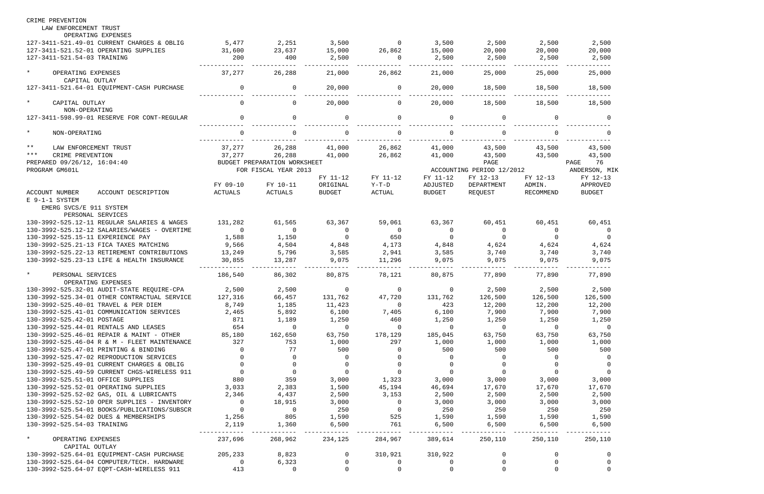CRIME PREVENTION
LAW ENFORCEMENT TRUST
OPERATING EXPENSES

| | | | | | | | | |
|---|---|---|---|---|---|---|---|---|
| 127-3411-521.49-01 CURRENT CHARGES & OBLIG | 5,477 | 2,251 | 3,500 | 0 | 3,500 | 2,500 | 2,500 | 2,500 |
| 127-3411-521.52-01 OPERATING SUPPLIES | 31,600 | 23,637 | 15,000 | 26,862 | 15,000 | 20,000 | 20,000 | 20,000 |
| 127-3411-521.54-03 TRAINING | 200 | 400 | 2,500 | 0 | 2,500 | 2,500 | 2,500 | 2,500 |
| * OPERATING EXPENSES | 37,277 | 26,288 | 21,000 | 26,862 | 21,000 | 25,000 | 25,000 | 25,000 |
| CAPITAL OUTLAY | | | | | | | | |
| 127-3411-521.64-01 EQUIPMENT-CASH PURCHASE | 0 | 0 | 20,000 | 0 | 20,000 | 18,500 | 18,500 | 18,500 |
| * CAPITAL OUTLAY | 0 | 0 | 20,000 | 0 | 20,000 | 18,500 | 18,500 | 18,500 |
| NON-OPERATING | | | | | | | | |
| 127-3411-598.99-01 RESERVE FOR CONT-REGULAR | 0 | 0 | 0 | 0 | 0 | 0 | 0 | 0 |
| * NON-OPERATING | 0 | 0 | 0 | 0 | 0 | 0 | 0 | 0 |
| ** LAW ENFORCEMENT TRUST | 37,277 | 26,288 | 41,000 | 26,862 | 41,000 | 43,500 | 43,500 | 43,500 |
| *** CRIME PREVENTION | 37,277 | 26,288 | 41,000 | 26,862 | 41,000 | 43,500 | 43,500 | 43,500 |

PREPARED 09/26/12, 16:04:40 BUDGET PREPARATION WORKSHEET PAGE 76
PROGRAM GM601L FOR FISCAL YEAR 2013 ACCOUNTING PERIOD 12/2012 ANDERSON, MIK

| ACCOUNT NUMBER ACCOUNT DESCRIPTION | FY 09-10 ACTUALS | FY 10-11 ACTUALS | FY 11-12 ORIGINAL BUDGET | FY 11-12 Y-T-D ACTUAL | FY 11-12 ADJUSTED BUDGET | FY 12-13 DEPARTMENT REQUEST | FY 12-13 ADMIN. RECOMMEND | FY 12-13 APPROVED BUDGET |
|---|---|---|---|---|---|---|---|---|
| E 9-1-1 SYSTEM | | | | | | | | |
| EMERG SVCS/E 911 SYSTEM | | | | | | | | |
| PERSONAL SERVICES | | | | | | | | |
| 130-3992-525.12-11 REGULAR SALARIES & WAGES | 131,282 | 61,565 | 63,367 | 59,061 | 63,367 | 60,451 | 60,451 | 60,451 |
| 130-3992-525.12-12 SALARIES/WAGES - OVERTIME | 0 | 0 | 0 | 0 | 0 | 0 | 0 | 0 |
| 130-3992-525.15-11 EXPERIENCE PAY | 1,588 | 1,150 | 0 | 650 | 0 | 0 | 0 | 0 |
| 130-3992-525.21-13 FICA TAXES MATCHING | 9,566 | 4,504 | 4,848 | 4,173 | 4,848 | 4,624 | 4,624 | 4,624 |
| 130-3992-525.22-13 RETIREMENT CONTRIBUTIONS | 13,249 | 5,796 | 3,585 | 2,941 | 3,585 | 3,740 | 3,740 | 3,740 |
| 130-3992-525.23-13 LIFE & HEALTH INSURANCE | 30,855 | 13,287 | 9,075 | 11,296 | 9,075 | 9,075 | 9,075 | 9,075 |
| * PERSONAL SERVICES | 186,540 | 86,302 | 80,875 | 78,121 | 80,875 | 77,890 | 77,890 | 77,890 |
| OPERATING EXPENSES | | | | | | | | |
| 130-3992-525.32-01 AUDIT-STATE REQUIRE-CPA | 2,500 | 2,500 | 0 | 0 | 0 | 2,500 | 2,500 | 2,500 |
| 130-3992-525.34-01 OTHER CONTRACTUAL SERVICE | 127,316 | 66,457 | 131,762 | 47,720 | 131,762 | 126,500 | 126,500 | 126,500 |
| 130-3992-525.40-01 TRAVEL & PER DIEM | 8,749 | 1,185 | 11,423 | 0 | 423 | 12,200 | 12,200 | 12,200 |
| 130-3992-525.41-01 COMMUNICATION SERVICES | 2,465 | 5,892 | 6,100 | 7,405 | 6,100 | 7,900 | 7,900 | 7,900 |
| 130-3992-525.42-01 POSTAGE | 871 | 1,189 | 1,250 | 460 | 1,250 | 1,250 | 1,250 | 1,250 |
| 130-3992-525.44-01 RENTALS AND LEASES | 654 | 0 | 0 | 0 | 0 | 0 | 0 | 0 |
| 130-3992-525.46-01 REPAIR & MAINT - OTHER | 85,180 | 162,650 | 63,750 | 178,129 | 185,045 | 63,750 | 63,750 | 63,750 |
| 130-3992-525.46-04 R & M - FLEET MAINTENANCE | 327 | 753 | 1,000 | 297 | 1,000 | 1,000 | 1,000 | 1,000 |
| 130-3992-525.47-01 PRINTING & BINDING | 0 | 77 | 500 | 0 | 500 | 500 | 500 | 500 |
| 130-3992-525.47-02 REPRODUCTION SERVICES | 0 | 0 | 0 | 0 | 0 | 0 | 0 | 0 |
| 130-3992-525.49-01 CURRENT CHARGES & OBLIG | 0 | 0 | 0 | 0 | 0 | 0 | 0 | 0 |
| 130-3992-525.49-59 CURRENT CHGS-WIRELESS 911 | 0 | 0 | 0 | 0 | 0 | 0 | 0 | 0 |
| 130-3992-525.51-01 OFFICE SUPPLIES | 880 | 359 | 3,000 | 1,323 | 3,000 | 3,000 | 3,000 | 3,000 |
| 130-3992-525.52-01 OPERATING SUPPLIES | 3,033 | 2,383 | 1,500 | 45,194 | 46,694 | 17,670 | 17,670 | 17,670 |
| 130-3992-525.52-02 GAS, OIL & LUBRICANTS | 2,346 | 4,437 | 2,500 | 3,153 | 2,500 | 2,500 | 2,500 | 2,500 |
| 130-3992-525.52-10 OPER SUPPLIES - INVENTORY | 0 | 18,915 | 3,000 | 0 | 3,000 | 3,000 | 3,000 | 3,000 |
| 130-3992-525.54-01 BOOKS/PUBLICATIONS/SUBSCR | 0 | 0 | 250 | 0 | 250 | 250 | 250 | 250 |
| 130-3992-525.54-02 DUES & MEMBERSHIPS | 1,256 | 805 | 1,590 | 525 | 1,590 | 1,590 | 1,590 | 1,590 |
| 130-3992-525.54-03 TRAINING | 2,119 | 1,360 | 6,500 | 761 | 6,500 | 6,500 | 6,500 | 6,500 |
| * OPERATING EXPENSES | 237,696 | 268,962 | 234,125 | 284,967 | 389,614 | 250,110 | 250,110 | 250,110 |
| CAPITAL OUTLAY | | | | | | | | |
| 130-3992-525.64-01 EQUIPMENT-CASH PURCHASE | 205,233 | 8,823 | 0 | 310,921 | 310,922 | 0 | 0 | 0 |
| 130-3992-525.64-04 COMPUTER/TECH. HARDWARE | 0 | 6,323 | 0 | 0 | 0 | 0 | 0 | 0 |
| 130-3992-525.64-07 EQPT-CASH-WIRELESS 911 | 413 | 0 | 0 | 0 | 0 | 0 | 0 | 0 |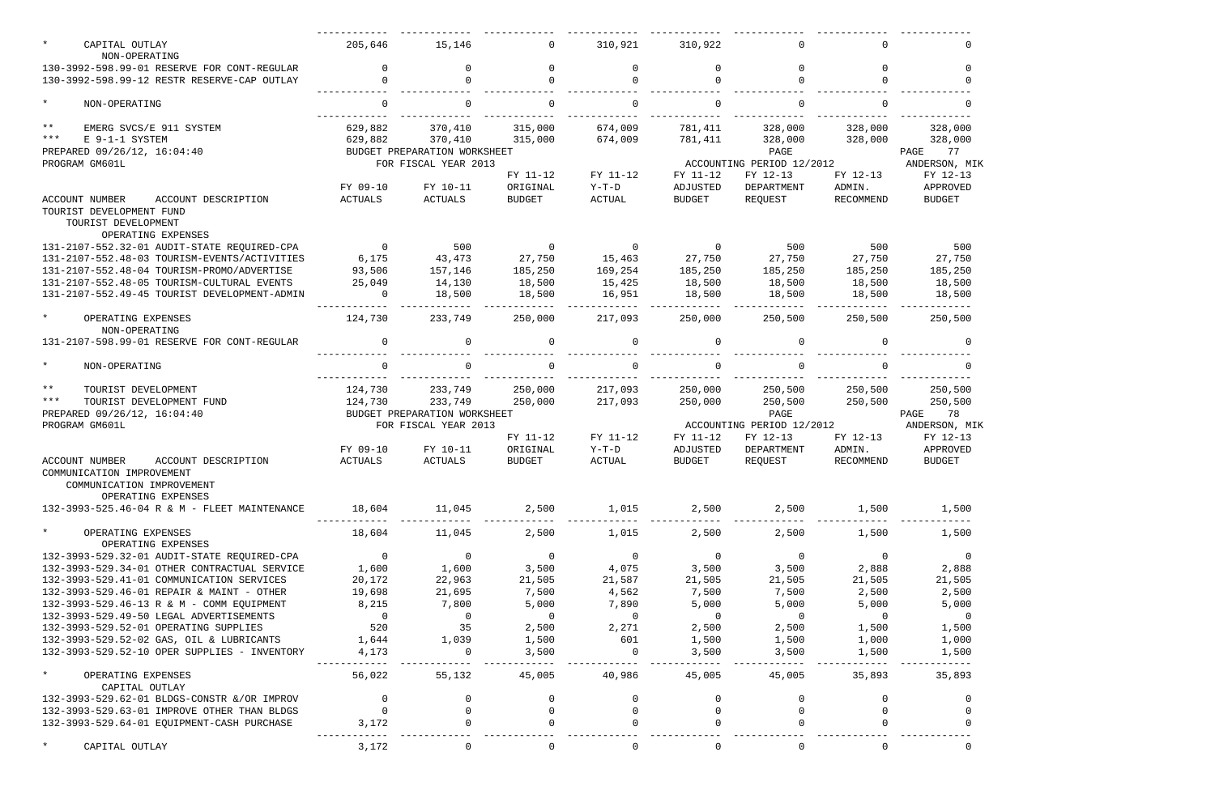| ACCOUNT NUMBER ACCOUNT DESCRIPTION | FY 09-10 ACTUALS | FY 10-11 ACTUALS | FY 11-12 ORIGINAL BUDGET | FY 11-12 Y-T-D ACTUAL | FY 11-12 ADJUSTED BUDGET | FY 12-13 DEPARTMENT REQUEST | FY 12-13 ADMIN. RECOMMEND | FY 12-13 APPROVED BUDGET |
|---|---|---|---|---|---|---|---|---|
| * CAPITAL OUTLAY | 205,646 | 15,146 | 0 | 310,921 | 310,922 | 0 | 0 | 0 |
| NON-OPERATING | | | | | | | | |
| 130-3992-598.99-01 RESERVE FOR CONT-REGULAR | 0 | 0 | 0 | 0 | 0 | 0 | 0 | 0 |
| 130-3992-598.99-12 RESTR RESERVE-CAP OUTLAY | 0 | 0 | 0 | 0 | 0 | 0 | 0 | 0 |
| * NON-OPERATING | 0 | 0 | 0 | 0 | 0 | 0 | 0 | 0 |
| ** EMERG SVCS/E 911 SYSTEM | 629,882 | 370,410 | 315,000 | 674,009 | 781,411 | 328,000 | 328,000 | 328,000 |
| *** E 9-1-1 SYSTEM | 629,882 | 370,410 | 315,000 | 674,009 | 781,411 | 328,000 | 328,000 | 328,000 |

PREPARED 09/26/12, 16:04:40 BUDGET PREPARATION WORKSHEET PAGE 77
PROGRAM GM601L FOR FISCAL YEAR 2013 ACCOUNTING PERIOD 12/2012 ANDERSON, MIK

| ACCOUNT NUMBER ACCOUNT DESCRIPTION | FY 09-10 ACTUALS | FY 10-11 ACTUALS | FY 11-12 ORIGINAL BUDGET | FY 11-12 Y-T-D ACTUAL | FY 11-12 ADJUSTED BUDGET | FY 12-13 DEPARTMENT REQUEST | FY 12-13 ADMIN. RECOMMEND | FY 12-13 APPROVED BUDGET |
|---|---|---|---|---|---|---|---|---|
| TOURIST DEVELOPMENT FUND | | | | | | | | |
| TOURIST DEVELOPMENT | | | | | | | | |
| OPERATING EXPENSES | | | | | | | | |
| 131-2107-552.32-01 AUDIT-STATE REQUIRED-CPA | 0 | 500 | 0 | 0 | 0 | 500 | 500 | 500 |
| 131-2107-552.48-03 TOURISM-EVENTS/ACTIVITIES | 6,175 | 43,473 | 27,750 | 15,463 | 27,750 | 27,750 | 27,750 | 27,750 |
| 131-2107-552.48-04 TOURISM-PROMO/ADVERTISE | 93,506 | 157,146 | 185,250 | 169,254 | 185,250 | 185,250 | 185,250 | 185,250 |
| 131-2107-552.48-05 TOURISM-CULTURAL EVENTS | 25,049 | 14,130 | 18,500 | 15,425 | 18,500 | 18,500 | 18,500 | 18,500 |
| 131-2107-552.49-45 TOURIST DEVELOPMENT-ADMIN | 0 | 18,500 | 18,500 | 16,951 | 18,500 | 18,500 | 18,500 | 18,500 |
| * OPERATING EXPENSES | 124,730 | 233,749 | 250,000 | 217,093 | 250,000 | 250,500 | 250,500 | 250,500 |
| NON-OPERATING | | | | | | | | |
| 131-2107-598.99-01 RESERVE FOR CONT-REGULAR | 0 | 0 | 0 | 0 | 0 | 0 | 0 | 0 |
| * NON-OPERATING | 0 | 0 | 0 | 0 | 0 | 0 | 0 | 0 |
| ** TOURIST DEVELOPMENT | 124,730 | 233,749 | 250,000 | 217,093 | 250,000 | 250,500 | 250,500 | 250,500 |
| *** TOURIST DEVELOPMENT FUND | 124,730 | 233,749 | 250,000 | 217,093 | 250,000 | 250,500 | 250,500 | 250,500 |

PREPARED 09/26/12, 16:04:40 BUDGET PREPARATION WORKSHEET PAGE 78
PROGRAM GM601L FOR FISCAL YEAR 2013 ACCOUNTING PERIOD 12/2012 ANDERSON, MIK

| ACCOUNT NUMBER ACCOUNT DESCRIPTION | FY 09-10 ACTUALS | FY 10-11 ACTUALS | FY 11-12 ORIGINAL BUDGET | FY 11-12 Y-T-D ACTUAL | FY 11-12 ADJUSTED BUDGET | FY 12-13 DEPARTMENT REQUEST | FY 12-13 ADMIN. RECOMMEND | FY 12-13 APPROVED BUDGET |
|---|---|---|---|---|---|---|---|---|
| COMMUNICATION IMPROVEMENT | | | | | | | | |
| COMMUNICATION IMPROVEMENT | | | | | | | | |
| OPERATING EXPENSES | | | | | | | | |
| 132-3993-525.46-04 R & M - FLEET MAINTENANCE | 18,604 | 11,045 | 2,500 | 1,015 | 2,500 | 2,500 | 1,500 | 1,500 |
| * OPERATING EXPENSES | 18,604 | 11,045 | 2,500 | 1,015 | 2,500 | 2,500 | 1,500 | 1,500 |
| OPERATING EXPENSES | | | | | | | | |
| 132-3993-529.32-01 AUDIT-STATE REQUIRED-CPA | 0 | 0 | 0 | 0 | 0 | 0 | 0 | 0 |
| 132-3993-529.34-01 OTHER CONTRACTUAL SERVICE | 1,600 | 1,600 | 3,500 | 4,075 | 3,500 | 3,500 | 2,888 | 2,888 |
| 132-3993-529.41-01 COMMUNICATION SERVICES | 20,172 | 22,963 | 21,505 | 21,587 | 21,505 | 21,505 | 21,505 | 21,505 |
| 132-3993-529.46-01 REPAIR & MAINT - OTHER | 19,698 | 21,695 | 7,500 | 4,562 | 7,500 | 7,500 | 2,500 | 2,500 |
| 132-3993-529.46-13 R & M - COMM EQUIPMENT | 8,215 | 7,800 | 5,000 | 7,890 | 5,000 | 5,000 | 5,000 | 5,000 |
| 132-3993-529.49-50 LEGAL ADVERTISEMENTS | 0 | 0 | 0 | 0 | 0 | 0 | 0 | 0 |
| 132-3993-529.52-01 OPERATING SUPPLIES | 520 | 35 | 2,500 | 2,271 | 2,500 | 2,500 | 1,500 | 1,500 |
| 132-3993-529.52-02 GAS, OIL & LUBRICANTS | 1,644 | 1,039 | 1,500 | 601 | 1,500 | 1,500 | 1,000 | 1,000 |
| 132-3993-529.52-10 OPER SUPPLIES - INVENTORY | 4,173 | 0 | 3,500 | 0 | 3,500 | 3,500 | 1,500 | 1,500 |
| * OPERATING EXPENSES | 56,022 | 55,132 | 45,005 | 40,986 | 45,005 | 45,005 | 35,893 | 35,893 |
| CAPITAL OUTLAY | | | | | | | | |
| 132-3993-529.62-01 BLDGS-CONSTR &/OR IMPROV | 0 | 0 | 0 | 0 | 0 | 0 | 0 | 0 |
| 132-3993-529.63-01 IMPROVE OTHER THAN BLDGS | 0 | 0 | 0 | 0 | 0 | 0 | 0 | 0 |
| 132-3993-529.64-01 EQUIPMENT-CASH PURCHASE | 3,172 | 0 | 0 | 0 | 0 | 0 | 0 | 0 |
| * CAPITAL OUTLAY | 3,172 | 0 | 0 | 0 | 0 | 0 | 0 | 0 |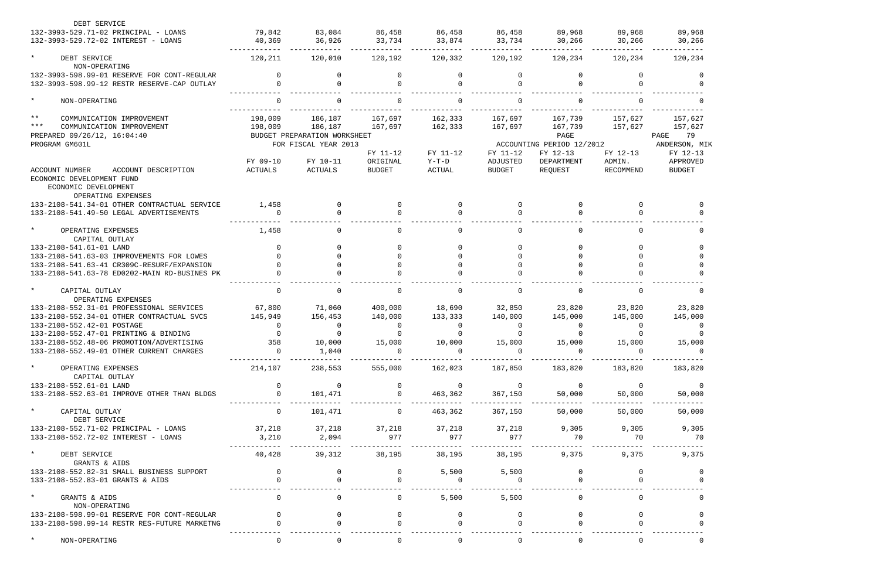| ACCOUNT NUMBER ACCOUNT DESCRIPTION | FY 09-10 ACTUALS | FY 10-11 ACTUALS | FY 11-12 ORIGINAL BUDGET | FY 11-12 Y-T-D ACTUAL | FY 11-12 ADJUSTED BUDGET | FY 12-13 DEPARTMENT REQUEST | FY 12-13 ADMIN. RECOMMEND | FY 12-13 APPROVED BUDGET |
|---|---|---|---|---|---|---|---|---|
| DEBT SERVICE | | | | | | | | |
| 132-3993-529.71-02 PRINCIPAL - LOANS | 79,842 | 83,084 | 86,458 | 86,458 | 86,458 | 89,968 | 89,968 | 89,968 |
| 132-3993-529.72-02 INTEREST - LOANS | 40,369 | 36,926 | 33,734 | 33,874 | 33,734 | 30,266 | 30,266 | 30,266 |
| * DEBT SERVICE | 120,211 | 120,010 | 120,192 | 120,332 | 120,192 | 120,234 | 120,234 | 120,234 |
| NON-OPERATING | | | | | | | | |
| 132-3993-598.99-01 RESERVE FOR CONT-REGULAR | 0 | 0 | 0 | 0 | 0 | 0 | 0 | 0 |
| 132-3993-598.99-12 RESTR RESERVE-CAP OUTLAY | 0 | 0 | 0 | 0 | 0 | 0 | 0 | 0 |
| * NON-OPERATING | 0 | 0 | 0 | 0 | 0 | 0 | 0 | 0 |
| ** COMMUNICATION IMPROVEMENT | 198,009 | 186,187 | 167,697 | 162,333 | 167,697 | 167,739 | 157,627 | 157,627 |
| *** COMMUNICATION IMPROVEMENT | 198,009 | 186,187 | 167,697 | 162,333 | 167,697 | 167,739 | 157,627 | 157,627 |

PREPARED 09/26/12, 16:04:40 BUDGET PREPARATION WORKSHEET PAGE 79
PROGRAM GM601L FOR FISCAL YEAR 2013 ACCOUNTING PERIOD 12/2012 ANDERSON, MIK

| ACCOUNT NUMBER ACCOUNT DESCRIPTION | FY 09-10 ACTUALS | FY 10-11 ACTUALS | FY 11-12 ORIGINAL BUDGET | FY 11-12 Y-T-D ACTUAL | FY 11-12 ADJUSTED BUDGET | FY 12-13 DEPARTMENT REQUEST | FY 12-13 ADMIN. RECOMMEND | FY 12-13 APPROVED BUDGET |
|---|---|---|---|---|---|---|---|---|
| ECONOMIC DEVELOPMENT FUND | | | | | | | | |
| ECONOMIC DEVELOPMENT | | | | | | | | |
| OPERATING EXPENSES | | | | | | | | |
| 133-2108-541.34-01 OTHER CONTRACTUAL SERVICE | 1,458 | 0 | 0 | 0 | 0 | 0 | 0 | 0 |
| 133-2108-541.49-50 LEGAL ADVERTISEMENTS | 0 | 0 | 0 | 0 | 0 | 0 | 0 | 0 |
| * OPERATING EXPENSES | 1,458 | 0 | 0 | 0 | 0 | 0 | 0 | 0 |
| CAPITAL OUTLAY | | | | | | | | |
| 133-2108-541.61-01 LAND | 0 | 0 | 0 | 0 | 0 | 0 | 0 | 0 |
| 133-2108-541.63-03 IMPROVEMENTS FOR LOWES | 0 | 0 | 0 | 0 | 0 | 0 | 0 | 0 |
| 133-2108-541.63-41 CR309C-RESURF/EXPANSION | 0 | 0 | 0 | 0 | 0 | 0 | 0 | 0 |
| 133-2108-541.63-78 ED0202-MAIN RD-BUSINES PK | 0 | 0 | 0 | 0 | 0 | 0 | 0 | 0 |
| * CAPITAL OUTLAY | 0 | 0 | 0 | 0 | 0 | 0 | 0 | 0 |
| OPERATING EXPENSES | | | | | | | | |
| 133-2108-552.31-01 PROFESSIONAL SERVICES | 67,800 | 71,060 | 400,000 | 18,690 | 32,850 | 23,820 | 23,820 | 23,820 |
| 133-2108-552.34-01 OTHER CONTRACTUAL SVCS | 145,949 | 156,453 | 140,000 | 133,333 | 140,000 | 145,000 | 145,000 | 145,000 |
| 133-2108-552.42-01 POSTAGE | 0 | 0 | 0 | 0 | 0 | 0 | 0 | 0 |
| 133-2108-552.47-01 PRINTING & BINDING | 0 | 0 | 0 | 0 | 0 | 0 | 0 | 0 |
| 133-2108-552.48-06 PROMOTION/ADVERTISING | 358 | 10,000 | 15,000 | 10,000 | 15,000 | 15,000 | 15,000 | 15,000 |
| 133-2108-552.49-01 OTHER CURRENT CHARGES | 0 | 1,040 | 0 | 0 | 0 | 0 | 0 | 0 |
| * OPERATING EXPENSES | 214,107 | 238,553 | 555,000 | 162,023 | 187,850 | 183,820 | 183,820 | 183,820 |
| CAPITAL OUTLAY | | | | | | | | |
| 133-2108-552.61-01 LAND | 0 | 0 | 0 | 0 | 0 | 0 | 0 | 0 |
| 133-2108-552.63-01 IMPROVE OTHER THAN BLDGS | 0 | 101,471 | 0 | 463,362 | 367,150 | 50,000 | 50,000 | 50,000 |
| * CAPITAL OUTLAY | 0 | 101,471 | 0 | 463,362 | 367,150 | 50,000 | 50,000 | 50,000 |
| DEBT SERVICE | | | | | | | | |
| 133-2108-552.71-02 PRINCIPAL - LOANS | 37,218 | 37,218 | 37,218 | 37,218 | 37,218 | 9,305 | 9,305 | 9,305 |
| 133-2108-552.72-02 INTEREST - LOANS | 3,210 | 2,094 | 977 | 977 | 977 | 70 | 70 | 70 |
| * DEBT SERVICE | 40,428 | 39,312 | 38,195 | 38,195 | 38,195 | 9,375 | 9,375 | 9,375 |
| GRANTS & AIDS | | | | | | | | |
| 133-2108-552.82-31 SMALL BUSINESS SUPPORT | 0 | 0 | 0 | 5,500 | 5,500 | 0 | 0 | 0 |
| 133-2108-552.83-01 GRANTS & AIDS | 0 | 0 | 0 | 0 | 0 | 0 | 0 | 0 |
| * GRANTS & AIDS | 0 | 0 | 0 | 5,500 | 5,500 | 0 | 0 | 0 |
| NON-OPERATING | | | | | | | | |
| 133-2108-598.99-01 RESERVE FOR CONT-REGULAR | 0 | 0 | 0 | 0 | 0 | 0 | 0 | 0 |
| 133-2108-598.99-14 RESTR RES-FUTURE MARKETNG | 0 | 0 | 0 | 0 | 0 | 0 | 0 | 0 |
| * NON-OPERATING | 0 | 0 | 0 | 0 | 0 | 0 | 0 | 0 |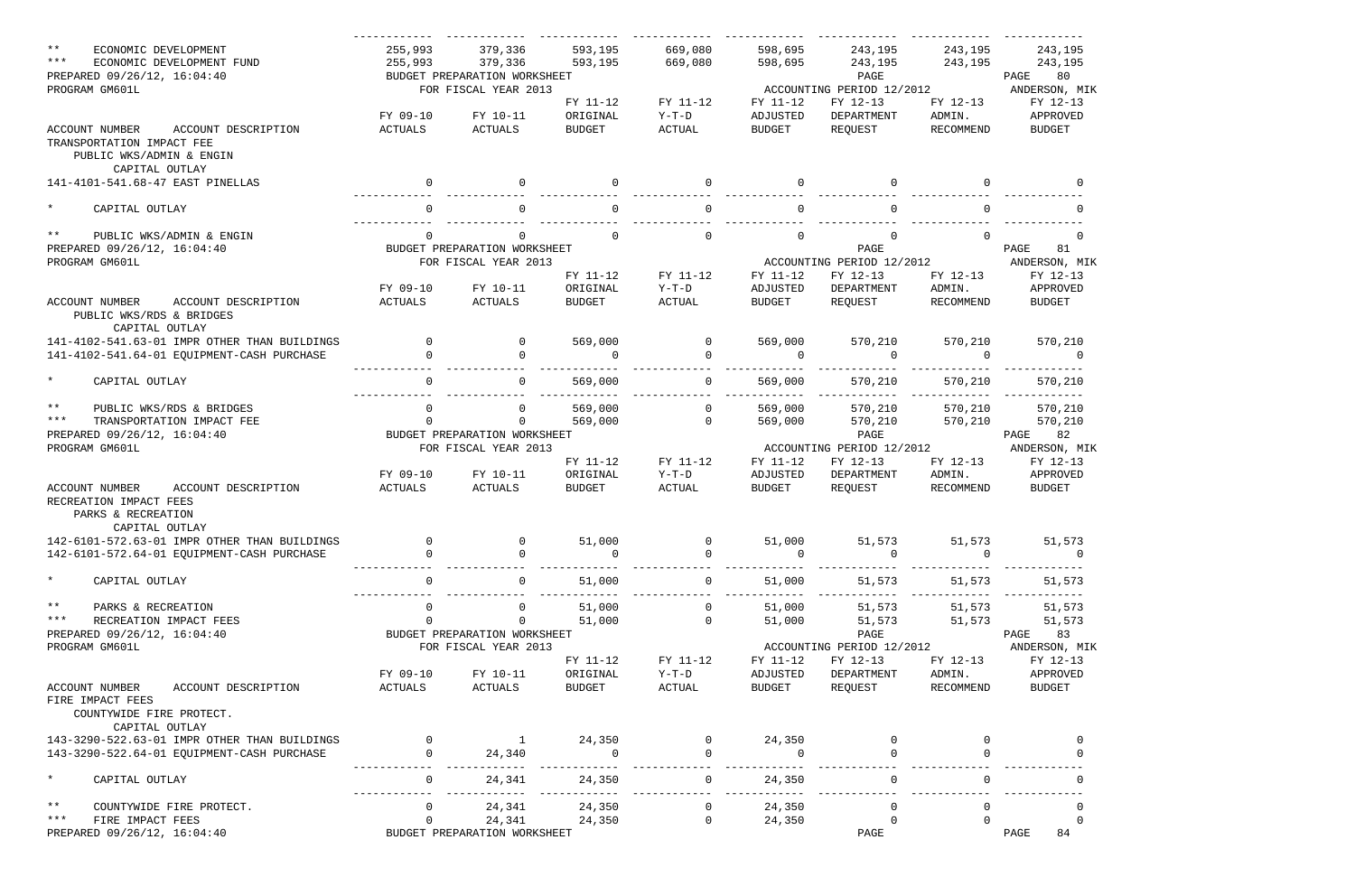| | | | | | | | | |
|---|---|---|---|---|---|---|---|---|
| ** ECONOMIC DEVELOPMENT | 255,993 | 379,336 | 593,195 | 669,080 | 598,695 | 243,195 | 243,195 | 243,195 |
| *** ECONOMIC DEVELOPMENT FUND | 255,993 | 379,336 | 593,195 | 669,080 | 598,695 | 243,195 | 243,195 | 243,195 |

PREPARED 09/26/12, 16:04:40 BUDGET PREPARATION WORKSHEET PAGE 80
PROGRAM GM601L FOR FISCAL YEAR 2013 ACCOUNTING PERIOD 12/2012 ANDERSON, MIK

| ACCOUNT NUMBER ACCOUNT DESCRIPTION | FY 09-10 ACTUALS | FY 10-11 ACTUALS | FY 11-12 ORIGINAL BUDGET | FY 11-12 Y-T-D ACTUAL | FY 11-12 ADJUSTED BUDGET | FY 12-13 DEPARTMENT REQUEST | FY 12-13 ADMIN. RECOMMEND | FY 12-13 APPROVED BUDGET |
|---|---|---|---|---|---|---|---|---|
| TRANSPORTATION IMPACT FEE | | | | | | | | |
| PUBLIC WKS/ADMIN & ENGIN | | | | | | | | |
| CAPITAL OUTLAY | | | | | | | | |
| 141-4101-541.68-47 EAST PINELLAS | 0 | 0 | 0 | 0 | 0 | 0 | 0 | 0 |
| * CAPITAL OUTLAY | 0 | 0 | 0 | 0 | 0 | 0 | 0 | 0 |
| ** PUBLIC WKS/ADMIN & ENGIN | 0 | 0 | 0 | 0 | 0 | 0 | 0 | 0 |

PREPARED 09/26/12, 16:04:40 BUDGET PREPARATION WORKSHEET PAGE 81
PROGRAM GM601L FOR FISCAL YEAR 2013 ACCOUNTING PERIOD 12/2012 ANDERSON, MIK

| ACCOUNT NUMBER ACCOUNT DESCRIPTION | FY 09-10 ACTUALS | FY 10-11 ACTUALS | FY 11-12 ORIGINAL BUDGET | FY 11-12 Y-T-D ACTUAL | FY 11-12 ADJUSTED BUDGET | FY 12-13 DEPARTMENT REQUEST | FY 12-13 ADMIN. RECOMMEND | FY 12-13 APPROVED BUDGET |
|---|---|---|---|---|---|---|---|---|
| PUBLIC WKS/RDS & BRIDGES | | | | | | | | |
| CAPITAL OUTLAY | | | | | | | | |
| 141-4102-541.63-01 IMPR OTHER THAN BUILDINGS | 0 | 0 | 569,000 | 0 | 569,000 | 570,210 | 570,210 | 570,210 |
| 141-4102-541.64-01 EQUIPMENT-CASH PURCHASE | 0 | 0 | 0 | 0 | 0 | 0 | 0 | 0 |
| * CAPITAL OUTLAY | 0 | 0 | 569,000 | 0 | 569,000 | 570,210 | 570,210 | 570,210 |
| ** PUBLIC WKS/RDS & BRIDGES | 0 | 0 | 569,000 | 0 | 569,000 | 570,210 | 570,210 | 570,210 |
| *** TRANSPORTATION IMPACT FEE | 0 | 0 | 569,000 | 0 | 569,000 | 570,210 | 570,210 | 570,210 |

PREPARED 09/26/12, 16:04:40 BUDGET PREPARATION WORKSHEET PAGE 82
PROGRAM GM601L FOR FISCAL YEAR 2013 ACCOUNTING PERIOD 12/2012 ANDERSON, MIK

| ACCOUNT NUMBER ACCOUNT DESCRIPTION | FY 09-10 ACTUALS | FY 10-11 ACTUALS | FY 11-12 ORIGINAL BUDGET | FY 11-12 Y-T-D ACTUAL | FY 11-12 ADJUSTED BUDGET | FY 12-13 DEPARTMENT REQUEST | FY 12-13 ADMIN. RECOMMEND | FY 12-13 APPROVED BUDGET |
|---|---|---|---|---|---|---|---|---|
| RECREATION IMPACT FEES | | | | | | | | |
| PARKS & RECREATION | | | | | | | | |
| CAPITAL OUTLAY | | | | | | | | |
| 142-6101-572.63-01 IMPR OTHER THAN BUILDINGS | 0 | 0 | 51,000 | 0 | 51,000 | 51,573 | 51,573 | 51,573 |
| 142-6101-572.64-01 EQUIPMENT-CASH PURCHASE | 0 | 0 | 0 | 0 | 0 | 0 | 0 | 0 |
| * CAPITAL OUTLAY | 0 | 0 | 51,000 | 0 | 51,000 | 51,573 | 51,573 | 51,573 |
| ** PARKS & RECREATION | 0 | 0 | 51,000 | 0 | 51,000 | 51,573 | 51,573 | 51,573 |
| *** RECREATION IMPACT FEES | 0 | 0 | 51,000 | 0 | 51,000 | 51,573 | 51,573 | 51,573 |

PREPARED 09/26/12, 16:04:40 BUDGET PREPARATION WORKSHEET PAGE 83
PROGRAM GM601L FOR FISCAL YEAR 2013 ACCOUNTING PERIOD 12/2012 ANDERSON, MIK

| ACCOUNT NUMBER ACCOUNT DESCRIPTION | FY 09-10 ACTUALS | FY 10-11 ACTUALS | FY 11-12 ORIGINAL BUDGET | FY 11-12 Y-T-D ACTUAL | FY 11-12 ADJUSTED BUDGET | FY 12-13 DEPARTMENT REQUEST | FY 12-13 ADMIN. RECOMMEND | FY 12-13 APPROVED BUDGET |
|---|---|---|---|---|---|---|---|---|
| FIRE IMPACT FEES | | | | | | | | |
| COUNTYWIDE FIRE PROTECT. | | | | | | | | |
| CAPITAL OUTLAY | | | | | | | | |
| 143-3290-522.63-01 IMPR OTHER THAN BUILDINGS | 0 | 1 | 24,350 | 0 | 24,350 | 0 | 0 | 0 |
| 143-3290-522.64-01 EQUIPMENT-CASH PURCHASE | 0 | 24,340 | 0 | 0 | 0 | 0 | 0 | 0 |
| * CAPITAL OUTLAY | 0 | 24,341 | 24,350 | 0 | 24,350 | 0 | 0 | 0 |
| ** COUNTYWIDE FIRE PROTECT. | 0 | 24,341 | 24,350 | 0 | 24,350 | 0 | 0 | 0 |
| *** FIRE IMPACT FEES | 0 | 24,341 | 24,350 | 0 | 24,350 | 0 | 0 | 0 |

PREPARED 09/26/12, 16:04:40 BUDGET PREPARATION WORKSHEET PAGE 84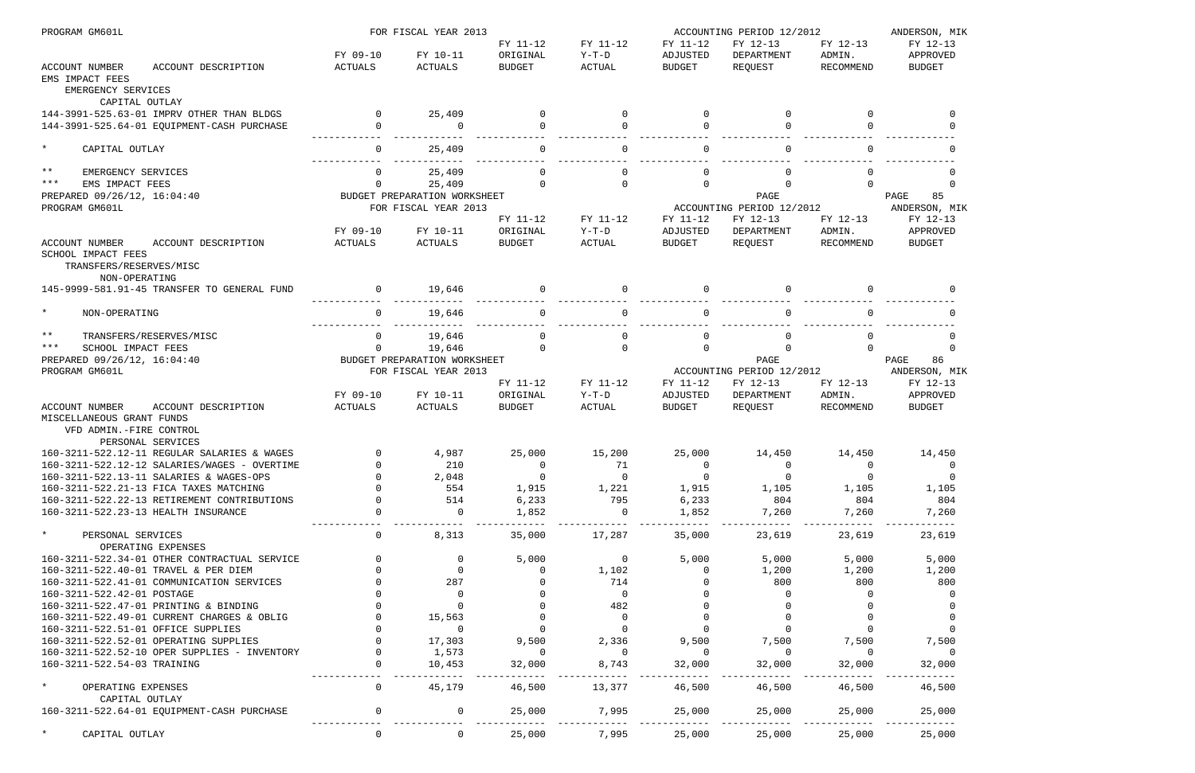| ACCOUNT NUMBER ACCOUNT DESCRIPTION | FY 09-10 ACTUALS | FY 10-11 ACTUALS | FY 11-12 ORIGINAL BUDGET | FY 11-12 Y-T-D ACTUAL | FY 11-12 ADJUSTED BUDGET | FY 12-13 DEPARTMENT REQUEST | FY 12-13 ADMIN. RECOMMEND | FY 12-13 APPROVED BUDGET |
|---|---|---|---|---|---|---|---|---|
| EMS IMPACT FEES | | | | | | | | |
| EMERGENCY SERVICES | | | | | | | | |
| CAPITAL OUTLAY | | | | | | | | |
| 144-3991-525.63-01 IMPRV OTHER THAN BLDGS | 0 | 25,409 | 0 | 0 | 0 | 0 | 0 | 0 |
| 144-3991-525.64-01 EQUIPMENT-CASH PURCHASE | 0 | 0 | 0 | 0 | 0 | 0 | 0 | 0 |
| * CAPITAL OUTLAY | 0 | 25,409 | 0 | 0 | 0 | 0 | 0 | 0 |
| ** EMERGENCY SERVICES | 0 | 25,409 | 0 | 0 | 0 | 0 | 0 | 0 |
| *** EMS IMPACT FEES | 0 | 25,409 | 0 | 0 | 0 | 0 | 0 | 0 |

PREPARED 09/26/12, 16:04:40 BUDGET PREPARATION WORKSHEET PAGE 85
PROGRAM GM601L FOR FISCAL YEAR 2013 ACCOUNTING PERIOD 12/2012 ANDERSON, MIK

| ACCOUNT NUMBER ACCOUNT DESCRIPTION | FY 09-10 ACTUALS | FY 10-11 ACTUALS | FY 11-12 ORIGINAL BUDGET | FY 11-12 Y-T-D ACTUAL | FY 11-12 ADJUSTED BUDGET | FY 12-13 DEPARTMENT REQUEST | FY 12-13 ADMIN. RECOMMEND | FY 12-13 APPROVED BUDGET |
|---|---|---|---|---|---|---|---|---|
| SCHOOL IMPACT FEES | | | | | | | | |
| TRANSFERS/RESERVES/MISC | | | | | | | | |
| NON-OPERATING | | | | | | | | |
| 145-9999-581.91-45 TRANSFER TO GENERAL FUND | 0 | 19,646 | 0 | 0 | 0 | 0 | 0 | 0 |
| * NON-OPERATING | 0 | 19,646 | 0 | 0 | 0 | 0 | 0 | 0 |
| ** TRANSFERS/RESERVES/MISC | 0 | 19,646 | 0 | 0 | 0 | 0 | 0 | 0 |
| *** SCHOOL IMPACT FEES | 0 | 19,646 | 0 | 0 | 0 | 0 | 0 | 0 |

PREPARED 09/26/12, 16:04:40 BUDGET PREPARATION WORKSHEET PAGE 86
PROGRAM GM601L FOR FISCAL YEAR 2013 ACCOUNTING PERIOD 12/2012 ANDERSON, MIK

| ACCOUNT NUMBER ACCOUNT DESCRIPTION | FY 09-10 ACTUALS | FY 10-11 ACTUALS | FY 11-12 ORIGINAL BUDGET | FY 11-12 Y-T-D ACTUAL | FY 11-12 ADJUSTED BUDGET | FY 12-13 DEPARTMENT REQUEST | FY 12-13 ADMIN. RECOMMEND | FY 12-13 APPROVED BUDGET |
|---|---|---|---|---|---|---|---|---|
| MISCELLANEOUS GRANT FUNDS | | | | | | | | |
| VFD ADMIN.-FIRE CONTROL | | | | | | | | |
| PERSONAL SERVICES | | | | | | | | |
| 160-3211-522.12-11 REGULAR SALARIES & WAGES | 0 | 4,987 | 25,000 | 15,200 | 25,000 | 14,450 | 14,450 | 14,450 |
| 160-3211-522.12-12 SALARIES/WAGES - OVERTIME | 0 | 210 | 0 | 71 | 0 | 0 | 0 | 0 |
| 160-3211-522.13-11 SALARIES & WAGES-OPS | 0 | 2,048 | 0 | 0 | 0 | 0 | 0 | 0 |
| 160-3211-522.21-13 FICA TAXES MATCHING | 0 | 554 | 1,915 | 1,221 | 1,915 | 1,105 | 1,105 | 1,105 |
| 160-3211-522.22-13 RETIREMENT CONTRIBUTIONS | 0 | 514 | 6,233 | 795 | 6,233 | 804 | 804 | 804 |
| 160-3211-522.23-13 HEALTH INSURANCE | 0 | 0 | 1,852 | 0 | 1,852 | 7,260 | 7,260 | 7,260 |
| * PERSONAL SERVICES | 0 | 8,313 | 35,000 | 17,287 | 35,000 | 23,619 | 23,619 | 23,619 |
| OPERATING EXPENSES | | | | | | | | |
| 160-3211-522.34-01 OTHER CONTRACTUAL SERVICE | 0 | 0 | 5,000 | 0 | 5,000 | 5,000 | 5,000 | 5,000 |
| 160-3211-522.40-01 TRAVEL & PER DIEM | 0 | 0 | 0 | 1,102 | 0 | 1,200 | 1,200 | 1,200 |
| 160-3211-522.41-01 COMMUNICATION SERVICES | 0 | 287 | 0 | 714 | 0 | 800 | 800 | 800 |
| 160-3211-522.42-01 POSTAGE | 0 | 0 | 0 | 0 | 0 | 0 | 0 | 0 |
| 160-3211-522.47-01 PRINTING & BINDING | 0 | 0 | 0 | 482 | 0 | 0 | 0 | 0 |
| 160-3211-522.49-01 CURRENT CHARGES & OBLIG | 0 | 15,563 | 0 | 0 | 0 | 0 | 0 | 0 |
| 160-3211-522.51-01 OFFICE SUPPLIES | 0 | 0 | 0 | 0 | 0 | 0 | 0 | 0 |
| 160-3211-522.52-01 OPERATING SUPPLIES | 0 | 17,303 | 9,500 | 2,336 | 9,500 | 7,500 | 7,500 | 7,500 |
| 160-3211-522.52-10 OPER SUPPLIES - INVENTORY | 0 | 1,573 | 0 | 0 | 0 | 0 | 0 | 0 |
| 160-3211-522.54-03 TRAINING | 0 | 10,453 | 32,000 | 8,743 | 32,000 | 32,000 | 32,000 | 32,000 |
| * OPERATING EXPENSES | 0 | 45,179 | 46,500 | 13,377 | 46,500 | 46,500 | 46,500 | 46,500 |
| CAPITAL OUTLAY | | | | | | | | |
| 160-3211-522.64-01 EQUIPMENT-CASH PURCHASE | 0 | 0 | 25,000 | 7,995 | 25,000 | 25,000 | 25,000 | 25,000 |
| * CAPITAL OUTLAY | 0 | 0 | 25,000 | 7,995 | 25,000 | 25,000 | 25,000 | 25,000 |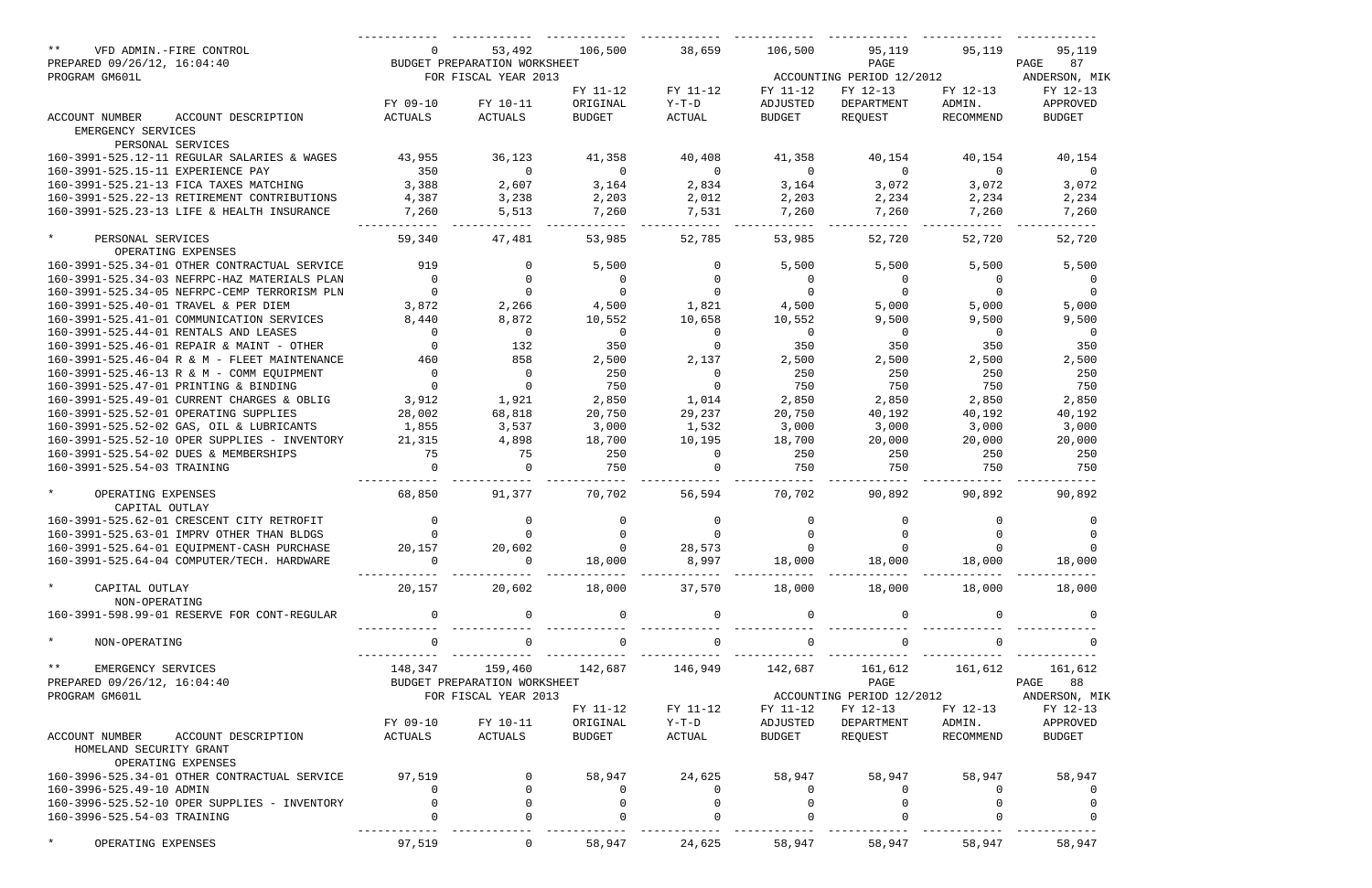| ** VFD ADMIN.-FIRE CONTROL | 0 | 53,492 | 106,500 | 38,659 | 106,500 | 95,119 | 95,119 | 95,119 |
|---|---|---|---|---|---|---|---|---|

PREPARED 09/26/12, 16:04:40 BUDGET PREPARATION WORKSHEET PAGE 87
PROGRAM GM601L FOR FISCAL YEAR 2013 ACCOUNTING PERIOD 12/2012 ANDERSON, MIK

| ACCOUNT NUMBER ACCOUNT DESCRIPTION | FY 09-10 ACTUALS | FY 10-11 ACTUALS | FY 11-12 ORIGINAL BUDGET | FY 11-12 Y-T-D ACTUAL | FY 11-12 ADJUSTED BUDGET | FY 12-13 DEPARTMENT REQUEST | FY 12-13 ADMIN. RECOMMEND | FY 12-13 APPROVED BUDGET |
|---|---|---|---|---|---|---|---|---|
| EMERGENCY SERVICES | | | | | | | | |
| PERSONAL SERVICES | | | | | | | | |
| 160-3991-525.12-11 REGULAR SALARIES & WAGES | 43,955 | 36,123 | 41,358 | 40,408 | 41,358 | 40,154 | 40,154 | 40,154 |
| 160-3991-525.15-11 EXPERIENCE PAY | 350 | 0 | 0 | 0 | 0 | 0 | 0 | 0 |
| 160-3991-525.21-13 FICA TAXES MATCHING | 3,388 | 2,607 | 3,164 | 2,834 | 3,164 | 3,072 | 3,072 | 3,072 |
| 160-3991-525.22-13 RETIREMENT CONTRIBUTIONS | 4,387 | 3,238 | 2,203 | 2,012 | 2,203 | 2,234 | 2,234 | 2,234 |
| 160-3991-525.23-13 LIFE & HEALTH INSURANCE | 7,260 | 5,513 | 7,260 | 7,531 | 7,260 | 7,260 | 7,260 | 7,260 |
| * PERSONAL SERVICES | 59,340 | 47,481 | 53,985 | 52,785 | 53,985 | 52,720 | 52,720 | 52,720 |
| OPERATING EXPENSES | | | | | | | | |
| 160-3991-525.34-01 OTHER CONTRACTUAL SERVICE | 919 | 0 | 5,500 | 0 | 5,500 | 5,500 | 5,500 | 5,500 |
| 160-3991-525.34-03 NEFRPC-HAZ MATERIALS PLAN | 0 | 0 | 0 | 0 | 0 | 0 | 0 | 0 |
| 160-3991-525.34-05 NEFRPC-CEMP TERRORISM PLN | 0 | 0 | 0 | 0 | 0 | 0 | 0 | 0 |
| 160-3991-525.40-01 TRAVEL & PER DIEM | 3,872 | 2,266 | 4,500 | 1,821 | 4,500 | 5,000 | 5,000 | 5,000 |
| 160-3991-525.41-01 COMMUNICATION SERVICES | 8,440 | 8,872 | 10,552 | 10,658 | 10,552 | 9,500 | 9,500 | 9,500 |
| 160-3991-525.44-01 RENTALS AND LEASES | 0 | 0 | 0 | 0 | 0 | 0 | 0 | 0 |
| 160-3991-525.46-01 REPAIR & MAINT - OTHER | 0 | 132 | 350 | 0 | 350 | 350 | 350 | 350 |
| 160-3991-525.46-04 R & M - FLEET MAINTENANCE | 460 | 858 | 2,500 | 2,137 | 2,500 | 2,500 | 2,500 | 2,500 |
| 160-3991-525.46-13 R & M - COMM EQUIPMENT | 0 | 0 | 250 | 0 | 250 | 250 | 250 | 250 |
| 160-3991-525.47-01 PRINTING & BINDING | 0 | 0 | 750 | 0 | 750 | 750 | 750 | 750 |
| 160-3991-525.49-01 CURRENT CHARGES & OBLIG | 3,912 | 1,921 | 2,850 | 1,014 | 2,850 | 2,850 | 2,850 | 2,850 |
| 160-3991-525.52-01 OPERATING SUPPLIES | 28,002 | 68,818 | 20,750 | 29,237 | 20,750 | 40,192 | 40,192 | 40,192 |
| 160-3991-525.52-02 GAS, OIL & LUBRICANTS | 1,855 | 3,537 | 3,000 | 1,532 | 3,000 | 3,000 | 3,000 | 3,000 |
| 160-3991-525.52-10 OPER SUPPLIES - INVENTORY | 21,315 | 4,898 | 18,700 | 10,195 | 18,700 | 20,000 | 20,000 | 20,000 |
| 160-3991-525.54-02 DUES & MEMBERSHIPS | 75 | 75 | 250 | 0 | 250 | 250 | 250 | 250 |
| 160-3991-525.54-03 TRAINING | 0 | 0 | 750 | 0 | 750 | 750 | 750 | 750 |
| * OPERATING EXPENSES | 68,850 | 91,377 | 70,702 | 56,594 | 70,702 | 90,892 | 90,892 | 90,892 |
| CAPITAL OUTLAY | | | | | | | | |
| 160-3991-525.62-01 CRESCENT CITY RETROFIT | 0 | 0 | 0 | 0 | 0 | 0 | 0 | 0 |
| 160-3991-525.63-01 IMPRV OTHER THAN BLDGS | 0 | 0 | 0 | 0 | 0 | 0 | 0 | 0 |
| 160-3991-525.64-01 EQUIPMENT-CASH PURCHASE | 20,157 | 20,602 | 0 | 28,573 | 0 | 0 | 0 | 0 |
| 160-3991-525.64-04 COMPUTER/TECH. HARDWARE | 0 | 0 | 18,000 | 8,997 | 18,000 | 18,000 | 18,000 | 18,000 |
| * CAPITAL OUTLAY | 20,157 | 20,602 | 18,000 | 37,570 | 18,000 | 18,000 | 18,000 | 18,000 |
| NON-OPERATING | | | | | | | | |
| 160-3991-598.99-01 RESERVE FOR CONT-REGULAR | 0 | 0 | 0 | 0 | 0 | 0 | 0 | 0 |
| * NON-OPERATING | 0 | 0 | 0 | 0 | 0 | 0 | 0 | 0 |
| ** EMERGENCY SERVICES | 148,347 | 159,460 | 142,687 | 146,949 | 142,687 | 161,612 | 161,612 | 161,612 |

PREPARED 09/26/12, 16:04:40 BUDGET PREPARATION WORKSHEET PAGE 88
PROGRAM GM601L FOR FISCAL YEAR 2013 ACCOUNTING PERIOD 12/2012 ANDERSON, MIK

| ACCOUNT NUMBER ACCOUNT DESCRIPTION | FY 09-10 ACTUALS | FY 10-11 ACTUALS | FY 11-12 ORIGINAL BUDGET | FY 11-12 Y-T-D ACTUAL | FY 11-12 ADJUSTED BUDGET | FY 12-13 DEPARTMENT REQUEST | FY 12-13 ADMIN. RECOMMEND | FY 12-13 APPROVED BUDGET |
|---|---|---|---|---|---|---|---|---|
| HOMELAND SECURITY GRANT | | | | | | | | |
| OPERATING EXPENSES | | | | | | | | |
| 160-3996-525.34-01 OTHER CONTRACTUAL SERVICE | 97,519 | 0 | 58,947 | 24,625 | 58,947 | 58,947 | 58,947 | 58,947 |
| 160-3996-525.49-10 ADMIN | 0 | 0 | 0 | 0 | 0 | 0 | 0 | 0 |
| 160-3996-525.52-10 OPER SUPPLIES - INVENTORY | 0 | 0 | 0 | 0 | 0 | 0 | 0 | 0 |
| 160-3996-525.54-03 TRAINING | 0 | 0 | 0 | 0 | 0 | 0 | 0 | 0 |
| * OPERATING EXPENSES | 97,519 | 0 | 58,947 | 24,625 | 58,947 | 58,947 | 58,947 | 58,947 |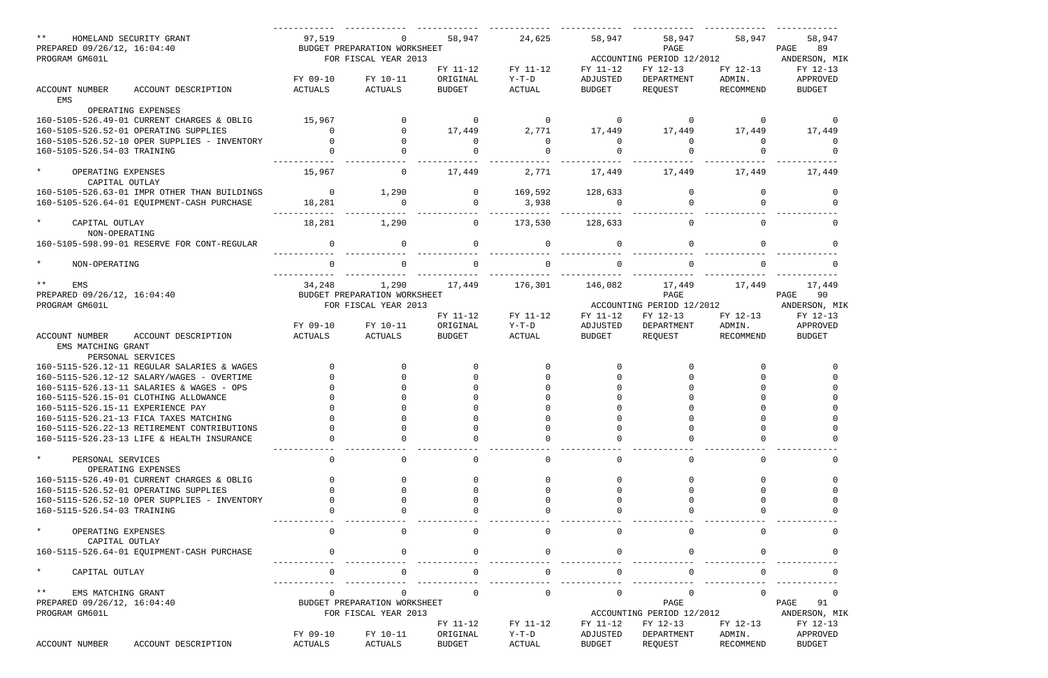| ACCOUNT NUMBER / ACCOUNT DESCRIPTION | FY 09-10 ACTUALS | FY 10-11 ACTUALS | FY 11-12 ORIGINAL BUDGET | FY 11-12 Y-T-D ACTUAL | FY 11-12 ADJUSTED BUDGET | FY 12-13 DEPARTMENT REQUEST | FY 12-13 ADMIN. RECOMMEND | FY 12-13 APPROVED BUDGET |
|---|---|---|---|---|---|---|---|---|
| ** HOMELAND SECURITY GRANT | 97,519 | 0 | 58,947 | 24,625 | 58,947 | 58,947 | 58,947 | 58,947 |

PREPARED 09/26/12, 16:04:40 — BUDGET PREPARATION WORKSHEET — FOR FISCAL YEAR 2013 — PROGRAM GM601L — ACCOUNTING PERIOD 12/2012 — ANDERSON, MIK

| ACCOUNT NUMBER / ACCOUNT DESCRIPTION | FY 09-10 ACTUALS | FY 10-11 ACTUALS | FY 11-12 ORIGINAL BUDGET | FY 11-12 Y-T-D ACTUAL | FY 11-12 ADJUSTED BUDGET | FY 12-13 DEPARTMENT REQUEST | FY 12-13 ADMIN. RECOMMEND | FY 12-13 APPROVED BUDGET |
|---|---|---|---|---|---|---|---|---|
| EMS | | | | | | | | |
| OPERATING EXPENSES | | | | | | | | |
| 160-5105-526.49-01 CURRENT CHARGES & OBLIG | 15,967 | 0 | 0 | 0 | 0 | 0 | 0 | 0 |
| 160-5105-526.52-01 OPERATING SUPPLIES | 0 | 0 | 17,449 | 2,771 | 17,449 | 17,449 | 17,449 | 17,449 |
| 160-5105-526.52-10 OPER SUPPLIES - INVENTORY | 0 | 0 | 0 | 0 | 0 | 0 | 0 | 0 |
| 160-5105-526.54-03 TRAINING | 0 | 0 | 0 | 0 | 0 | 0 | 0 | 0 |
| * OPERATING EXPENSES | 15,967 | 0 | 17,449 | 2,771 | 17,449 | 17,449 | 17,449 | 17,449 |
| CAPITAL OUTLAY | | | | | | | | |
| 160-5105-526.63-01 IMPR OTHER THAN BUILDINGS | 0 | 1,290 | 0 | 169,592 | 128,633 | 0 | 0 | 0 |
| 160-5105-526.64-01 EQUIPMENT-CASH PURCHASE | 18,281 | 0 | 0 | 3,938 | 0 | 0 | 0 | 0 |
| * CAPITAL OUTLAY | 18,281 | 1,290 | 0 | 173,530 | 128,633 | 0 | 0 | 0 |
| NON-OPERATING | | | | | | | | |
| 160-5105-598.99-01 RESERVE FOR CONT-REGULAR | 0 | 0 | 0 | 0 | 0 | 0 | 0 | 0 |
| * NON-OPERATING | 0 | 0 | 0 | 0 | 0 | 0 | 0 | 0 |
| ** EMS | 34,248 | 1,290 | 17,449 | 176,301 | 146,082 | 17,449 | 17,449 | 17,449 |

PREPARED 09/26/12, 16:04:40 — BUDGET PREPARATION WORKSHEET — FOR FISCAL YEAR 2013 — PROGRAM GM601L — ACCOUNTING PERIOD 12/2012 — ANDERSON, MIK

| ACCOUNT NUMBER / ACCOUNT DESCRIPTION | FY 09-10 ACTUALS | FY 10-11 ACTUALS | FY 11-12 ORIGINAL BUDGET | FY 11-12 Y-T-D ACTUAL | FY 11-12 ADJUSTED BUDGET | FY 12-13 DEPARTMENT REQUEST | FY 12-13 ADMIN. RECOMMEND | FY 12-13 APPROVED BUDGET |
|---|---|---|---|---|---|---|---|---|
| EMS MATCHING GRANT | | | | | | | | |
| PERSONAL SERVICES | | | | | | | | |
| 160-5115-526.12-11 REGULAR SALARIES & WAGES | 0 | 0 | 0 | 0 | 0 | 0 | 0 | 0 |
| 160-5115-526.12-12 SALARY/WAGES - OVERTIME | 0 | 0 | 0 | 0 | 0 | 0 | 0 | 0 |
| 160-5115-526.13-11 SALARIES & WAGES - OPS | 0 | 0 | 0 | 0 | 0 | 0 | 0 | 0 |
| 160-5115-526.15-01 CLOTHING ALLOWANCE | 0 | 0 | 0 | 0 | 0 | 0 | 0 | 0 |
| 160-5115-526.15-11 EXPERIENCE PAY | 0 | 0 | 0 | 0 | 0 | 0 | 0 | 0 |
| 160-5115-526.21-13 FICA TAXES MATCHING | 0 | 0 | 0 | 0 | 0 | 0 | 0 | 0 |
| 160-5115-526.22-13 RETIREMENT CONTRIBUTIONS | 0 | 0 | 0 | 0 | 0 | 0 | 0 | 0 |
| 160-5115-526.23-13 LIFE & HEALTH INSURANCE | 0 | 0 | 0 | 0 | 0 | 0 | 0 | 0 |
| * PERSONAL SERVICES | 0 | 0 | 0 | 0 | 0 | 0 | 0 | 0 |
| OPERATING EXPENSES | | | | | | | | |
| 160-5115-526.49-01 CURRENT CHARGES & OBLIG | 0 | 0 | 0 | 0 | 0 | 0 | 0 | 0 |
| 160-5115-526.52-01 OPERATING SUPPLIES | 0 | 0 | 0 | 0 | 0 | 0 | 0 | 0 |
| 160-5115-526.52-10 OPER SUPPLIES - INVENTORY | 0 | 0 | 0 | 0 | 0 | 0 | 0 | 0 |
| 160-5115-526.54-03 TRAINING | 0 | 0 | 0 | 0 | 0 | 0 | 0 | 0 |
| * OPERATING EXPENSES | 0 | 0 | 0 | 0 | 0 | 0 | 0 | 0 |
| CAPITAL OUTLAY | | | | | | | | |
| 160-5115-526.64-01 EQUIPMENT-CASH PURCHASE | 0 | 0 | 0 | 0 | 0 | 0 | 0 | 0 |
| * CAPITAL OUTLAY | 0 | 0 | 0 | 0 | 0 | 0 | 0 | 0 |
| ** EMS MATCHING GRANT | 0 | 0 | 0 | 0 | 0 | 0 | 0 | 0 |

PREPARED 09/26/12, 16:04:40 — BUDGET PREPARATION WORKSHEET — FOR FISCAL YEAR 2013 — PROGRAM GM601L — ACCOUNTING PERIOD 12/2012 — ANDERSON, MIK

| ACCOUNT NUMBER / ACCOUNT DESCRIPTION | FY 09-10 ACTUALS | FY 10-11 ACTUALS | FY 11-12 ORIGINAL BUDGET | FY 11-12 Y-T-D ACTUAL | FY 11-12 ADJUSTED BUDGET | FY 12-13 DEPARTMENT REQUEST | FY 12-13 ADMIN. RECOMMEND | FY 12-13 APPROVED BUDGET |
|---|---|---|---|---|---|---|---|---|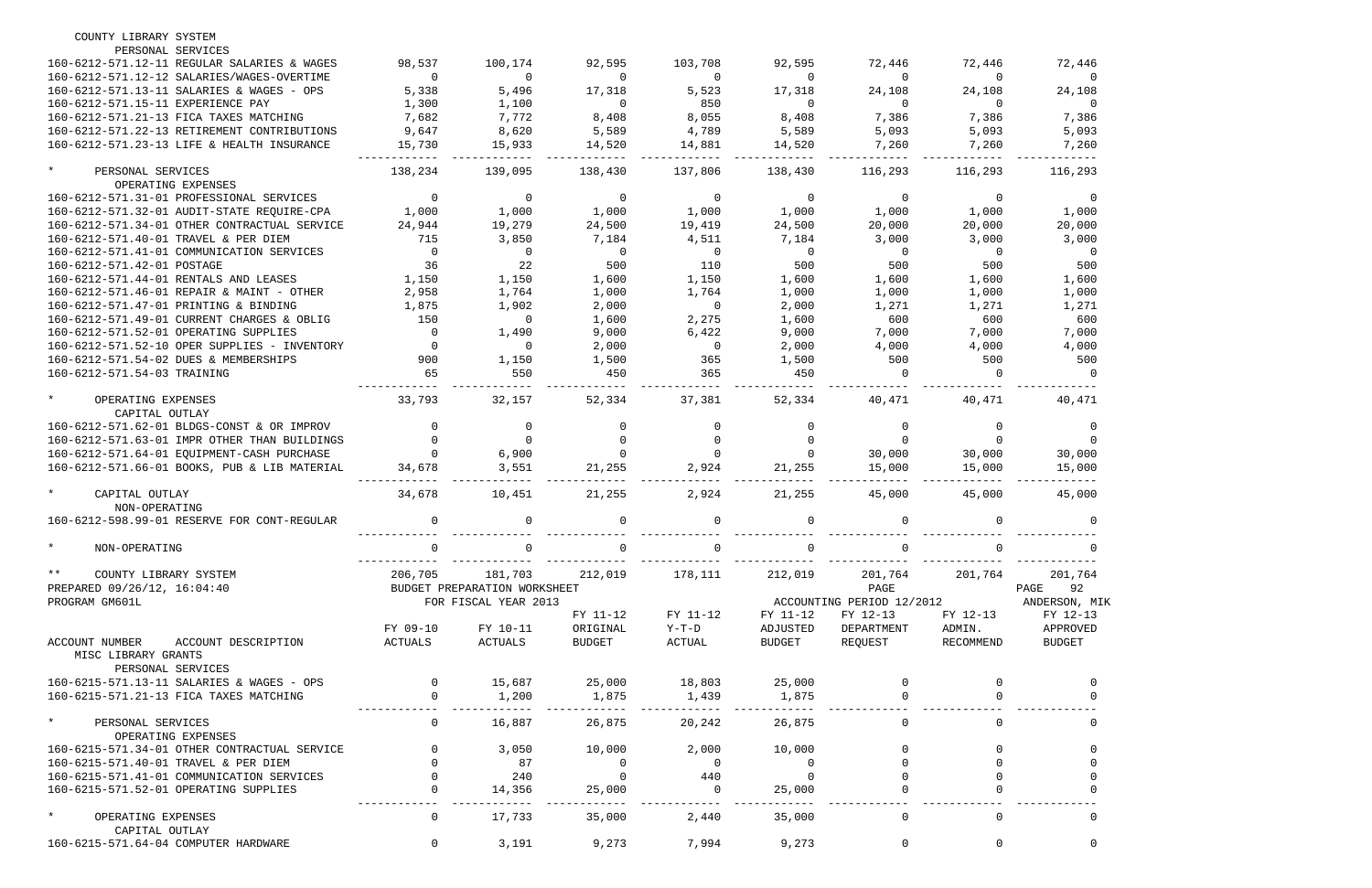COUNTY LIBRARY SYSTEM

| ACCOUNT NUMBER / ACCOUNT DESCRIPTION | FY 09-10 ACTUALS | FY 10-11 ACTUALS | FY 11-12 ORIGINAL BUDGET | FY 11-12 Y-T-D ACTUAL | FY 11-12 ADJUSTED BUDGET | FY 12-13 DEPARTMENT REQUEST | FY 12-13 ADMIN. RECOMMEND | FY 12-13 APPROVED BUDGET |
|---|---|---|---|---|---|---|---|---|
| PERSONAL SERVICES | | | | | | | | |
| 160-6212-571.12-11 REGULAR SALARIES & WAGES | 98,537 | 100,174 | 92,595 | 103,708 | 92,595 | 72,446 | 72,446 | 72,446 |
| 160-6212-571.12-12 SALARIES/WAGES-OVERTIME | 0 | 0 | 0 | 0 | 0 | 0 | 0 | 0 |
| 160-6212-571.13-11 SALARIES & WAGES - OPS | 5,338 | 5,496 | 17,318 | 5,523 | 17,318 | 24,108 | 24,108 | 24,108 |
| 160-6212-571.15-11 EXPERIENCE PAY | 1,300 | 1,100 | 0 | 850 | 0 | 0 | 0 | 0 |
| 160-6212-571.21-13 FICA TAXES MATCHING | 7,682 | 7,772 | 8,408 | 8,055 | 8,408 | 7,386 | 7,386 | 7,386 |
| 160-6212-571.22-13 RETIREMENT CONTRIBUTIONS | 9,647 | 8,620 | 5,589 | 4,789 | 5,589 | 5,093 | 5,093 | 5,093 |
| 160-6212-571.23-13 LIFE & HEALTH INSURANCE | 15,730 | 15,933 | 14,520 | 14,881 | 14,520 | 7,260 | 7,260 | 7,260 |
| * PERSONAL SERVICES | 138,234 | 139,095 | 138,430 | 137,806 | 138,430 | 116,293 | 116,293 | 116,293 |
| OPERATING EXPENSES | | | | | | | | |
| 160-6212-571.31-01 PROFESSIONAL SERVICES | 0 | 0 | 0 | 0 | 0 | 0 | 0 | 0 |
| 160-6212-571.32-01 AUDIT-STATE REQUIRE-CPA | 1,000 | 1,000 | 1,000 | 1,000 | 1,000 | 1,000 | 1,000 | 1,000 |
| 160-6212-571.34-01 OTHER CONTRACTUAL SERVICE | 24,944 | 19,279 | 24,500 | 19,419 | 24,500 | 20,000 | 20,000 | 20,000 |
| 160-6212-571.40-01 TRAVEL & PER DIEM | 715 | 3,850 | 7,184 | 4,511 | 7,184 | 3,000 | 3,000 | 3,000 |
| 160-6212-571.41-01 COMMUNICATION SERVICES | 0 | 0 | 0 | 0 | 0 | 0 | 0 | 0 |
| 160-6212-571.42-01 POSTAGE | 36 | 22 | 500 | 110 | 500 | 500 | 500 | 500 |
| 160-6212-571.44-01 RENTALS AND LEASES | 1,150 | 1,150 | 1,600 | 1,150 | 1,600 | 1,600 | 1,600 | 1,600 |
| 160-6212-571.46-01 REPAIR & MAINT - OTHER | 2,958 | 1,764 | 1,000 | 1,764 | 1,000 | 1,000 | 1,000 | 1,000 |
| 160-6212-571.47-01 PRINTING & BINDING | 1,875 | 1,902 | 2,000 | 0 | 2,000 | 1,271 | 1,271 | 1,271 |
| 160-6212-571.49-01 CURRENT CHARGES & OBLIG | 150 | 0 | 1,600 | 2,275 | 1,600 | 600 | 600 | 600 |
| 160-6212-571.52-01 OPERATING SUPPLIES | 0 | 1,490 | 9,000 | 6,422 | 9,000 | 7,000 | 7,000 | 7,000 |
| 160-6212-571.52-10 OPER SUPPLIES - INVENTORY | 0 | 0 | 2,000 | 0 | 2,000 | 4,000 | 4,000 | 4,000 |
| 160-6212-571.54-02 DUES & MEMBERSHIPS | 900 | 1,150 | 1,500 | 365 | 1,500 | 500 | 500 | 500 |
| 160-6212-571.54-03 TRAINING | 65 | 550 | 450 | 365 | 450 | 0 | 0 | 0 |
| * OPERATING EXPENSES | 33,793 | 32,157 | 52,334 | 37,381 | 52,334 | 40,471 | 40,471 | 40,471 |
| CAPITAL OUTLAY | | | | | | | | |
| 160-6212-571.62-01 BLDGS-CONST & OR IMPROV | 0 | 0 | 0 | 0 | 0 | 0 | 0 | 0 |
| 160-6212-571.63-01 IMPR OTHER THAN BUILDINGS | 0 | 0 | 0 | 0 | 0 | 0 | 0 | 0 |
| 160-6212-571.64-01 EQUIPMENT-CASH PURCHASE | 0 | 6,900 | 0 | 0 | 0 | 30,000 | 30,000 | 30,000 |
| 160-6212-571.66-01 BOOKS, PUB & LIB MATERIAL | 34,678 | 3,551 | 21,255 | 2,924 | 21,255 | 15,000 | 15,000 | 15,000 |
| * CAPITAL OUTLAY | 34,678 | 10,451 | 21,255 | 2,924 | 21,255 | 45,000 | 45,000 | 45,000 |
| NON-OPERATING | | | | | | | | |
| 160-6212-598.99-01 RESERVE FOR CONT-REGULAR | 0 | 0 | 0 | 0 | 0 | 0 | 0 | 0 |
| * NON-OPERATING | 0 | 0 | 0 | 0 | 0 | 0 | 0 | 0 |
| ** COUNTY LIBRARY SYSTEM | 206,705 | 181,703 | 212,019 | 178,111 | 212,019 | 201,764 | 201,764 | 201,764 |

PREPARED 09/26/12, 16:04:40 — BUDGET PREPARATION WORKSHEET — FOR FISCAL YEAR 2013 — PAGE 92
PROGRAM GM601L — ACCOUNTING PERIOD 12/2012 — ANDERSON, MIK

MISC LIBRARY GRANTS

| ACCOUNT NUMBER / ACCOUNT DESCRIPTION | FY 09-10 ACTUALS | FY 10-11 ACTUALS | FY 11-12 ORIGINAL BUDGET | FY 11-12 Y-T-D ACTUAL | FY 11-12 ADJUSTED BUDGET | FY 12-13 DEPARTMENT REQUEST | FY 12-13 ADMIN. RECOMMEND | FY 12-13 APPROVED BUDGET |
|---|---|---|---|---|---|---|---|---|
| PERSONAL SERVICES | | | | | | | | |
| 160-6215-571.13-11 SALARIES & WAGES - OPS | 0 | 15,687 | 25,000 | 18,803 | 25,000 | 0 | 0 | 0 |
| 160-6215-571.21-13 FICA TAXES MATCHING | 0 | 1,200 | 1,875 | 1,439 | 1,875 | 0 | 0 | 0 |
| * PERSONAL SERVICES | 0 | 16,887 | 26,875 | 20,242 | 26,875 | 0 | 0 | 0 |
| OPERATING EXPENSES | | | | | | | | |
| 160-6215-571.34-01 OTHER CONTRACTUAL SERVICE | 0 | 3,050 | 10,000 | 2,000 | 10,000 | 0 | 0 | 0 |
| 160-6215-571.40-01 TRAVEL & PER DIEM | 0 | 87 | 0 | 0 | 0 | 0 | 0 | 0 |
| 160-6215-571.41-01 COMMUNICATION SERVICES | 0 | 240 | 0 | 440 | 0 | 0 | 0 | 0 |
| 160-6215-571.52-01 OPERATING SUPPLIES | 0 | 14,356 | 25,000 | 0 | 25,000 | 0 | 0 | 0 |
| * OPERATING EXPENSES | 0 | 17,733 | 35,000 | 2,440 | 35,000 | 0 | 0 | 0 |
| CAPITAL OUTLAY | | | | | | | | |
| 160-6215-571.64-04 COMPUTER HARDWARE | 0 | 3,191 | 9,273 | 7,994 | 9,273 | 0 | 0 | 0 |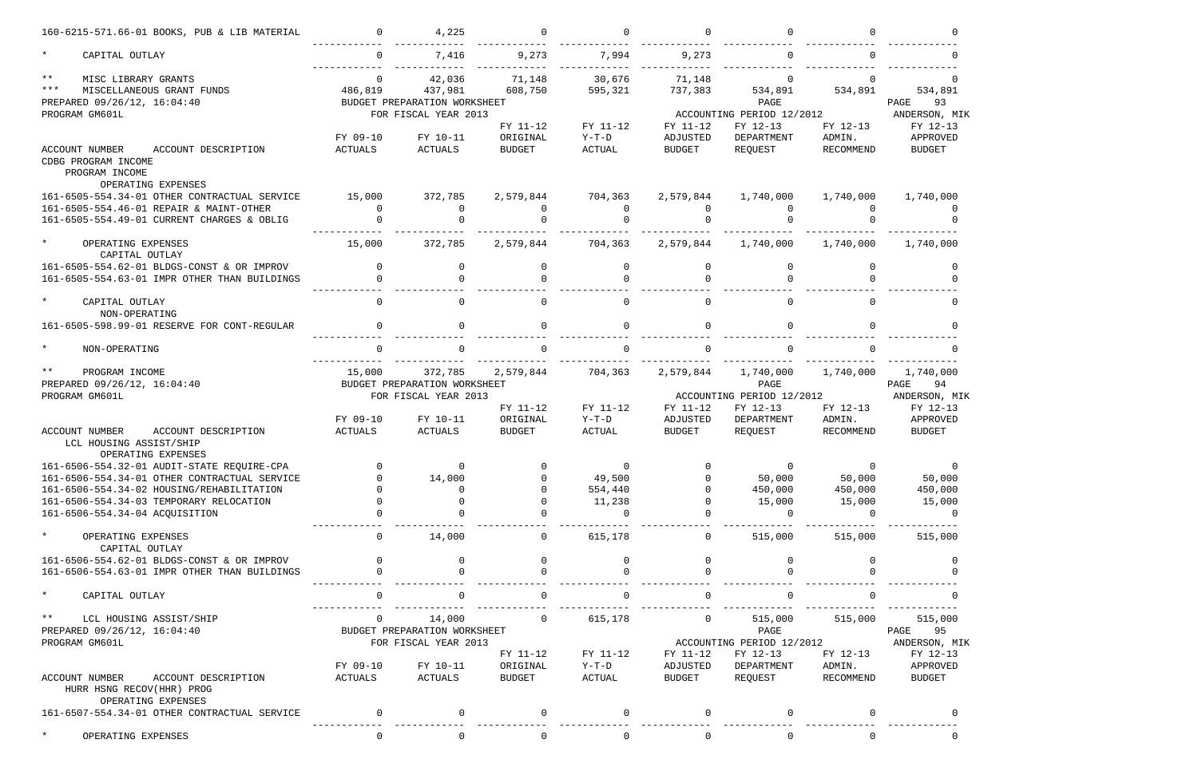| ACCOUNT NUMBER ACCOUNT DESCRIPTION | FY 09-10 ACTUALS | FY 10-11 ACTUALS | FY 11-12 ORIGINAL BUDGET | FY 11-12 Y-T-D ACTUAL | FY 11-12 ADJUSTED BUDGET | FY 12-13 DEPARTMENT REQUEST | FY 12-13 ADMIN. RECOMMEND | FY 12-13 APPROVED BUDGET |
|---|---|---|---|---|---|---|---|---|
| 160-6215-571.66-01 BOOKS, PUB & LIB MATERIAL | 0 | 4,225 | 0 | 0 | 0 | 0 | 0 | 0 |
| * CAPITAL OUTLAY | 0 | 7,416 | 9,273 | 7,994 | 9,273 | 0 | 0 | 0 |
| ** MISC LIBRARY GRANTS | 0 | 42,036 | 71,148 | 30,676 | 71,148 | 0 | 0 | 0 |
| *** MISCELLANEOUS GRANT FUNDS | 486,819 | 437,981 | 608,750 | 595,321 | 737,383 | 534,891 | 534,891 | 534,891 |

PREPARED 09/26/12, 16:04:40 BUDGET PREPARATION WORKSHEET PAGE 93
PROGRAM GM601L FOR FISCAL YEAR 2013 ACCOUNTING PERIOD 12/2012 ANDERSON, MIK

| ACCOUNT NUMBER ACCOUNT DESCRIPTION | FY 09-10 ACTUALS | FY 10-11 ACTUALS | FY 11-12 ORIGINAL BUDGET | FY 11-12 Y-T-D ACTUAL | FY 11-12 ADJUSTED BUDGET | FY 12-13 DEPARTMENT REQUEST | FY 12-13 ADMIN. RECOMMEND | FY 12-13 APPROVED BUDGET |
|---|---|---|---|---|---|---|---|---|
| CDBG PROGRAM INCOME | | | | | | | | |
| PROGRAM INCOME | | | | | | | | |
| OPERATING EXPENSES | | | | | | | | |
| 161-6505-554.34-01 OTHER CONTRACTUAL SERVICE | 15,000 | 372,785 | 2,579,844 | 704,363 | 2,579,844 | 1,740,000 | 1,740,000 | 1,740,000 |
| 161-6505-554.46-01 REPAIR & MAINT-OTHER | 0 | 0 | 0 | 0 | 0 | 0 | 0 | 0 |
| 161-6505-554.49-01 CURRENT CHARGES & OBLIG | 0 | 0 | 0 | 0 | 0 | 0 | 0 | 0 |
| * OPERATING EXPENSES | 15,000 | 372,785 | 2,579,844 | 704,363 | 2,579,844 | 1,740,000 | 1,740,000 | 1,740,000 |
| CAPITAL OUTLAY | | | | | | | | |
| 161-6505-554.62-01 BLDGS-CONST & OR IMPROV | 0 | 0 | 0 | 0 | 0 | 0 | 0 | 0 |
| 161-6505-554.63-01 IMPR OTHER THAN BUILDINGS | 0 | 0 | 0 | 0 | 0 | 0 | 0 | 0 |
| * CAPITAL OUTLAY | 0 | 0 | 0 | 0 | 0 | 0 | 0 | 0 |
| NON-OPERATING | | | | | | | | |
| 161-6505-598.99-01 RESERVE FOR CONT-REGULAR | 0 | 0 | 0 | 0 | 0 | 0 | 0 | 0 |
| * NON-OPERATING | 0 | 0 | 0 | 0 | 0 | 0 | 0 | 0 |
| ** PROGRAM INCOME | 15,000 | 372,785 | 2,579,844 | 704,363 | 2,579,844 | 1,740,000 | 1,740,000 | 1,740,000 |

PREPARED 09/26/12, 16:04:40 BUDGET PREPARATION WORKSHEET PAGE 94
PROGRAM GM601L FOR FISCAL YEAR 2013 ACCOUNTING PERIOD 12/2012 ANDERSON, MIK

| ACCOUNT NUMBER ACCOUNT DESCRIPTION | FY 09-10 ACTUALS | FY 10-11 ACTUALS | FY 11-12 ORIGINAL BUDGET | FY 11-12 Y-T-D ACTUAL | FY 11-12 ADJUSTED BUDGET | FY 12-13 DEPARTMENT REQUEST | FY 12-13 ADMIN. RECOMMEND | FY 12-13 APPROVED BUDGET |
|---|---|---|---|---|---|---|---|---|
| LCL HOUSING ASSIST/SHIP | | | | | | | | |
| OPERATING EXPENSES | | | | | | | | |
| 161-6506-554.32-01 AUDIT-STATE REQUIRE-CPA | 0 | 0 | 0 | 0 | 0 | 0 | 0 | 0 |
| 161-6506-554.34-01 OTHER CONTRACTUAL SERVICE | 0 | 14,000 | 0 | 49,500 | 0 | 50,000 | 50,000 | 50,000 |
| 161-6506-554.34-02 HOUSING/REHABILITATION | 0 | 0 | 0 | 554,440 | 0 | 450,000 | 450,000 | 450,000 |
| 161-6506-554.34-03 TEMPORARY RELOCATION | 0 | 0 | 0 | 11,238 | 0 | 15,000 | 15,000 | 15,000 |
| 161-6506-554.34-04 ACQUISITION | 0 | 0 | 0 | 0 | 0 | 0 | 0 | 0 |
| * OPERATING EXPENSES | 0 | 14,000 | 0 | 615,178 | 0 | 515,000 | 515,000 | 515,000 |
| CAPITAL OUTLAY | | | | | | | | |
| 161-6506-554.62-01 BLDGS-CONST & OR IMPROV | 0 | 0 | 0 | 0 | 0 | 0 | 0 | 0 |
| 161-6506-554.63-01 IMPR OTHER THAN BUILDINGS | 0 | 0 | 0 | 0 | 0 | 0 | 0 | 0 |
| * CAPITAL OUTLAY | 0 | 0 | 0 | 0 | 0 | 0 | 0 | 0 |
| ** LCL HOUSING ASSIST/SHIP | 0 | 14,000 | 0 | 615,178 | 0 | 515,000 | 515,000 | 515,000 |

PREPARED 09/26/12, 16:04:40 BUDGET PREPARATION WORKSHEET PAGE 95
PROGRAM GM601L FOR FISCAL YEAR 2013 ACCOUNTING PERIOD 12/2012 ANDERSON, MIK

| ACCOUNT NUMBER ACCOUNT DESCRIPTION | FY 09-10 ACTUALS | FY 10-11 ACTUALS | FY 11-12 ORIGINAL BUDGET | FY 11-12 Y-T-D ACTUAL | FY 11-12 ADJUSTED BUDGET | FY 12-13 DEPARTMENT REQUEST | FY 12-13 ADMIN. RECOMMEND | FY 12-13 APPROVED BUDGET |
|---|---|---|---|---|---|---|---|---|
| HURR HSNG RECOV(HHR) PROG | | | | | | | | |
| OPERATING EXPENSES | | | | | | | | |
| 161-6507-554.34-01 OTHER CONTRACTUAL SERVICE | 0 | 0 | 0 | 0 | 0 | 0 | 0 | 0 |
| * OPERATING EXPENSES | 0 | 0 | 0 | 0 | 0 | 0 | 0 | 0 |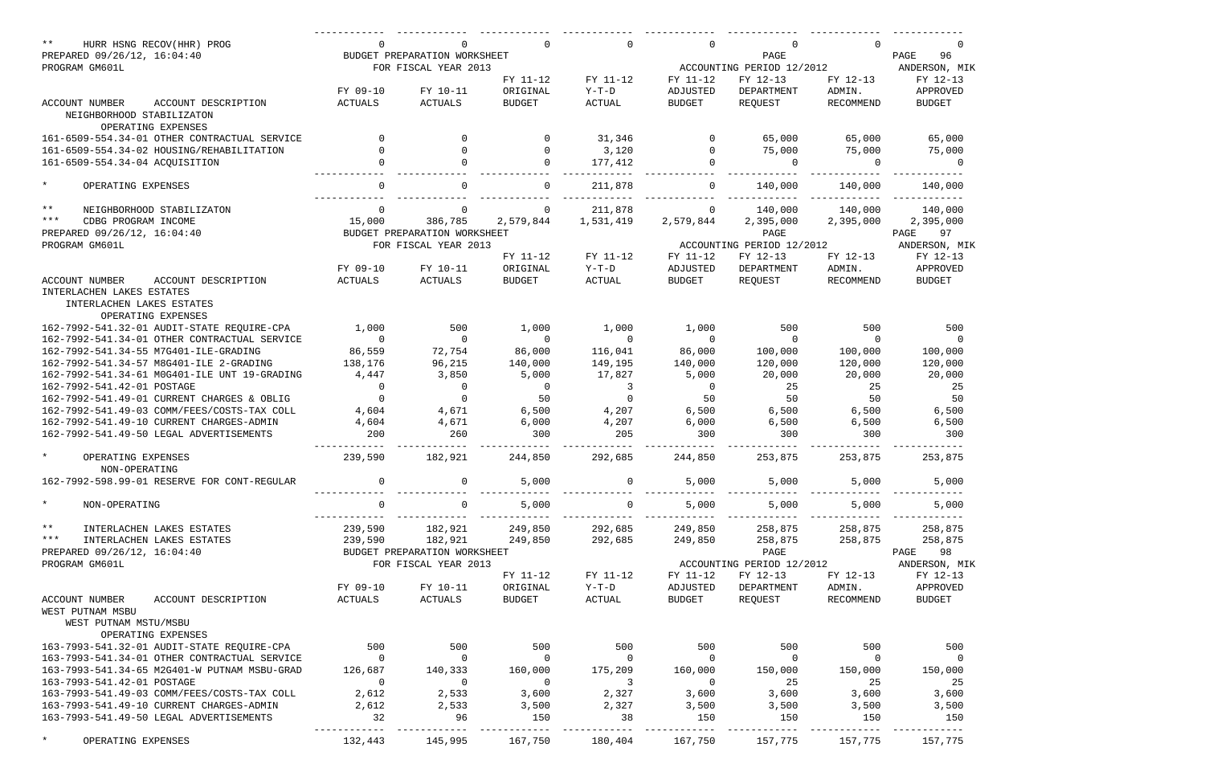| ** HURR HSNG RECOV(HHR) PROG | 0 | 0 | 0 | 0 | 0 | 0 | 0 | 0 |
|---|---|---|---|---|---|---|---|---|

PREPARED 09/26/12, 16:04:40 — BUDGET PREPARATION WORKSHEET — PAGE 96
PROGRAM GM601L — FOR FISCAL YEAR 2013 — ACCOUNTING PERIOD 12/2012 — ANDERSON, MIK

| ACCOUNT NUMBER ACCOUNT DESCRIPTION | FY 09-10 ACTUALS | FY 10-11 ACTUALS | FY 11-12 ORIGINAL BUDGET | FY 11-12 Y-T-D ACTUAL | FY 11-12 ADJUSTED BUDGET | FY 12-13 DEPARTMENT REQUEST | FY 12-13 ADMIN. RECOMMEND | FY 12-13 APPROVED BUDGET |
|---|---|---|---|---|---|---|---|---|
| NEIGHBORHOOD STABILIZATON | | | | | | | | |
| OPERATING EXPENSES | | | | | | | | |
| 161-6509-554.34-01 OTHER CONTRACTUAL SERVICE | 0 | 0 | 0 | 31,346 | 0 | 65,000 | 65,000 | 65,000 |
| 161-6509-554.34-02 HOUSING/REHABILITATION | 0 | 0 | 0 | 3,120 | 0 | 75,000 | 75,000 | 75,000 |
| 161-6509-554.34-04 ACQUISITION | 0 | 0 | 0 | 177,412 | 0 | 0 | 0 | 0 |
| * OPERATING EXPENSES | 0 | 0 | 0 | 211,878 | 0 | 140,000 | 140,000 | 140,000 |
| ** NEIGHBORHOOD STABILIZATON | 0 | 0 | 0 | 211,878 | 0 | 140,000 | 140,000 | 140,000 |
| *** CDBG PROGRAM INCOME | 15,000 | 386,785 | 2,579,844 | 1,531,419 | 2,579,844 | 2,395,000 | 2,395,000 | 2,395,000 |

PREPARED 09/26/12, 16:04:40 — BUDGET PREPARATION WORKSHEET — PAGE 97
PROGRAM GM601L — FOR FISCAL YEAR 2013 — ACCOUNTING PERIOD 12/2012 — ANDERSON, MIK

| ACCOUNT NUMBER ACCOUNT DESCRIPTION | FY 09-10 ACTUALS | FY 10-11 ACTUALS | FY 11-12 ORIGINAL BUDGET | FY 11-12 Y-T-D ACTUAL | FY 11-12 ADJUSTED BUDGET | FY 12-13 DEPARTMENT REQUEST | FY 12-13 ADMIN. RECOMMEND | FY 12-13 APPROVED BUDGET |
|---|---|---|---|---|---|---|---|---|
| INTERLACHEN LAKES ESTATES | | | | | | | | |
| INTERLACHEN LAKES ESTATES | | | | | | | | |
| OPERATING EXPENSES | | | | | | | | |
| 162-7992-541.32-01 AUDIT-STATE REQUIRE-CPA | 1,000 | 500 | 1,000 | 1,000 | 1,000 | 500 | 500 | 500 |
| 162-7992-541.34-01 OTHER CONTRACTUAL SERVICE | 0 | 0 | 0 | 0 | 0 | 0 | 0 | 0 |
| 162-7992-541.34-55 M7G401-ILE-GRADING | 86,559 | 72,754 | 86,000 | 116,041 | 86,000 | 100,000 | 100,000 | 100,000 |
| 162-7992-541.34-57 M8G401-ILE 2-GRADING | 138,176 | 96,215 | 140,000 | 149,195 | 140,000 | 120,000 | 120,000 | 120,000 |
| 162-7992-541.34-61 M0G401-ILE UNT 19-GRADING | 4,447 | 3,850 | 5,000 | 17,827 | 5,000 | 20,000 | 20,000 | 20,000 |
| 162-7992-541.42-01 POSTAGE | 0 | 0 | 0 | 3 | 0 | 25 | 25 | 25 |
| 162-7992-541.49-01 CURRENT CHARGES & OBLIG | 0 | 0 | 50 | 0 | 50 | 50 | 50 | 50 |
| 162-7992-541.49-03 COMM/FEES/COSTS-TAX COLL | 4,604 | 4,671 | 6,500 | 4,207 | 6,500 | 6,500 | 6,500 | 6,500 |
| 162-7992-541.49-10 CURRENT CHARGES-ADMIN | 4,604 | 4,671 | 6,000 | 4,207 | 6,000 | 6,500 | 6,500 | 6,500 |
| 162-7992-541.49-50 LEGAL ADVERTISEMENTS | 200 | 260 | 300 | 205 | 300 | 300 | 300 | 300 |
| * OPERATING EXPENSES | 239,590 | 182,921 | 244,850 | 292,685 | 244,850 | 253,875 | 253,875 | 253,875 |
| NON-OPERATING | | | | | | | | |
| 162-7992-598.99-01 RESERVE FOR CONT-REGULAR | 0 | 0 | 5,000 | 0 | 5,000 | 5,000 | 5,000 | 5,000 |
| * NON-OPERATING | 0 | 0 | 5,000 | 0 | 5,000 | 5,000 | 5,000 | 5,000 |
| ** INTERLACHEN LAKES ESTATES | 239,590 | 182,921 | 249,850 | 292,685 | 249,850 | 258,875 | 258,875 | 258,875 |
| *** INTERLACHEN LAKES ESTATES | 239,590 | 182,921 | 249,850 | 292,685 | 249,850 | 258,875 | 258,875 | 258,875 |

PREPARED 09/26/12, 16:04:40 — BUDGET PREPARATION WORKSHEET — PAGE 98
PROGRAM GM601L — FOR FISCAL YEAR 2013 — ACCOUNTING PERIOD 12/2012 — ANDERSON, MIK

| ACCOUNT NUMBER ACCOUNT DESCRIPTION | FY 09-10 ACTUALS | FY 10-11 ACTUALS | FY 11-12 ORIGINAL BUDGET | FY 11-12 Y-T-D ACTUAL | FY 11-12 ADJUSTED BUDGET | FY 12-13 DEPARTMENT REQUEST | FY 12-13 ADMIN. RECOMMEND | FY 12-13 APPROVED BUDGET |
|---|---|---|---|---|---|---|---|---|
| WEST PUTNAM MSBU | | | | | | | | |
| WEST PUTNAM MSTU/MSBU | | | | | | | | |
| OPERATING EXPENSES | | | | | | | | |
| 163-7993-541.32-01 AUDIT-STATE REQUIRE-CPA | 500 | 500 | 500 | 500 | 500 | 500 | 500 | 500 |
| 163-7993-541.34-01 OTHER CONTRACTUAL SERVICE | 0 | 0 | 0 | 0 | 0 | 0 | 0 | 0 |
| 163-7993-541.34-65 M2G401-W PUTNAM MSBU-GRAD | 126,687 | 140,333 | 160,000 | 175,209 | 160,000 | 150,000 | 150,000 | 150,000 |
| 163-7993-541.42-01 POSTAGE | 0 | 0 | 0 | 3 | 0 | 25 | 25 | 25 |
| 163-7993-541.49-03 COMM/FEES/COSTS-TAX COLL | 2,612 | 2,533 | 3,600 | 2,327 | 3,600 | 3,600 | 3,600 | 3,600 |
| 163-7993-541.49-10 CURRENT CHARGES-ADMIN | 2,612 | 2,533 | 3,500 | 2,327 | 3,500 | 3,500 | 3,500 | 3,500 |
| 163-7993-541.49-50 LEGAL ADVERTISEMENTS | 32 | 96 | 150 | 38 | 150 | 150 | 150 | 150 |
| * OPERATING EXPENSES | 132,443 | 145,995 | 167,750 | 180,404 | 167,750 | 157,775 | 157,775 | 157,775 |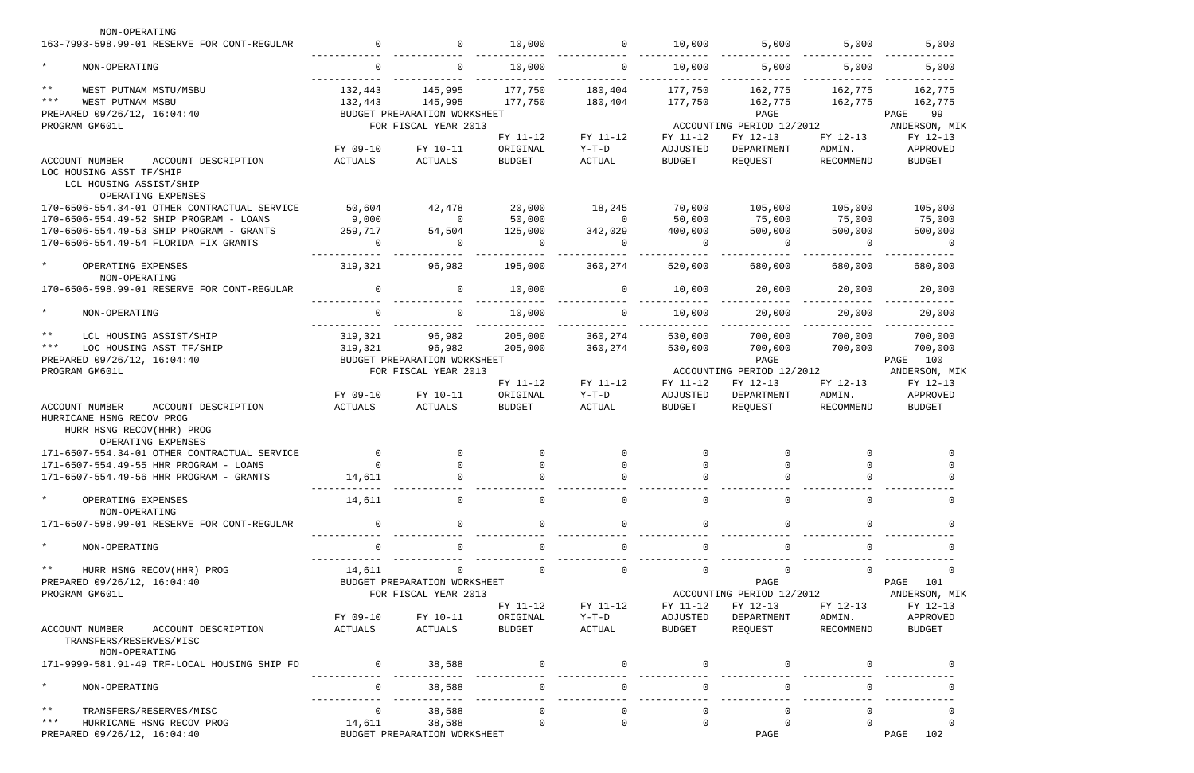NON-OPERATING

| ACCOUNT NUMBER / ACCOUNT DESCRIPTION | FY 09-10 ACTUALS | FY 10-11 ACTUALS | FY 11-12 ORIGINAL BUDGET | FY 11-12 Y-T-D ACTUAL | FY 11-12 ADJUSTED BUDGET | FY 12-13 DEPARTMENT REQUEST | FY 12-13 ADMIN. RECOMMEND | FY 12-13 APPROVED BUDGET |
|---|---|---|---|---|---|---|---|---|
| 163-7993-598.99-01 RESERVE FOR CONT-REGULAR | 0 | 0 | 10,000 | 0 | 10,000 | 5,000 | 5,000 | 5,000 |
| * NON-OPERATING | 0 | 0 | 10,000 | 0 | 10,000 | 5,000 | 5,000 | 5,000 |
| ** WEST PUTNAM MSTU/MSBU | 132,443 | 145,995 | 177,750 | 180,404 | 177,750 | 162,775 | 162,775 | 162,775 |
| *** WEST PUTNAM MSBU | 132,443 | 145,995 | 177,750 | 180,404 | 177,750 | 162,775 | 162,775 | 162,775 |

PREPARED 09/26/12, 16:04:40 BUDGET PREPARATION WORKSHEET PAGE 99
PROGRAM GM601L FOR FISCAL YEAR 2013 ACCOUNTING PERIOD 12/2012 ANDERSON, MIK

LOC HOUSING ASST TF/SHIP
LCL HOUSING ASSIST/SHIP

| ACCOUNT NUMBER / ACCOUNT DESCRIPTION | FY 09-10 ACTUALS | FY 10-11 ACTUALS | FY 11-12 ORIGINAL BUDGET | FY 11-12 Y-T-D ACTUAL | FY 11-12 ADJUSTED BUDGET | FY 12-13 DEPARTMENT REQUEST | FY 12-13 ADMIN. RECOMMEND | FY 12-13 APPROVED BUDGET |
|---|---|---|---|---|---|---|---|---|
| OPERATING EXPENSES | | | | | | | | |
| 170-6506-554.34-01 OTHER CONTRACTUAL SERVICE | 50,604 | 42,478 | 20,000 | 18,245 | 70,000 | 105,000 | 105,000 | 105,000 |
| 170-6506-554.49-52 SHIP PROGRAM - LOANS | 9,000 | 0 | 50,000 | 0 | 50,000 | 75,000 | 75,000 | 75,000 |
| 170-6506-554.49-53 SHIP PROGRAM - GRANTS | 259,717 | 54,504 | 125,000 | 342,029 | 400,000 | 500,000 | 500,000 | 500,000 |
| 170-6506-554.49-54 FLORIDA FIX GRANTS | 0 | 0 | 0 | 0 | 0 | 0 | 0 | 0 |
| * OPERATING EXPENSES | 319,321 | 96,982 | 195,000 | 360,274 | 520,000 | 680,000 | 680,000 | 680,000 |
| NON-OPERATING | | | | | | | | |
| 170-6506-598.99-01 RESERVE FOR CONT-REGULAR | 0 | 0 | 10,000 | 0 | 10,000 | 20,000 | 20,000 | 20,000 |
| * NON-OPERATING | 0 | 0 | 10,000 | 0 | 10,000 | 20,000 | 20,000 | 20,000 |
| ** LCL HOUSING ASSIST/SHIP | 319,321 | 96,982 | 205,000 | 360,274 | 530,000 | 700,000 | 700,000 | 700,000 |
| *** LOC HOUSING ASST TF/SHIP | 319,321 | 96,982 | 205,000 | 360,274 | 530,000 | 700,000 | 700,000 | 700,000 |

PREPARED 09/26/12, 16:04:40 BUDGET PREPARATION WORKSHEET PAGE 100
PROGRAM GM601L FOR FISCAL YEAR 2013 ACCOUNTING PERIOD 12/2012 ANDERSON, MIK

HURRICANE HSNG RECOV PROG
HURR HSNG RECOV(HHR) PROG

| ACCOUNT NUMBER / ACCOUNT DESCRIPTION | FY 09-10 ACTUALS | FY 10-11 ACTUALS | FY 11-12 ORIGINAL BUDGET | FY 11-12 Y-T-D ACTUAL | FY 11-12 ADJUSTED BUDGET | FY 12-13 DEPARTMENT REQUEST | FY 12-13 ADMIN. RECOMMEND | FY 12-13 APPROVED BUDGET |
|---|---|---|---|---|---|---|---|---|
| OPERATING EXPENSES | | | | | | | | |
| 171-6507-554.34-01 OTHER CONTRACTUAL SERVICE | 0 | 0 | 0 | 0 | 0 | 0 | 0 | 0 |
| 171-6507-554.49-55 HHR PROGRAM - LOANS | 0 | 0 | 0 | 0 | 0 | 0 | 0 | 0 |
| 171-6507-554.49-56 HHR PROGRAM - GRANTS | 14,611 | 0 | 0 | 0 | 0 | 0 | 0 | 0 |
| * OPERATING EXPENSES | 14,611 | 0 | 0 | 0 | 0 | 0 | 0 | 0 |
| NON-OPERATING | | | | | | | | |
| 171-6507-598.99-01 RESERVE FOR CONT-REGULAR | 0 | 0 | 0 | 0 | 0 | 0 | 0 | 0 |
| * NON-OPERATING | 0 | 0 | 0 | 0 | 0 | 0 | 0 | 0 |
| ** HURR HSNG RECOV(HHR) PROG | 14,611 | 0 | 0 | 0 | 0 | 0 | 0 | 0 |

PREPARED 09/26/12, 16:04:40 BUDGET PREPARATION WORKSHEET PAGE 101
PROGRAM GM601L FOR FISCAL YEAR 2013 ACCOUNTING PERIOD 12/2012 ANDERSON, MIK

TRANSFERS/RESERVES/MISC

| ACCOUNT NUMBER / ACCOUNT DESCRIPTION | FY 09-10 ACTUALS | FY 10-11 ACTUALS | FY 11-12 ORIGINAL BUDGET | FY 11-12 Y-T-D ACTUAL | FY 11-12 ADJUSTED BUDGET | FY 12-13 DEPARTMENT REQUEST | FY 12-13 ADMIN. RECOMMEND | FY 12-13 APPROVED BUDGET |
|---|---|---|---|---|---|---|---|---|
| NON-OPERATING | | | | | | | | |
| 171-9999-581.91-49 TRF-LOCAL HOUSING SHIP FD | 0 | 38,588 | 0 | 0 | 0 | 0 | 0 | 0 |
| * NON-OPERATING | 0 | 38,588 | 0 | 0 | 0 | 0 | 0 | 0 |
| ** TRANSFERS/RESERVES/MISC | 0 | 38,588 | 0 | 0 | 0 | 0 | 0 | 0 |
| *** HURRICANE HSNG RECOV PROG | 14,611 | 38,588 | 0 | 0 | 0 | 0 | 0 | 0 |

PREPARED 09/26/12, 16:04:40 BUDGET PREPARATION WORKSHEET PAGE 102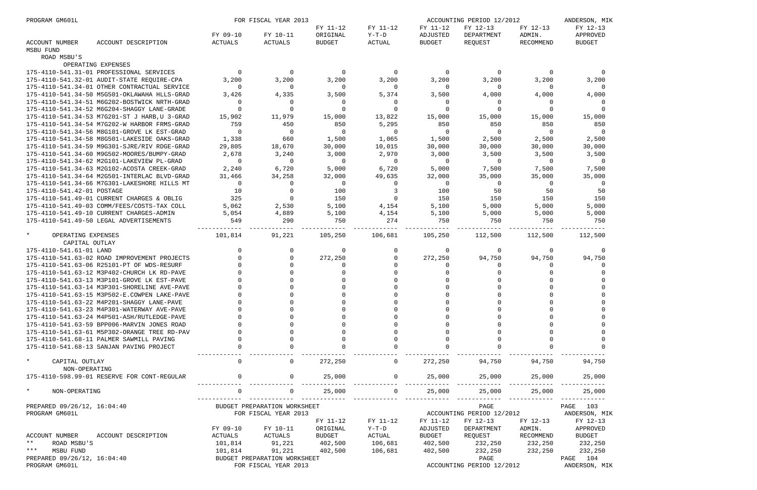| ACCOUNT NUMBER | ACCOUNT DESCRIPTION | FY 09-10 ACTUALS | FY 10-11 ACTUALS | FY 11-12 ORIGINAL BUDGET | FY 11-12 Y-T-D ACTUAL | FY 11-12 ADJUSTED BUDGET | FY 12-13 DEPARTMENT REQUEST | FY 12-13 ADMIN. RECOMMEND | FY 12-13 APPROVED BUDGET |
|---|---|---|---|---|---|---|---|---|---|
| MSBU FUND | | | | | | | | | |
| ROAD MSBU'S | | | | | | | | | |
| OPERATING EXPENSES | | | | | | | | | |
| 175-4110-541.31-01 | PROFESSIONAL SERVICES | 0 | 0 | 0 | 0 | 0 | 0 | 0 | 0 |
| 175-4110-541.32-01 | AUDIT-STATE REQUIRE-CPA | 3,200 | 3,200 | 3,200 | 3,200 | 3,200 | 3,200 | 3,200 | 3,200 |
| 175-4110-541.34-01 | OTHER CONTRACTUAL SERVICE | 0 | 0 | 0 | 0 | 0 | 0 | 0 | 0 |
| 175-4110-541.34-50 | M5G501-OKLAWAHA HLLS-GRAD | 3,426 | 4,335 | 3,500 | 5,374 | 3,500 | 4,000 | 4,000 | 4,000 |
| 175-4110-541.34-51 | M6G202-BOSTWICK NRTH-GRAD | 0 | 0 | 0 | 0 | 0 | 0 | 0 | 0 |
| 175-4110-541.34-52 | M6G204-SHAGGY LANE-GRADE | 0 | 0 | 0 | 0 | 0 | 0 | 0 | 0 |
| 175-4110-541.34-53 | M7G201-ST J HARB,U 3-GRAD | 15,902 | 11,979 | 15,000 | 13,822 | 15,000 | 15,000 | 15,000 | 15,000 |
| 175-4110-541.34-54 | M7G202-W HARBOR FRMS-GRAD | 759 | 450 | 850 | 5,295 | 850 | 850 | 850 | 850 |
| 175-4110-541.34-56 | M8G101-GROVE LK EST-GRAD | 0 | 0 | 0 | 0 | 0 | 0 | 0 | 0 |
| 175-4110-541.34-58 | M8G501-LAKESIDE OAKS-GRAD | 1,338 | 660 | 1,500 | 1,065 | 1,500 | 2,500 | 2,500 | 2,500 |
| 175-4110-541.34-59 | M9G301-SJRE/RIV RDGE-GRAD | 29,805 | 18,670 | 30,000 | 10,015 | 30,000 | 30,000 | 30,000 | 30,000 |
| 175-4110-541.34-60 | M9G502-MOORES/BUMPY-GRAD | 2,678 | 3,240 | 3,000 | 2,970 | 3,000 | 3,500 | 3,500 | 3,500 |
| 175-4110-541.34-62 | M2G101-LAKEVIEW PL-GRAD | 0 | 0 | 0 | 0 | 0 | 0 | 0 | 0 |
| 175-4110-541.34-63 | M2G102-ACOSTA CREEK-GRAD | 2,240 | 6,720 | 5,000 | 6,720 | 5,000 | 7,500 | 7,500 | 7,500 |
| 175-4110-541.34-64 | M2G501-INTERLAC BLVD-GRAD | 31,466 | 34,258 | 32,000 | 49,635 | 32,000 | 35,000 | 35,000 | 35,000 |
| 175-4110-541.34-66 | M7G301-LAKESHORE HILLS MT | 0 | 0 | 0 | 0 | 0 | 0 | 0 | 0 |
| 175-4110-541.42-01 | POSTAGE | 10 | 0 | 100 | 3 | 100 | 50 | 50 | 50 |
| 175-4110-541.49-01 | CURRENT CHARGES & OBLIG | 325 | 0 | 150 | 0 | 150 | 150 | 150 | 150 |
| 175-4110-541.49-03 | COMM/FEES/COSTS-TAX COLL | 5,062 | 2,530 | 5,100 | 4,154 | 5,100 | 5,000 | 5,000 | 5,000 |
| 175-4110-541.49-10 | CURRENT CHARGES-ADMIN | 5,054 | 4,889 | 5,100 | 4,154 | 5,100 | 5,000 | 5,000 | 5,000 |
| 175-4110-541.49-50 | LEGAL ADVERTISEMENTS | 549 | 290 | 750 | 274 | 750 | 750 | 750 | 750 |
| * | OPERATING EXPENSES | 101,814 | 91,221 | 105,250 | 106,681 | 105,250 | 112,500 | 112,500 | 112,500 |
| CAPITAL OUTLAY | | | | | | | | | |
| 175-4110-541.61-01 | LAND | 0 | 0 | 0 | 0 | 0 | 0 | 0 | 0 |
| 175-4110-541.63-02 | ROAD IMPROVEMENT PROJECTS | 0 | 0 | 272,250 | 0 | 272,250 | 94,750 | 94,750 | 94,750 |
| 175-4110-541.63-06 | R25101-PT OF WDS-RESURF | 0 | 0 | 0 | 0 | 0 | 0 | 0 | 0 |
| 175-4110-541.63-12 | M3P402-CHURCH LK RD-PAVE | 0 | 0 | 0 | 0 | 0 | 0 | 0 | 0 |
| 175-4110-541.63-13 | M3P101-GROVE LK EST-PAVE | 0 | 0 | 0 | 0 | 0 | 0 | 0 | 0 |
| 175-4110-541.63-14 | M3P301-SHORELINE AVE-PAVE | 0 | 0 | 0 | 0 | 0 | 0 | 0 | 0 |
| 175-4110-541.63-15 | M3P502-E.COWPEN LAKE-PAVE | 0 | 0 | 0 | 0 | 0 | 0 | 0 | 0 |
| 175-4110-541.63-22 | M4P201-SHAGGY LANE-PAVE | 0 | 0 | 0 | 0 | 0 | 0 | 0 | 0 |
| 175-4110-541.63-23 | M4P301-WATERWAY AVE-PAVE | 0 | 0 | 0 | 0 | 0 | 0 | 0 | 0 |
| 175-4110-541.63-24 | M4P501-ASH/RUTLEDGE-PAVE | 0 | 0 | 0 | 0 | 0 | 0 | 0 | 0 |
| 175-4110-541.63-59 | BPP006-MARVIN JONES ROAD | 0 | 0 | 0 | 0 | 0 | 0 | 0 | 0 |
| 175-4110-541.63-61 | M5P302-ORANGE TREE RD-PAV | 0 | 0 | 0 | 0 | 0 | 0 | 0 | 0 |
| 175-4110-541.68-11 | PALMER SAWMILL PAVING | 0 | 0 | 0 | 0 | 0 | 0 | 0 | 0 |
| 175-4110-541.68-13 | SANJAN PAVING PROJECT | 0 | 0 | 0 | 0 | 0 | 0 | 0 | 0 |
| * | CAPITAL OUTLAY | 0 | 0 | 272,250 | 0 | 272,250 | 94,750 | 94,750 | 94,750 |
| NON-OPERATING | | | | | | | | | |
| 175-4110-598.99-01 | RESERVE FOR CONT-REGULAR | 0 | 0 | 25,000 | 0 | 25,000 | 25,000 | 25,000 | 25,000 |
| * | NON-OPERATING | 0 | 0 | 25,000 | 0 | 25,000 | 25,000 | 25,000 | 25,000 |

| ACCOUNT NUMBER | ACCOUNT DESCRIPTION | FY 09-10 ACTUALS | FY 10-11 ACTUALS | FY 11-12 ORIGINAL BUDGET | FY 11-12 Y-T-D ACTUAL | FY 11-12 ADJUSTED BUDGET | FY 12-13 DEPARTMENT REQUEST | FY 12-13 ADMIN. RECOMMEND | FY 12-13 APPROVED BUDGET |
|---|---|---|---|---|---|---|---|---|---|
| ** | ROAD MSBU'S | 101,814 | 91,221 | 402,500 | 106,681 | 402,500 | 232,250 | 232,250 | 232,250 |
| *** | MSBU FUND | 101,814 | 91,221 | 402,500 | 106,681 | 402,500 | 232,250 | 232,250 | 232,250 |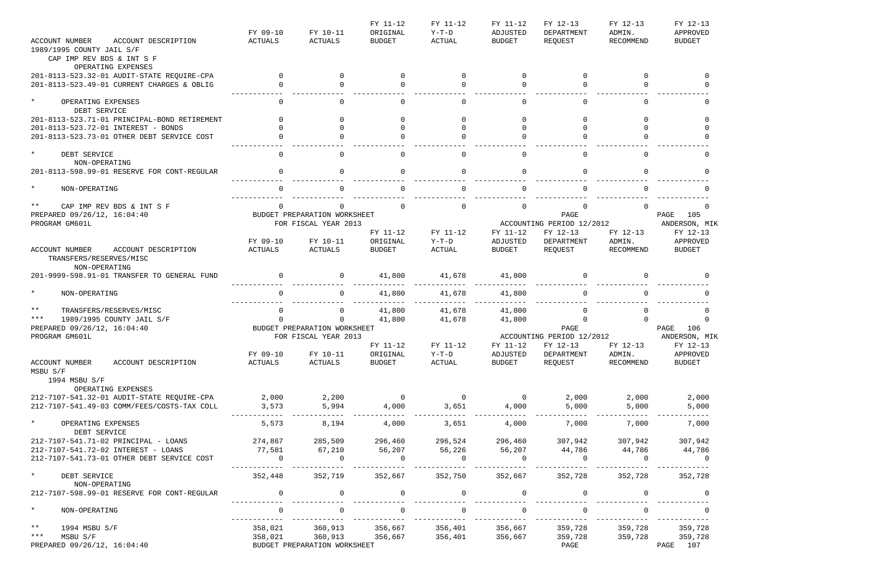| ACCOUNT NUMBER ACCOUNT DESCRIPTION | FY 09-10 ACTUALS | FY 10-11 ACTUALS | FY 11-12 ORIGINAL BUDGET | FY 11-12 Y-T-D ACTUAL | FY 11-12 ADJUSTED BUDGET | FY 12-13 DEPARTMENT REQUEST | FY 12-13 ADMIN. RECOMMEND | FY 12-13 APPROVED BUDGET |
|---|---|---|---|---|---|---|---|---|
| 1989/1995 COUNTY JAIL S/F | | | | | | | | |
| CAP IMP REV BDS & INT S F | | | | | | | | |
| OPERATING EXPENSES | | | | | | | | |
| 201-8113-523.32-01 AUDIT-STATE REQUIRE-CPA | 0 | 0 | 0 | 0 | 0 | 0 | 0 | 0 |
| 201-8113-523.49-01 CURRENT CHARGES & OBLIG | 0 | 0 | 0 | 0 | 0 | 0 | 0 | 0 |
| * OPERATING EXPENSES | 0 | 0 | 0 | 0 | 0 | 0 | 0 | 0 |
| DEBT SERVICE | | | | | | | | |
| 201-8113-523.71-01 PRINCIPAL-BOND RETIREMENT | 0 | 0 | 0 | 0 | 0 | 0 | 0 | 0 |
| 201-8113-523.72-01 INTEREST - BONDS | 0 | 0 | 0 | 0 | 0 | 0 | 0 | 0 |
| 201-8113-523.73-01 OTHER DEBT SERVICE COST | 0 | 0 | 0 | 0 | 0 | 0 | 0 | 0 |
| * DEBT SERVICE | 0 | 0 | 0 | 0 | 0 | 0 | 0 | 0 |
| NON-OPERATING | | | | | | | | |
| 201-8113-598.99-01 RESERVE FOR CONT-REGULAR | 0 | 0 | 0 | 0 | 0 | 0 | 0 | 0 |
| * NON-OPERATING | 0 | 0 | 0 | 0 | 0 | 0 | 0 | 0 |
| ** CAP IMP REV BDS & INT S F | 0 | 0 | 0 | 0 | 0 | 0 | 0 | 0 |

PREPARED 09/26/12, 16:04:40 BUDGET PREPARATION WORKSHEET PAGE 105
PROGRAM GM601L FOR FISCAL YEAR 2013 ACCOUNTING PERIOD 12/2012 ANDERSON, MIK

| ACCOUNT NUMBER ACCOUNT DESCRIPTION | FY 09-10 ACTUALS | FY 10-11 ACTUALS | FY 11-12 ORIGINAL BUDGET | FY 11-12 Y-T-D ACTUAL | FY 11-12 ADJUSTED BUDGET | FY 12-13 DEPARTMENT REQUEST | FY 12-13 ADMIN. RECOMMEND | FY 12-13 APPROVED BUDGET |
|---|---|---|---|---|---|---|---|---|
| TRANSFERS/RESERVES/MISC | | | | | | | | |
| NON-OPERATING | | | | | | | | |
| 201-9999-598.91-01 TRANSFER TO GENERAL FUND | 0 | 0 | 41,800 | 41,678 | 41,800 | 0 | 0 | 0 |
| * NON-OPERATING | 0 | 0 | 41,800 | 41,678 | 41,800 | 0 | 0 | 0 |
| ** TRANSFERS/RESERVES/MISC | 0 | 0 | 41,800 | 41,678 | 41,800 | 0 | 0 | 0 |
| *** 1989/1995 COUNTY JAIL S/F | 0 | 0 | 41,800 | 41,678 | 41,800 | 0 | 0 | 0 |

PREPARED 09/26/12, 16:04:40 BUDGET PREPARATION WORKSHEET PAGE 106
PROGRAM GM601L FOR FISCAL YEAR 2013 ACCOUNTING PERIOD 12/2012 ANDERSON, MIK

| ACCOUNT NUMBER ACCOUNT DESCRIPTION | FY 09-10 ACTUALS | FY 10-11 ACTUALS | FY 11-12 ORIGINAL BUDGET | FY 11-12 Y-T-D ACTUAL | FY 11-12 ADJUSTED BUDGET | FY 12-13 DEPARTMENT REQUEST | FY 12-13 ADMIN. RECOMMEND | FY 12-13 APPROVED BUDGET |
|---|---|---|---|---|---|---|---|---|
| MSBU S/F | | | | | | | | |
| 1994 MSBU S/F | | | | | | | | |
| OPERATING EXPENSES | | | | | | | | |
| 212-7107-541.32-01 AUDIT-STATE REQUIRE-CPA | 2,000 | 2,200 | 0 | 0 | 0 | 2,000 | 2,000 | 2,000 |
| 212-7107-541.49-03 COMM/FEES/COSTS-TAX COLL | 3,573 | 5,994 | 4,000 | 3,651 | 4,000 | 5,000 | 5,000 | 5,000 |
| * OPERATING EXPENSES | 5,573 | 8,194 | 4,000 | 3,651 | 4,000 | 7,000 | 7,000 | 7,000 |
| DEBT SERVICE | | | | | | | | |
| 212-7107-541.71-02 PRINCIPAL - LOANS | 274,867 | 285,509 | 296,460 | 296,524 | 296,460 | 307,942 | 307,942 | 307,942 |
| 212-7107-541.72-02 INTEREST - LOANS | 77,581 | 67,210 | 56,207 | 56,226 | 56,207 | 44,786 | 44,786 | 44,786 |
| 212-7107-541.73-01 OTHER DEBT SERVICE COST | 0 | 0 | 0 | 0 | 0 | 0 | 0 | 0 |
| * DEBT SERVICE | 352,448 | 352,719 | 352,667 | 352,750 | 352,667 | 352,728 | 352,728 | 352,728 |
| NON-OPERATING | | | | | | | | |
| 212-7107-598.99-01 RESERVE FOR CONT-REGULAR | 0 | 0 | 0 | 0 | 0 | 0 | 0 | 0 |
| * NON-OPERATING | 0 | 0 | 0 | 0 | 0 | 0 | 0 | 0 |
| ** 1994 MSBU S/F | 358,021 | 360,913 | 356,667 | 356,401 | 356,667 | 359,728 | 359,728 | 359,728 |
| *** MSBU S/F | 358,021 | 360,913 | 356,667 | 356,401 | 356,667 | 359,728 | 359,728 | 359,728 |

PREPARED 09/26/12, 16:04:40 BUDGET PREPARATION WORKSHEET PAGE 107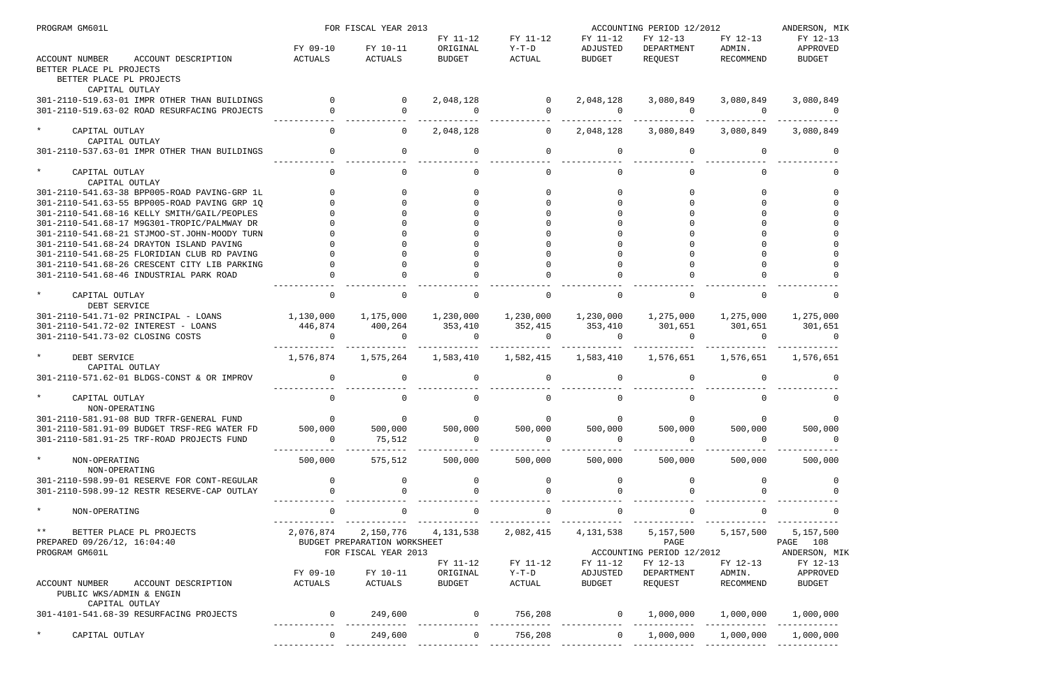PROGRAM GM601L — FOR FISCAL YEAR 2013 — ACCOUNTING PERIOD 12/2012 — ANDERSON, MIK

| ACCOUNT NUMBER / ACCOUNT DESCRIPTION | FY 09-10 ACTUALS | FY 10-11 ACTUALS | FY 11-12 ORIGINAL BUDGET | FY 11-12 Y-T-D ACTUAL | FY 11-12 ADJUSTED BUDGET | FY 12-13 DEPARTMENT REQUEST | FY 12-13 ADMIN. RECOMMEND | FY 12-13 APPROVED BUDGET |
|---|---|---|---|---|---|---|---|---|
| BETTER PLACE PL PROJECTS | | | | | | | | |
| BETTER PLACE PL PROJECTS | | | | | | | | |
| CAPITAL OUTLAY | | | | | | | | |
| 301-2110-519.63-01 IMPR OTHER THAN BUILDINGS | 0 | 0 | 2,048,128 | 0 | 2,048,128 | 3,080,849 | 3,080,849 | 3,080,849 |
| 301-2110-519.63-02 ROAD RESURFACING PROJECTS | 0 | 0 | 0 | 0 | 0 | 0 | 0 | 0 |
| * CAPITAL OUTLAY | 0 | 0 | 2,048,128 | 0 | 2,048,128 | 3,080,849 | 3,080,849 | 3,080,849 |
| CAPITAL OUTLAY | | | | | | | | |
| 301-2110-537.63-01 IMPR OTHER THAN BUILDINGS | 0 | 0 | 0 | 0 | 0 | 0 | 0 | 0 |
| * CAPITAL OUTLAY | 0 | 0 | 0 | 0 | 0 | 0 | 0 | 0 |
| CAPITAL OUTLAY | | | | | | | | |
| 301-2110-541.63-38 BPP005-ROAD PAVING-GRP 1L | 0 | 0 | 0 | 0 | 0 | 0 | 0 | 0 |
| 301-2110-541.63-55 BPP005-ROAD PAVING GRP 1Q | 0 | 0 | 0 | 0 | 0 | 0 | 0 | 0 |
| 301-2110-541.68-16 KELLY SMITH/GAIL/PEOPLES | 0 | 0 | 0 | 0 | 0 | 0 | 0 | 0 |
| 301-2110-541.68-17 M9G301-TROPIC/PALMWAY DR | 0 | 0 | 0 | 0 | 0 | 0 | 0 | 0 |
| 301-2110-541.68-21 STJMOO-ST.JOHN-MOODY TURN | 0 | 0 | 0 | 0 | 0 | 0 | 0 | 0 |
| 301-2110-541.68-24 DRAYTON ISLAND PAVING | 0 | 0 | 0 | 0 | 0 | 0 | 0 | 0 |
| 301-2110-541.68-25 FLORIDIAN CLUB RD PAVING | 0 | 0 | 0 | 0 | 0 | 0 | 0 | 0 |
| 301-2110-541.68-26 CRESCENT CITY LIB PARKING | 0 | 0 | 0 | 0 | 0 | 0 | 0 | 0 |
| 301-2110-541.68-46 INDUSTRIAL PARK ROAD | 0 | 0 | 0 | 0 | 0 | 0 | 0 | 0 |
| * CAPITAL OUTLAY | 0 | 0 | 0 | 0 | 0 | 0 | 0 | 0 |
| DEBT SERVICE | | | | | | | | |
| 301-2110-541.71-02 PRINCIPAL - LOANS | 1,130,000 | 1,175,000 | 1,230,000 | 1,230,000 | 1,230,000 | 1,275,000 | 1,275,000 | 1,275,000 |
| 301-2110-541.72-02 INTEREST - LOANS | 446,874 | 400,264 | 353,410 | 352,415 | 353,410 | 301,651 | 301,651 | 301,651 |
| 301-2110-541.73-02 CLOSING COSTS | 0 | 0 | 0 | 0 | 0 | 0 | 0 | 0 |
| * DEBT SERVICE | 1,576,874 | 1,575,264 | 1,583,410 | 1,582,415 | 1,583,410 | 1,576,651 | 1,576,651 | 1,576,651 |
| CAPITAL OUTLAY | | | | | | | | |
| 301-2110-571.62-01 BLDGS-CONST & OR IMPROV | 0 | 0 | 0 | 0 | 0 | 0 | 0 | 0 |
| * CAPITAL OUTLAY | 0 | 0 | 0 | 0 | 0 | 0 | 0 | 0 |
| NON-OPERATING | | | | | | | | |
| 301-2110-581.91-08 BUD TRFR-GENERAL FUND | 0 | 0 | 0 | 0 | 0 | 0 | 0 | 0 |
| 301-2110-581.91-09 BUDGET TRSF-REG WATER FD | 500,000 | 500,000 | 500,000 | 500,000 | 500,000 | 500,000 | 500,000 | 500,000 |
| 301-2110-581.91-25 TRF-ROAD PROJECTS FUND | 0 | 75,512 | 0 | 0 | 0 | 0 | 0 | 0 |
| * NON-OPERATING | 500,000 | 575,512 | 500,000 | 500,000 | 500,000 | 500,000 | 500,000 | 500,000 |
| NON-OPERATING | | | | | | | | |
| 301-2110-598.99-01 RESERVE FOR CONT-REGULAR | 0 | 0 | 0 | 0 | 0 | 0 | 0 | 0 |
| 301-2110-598.99-12 RESTR RESERVE-CAP OUTLAY | 0 | 0 | 0 | 0 | 0 | 0 | 0 | 0 |
| * NON-OPERATING | 0 | 0 | 0 | 0 | 0 | 0 | 0 | 0 |
| ** BETTER PLACE PL PROJECTS | 2,076,874 | 2,150,776 | 4,131,538 | 2,082,415 | 4,131,538 | 5,157,500 | 5,157,500 | 5,157,500 |

PREPARED 09/26/12, 16:04:40 — BUDGET PREPARATION WORKSHEET — PAGE 108

PROGRAM GM601L — FOR FISCAL YEAR 2013 — ACCOUNTING PERIOD 12/2012 — ANDERSON, MIK

| ACCOUNT NUMBER / ACCOUNT DESCRIPTION | FY 09-10 ACTUALS | FY 10-11 ACTUALS | FY 11-12 ORIGINAL BUDGET | FY 11-12 Y-T-D ACTUAL | FY 11-12 ADJUSTED BUDGET | FY 12-13 DEPARTMENT REQUEST | FY 12-13 ADMIN. RECOMMEND | FY 12-13 APPROVED BUDGET |
|---|---|---|---|---|---|---|---|---|
| PUBLIC WKS/ADMIN & ENGIN | | | | | | | | |
| CAPITAL OUTLAY | | | | | | | | |
| 301-4101-541.68-39 RESURFACING PROJECTS | 0 | 249,600 | 0 | 756,208 | 0 | 1,000,000 | 1,000,000 | 1,000,000 |
| * CAPITAL OUTLAY | 0 | 249,600 | 0 | 756,208 | 0 | 1,000,000 | 1,000,000 | 1,000,000 |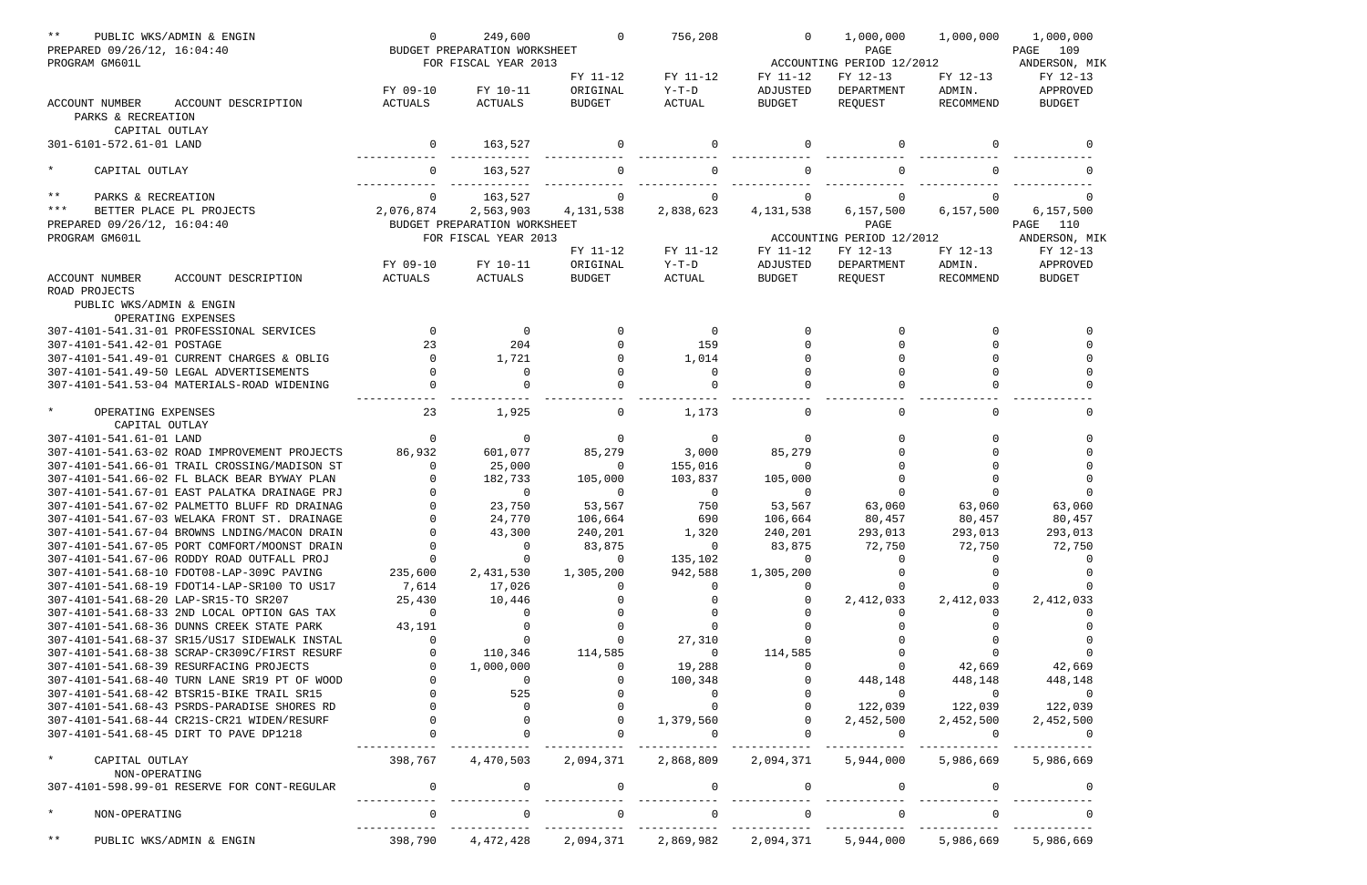| ACCOUNT NUMBER ACCOUNT DESCRIPTION | FY 09-10 ACTUALS | FY 10-11 ACTUALS | FY 11-12 ORIGINAL BUDGET | FY 11-12 Y-T-D ACTUAL | FY 11-12 ADJUSTED BUDGET | FY 12-13 DEPARTMENT REQUEST | FY 12-13 ADMIN. RECOMMEND | FY 12-13 APPROVED BUDGET |
|---|---|---|---|---|---|---|---|---|
| ** PUBLIC WKS/ADMIN & ENGIN | 0 | 249,600 | 0 | 756,208 | 0 | 1,000,000 | 1,000,000 | 1,000,000 |

PREPARED 09/26/12, 16:04:40 — BUDGET PREPARATION WORKSHEET — PAGE 109
PROGRAM GM601L — FOR FISCAL YEAR 2013 — ACCOUNTING PERIOD 12/2012 — ANDERSON, MIK

| ACCOUNT NUMBER ACCOUNT DESCRIPTION | FY 09-10 ACTUALS | FY 10-11 ACTUALS | FY 11-12 ORIGINAL BUDGET | FY 11-12 Y-T-D ACTUAL | FY 11-12 ADJUSTED BUDGET | FY 12-13 DEPARTMENT REQUEST | FY 12-13 ADMIN. RECOMMEND | FY 12-13 APPROVED BUDGET |
|---|---|---|---|---|---|---|---|---|
| PARKS & RECREATION | | | | | | | | |
| CAPITAL OUTLAY | | | | | | | | |
| 301-6101-572.61-01 LAND | 0 | 163,527 | 0 | 0 | 0 | 0 | 0 | 0 |
| * CAPITAL OUTLAY | 0 | 163,527 | 0 | 0 | 0 | 0 | 0 | 0 |
| ** PARKS & RECREATION | 0 | 163,527 | 0 | 0 | 0 | 0 | 0 | 0 |
| *** BETTER PLACE PL PROJECTS | 2,076,874 | 2,563,903 | 4,131,538 | 2,838,623 | 4,131,538 | 6,157,500 | 6,157,500 | 6,157,500 |

PREPARED 09/26/12, 16:04:40 — BUDGET PREPARATION WORKSHEET — PAGE 110
PROGRAM GM601L — FOR FISCAL YEAR 2013 — ACCOUNTING PERIOD 12/2012 — ANDERSON, MIK

| ACCOUNT NUMBER ACCOUNT DESCRIPTION | FY 09-10 ACTUALS | FY 10-11 ACTUALS | FY 11-12 ORIGINAL BUDGET | FY 11-12 Y-T-D ACTUAL | FY 11-12 ADJUSTED BUDGET | FY 12-13 DEPARTMENT REQUEST | FY 12-13 ADMIN. RECOMMEND | FY 12-13 APPROVED BUDGET |
|---|---|---|---|---|---|---|---|---|
| ROAD PROJECTS | | | | | | | | |
| PUBLIC WKS/ADMIN & ENGIN | | | | | | | | |
| OPERATING EXPENSES | | | | | | | | |
| 307-4101-541.31-01 PROFESSIONAL SERVICES | 0 | 0 | 0 | 0 | 0 | 0 | 0 | 0 |
| 307-4101-541.42-01 POSTAGE | 23 | 204 | 0 | 159 | 0 | 0 | 0 | 0 |
| 307-4101-541.49-01 CURRENT CHARGES & OBLIG | 0 | 1,721 | 0 | 1,014 | 0 | 0 | 0 | 0 |
| 307-4101-541.49-50 LEGAL ADVERTISEMENTS | 0 | 0 | 0 | 0 | 0 | 0 | 0 | 0 |
| 307-4101-541.53-04 MATERIALS-ROAD WIDENING | 0 | 0 | 0 | 0 | 0 | 0 | 0 | 0 |
| * OPERATING EXPENSES | 23 | 1,925 | 0 | 1,173 | 0 | 0 | 0 | 0 |
| CAPITAL OUTLAY | | | | | | | | |
| 307-4101-541.61-01 LAND | 0 | 0 | 0 | 0 | 0 | 0 | 0 | 0 |
| 307-4101-541.63-02 ROAD IMPROVEMENT PROJECTS | 86,932 | 601,077 | 85,279 | 3,000 | 85,279 | 0 | 0 | 0 |
| 307-4101-541.66-01 TRAIL CROSSING/MADISON ST | 0 | 25,000 | 0 | 155,016 | 0 | 0 | 0 | 0 |
| 307-4101-541.66-02 FL BLACK BEAR BYWAY PLAN | 0 | 182,733 | 105,000 | 103,837 | 105,000 | 0 | 0 | 0 |
| 307-4101-541.67-01 EAST PALATKA DRAINAGE PRJ | 0 | 0 | 0 | 0 | 0 | 0 | 0 | 0 |
| 307-4101-541.67-02 PALMETTO BLUFF RD DRAINAG | 0 | 23,750 | 53,567 | 750 | 53,567 | 63,060 | 63,060 | 63,060 |
| 307-4101-541.67-03 WELAKA FRONT ST. DRAINAGE | 0 | 24,770 | 106,664 | 690 | 106,664 | 80,457 | 80,457 | 80,457 |
| 307-4101-541.67-04 BROWNS LNDING/MACON DRAIN | 0 | 43,300 | 240,201 | 1,320 | 240,201 | 293,013 | 293,013 | 293,013 |
| 307-4101-541.67-05 PORT COMFORT/MOONST DRAIN | 0 | 0 | 83,875 | 0 | 83,875 | 72,750 | 72,750 | 72,750 |
| 307-4101-541.67-06 RODDY ROAD OUTFALL PROJ | 0 | 0 | 0 | 135,102 | 0 | 0 | 0 | 0 |
| 307-4101-541.68-10 FDOT08-LAP-309C PAVING | 235,600 | 2,431,530 | 1,305,200 | 942,588 | 1,305,200 | 0 | 0 | 0 |
| 307-4101-541.68-19 FDOT14-LAP-SR100 TO US17 | 7,614 | 17,026 | 0 | 0 | 0 | 0 | 0 | 0 |
| 307-4101-541.68-20 LAP-SR15-TO SR207 | 25,430 | 10,446 | 0 | 0 | 0 | 2,412,033 | 2,412,033 | 2,412,033 |
| 307-4101-541.68-33 2ND LOCAL OPTION GAS TAX | 0 | 0 | 0 | 0 | 0 | 0 | 0 | 0 |
| 307-4101-541.68-36 DUNNS CREEK STATE PARK | 43,191 | 0 | 0 | 0 | 0 | 0 | 0 | 0 |
| 307-4101-541.68-37 SR15/US17 SIDEWALK INSTAL | 0 | 0 | 0 | 27,310 | 0 | 0 | 0 | 0 |
| 307-4101-541.68-38 SCRAP-CR309C/FIRST RESURF | 0 | 110,346 | 114,585 | 0 | 114,585 | 0 | 0 | 0 |
| 307-4101-541.68-39 RESURFACING PROJECTS | 0 | 1,000,000 | 0 | 19,288 | 0 | 0 | 42,669 | 42,669 |
| 307-4101-541.68-40 TURN LANE SR19 PT OF WOOD | 0 | 0 | 0 | 100,348 | 0 | 448,148 | 448,148 | 448,148 |
| 307-4101-541.68-42 BTSR15-BIKE TRAIL SR15 | 0 | 525 | 0 | 0 | 0 | 0 | 0 | 0 |
| 307-4101-541.68-43 PSRDS-PARADISE SHORES RD | 0 | 0 | 0 | 0 | 0 | 122,039 | 122,039 | 122,039 |
| 307-4101-541.68-44 CR21S-CR21 WIDEN/RESURF | 0 | 0 | 0 | 1,379,560 | 0 | 2,452,500 | 2,452,500 | 2,452,500 |
| 307-4101-541.68-45 DIRT TO PAVE DP1218 | 0 | 0 | 0 | 0 | 0 | 0 | 0 | 0 |
| * CAPITAL OUTLAY | 398,767 | 4,470,503 | 2,094,371 | 2,868,809 | 2,094,371 | 5,944,000 | 5,986,669 | 5,986,669 |
| NON-OPERATING | | | | | | | | |
| 307-4101-598.99-01 RESERVE FOR CONT-REGULAR | 0 | 0 | 0 | 0 | 0 | 0 | 0 | 0 |
| * NON-OPERATING | 0 | 0 | 0 | 0 | 0 | 0 | 0 | 0 |
| ** PUBLIC WKS/ADMIN & ENGIN | 398,790 | 4,472,428 | 2,094,371 | 2,869,982 | 2,094,371 | 5,944,000 | 5,986,669 | 5,986,669 |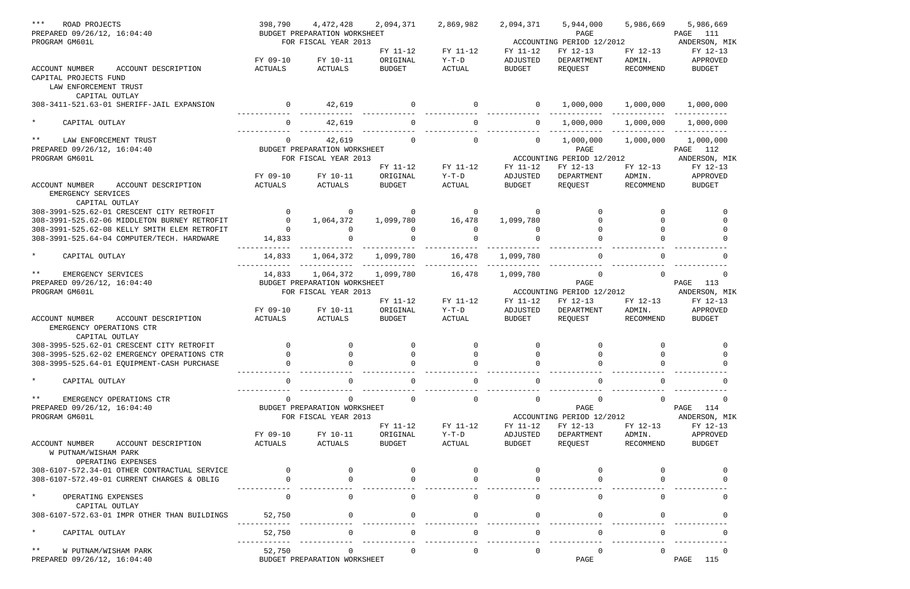| *** ROAD PROJECTS | 398,790 | 4,472,428 | 2,094,371 | 2,869,982 | 2,094,371 | 5,944,000 | 5,986,669 | 5,986,669 |
|---|---|---|---|---|---|---|---|---|

PREPARED 09/26/12, 16:04:40 — BUDGET PREPARATION WORKSHEET — PAGE 111
PROGRAM GM601L — FOR FISCAL YEAR 2013 — ACCOUNTING PERIOD 12/2012 — ANDERSON, MIK

| ACCOUNT NUMBER ACCOUNT DESCRIPTION | FY 09-10 ACTUALS | FY 10-11 ACTUALS | FY 11-12 ORIGINAL BUDGET | FY 11-12 Y-T-D ACTUAL | FY 11-12 ADJUSTED BUDGET | FY 12-13 DEPARTMENT REQUEST | FY 12-13 ADMIN. RECOMMEND | FY 12-13 APPROVED BUDGET |
|---|---|---|---|---|---|---|---|---|
| CAPITAL PROJECTS FUND | | | | | | | | |
| LAW ENFORCEMENT TRUST | | | | | | | | |
| CAPITAL OUTLAY | | | | | | | | |
| 308-3411-521.63-01 SHERIFF-JAIL EXPANSION | 0 | 42,619 | 0 | 0 | 0 | 1,000,000 | 1,000,000 | 1,000,000 |
| * CAPITAL OUTLAY | 0 | 42,619 | 0 | 0 | 0 | 1,000,000 | 1,000,000 | 1,000,000 |
| ** LAW ENFORCEMENT TRUST | 0 | 42,619 | 0 | 0 | 0 | 1,000,000 | 1,000,000 | 1,000,000 |

PREPARED 09/26/12, 16:04:40 — BUDGET PREPARATION WORKSHEET — PAGE 112
PROGRAM GM601L — FOR FISCAL YEAR 2013 — ACCOUNTING PERIOD 12/2012 — ANDERSON, MIK

| ACCOUNT NUMBER ACCOUNT DESCRIPTION | FY 09-10 ACTUALS | FY 10-11 ACTUALS | FY 11-12 ORIGINAL BUDGET | FY 11-12 Y-T-D ACTUAL | FY 11-12 ADJUSTED BUDGET | FY 12-13 DEPARTMENT REQUEST | FY 12-13 ADMIN. RECOMMEND | FY 12-13 APPROVED BUDGET |
|---|---|---|---|---|---|---|---|---|
| EMERGENCY SERVICES | | | | | | | | |
| CAPITAL OUTLAY | | | | | | | | |
| 308-3991-525.62-01 CRESCENT CITY RETROFIT | 0 | 0 | 0 | 0 | 0 | 0 | 0 | 0 |
| 308-3991-525.62-06 MIDDLETON BURNEY RETROFIT | 0 | 1,064,372 | 1,099,780 | 16,478 | 1,099,780 | 0 | 0 | 0 |
| 308-3991-525.62-08 KELLY SMITH ELEM RETROFIT | 0 | 0 | 0 | 0 | 0 | 0 | 0 | 0 |
| 308-3991-525.64-04 COMPUTER/TECH. HARDWARE | 14,833 | 0 | 0 | 0 | 0 | 0 | 0 | 0 |
| * CAPITAL OUTLAY | 14,833 | 1,064,372 | 1,099,780 | 16,478 | 1,099,780 | 0 | 0 | 0 |
| ** EMERGENCY SERVICES | 14,833 | 1,064,372 | 1,099,780 | 16,478 | 1,099,780 | 0 | 0 | 0 |

PREPARED 09/26/12, 16:04:40 — BUDGET PREPARATION WORKSHEET — PAGE 113
PROGRAM GM601L — FOR FISCAL YEAR 2013 — ACCOUNTING PERIOD 12/2012 — ANDERSON, MIK

| ACCOUNT NUMBER ACCOUNT DESCRIPTION | FY 09-10 ACTUALS | FY 10-11 ACTUALS | FY 11-12 ORIGINAL BUDGET | FY 11-12 Y-T-D ACTUAL | FY 11-12 ADJUSTED BUDGET | FY 12-13 DEPARTMENT REQUEST | FY 12-13 ADMIN. RECOMMEND | FY 12-13 APPROVED BUDGET |
|---|---|---|---|---|---|---|---|---|
| EMERGENCY OPERATIONS CTR | | | | | | | | |
| CAPITAL OUTLAY | | | | | | | | |
| 308-3995-525.62-01 CRESCENT CITY RETROFIT | 0 | 0 | 0 | 0 | 0 | 0 | 0 | 0 |
| 308-3995-525.62-02 EMERGENCY OPERATIONS CTR | 0 | 0 | 0 | 0 | 0 | 0 | 0 | 0 |
| 308-3995-525.64-01 EQUIPMENT-CASH PURCHASE | 0 | 0 | 0 | 0 | 0 | 0 | 0 | 0 |
| * CAPITAL OUTLAY | 0 | 0 | 0 | 0 | 0 | 0 | 0 | 0 |
| ** EMERGENCY OPERATIONS CTR | 0 | 0 | 0 | 0 | 0 | 0 | 0 | 0 |

PREPARED 09/26/12, 16:04:40 — BUDGET PREPARATION WORKSHEET — PAGE 114
PROGRAM GM601L — FOR FISCAL YEAR 2013 — ACCOUNTING PERIOD 12/2012 — ANDERSON, MIK

| ACCOUNT NUMBER ACCOUNT DESCRIPTION | FY 09-10 ACTUALS | FY 10-11 ACTUALS | FY 11-12 ORIGINAL BUDGET | FY 11-12 Y-T-D ACTUAL | FY 11-12 ADJUSTED BUDGET | FY 12-13 DEPARTMENT REQUEST | FY 12-13 ADMIN. RECOMMEND | FY 12-13 APPROVED BUDGET |
|---|---|---|---|---|---|---|---|---|
| W PUTNAM/WISHAM PARK | | | | | | | | |
| OPERATING EXPENSES | | | | | | | | |
| 308-6107-572.34-01 OTHER CONTRACTUAL SERVICE | 0 | 0 | 0 | 0 | 0 | 0 | 0 | 0 |
| 308-6107-572.49-01 CURRENT CHARGES & OBLIG | 0 | 0 | 0 | 0 | 0 | 0 | 0 | 0 |
| * OPERATING EXPENSES | 0 | 0 | 0 | 0 | 0 | 0 | 0 | 0 |
| CAPITAL OUTLAY | | | | | | | | |
| 308-6107-572.63-01 IMPR OTHER THAN BUILDINGS | 52,750 | 0 | 0 | 0 | 0 | 0 | 0 | 0 |
| * CAPITAL OUTLAY | 52,750 | 0 | 0 | 0 | 0 | 0 | 0 | 0 |
| ** W PUTNAM/WISHAM PARK | 52,750 | 0 | 0 | 0 | 0 | 0 | 0 | 0 |

PREPARED 09/26/12, 16:04:40 — BUDGET PREPARATION WORKSHEET — PAGE 115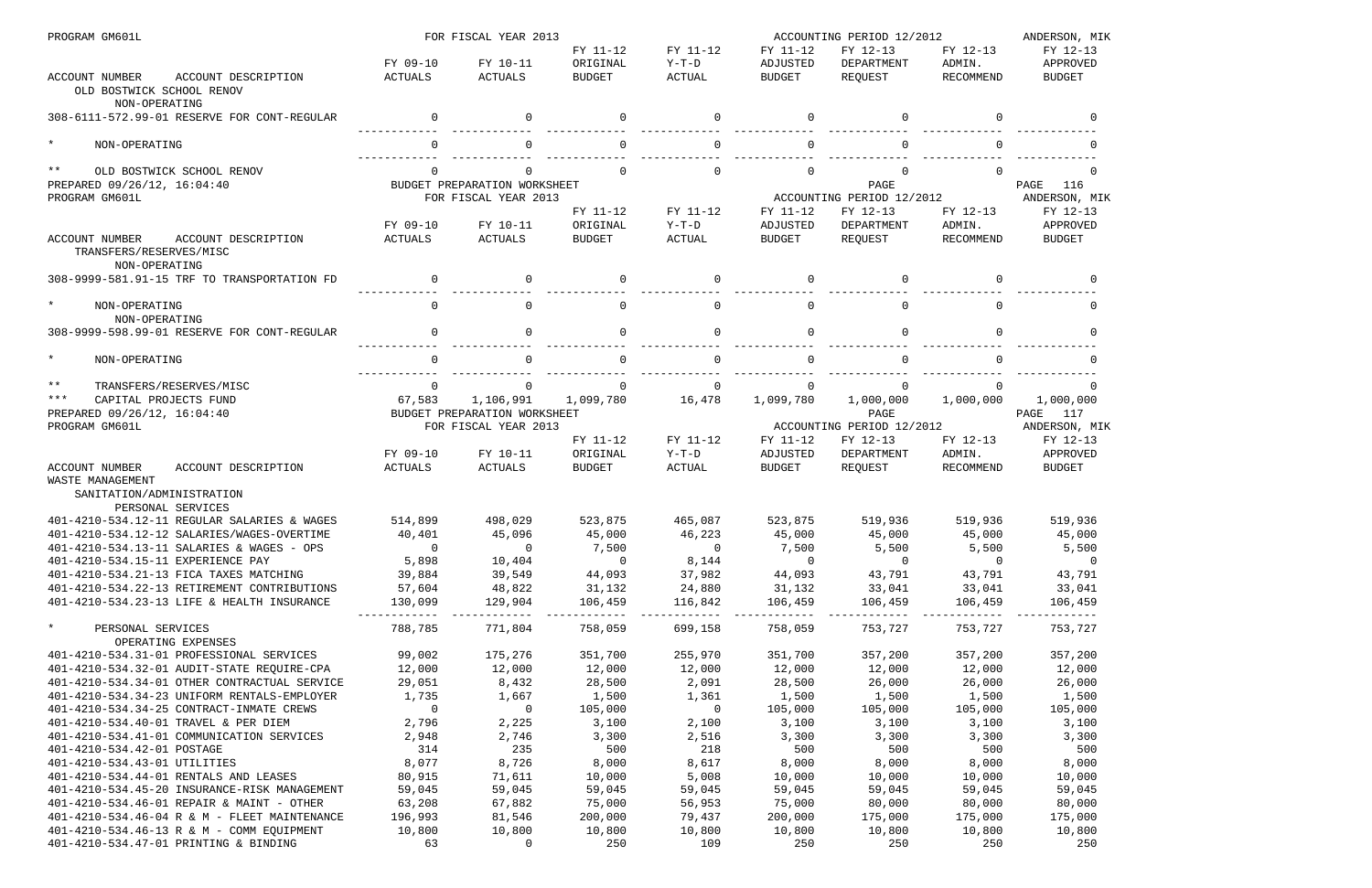PROGRAM GM601L — FOR FISCAL YEAR 2013 — ACCOUNTING PERIOD 12/2012 — ANDERSON, MIK

| ACCOUNT NUMBER ACCOUNT DESCRIPTION | FY 09-10 ACTUALS | FY 10-11 ACTUALS | FY 11-12 ORIGINAL BUDGET | FY 11-12 Y-T-D ACTUAL | FY 11-12 ADJUSTED BUDGET | FY 12-13 DEPARTMENT REQUEST | FY 12-13 ADMIN. RECOMMEND | FY 12-13 APPROVED BUDGET |
|---|---|---|---|---|---|---|---|---|
| OLD BOSTWICK SCHOOL RENOV | | | | | | | | |
| NON-OPERATING | | | | | | | | |
| 308-6111-572.99-01 RESERVE FOR CONT-REGULAR | 0 | 0 | 0 | 0 | 0 | 0 | 0 | 0 |
| * NON-OPERATING | 0 | 0 | 0 | 0 | 0 | 0 | 0 | 0 |
| ** OLD BOSTWICK SCHOOL RENOV | 0 | 0 | 0 | 0 | 0 | 0 | 0 | 0 |

PREPARED 09/26/12, 16:04:40 — BUDGET PREPARATION WORKSHEET — PAGE 116

PROGRAM GM601L — FOR FISCAL YEAR 2013 — ACCOUNTING PERIOD 12/2012 — ANDERSON, MIK

| ACCOUNT NUMBER ACCOUNT DESCRIPTION | FY 09-10 ACTUALS | FY 10-11 ACTUALS | FY 11-12 ORIGINAL BUDGET | FY 11-12 Y-T-D ACTUAL | FY 11-12 ADJUSTED BUDGET | FY 12-13 DEPARTMENT REQUEST | FY 12-13 ADMIN. RECOMMEND | FY 12-13 APPROVED BUDGET |
|---|---|---|---|---|---|---|---|---|
| TRANSFERS/RESERVES/MISC | | | | | | | | |
| NON-OPERATING | | | | | | | | |
| 308-9999-581.91-15 TRF TO TRANSPORTATION FD | 0 | 0 | 0 | 0 | 0 | 0 | 0 | 0 |
| * NON-OPERATING | 0 | 0 | 0 | 0 | 0 | 0 | 0 | 0 |
| NON-OPERATING | | | | | | | | |
| 308-9999-598.99-01 RESERVE FOR CONT-REGULAR | 0 | 0 | 0 | 0 | 0 | 0 | 0 | 0 |
| * NON-OPERATING | 0 | 0 | 0 | 0 | 0 | 0 | 0 | 0 |
| ** TRANSFERS/RESERVES/MISC | 0 | 0 | 0 | 0 | 0 | 0 | 0 | 0 |
| *** CAPITAL PROJECTS FUND | 67,583 | 1,106,991 | 1,099,780 | 16,478 | 1,099,780 | 1,000,000 | 1,000,000 | 1,000,000 |

PREPARED 09/26/12, 16:04:40 — BUDGET PREPARATION WORKSHEET — PAGE 117

PROGRAM GM601L — FOR FISCAL YEAR 2013 — ACCOUNTING PERIOD 12/2012 — ANDERSON, MIK

| ACCOUNT NUMBER ACCOUNT DESCRIPTION | FY 09-10 ACTUALS | FY 10-11 ACTUALS | FY 11-12 ORIGINAL BUDGET | FY 11-12 Y-T-D ACTUAL | FY 11-12 ADJUSTED BUDGET | FY 12-13 DEPARTMENT REQUEST | FY 12-13 ADMIN. RECOMMEND | FY 12-13 APPROVED BUDGET |
|---|---|---|---|---|---|---|---|---|
| WASTE MANAGEMENT | | | | | | | | |
| SANITATION/ADMINISTRATION | | | | | | | | |
| PERSONAL SERVICES | | | | | | | | |
| 401-4210-534.12-11 REGULAR SALARIES & WAGES | 514,899 | 498,029 | 523,875 | 465,087 | 523,875 | 519,936 | 519,936 | 519,936 |
| 401-4210-534.12-12 SALARIES/WAGES-OVERTIME | 40,401 | 45,096 | 45,000 | 46,223 | 45,000 | 45,000 | 45,000 | 45,000 |
| 401-4210-534.13-11 SALARIES & WAGES - OPS | 0 | 0 | 7,500 | 0 | 7,500 | 5,500 | 5,500 | 5,500 |
| 401-4210-534.15-11 EXPERIENCE PAY | 5,898 | 10,404 | 0 | 8,144 | 0 | 0 | 0 | 0 |
| 401-4210-534.21-13 FICA TAXES MATCHING | 39,884 | 39,549 | 44,093 | 37,982 | 44,093 | 43,791 | 43,791 | 43,791 |
| 401-4210-534.22-13 RETIREMENT CONTRIBUTIONS | 57,604 | 48,822 | 31,132 | 24,880 | 31,132 | 33,041 | 33,041 | 33,041 |
| 401-4210-534.23-13 LIFE & HEALTH INSURANCE | 130,099 | 129,904 | 106,459 | 116,842 | 106,459 | 106,459 | 106,459 | 106,459 |
| * PERSONAL SERVICES | 788,785 | 771,804 | 758,059 | 699,158 | 758,059 | 753,727 | 753,727 | 753,727 |
| OPERATING EXPENSES | | | | | | | | |
| 401-4210-534.31-01 PROFESSIONAL SERVICES | 99,002 | 175,276 | 351,700 | 255,970 | 351,700 | 357,200 | 357,200 | 357,200 |
| 401-4210-534.32-01 AUDIT-STATE REQUIRE-CPA | 12,000 | 12,000 | 12,000 | 12,000 | 12,000 | 12,000 | 12,000 | 12,000 |
| 401-4210-534.34-01 OTHER CONTRACTUAL SERVICE | 29,051 | 8,432 | 28,500 | 2,091 | 28,500 | 26,000 | 26,000 | 26,000 |
| 401-4210-534.34-23 UNIFORM RENTALS-EMPLOYER | 1,735 | 1,667 | 1,500 | 1,361 | 1,500 | 1,500 | 1,500 | 1,500 |
| 401-4210-534.34-25 CONTRACT-INMATE CREWS | 0 | 0 | 105,000 | 0 | 105,000 | 105,000 | 105,000 | 105,000 |
| 401-4210-534.40-01 TRAVEL & PER DIEM | 2,796 | 2,225 | 3,100 | 2,100 | 3,100 | 3,100 | 3,100 | 3,100 |
| 401-4210-534.41-01 COMMUNICATION SERVICES | 2,948 | 2,746 | 3,300 | 2,516 | 3,300 | 3,300 | 3,300 | 3,300 |
| 401-4210-534.42-01 POSTAGE | 314 | 235 | 500 | 218 | 500 | 500 | 500 | 500 |
| 401-4210-534.43-01 UTILITIES | 8,077 | 8,726 | 8,000 | 8,617 | 8,000 | 8,000 | 8,000 | 8,000 |
| 401-4210-534.44-01 RENTALS AND LEASES | 80,915 | 71,611 | 10,000 | 5,008 | 10,000 | 10,000 | 10,000 | 10,000 |
| 401-4210-534.45-20 INSURANCE-RISK MANAGEMENT | 59,045 | 59,045 | 59,045 | 59,045 | 59,045 | 59,045 | 59,045 | 59,045 |
| 401-4210-534.46-01 REPAIR & MAINT - OTHER | 63,208 | 67,882 | 75,000 | 56,953 | 75,000 | 80,000 | 80,000 | 80,000 |
| 401-4210-534.46-04 R & M - FLEET MAINTENANCE | 196,993 | 81,546 | 200,000 | 79,437 | 200,000 | 175,000 | 175,000 | 175,000 |
| 401-4210-534.46-13 R & M - COMM EQUIPMENT | 10,800 | 10,800 | 10,800 | 10,800 | 10,800 | 10,800 | 10,800 | 10,800 |
| 401-4210-534.47-01 PRINTING & BINDING | 63 | 0 | 250 | 109 | 250 | 250 | 250 | 250 |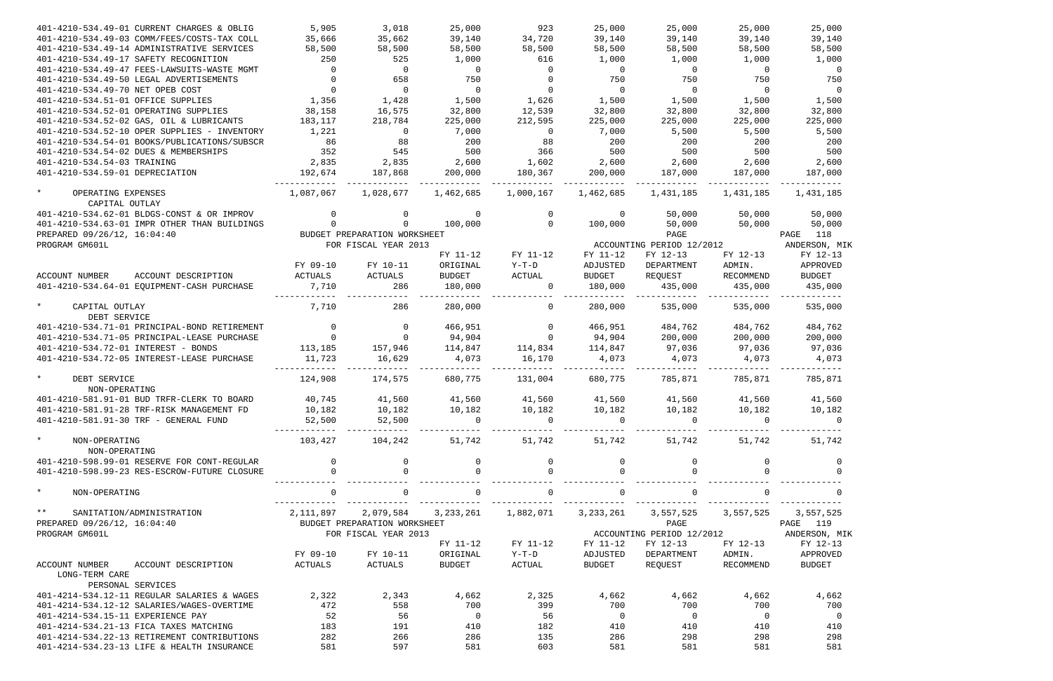| ACCOUNT NUMBER ACCOUNT DESCRIPTION | FY 09-10 ACTUALS | FY 10-11 ACTUALS | FY 11-12 ORIGINAL BUDGET | FY 11-12 Y-T-D ACTUAL | FY 11-12 ADJUSTED BUDGET | FY 12-13 DEPARTMENT REQUEST | FY 12-13 ADMIN. RECOMMEND | FY 12-13 APPROVED BUDGET |
|---|---|---|---|---|---|---|---|---|
| 401-4210-534.49-01 CURRENT CHARGES & OBLIG | 5,905 | 3,018 | 25,000 | 923 | 25,000 | 25,000 | 25,000 | 25,000 |
| 401-4210-534.49-03 COMM/FEES/COSTS-TAX COLL | 35,666 | 35,662 | 39,140 | 34,720 | 39,140 | 39,140 | 39,140 | 39,140 |
| 401-4210-534.49-14 ADMINISTRATIVE SERVICES | 58,500 | 58,500 | 58,500 | 58,500 | 58,500 | 58,500 | 58,500 | 58,500 |
| 401-4210-534.49-17 SAFETY RECOGNITION | 250 | 525 | 1,000 | 616 | 1,000 | 1,000 | 1,000 | 1,000 |
| 401-4210-534.49-47 FEES-LAWSUITS-WASTE MGMT | 0 | 0 | 0 | 0 | 0 | 0 | 0 | 0 |
| 401-4210-534.49-50 LEGAL ADVERTISEMENTS | 0 | 658 | 750 | 0 | 750 | 750 | 750 | 750 |
| 401-4210-534.49-70 NET OPEB COST | 0 | 0 | 0 | 0 | 0 | 0 | 0 | 0 |
| 401-4210-534.51-01 OFFICE SUPPLIES | 1,356 | 1,428 | 1,500 | 1,626 | 1,500 | 1,500 | 1,500 | 1,500 |
| 401-4210-534.52-01 OPERATING SUPPLIES | 38,158 | 16,575 | 32,800 | 12,539 | 32,800 | 32,800 | 32,800 | 32,800 |
| 401-4210-534.52-02 GAS, OIL & LUBRICANTS | 183,117 | 218,784 | 225,000 | 212,595 | 225,000 | 225,000 | 225,000 | 225,000 |
| 401-4210-534.52-10 OPER SUPPLIES - INVENTORY | 1,221 | 0 | 7,000 | 0 | 7,000 | 5,500 | 5,500 | 5,500 |
| 401-4210-534.54-01 BOOKS/PUBLICATIONS/SUBSCR | 86 | 88 | 200 | 88 | 200 | 200 | 200 | 200 |
| 401-4210-534.54-02 DUES & MEMBERSHIPS | 352 | 545 | 500 | 366 | 500 | 500 | 500 | 500 |
| 401-4210-534.54-03 TRAINING | 2,835 | 2,835 | 2,600 | 1,602 | 2,600 | 2,600 | 2,600 | 2,600 |
| 401-4210-534.59-01 DEPRECIATION | 192,674 | 187,868 | 200,000 | 180,367 | 200,000 | 187,000 | 187,000 | 187,000 |
| * OPERATING EXPENSES | 1,087,067 | 1,028,677 | 1,462,685 | 1,000,167 | 1,462,685 | 1,431,185 | 1,431,185 | 1,431,185 |
| CAPITAL OUTLAY | | | | | | | | |
| 401-4210-534.62-01 BLDGS-CONST & OR IMPROV | 0 | 0 | 0 | 0 | 0 | 50,000 | 50,000 | 50,000 |
| 401-4210-534.63-01 IMPR OTHER THAN BUILDINGS | 0 | 0 | 100,000 | 0 | 100,000 | 50,000 | 50,000 | 50,000 |

PREPARED 09/26/12, 16:04:40 — BUDGET PREPARATION WORKSHEET — PAGE 118
PROGRAM GM601L — FOR FISCAL YEAR 2013 — ACCOUNTING PERIOD 12/2012 — ANDERSON, MIK

| ACCOUNT NUMBER ACCOUNT DESCRIPTION | FY 09-10 ACTUALS | FY 10-11 ACTUALS | FY 11-12 ORIGINAL BUDGET | FY 11-12 Y-T-D ACTUAL | FY 11-12 ADJUSTED BUDGET | FY 12-13 DEPARTMENT REQUEST | FY 12-13 ADMIN. RECOMMEND | FY 12-13 APPROVED BUDGET |
|---|---|---|---|---|---|---|---|---|
| 401-4210-534.64-01 EQUIPMENT-CASH PURCHASE | 7,710 | 286 | 180,000 | 0 | 180,000 | 435,000 | 435,000 | 435,000 |
| * CAPITAL OUTLAY | 7,710 | 286 | 280,000 | 0 | 280,000 | 535,000 | 535,000 | 535,000 |
| DEBT SERVICE | | | | | | | | |
| 401-4210-534.71-01 PRINCIPAL-BOND RETIREMENT | 0 | 0 | 466,951 | 0 | 466,951 | 484,762 | 484,762 | 484,762 |
| 401-4210-534.71-05 PRINCIPAL-LEASE PURCHASE | 0 | 0 | 94,904 | 0 | 94,904 | 200,000 | 200,000 | 200,000 |
| 401-4210-534.72-01 INTEREST - BONDS | 113,185 | 157,946 | 114,847 | 114,834 | 114,847 | 97,036 | 97,036 | 97,036 |
| 401-4210-534.72-05 INTEREST-LEASE PURCHASE | 11,723 | 16,629 | 4,073 | 16,170 | 4,073 | 4,073 | 4,073 | 4,073 |
| * DEBT SERVICE | 124,908 | 174,575 | 680,775 | 131,004 | 680,775 | 785,871 | 785,871 | 785,871 |
| NON-OPERATING | | | | | | | | |
| 401-4210-581.91-01 BUD TRFR-CLERK TO BOARD | 40,745 | 41,560 | 41,560 | 41,560 | 41,560 | 41,560 | 41,560 | 41,560 |
| 401-4210-581.91-28 TRF-RISK MANAGEMENT FD | 10,182 | 10,182 | 10,182 | 10,182 | 10,182 | 10,182 | 10,182 | 10,182 |
| 401-4210-581.91-30 TRF - GENERAL FUND | 52,500 | 52,500 | 0 | 0 | 0 | 0 | 0 | 0 |
| * NON-OPERATING | 103,427 | 104,242 | 51,742 | 51,742 | 51,742 | 51,742 | 51,742 | 51,742 |
| NON-OPERATING | | | | | | | | |
| 401-4210-598.99-01 RESERVE FOR CONT-REGULAR | 0 | 0 | 0 | 0 | 0 | 0 | 0 | 0 |
| 401-4210-598.99-23 RES-ESCROW-FUTURE CLOSURE | 0 | 0 | 0 | 0 | 0 | 0 | 0 | 0 |
| * NON-OPERATING | 0 | 0 | 0 | 0 | 0 | 0 | 0 | 0 |
| ** SANITATION/ADMINISTRATION | 2,111,897 | 2,079,584 | 3,233,261 | 1,882,071 | 3,233,261 | 3,557,525 | 3,557,525 | 3,557,525 |

PREPARED 09/26/12, 16:04:40 — BUDGET PREPARATION WORKSHEET — PAGE 119
PROGRAM GM601L — FOR FISCAL YEAR 2013 — ACCOUNTING PERIOD 12/2012 — ANDERSON, MIK

| ACCOUNT NUMBER ACCOUNT DESCRIPTION | FY 09-10 ACTUALS | FY 10-11 ACTUALS | FY 11-12 ORIGINAL BUDGET | FY 11-12 Y-T-D ACTUAL | FY 11-12 ADJUSTED BUDGET | FY 12-13 DEPARTMENT REQUEST | FY 12-13 ADMIN. RECOMMEND | FY 12-13 APPROVED BUDGET |
|---|---|---|---|---|---|---|---|---|
| LONG-TERM CARE | | | | | | | | |
| PERSONAL SERVICES | | | | | | | | |
| 401-4214-534.12-11 REGULAR SALARIES & WAGES | 2,322 | 2,343 | 4,662 | 2,325 | 4,662 | 4,662 | 4,662 | 4,662 |
| 401-4214-534.12-12 SALARIES/WAGES-OVERTIME | 472 | 558 | 700 | 399 | 700 | 700 | 700 | 700 |
| 401-4214-534.15-11 EXPERIENCE PAY | 52 | 56 | 0 | 56 | 0 | 0 | 0 | 0 |
| 401-4214-534.21-13 FICA TAXES MATCHING | 183 | 191 | 410 | 182 | 410 | 410 | 410 | 410 |
| 401-4214-534.22-13 RETIREMENT CONTRIBUTIONS | 282 | 266 | 286 | 135 | 286 | 298 | 298 | 298 |
| 401-4214-534.23-13 LIFE & HEALTH INSURANCE | 581 | 597 | 581 | 603 | 581 | 581 | 581 | 581 |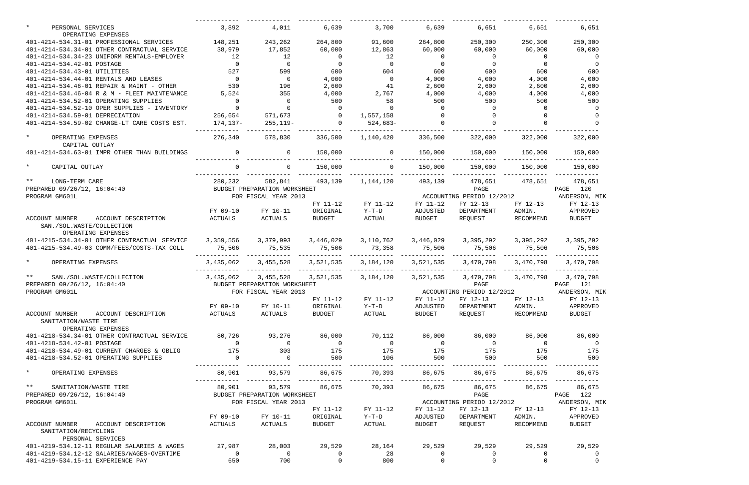| ACCOUNT NUMBER ACCOUNT DESCRIPTION | FY 09-10 ACTUALS | FY 10-11 ACTUALS | FY 11-12 ORIGINAL BUDGET | FY 11-12 Y-T-D ACTUAL | FY 11-12 ADJUSTED BUDGET | FY 12-13 DEPARTMENT REQUEST | FY 12-13 ADMIN. RECOMMEND | FY 12-13 APPROVED BUDGET |
|---|---|---|---|---|---|---|---|---|
| * PERSONAL SERVICES | 3,892 | 4,011 | 6,639 | 3,700 | 6,639 | 6,651 | 6,651 | 6,651 |
| OPERATING EXPENSES | | | | | | | | |
| 401-4214-534.31-01 PROFESSIONAL SERVICES | 148,251 | 243,262 | 264,800 | 91,600 | 264,800 | 250,300 | 250,300 | 250,300 |
| 401-4214-534.34-01 OTHER CONTRACTUAL SERVICE | 38,979 | 17,852 | 60,000 | 12,863 | 60,000 | 60,000 | 60,000 | 60,000 |
| 401-4214-534.34-23 UNIFORM RENTALS-EMPLOYER | 12 | 12 | 0 | 12 | 0 | 0 | 0 | 0 |
| 401-4214-534.42-01 POSTAGE | 0 | 0 | 0 | 0 | 0 | 0 | 0 | 0 |
| 401-4214-534.43-01 UTILITIES | 527 | 599 | 600 | 604 | 600 | 600 | 600 | 600 |
| 401-4214-534.44-01 RENTALS AND LEASES | 0 | 0 | 4,000 | 0 | 4,000 | 4,000 | 4,000 | 4,000 |
| 401-4214-534.46-01 REPAIR & MAINT - OTHER | 530 | 196 | 2,600 | 41 | 2,600 | 2,600 | 2,600 | 2,600 |
| 401-4214-534.46-04 R & M - FLEET MAINTENANCE | 5,524 | 355 | 4,000 | 2,767 | 4,000 | 4,000 | 4,000 | 4,000 |
| 401-4214-534.52-01 OPERATING SUPPLIES | 0 | 0 | 500 | 58 | 500 | 500 | 500 | 500 |
| 401-4214-534.52-10 OPER SUPPLIES - INVENTORY | 0 | 0 | 0 | 0 | 0 | 0 | 0 | 0 |
| 401-4214-534.59-01 DEPRECIATION | 256,654 | 571,673 | 0 | 1,557,158 | 0 | 0 | 0 | 0 |
| 401-4214-534.59-02 CHANGE-LT CARE COSTS EST. | 174,137- | 255,119- | 0 | 524,683- | 0 | 0 | 0 | 0 |
| * OPERATING EXPENSES | 276,340 | 578,830 | 336,500 | 1,140,420 | 336,500 | 322,000 | 322,000 | 322,000 |
| CAPITAL OUTLAY | | | | | | | | |
| 401-4214-534.63-01 IMPR OTHER THAN BUILDINGS | 0 | 0 | 150,000 | 0 | 150,000 | 150,000 | 150,000 | 150,000 |
| * CAPITAL OUTLAY | 0 | 0 | 150,000 | 0 | 150,000 | 150,000 | 150,000 | 150,000 |
| ** LONG-TERM CARE | 280,232 | 582,841 | 493,139 | 1,144,120 | 493,139 | 478,651 | 478,651 | 478,651 |

PREPARED 09/26/12, 16:04:40 BUDGET PREPARATION WORKSHEET PAGE 120
PROGRAM GM601L FOR FISCAL YEAR 2013 ACCOUNTING PERIOD 12/2012 ANDERSON, MIK

| ACCOUNT NUMBER ACCOUNT DESCRIPTION | FY 09-10 ACTUALS | FY 10-11 ACTUALS | FY 11-12 ORIGINAL BUDGET | FY 11-12 Y-T-D ACTUAL | FY 11-12 ADJUSTED BUDGET | FY 12-13 DEPARTMENT REQUEST | FY 12-13 ADMIN. RECOMMEND | FY 12-13 APPROVED BUDGET |
|---|---|---|---|---|---|---|---|---|
| SAN./SOL.WASTE/COLLECTION | | | | | | | | |
| OPERATING EXPENSES | | | | | | | | |
| 401-4215-534.34-01 OTHER CONTRACTUAL SERVICE | 3,359,556 | 3,379,993 | 3,446,029 | 3,110,762 | 3,446,029 | 3,395,292 | 3,395,292 | 3,395,292 |
| 401-4215-534.49-03 COMM/FEES/COSTS-TAX COLL | 75,506 | 75,535 | 75,506 | 73,358 | 75,506 | 75,506 | 75,506 | 75,506 |
| * OPERATING EXPENSES | 3,435,062 | 3,455,528 | 3,521,535 | 3,184,120 | 3,521,535 | 3,470,798 | 3,470,798 | 3,470,798 |
| ** SAN./SOL.WASTE/COLLECTION | 3,435,062 | 3,455,528 | 3,521,535 | 3,184,120 | 3,521,535 | 3,470,798 | 3,470,798 | 3,470,798 |

PREPARED 09/26/12, 16:04:40 BUDGET PREPARATION WORKSHEET PAGE 121
PROGRAM GM601L FOR FISCAL YEAR 2013 ACCOUNTING PERIOD 12/2012 ANDERSON, MIK

| ACCOUNT NUMBER ACCOUNT DESCRIPTION | FY 09-10 ACTUALS | FY 10-11 ACTUALS | FY 11-12 ORIGINAL BUDGET | FY 11-12 Y-T-D ACTUAL | FY 11-12 ADJUSTED BUDGET | FY 12-13 DEPARTMENT REQUEST | FY 12-13 ADMIN. RECOMMEND | FY 12-13 APPROVED BUDGET |
|---|---|---|---|---|---|---|---|---|
| SANITATION/WASTE TIRE | | | | | | | | |
| OPERATING EXPENSES | | | | | | | | |
| 401-4218-534.34-01 OTHER CONTRACTUAL SERVICE | 80,726 | 93,276 | 86,000 | 70,112 | 86,000 | 86,000 | 86,000 | 86,000 |
| 401-4218-534.42-01 POSTAGE | 0 | 0 | 0 | 0 | 0 | 0 | 0 | 0 |
| 401-4218-534.49-01 CURRENT CHARGES & OBLIG | 175 | 303 | 175 | 175 | 175 | 175 | 175 | 175 |
| 401-4218-534.52-01 OPERATING SUPPLIES | 0 | 0 | 500 | 106 | 500 | 500 | 500 | 500 |
| * OPERATING EXPENSES | 80,901 | 93,579 | 86,675 | 70,393 | 86,675 | 86,675 | 86,675 | 86,675 |
| ** SANITATION/WASTE TIRE | 80,901 | 93,579 | 86,675 | 70,393 | 86,675 | 86,675 | 86,675 | 86,675 |

PREPARED 09/26/12, 16:04:40 BUDGET PREPARATION WORKSHEET PAGE 122
PROGRAM GM601L FOR FISCAL YEAR 2013 ACCOUNTING PERIOD 12/2012 ANDERSON, MIK

| ACCOUNT NUMBER ACCOUNT DESCRIPTION | FY 09-10 ACTUALS | FY 10-11 ACTUALS | FY 11-12 ORIGINAL BUDGET | FY 11-12 Y-T-D ACTUAL | FY 11-12 ADJUSTED BUDGET | FY 12-13 DEPARTMENT REQUEST | FY 12-13 ADMIN. RECOMMEND | FY 12-13 APPROVED BUDGET |
|---|---|---|---|---|---|---|---|---|
| SANITATION/RECYCLING | | | | | | | | |
| PERSONAL SERVICES | | | | | | | | |
| 401-4219-534.12-11 REGULAR SALARIES & WAGES | 27,987 | 28,003 | 29,529 | 28,164 | 29,529 | 29,529 | 29,529 | 29,529 |
| 401-4219-534.12-12 SALARIES/WAGES-OVERTIME | 0 | 0 | 0 | 28 | 0 | 0 | 0 | 0 |
| 401-4219-534.15-11 EXPERIENCE PAY | 650 | 700 | 0 | 800 | 0 | 0 | 0 | 0 |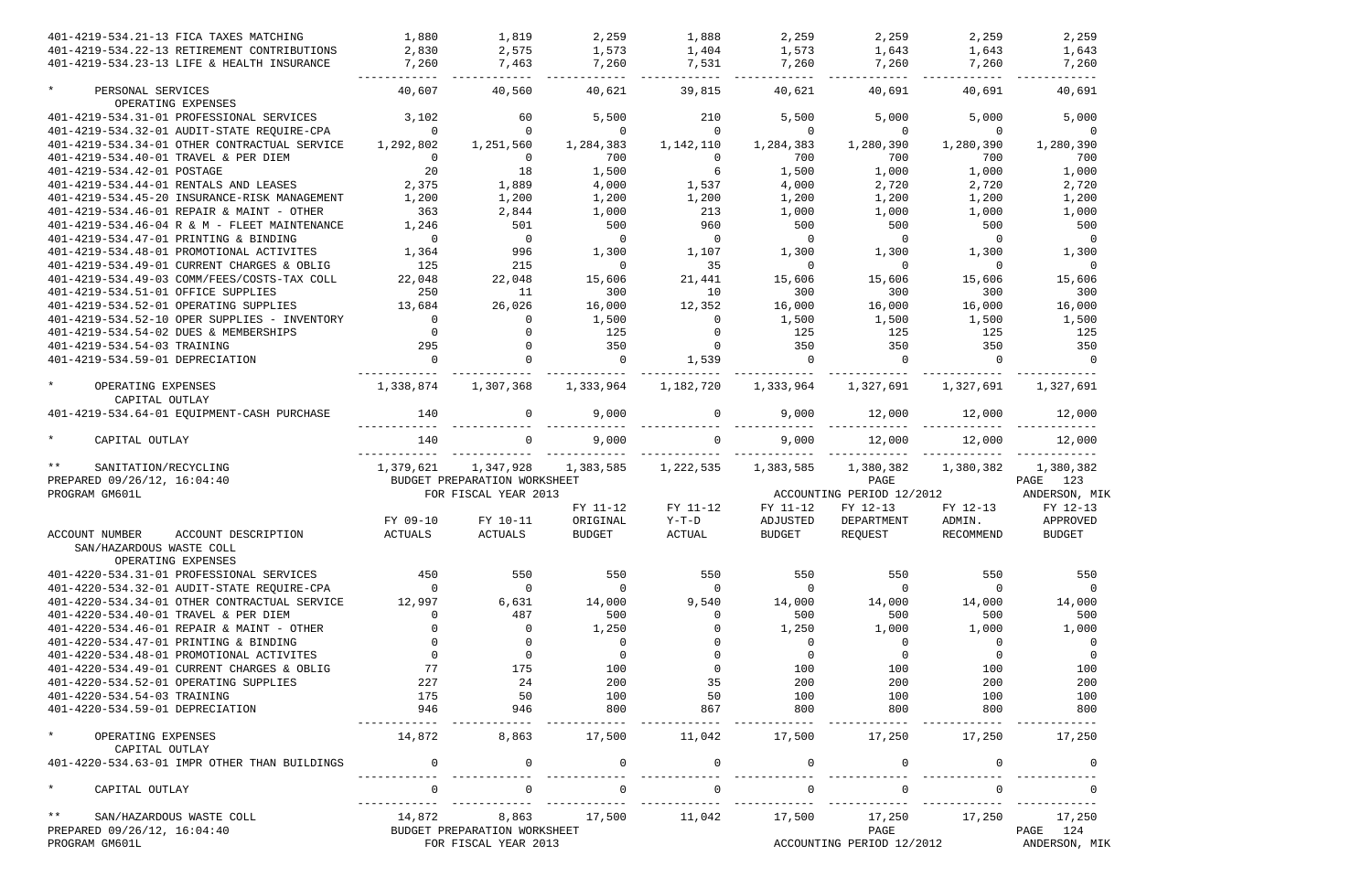| ACCOUNT NUMBER ACCOUNT DESCRIPTION | FY 09-10 ACTUALS | FY 10-11 ACTUALS | FY 11-12 ORIGINAL BUDGET | FY 11-12 Y-T-D ACTUAL | FY 11-12 ADJUSTED BUDGET | FY 12-13 DEPARTMENT REQUEST | FY 12-13 ADMIN. RECOMMEND | FY 12-13 APPROVED BUDGET |
|---|---|---|---|---|---|---|---|---|
| 401-4219-534.21-13 FICA TAXES MATCHING | 1,880 | 1,819 | 2,259 | 1,888 | 2,259 | 2,259 | 2,259 | 2,259 |
| 401-4219-534.22-13 RETIREMENT CONTRIBUTIONS | 2,830 | 2,575 | 1,573 | 1,404 | 1,573 | 1,643 | 1,643 | 1,643 |
| 401-4219-534.23-13 LIFE & HEALTH INSURANCE | 7,260 | 7,463 | 7,260 | 7,531 | 7,260 | 7,260 | 7,260 | 7,260 |
| * PERSONAL SERVICES | 40,607 | 40,560 | 40,621 | 39,815 | 40,621 | 40,691 | 40,691 | 40,691 |
| OPERATING EXPENSES | | | | | | | | |
| 401-4219-534.31-01 PROFESSIONAL SERVICES | 3,102 | 60 | 5,500 | 210 | 5,500 | 5,000 | 5,000 | 5,000 |
| 401-4219-534.32-01 AUDIT-STATE REQUIRE-CPA | 0 | 0 | 0 | 0 | 0 | 0 | 0 | 0 |
| 401-4219-534.34-01 OTHER CONTRACTUAL SERVICE | 1,292,802 | 1,251,560 | 1,284,383 | 1,142,110 | 1,284,383 | 1,280,390 | 1,280,390 | 1,280,390 |
| 401-4219-534.40-01 TRAVEL & PER DIEM | 0 | 0 | 700 | 0 | 700 | 700 | 700 | 700 |
| 401-4219-534.42-01 POSTAGE | 20 | 18 | 1,500 | 6 | 1,500 | 1,000 | 1,000 | 1,000 |
| 401-4219-534.44-01 RENTALS AND LEASES | 2,375 | 1,889 | 4,000 | 1,537 | 4,000 | 2,720 | 2,720 | 2,720 |
| 401-4219-534.45-20 INSURANCE-RISK MANAGEMENT | 1,200 | 1,200 | 1,200 | 1,200 | 1,200 | 1,200 | 1,200 | 1,200 |
| 401-4219-534.46-01 REPAIR & MAINT - OTHER | 363 | 2,844 | 1,000 | 213 | 1,000 | 1,000 | 1,000 | 1,000 |
| 401-4219-534.46-04 R & M - FLEET MAINTENANCE | 1,246 | 501 | 500 | 960 | 500 | 500 | 500 | 500 |
| 401-4219-534.47-01 PRINTING & BINDING | 0 | 0 | 0 | 0 | 0 | 0 | 0 | 0 |
| 401-4219-534.48-01 PROMOTIONAL ACTIVITES | 1,364 | 996 | 1,300 | 1,107 | 1,300 | 1,300 | 1,300 | 1,300 |
| 401-4219-534.49-01 CURRENT CHARGES & OBLIG | 125 | 215 | 0 | 35 | 0 | 0 | 0 | 0 |
| 401-4219-534.49-03 COMM/FEES/COSTS-TAX COLL | 22,048 | 22,048 | 15,606 | 21,441 | 15,606 | 15,606 | 15,606 | 15,606 |
| 401-4219-534.51-01 OFFICE SUPPLIES | 250 | 11 | 300 | 10 | 300 | 300 | 300 | 300 |
| 401-4219-534.52-01 OPERATING SUPPLIES | 13,684 | 26,026 | 16,000 | 12,352 | 16,000 | 16,000 | 16,000 | 16,000 |
| 401-4219-534.52-10 OPER SUPPLIES - INVENTORY | 0 | 0 | 1,500 | 0 | 1,500 | 1,500 | 1,500 | 1,500 |
| 401-4219-534.54-02 DUES & MEMBERSHIPS | 0 | 0 | 125 | 0 | 125 | 125 | 125 | 125 |
| 401-4219-534.54-03 TRAINING | 295 | 0 | 350 | 0 | 350 | 350 | 350 | 350 |
| 401-4219-534.59-01 DEPRECIATION | 0 | 0 | 0 | 1,539 | 0 | 0 | 0 | 0 |
| * OPERATING EXPENSES | 1,338,874 | 1,307,368 | 1,333,964 | 1,182,720 | 1,333,964 | 1,327,691 | 1,327,691 | 1,327,691 |
| CAPITAL OUTLAY | | | | | | | | |
| 401-4219-534.64-01 EQUIPMENT-CASH PURCHASE | 140 | 0 | 9,000 | 0 | 9,000 | 12,000 | 12,000 | 12,000 |
| * CAPITAL OUTLAY | 140 | 0 | 9,000 | 0 | 9,000 | 12,000 | 12,000 | 12,000 |
| ** SANITATION/RECYCLING | 1,379,621 | 1,347,928 | 1,383,585 | 1,222,535 | 1,383,585 | 1,380,382 | 1,380,382 | 1,380,382 |

PREPARED 09/26/12, 16:04:40 BUDGET PREPARATION WORKSHEET PAGE 123
PROGRAM GM601L FOR FISCAL YEAR 2013 ACCOUNTING PERIOD 12/2012 ANDERSON, MIK

SAN/HAZARDOUS WASTE COLL

| ACCOUNT NUMBER ACCOUNT DESCRIPTION | FY 09-10 ACTUALS | FY 10-11 ACTUALS | FY 11-12 ORIGINAL BUDGET | FY 11-12 Y-T-D ACTUAL | FY 11-12 ADJUSTED BUDGET | FY 12-13 DEPARTMENT REQUEST | FY 12-13 ADMIN. RECOMMEND | FY 12-13 APPROVED BUDGET |
|---|---|---|---|---|---|---|---|---|
| OPERATING EXPENSES | | | | | | | | |
| 401-4220-534.31-01 PROFESSIONAL SERVICES | 450 | 550 | 550 | 550 | 550 | 550 | 550 | 550 |
| 401-4220-534.32-01 AUDIT-STATE REQUIRE-CPA | 0 | 0 | 0 | 0 | 0 | 0 | 0 | 0 |
| 401-4220-534.34-01 OTHER CONTRACTUAL SERVICE | 12,997 | 6,631 | 14,000 | 9,540 | 14,000 | 14,000 | 14,000 | 14,000 |
| 401-4220-534.40-01 TRAVEL & PER DIEM | 0 | 487 | 500 | 0 | 500 | 500 | 500 | 500 |
| 401-4220-534.46-01 REPAIR & MAINT - OTHER | 0 | 0 | 1,250 | 0 | 1,250 | 1,000 | 1,000 | 1,000 |
| 401-4220-534.47-01 PRINTING & BINDING | 0 | 0 | 0 | 0 | 0 | 0 | 0 | 0 |
| 401-4220-534.48-01 PROMOTIONAL ACTIVITES | 0 | 0 | 0 | 0 | 0 | 0 | 0 | 0 |
| 401-4220-534.49-01 CURRENT CHARGES & OBLIG | 77 | 175 | 100 | 0 | 100 | 100 | 100 | 100 |
| 401-4220-534.52-01 OPERATING SUPPLIES | 227 | 24 | 200 | 35 | 200 | 200 | 200 | 200 |
| 401-4220-534.54-03 TRAINING | 175 | 50 | 100 | 50 | 100 | 100 | 100 | 100 |
| 401-4220-534.59-01 DEPRECIATION | 946 | 946 | 800 | 867 | 800 | 800 | 800 | 800 |
| * OPERATING EXPENSES | 14,872 | 8,863 | 17,500 | 11,042 | 17,500 | 17,250 | 17,250 | 17,250 |
| CAPITAL OUTLAY | | | | | | | | |
| 401-4220-534.63-01 IMPR OTHER THAN BUILDINGS | 0 | 0 | 0 | 0 | 0 | 0 | 0 | 0 |
| * CAPITAL OUTLAY | 0 | 0 | 0 | 0 | 0 | 0 | 0 | 0 |
| ** SAN/HAZARDOUS WASTE COLL | 14,872 | 8,863 | 17,500 | 11,042 | 17,500 | 17,250 | 17,250 | 17,250 |

PREPARED 09/26/12, 16:04:40 BUDGET PREPARATION WORKSHEET PAGE 124
PROGRAM GM601L FOR FISCAL YEAR 2013 ACCOUNTING PERIOD 12/2012 ANDERSON, MIK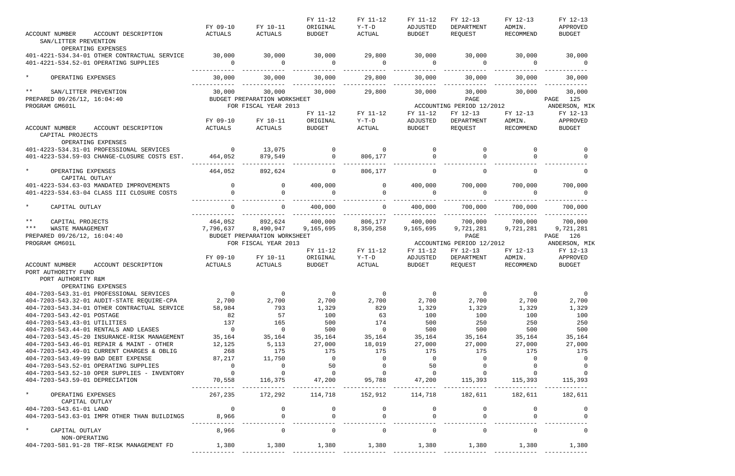| ACCOUNT NUMBER ACCOUNT DESCRIPTION | FY 09-10 ACTUALS | FY 10-11 ACTUALS | FY 11-12 ORIGINAL BUDGET | FY 11-12 Y-T-D ACTUAL | FY 11-12 ADJUSTED BUDGET | FY 12-13 DEPARTMENT REQUEST | FY 12-13 ADMIN. RECOMMEND | FY 12-13 APPROVED BUDGET |
|---|---|---|---|---|---|---|---|---|
| SAN/LITTER PREVENTION | | | | | | | | |
| OPERATING EXPENSES | | | | | | | | |
| 401-4221-534.34-01 OTHER CONTRACTUAL SERVICE | 30,000 | 30,000 | 30,000 | 29,800 | 30,000 | 30,000 | 30,000 | 30,000 |
| 401-4221-534.52-01 OPERATING SUPPLIES | 0 | 0 | 0 | 0 | 0 | 0 | 0 | 0 |
| * OPERATING EXPENSES | 30,000 | 30,000 | 30,000 | 29,800 | 30,000 | 30,000 | 30,000 | 30,000 |
| ** SAN/LITTER PREVENTION | 30,000 | 30,000 | 30,000 | 29,800 | 30,000 | 30,000 | 30,000 | 30,000 |

PREPARED 09/26/12, 16:04:40 BUDGET PREPARATION WORKSHEET PAGE 125
PROGRAM GM601L FOR FISCAL YEAR 2013 ACCOUNTING PERIOD 12/2012 ANDERSON, MIK

| ACCOUNT NUMBER ACCOUNT DESCRIPTION | FY 09-10 ACTUALS | FY 10-11 ACTUALS | FY 11-12 ORIGINAL BUDGET | FY 11-12 Y-T-D ACTUAL | FY 11-12 ADJUSTED BUDGET | FY 12-13 DEPARTMENT REQUEST | FY 12-13 ADMIN. RECOMMEND | FY 12-13 APPROVED BUDGET |
|---|---|---|---|---|---|---|---|---|
| CAPITAL PROJECTS | | | | | | | | |
| OPERATING EXPENSES | | | | | | | | |
| 401-4223-534.31-01 PROFESSIONAL SERVICES | 0 | 13,075 | 0 | 0 | 0 | 0 | 0 | 0 |
| 401-4223-534.59-03 CHANGE-CLOSURE COSTS EST. | 464,052 | 879,549 | 0 | 806,177 | 0 | 0 | 0 | 0 |
| * OPERATING EXPENSES | 464,052 | 892,624 | 0 | 806,177 | 0 | 0 | 0 | 0 |
| CAPITAL OUTLAY | | | | | | | | |
| 401-4223-534.63-03 MANDATED IMPROVEMENTS | 0 | 0 | 400,000 | 0 | 400,000 | 700,000 | 700,000 | 700,000 |
| 401-4223-534.63-04 CLASS III CLOSURE COSTS | 0 | 0 | 0 | 0 | 0 | 0 | 0 | 0 |
| * CAPITAL OUTLAY | 0 | 0 | 400,000 | 0 | 400,000 | 700,000 | 700,000 | 700,000 |
| ** CAPITAL PROJECTS | 464,052 | 892,624 | 400,000 | 806,177 | 400,000 | 700,000 | 700,000 | 700,000 |
| *** WASTE MANAGEMENT | 7,796,637 | 8,490,947 | 9,165,695 | 8,350,258 | 9,165,695 | 9,721,281 | 9,721,281 | 9,721,281 |

PREPARED 09/26/12, 16:04:40 BUDGET PREPARATION WORKSHEET PAGE 126
PROGRAM GM601L FOR FISCAL YEAR 2013 ACCOUNTING PERIOD 12/2012 ANDERSON, MIK

| ACCOUNT NUMBER ACCOUNT DESCRIPTION | FY 09-10 ACTUALS | FY 10-11 ACTUALS | FY 11-12 ORIGINAL BUDGET | FY 11-12 Y-T-D ACTUAL | FY 11-12 ADJUSTED BUDGET | FY 12-13 DEPARTMENT REQUEST | FY 12-13 ADMIN. RECOMMEND | FY 12-13 APPROVED BUDGET |
|---|---|---|---|---|---|---|---|---|
| PORT AUTHORITY FUND | | | | | | | | |
| PORT AUTHORITY R&M | | | | | | | | |
| OPERATING EXPENSES | | | | | | | | |
| 404-7203-543.31-01 PROFESSIONAL SERVICES | 0 | 0 | 0 | 0 | 0 | 0 | 0 | 0 |
| 404-7203-543.32-01 AUDIT-STATE REQUIRE-CPA | 2,700 | 2,700 | 2,700 | 2,700 | 2,700 | 2,700 | 2,700 | 2,700 |
| 404-7203-543.34-01 OTHER CONTRACTUAL SERVICE | 58,984 | 793 | 1,329 | 829 | 1,329 | 1,329 | 1,329 | 1,329 |
| 404-7203-543.42-01 POSTAGE | 82 | 57 | 100 | 63 | 100 | 100 | 100 | 100 |
| 404-7203-543.43-01 UTILITIES | 137 | 165 | 500 | 174 | 500 | 250 | 250 | 250 |
| 404-7203-543.44-01 RENTALS AND LEASES | 0 | 0 | 500 | 0 | 500 | 500 | 500 | 500 |
| 404-7203-543.45-20 INSURANCE-RISK MANAGEMENT | 35,164 | 35,164 | 35,164 | 35,164 | 35,164 | 35,164 | 35,164 | 35,164 |
| 404-7203-543.46-01 REPAIR & MAINT - OTHER | 12,125 | 5,113 | 27,000 | 18,019 | 27,000 | 27,000 | 27,000 | 27,000 |
| 404-7203-543.49-01 CURRENT CHARGES & OBLIG | 268 | 175 | 175 | 175 | 175 | 175 | 175 | 175 |
| 404-7203-543.49-99 BAD DEBT EXPENSE | 87,217 | 11,750 | 0 | 0 | 0 | 0 | 0 | 0 |
| 404-7203-543.52-01 OPERATING SUPPLIES | 0 | 0 | 50 | 0 | 50 | 0 | 0 | 0 |
| 404-7203-543.52-10 OPER SUPPLIES - INVENTORY | 0 | 0 | 0 | 0 | 0 | 0 | 0 | 0 |
| 404-7203-543.59-01 DEPRECIATION | 70,558 | 116,375 | 47,200 | 95,788 | 47,200 | 115,393 | 115,393 | 115,393 |
| * OPERATING EXPENSES | 267,235 | 172,292 | 114,718 | 152,912 | 114,718 | 182,611 | 182,611 | 182,611 |
| CAPITAL OUTLAY | | | | | | | | |
| 404-7203-543.61-01 LAND | 0 | 0 | 0 | 0 | 0 | 0 | 0 | 0 |
| 404-7203-543.63-01 IMPR OTHER THAN BUILDINGS | 8,966 | 0 | 0 | 0 | 0 | 0 | 0 | 0 |
| * CAPITAL OUTLAY | 8,966 | 0 | 0 | 0 | 0 | 0 | 0 | 0 |
| NON-OPERATING | | | | | | | | |
| 404-7203-581.91-28 TRF-RISK MANAGEMENT FD | 1,380 | 1,380 | 1,380 | 1,380 | 1,380 | 1,380 | 1,380 | 1,380 |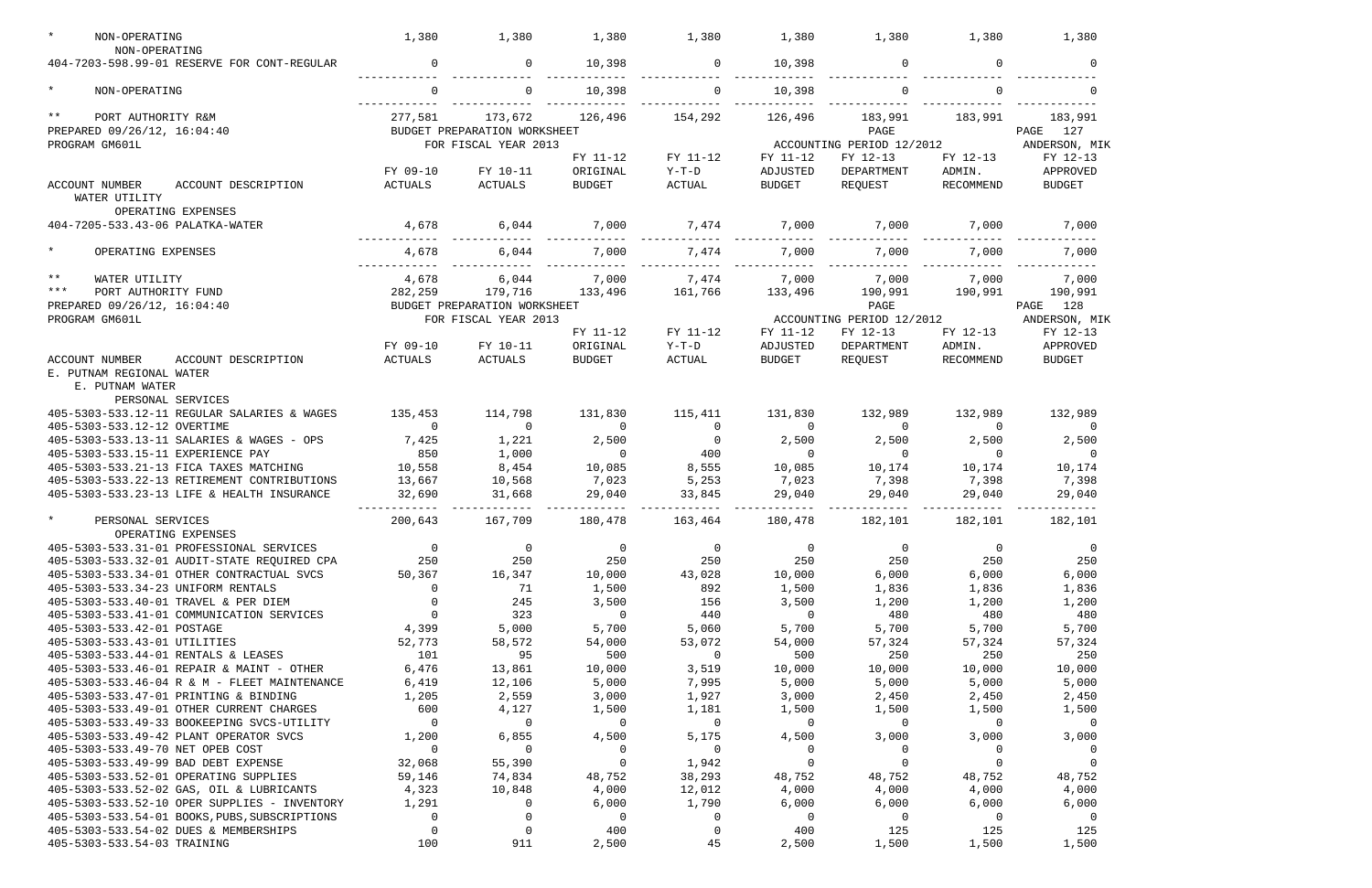| ACCOUNT NUMBER ACCOUNT DESCRIPTION | FY 09-10 ACTUALS | FY 10-11 ACTUALS | FY 11-12 ORIGINAL BUDGET | FY 11-12 Y-T-D ACTUAL | FY 11-12 ADJUSTED BUDGET | FY 12-13 DEPARTMENT REQUEST | FY 12-13 ADMIN. RECOMMEND | FY 12-13 APPROVED BUDGET |
|---|---|---|---|---|---|---|---|---|
| * NON-OPERATING | 1,380 | 1,380 | 1,380 | 1,380 | 1,380 | 1,380 | 1,380 | 1,380 |
| NON-OPERATING | | | | | | | | |
| 404-7203-598.99-01 RESERVE FOR CONT-REGULAR | 0 | 0 | 10,398 | 0 | 10,398 | 0 | 0 | 0 |
| * NON-OPERATING | 0 | 0 | 10,398 | 0 | 10,398 | 0 | 0 | 0 |
| ** PORT AUTHORITY R&M | 277,581 | 173,672 | 126,496 | 154,292 | 126,496 | 183,991 | 183,991 | 183,991 |

PREPARED 09/26/12, 16:04:40 — BUDGET PREPARATION WORKSHEET — PAGE 127
PROGRAM GM601L — FOR FISCAL YEAR 2013 — ACCOUNTING PERIOD 12/2012 — ANDERSON, MIK

| ACCOUNT NUMBER ACCOUNT DESCRIPTION | FY 09-10 ACTUALS | FY 10-11 ACTUALS | FY 11-12 ORIGINAL BUDGET | FY 11-12 Y-T-D ACTUAL | FY 11-12 ADJUSTED BUDGET | FY 12-13 DEPARTMENT REQUEST | FY 12-13 ADMIN. RECOMMEND | FY 12-13 APPROVED BUDGET |
|---|---|---|---|---|---|---|---|---|
| WATER UTILITY | | | | | | | | |
| OPERATING EXPENSES | | | | | | | | |
| 404-7205-533.43-06 PALATKA-WATER | 4,678 | 6,044 | 7,000 | 7,474 | 7,000 | 7,000 | 7,000 | 7,000 |
| * OPERATING EXPENSES | 4,678 | 6,044 | 7,000 | 7,474 | 7,000 | 7,000 | 7,000 | 7,000 |
| ** WATER UTILITY | 4,678 | 6,044 | 7,000 | 7,474 | 7,000 | 7,000 | 7,000 | 7,000 |
| *** PORT AUTHORITY FUND | 282,259 | 179,716 | 133,496 | 161,766 | 133,496 | 190,991 | 190,991 | 190,991 |

PREPARED 09/26/12, 16:04:40 — BUDGET PREPARATION WORKSHEET — PAGE 128
PROGRAM GM601L — FOR FISCAL YEAR 2013 — ACCOUNTING PERIOD 12/2012 — ANDERSON, MIK

| ACCOUNT NUMBER ACCOUNT DESCRIPTION | FY 09-10 ACTUALS | FY 10-11 ACTUALS | FY 11-12 ORIGINAL BUDGET | FY 11-12 Y-T-D ACTUAL | FY 11-12 ADJUSTED BUDGET | FY 12-13 DEPARTMENT REQUEST | FY 12-13 ADMIN. RECOMMEND | FY 12-13 APPROVED BUDGET |
|---|---|---|---|---|---|---|---|---|
| E. PUTNAM REGIONAL WATER | | | | | | | | |
| E. PUTNAM WATER | | | | | | | | |
| PERSONAL SERVICES | | | | | | | | |
| 405-5303-533.12-11 REGULAR SALARIES & WAGES | 135,453 | 114,798 | 131,830 | 115,411 | 131,830 | 132,989 | 132,989 | 132,989 |
| 405-5303-533.12-12 OVERTIME | 0 | 0 | 0 | 0 | 0 | 0 | 0 | 0 |
| 405-5303-533.13-11 SALARIES & WAGES - OPS | 7,425 | 1,221 | 2,500 | 0 | 2,500 | 2,500 | 2,500 | 2,500 |
| 405-5303-533.15-11 EXPERIENCE PAY | 850 | 1,000 | 0 | 400 | 0 | 0 | 0 | 0 |
| 405-5303-533.21-13 FICA TAXES MATCHING | 10,558 | 8,454 | 10,085 | 8,555 | 10,085 | 10,174 | 10,174 | 10,174 |
| 405-5303-533.22-13 RETIREMENT CONTRIBUTIONS | 13,667 | 10,568 | 7,023 | 5,253 | 7,023 | 7,398 | 7,398 | 7,398 |
| 405-5303-533.23-13 LIFE & HEALTH INSURANCE | 32,690 | 31,668 | 29,040 | 33,845 | 29,040 | 29,040 | 29,040 | 29,040 |
| * PERSONAL SERVICES | 200,643 | 167,709 | 180,478 | 163,464 | 180,478 | 182,101 | 182,101 | 182,101 |
| OPERATING EXPENSES | | | | | | | | |
| 405-5303-533.31-01 PROFESSIONAL SERVICES | 0 | 0 | 0 | 0 | 0 | 0 | 0 | 0 |
| 405-5303-533.32-01 AUDIT-STATE REQUIRED CPA | 250 | 250 | 250 | 250 | 250 | 250 | 250 | 250 |
| 405-5303-533.34-01 OTHER CONTRACTUAL SVCS | 50,367 | 16,347 | 10,000 | 43,028 | 10,000 | 6,000 | 6,000 | 6,000 |
| 405-5303-533.34-23 UNIFORM RENTALS | 0 | 71 | 1,500 | 892 | 1,500 | 1,836 | 1,836 | 1,836 |
| 405-5303-533.40-01 TRAVEL & PER DIEM | 0 | 245 | 3,500 | 156 | 3,500 | 1,200 | 1,200 | 1,200 |
| 405-5303-533.41-01 COMMUNICATION SERVICES | 0 | 323 | 0 | 440 | 0 | 480 | 480 | 480 |
| 405-5303-533.42-01 POSTAGE | 4,399 | 5,000 | 5,700 | 5,060 | 5,700 | 5,700 | 5,700 | 5,700 |
| 405-5303-533.43-01 UTILITIES | 52,773 | 58,572 | 54,000 | 53,072 | 54,000 | 57,324 | 57,324 | 57,324 |
| 405-5303-533.44-01 RENTALS & LEASES | 101 | 95 | 500 | 0 | 500 | 250 | 250 | 250 |
| 405-5303-533.46-01 REPAIR & MAINT - OTHER | 6,476 | 13,861 | 10,000 | 3,519 | 10,000 | 10,000 | 10,000 | 10,000 |
| 405-5303-533.46-04 R & M - FLEET MAINTENANCE | 6,419 | 12,106 | 5,000 | 7,995 | 5,000 | 5,000 | 5,000 | 5,000 |
| 405-5303-533.47-01 PRINTING & BINDING | 1,205 | 2,559 | 3,000 | 1,927 | 3,000 | 2,450 | 2,450 | 2,450 |
| 405-5303-533.49-01 OTHER CURRENT CHARGES | 600 | 4,127 | 1,500 | 1,181 | 1,500 | 1,500 | 1,500 | 1,500 |
| 405-5303-533.49-33 BOOKEEPING SVCS-UTILITY | 0 | 0 | 0 | 0 | 0 | 0 | 0 | 0 |
| 405-5303-533.49-42 PLANT OPERATOR SVCS | 1,200 | 6,855 | 4,500 | 5,175 | 4,500 | 3,000 | 3,000 | 3,000 |
| 405-5303-533.49-70 NET OPEB COST | 0 | 0 | 0 | 0 | 0 | 0 | 0 | 0 |
| 405-5303-533.49-99 BAD DEBT EXPENSE | 32,068 | 55,390 | 0 | 1,942 | 0 | 0 | 0 | 0 |
| 405-5303-533.52-01 OPERATING SUPPLIES | 59,146 | 74,834 | 48,752 | 38,293 | 48,752 | 48,752 | 48,752 | 48,752 |
| 405-5303-533.52-02 GAS, OIL & LUBRICANTS | 4,323 | 10,848 | 4,000 | 12,012 | 4,000 | 4,000 | 4,000 | 4,000 |
| 405-5303-533.52-10 OPER SUPPLIES - INVENTORY | 1,291 | 0 | 6,000 | 1,790 | 6,000 | 6,000 | 6,000 | 6,000 |
| 405-5303-533.54-01 BOOKS,PUBS,SUBSCRIPTIONS | 0 | 0 | 0 | 0 | 0 | 0 | 0 | 0 |
| 405-5303-533.54-02 DUES & MEMBERSHIPS | 0 | 0 | 400 | 0 | 400 | 125 | 125 | 125 |
| 405-5303-533.54-03 TRAINING | 100 | 911 | 2,500 | 45 | 2,500 | 1,500 | 1,500 | 1,500 |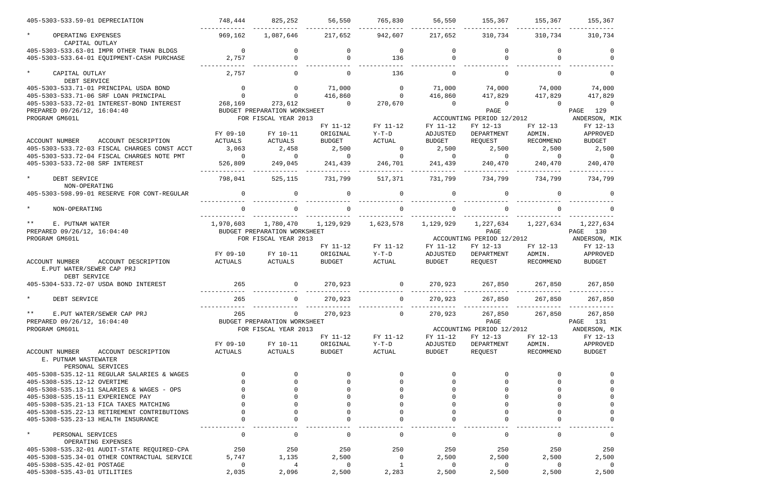| ACCOUNT NUMBER ACCOUNT DESCRIPTION | FY 09-10 ACTUALS | FY 10-11 ACTUALS | FY 11-12 ORIGINAL BUDGET | FY 11-12 Y-T-D ACTUAL | FY 11-12 ADJUSTED BUDGET | FY 12-13 DEPARTMENT REQUEST | FY 12-13 ADMIN. RECOMMEND | FY 12-13 APPROVED BUDGET |
|---|---|---|---|---|---|---|---|---|
| 405-5303-533.59-01 DEPRECIATION | 748,444 | 825,252 | 56,550 | 765,830 | 56,550 | 155,367 | 155,367 | 155,367 |
| * OPERATING EXPENSES | 969,162 | 1,087,646 | 217,652 | 942,607 | 217,652 | 310,734 | 310,734 | 310,734 |
| CAPITAL OUTLAY | | | | | | | | |
| 405-5303-533.63-01 IMPR OTHER THAN BLDGS | 0 | 0 | 0 | 0 | 0 | 0 | 0 | 0 |
| 405-5303-533.64-01 EQUIPMENT-CASH PURCHASE | 2,757 | 0 | 0 | 136 | 0 | 0 | 0 | 0 |
| * CAPITAL OUTLAY | 2,757 | 0 | 0 | 136 | 0 | 0 | 0 | 0 |
| DEBT SERVICE | | | | | | | | |
| 405-5303-533.71-01 PRINCIPAL USDA BOND | 0 | 0 | 71,000 | 0 | 71,000 | 74,000 | 74,000 | 74,000 |
| 405-5303-533.71-06 SRF LOAN PRINCIPAL | 0 | 0 | 416,860 | 0 | 416,860 | 417,829 | 417,829 | 417,829 |
| 405-5303-533.72-01 INTEREST-BOND INTEREST | 268,169 | 273,612 | 0 | 270,670 | 0 | 0 | 0 | 0 |
| 405-5303-533.72-03 FISCAL CHARGES CONST ACCT | 3,063 | 2,458 | 2,500 | 0 | 2,500 | 2,500 | 2,500 | 2,500 |
| 405-5303-533.72-04 FISCAL CHARGES NOTE PMT | 0 | 0 | 0 | 0 | 0 | 0 | 0 | 0 |
| 405-5303-533.72-08 SRF INTEREST | 526,809 | 249,045 | 241,439 | 246,701 | 241,439 | 240,470 | 240,470 | 240,470 |
| * DEBT SERVICE | 798,041 | 525,115 | 731,799 | 517,371 | 731,799 | 734,799 | 734,799 | 734,799 |
| NON-OPERATING | | | | | | | | |
| 405-5303-598.99-01 RESERVE FOR CONT-REGULAR | 0 | 0 | 0 | 0 | 0 | 0 | 0 | 0 |
| * NON-OPERATING | 0 | 0 | 0 | 0 | 0 | 0 | 0 | 0 |
| ** E. PUTNAM WATER | 1,970,603 | 1,780,470 | 1,129,929 | 1,623,578 | 1,129,929 | 1,227,634 | 1,227,634 | 1,227,634 |

| ACCOUNT NUMBER ACCOUNT DESCRIPTION | FY 09-10 ACTUALS | FY 10-11 ACTUALS | FY 11-12 ORIGINAL BUDGET | FY 11-12 Y-T-D ACTUAL | FY 11-12 ADJUSTED BUDGET | FY 12-13 DEPARTMENT REQUEST | FY 12-13 ADMIN. RECOMMEND | FY 12-13 APPROVED BUDGET |
|---|---|---|---|---|---|---|---|---|
| E.PUT WATER/SEWER CAP PRJ | | | | | | | | |
| DEBT SERVICE | | | | | | | | |
| 405-5304-533.72-07 USDA BOND INTEREST | 265 | 0 | 270,923 | 0 | 270,923 | 267,850 | 267,850 | 267,850 |
| * DEBT SERVICE | 265 | 0 | 270,923 | 0 | 270,923 | 267,850 | 267,850 | 267,850 |
| ** E.PUT WATER/SEWER CAP PRJ | 265 | 0 | 270,923 | 0 | 270,923 | 267,850 | 267,850 | 267,850 |

| ACCOUNT NUMBER ACCOUNT DESCRIPTION | FY 09-10 ACTUALS | FY 10-11 ACTUALS | FY 11-12 ORIGINAL BUDGET | FY 11-12 Y-T-D ACTUAL | FY 11-12 ADJUSTED BUDGET | FY 12-13 DEPARTMENT REQUEST | FY 12-13 ADMIN. RECOMMEND | FY 12-13 APPROVED BUDGET |
|---|---|---|---|---|---|---|---|---|
| E. PUTNAM WASTEWATER | | | | | | | | |
| PERSONAL SERVICES | | | | | | | | |
| 405-5308-535.12-11 REGULAR SALARIES & WAGES | 0 | 0 | 0 | 0 | 0 | 0 | 0 | 0 |
| 405-5308-535.12-12 OVERTIME | 0 | 0 | 0 | 0 | 0 | 0 | 0 | 0 |
| 405-5308-535.13-11 SALARIES & WAGES - OPS | 0 | 0 | 0 | 0 | 0 | 0 | 0 | 0 |
| 405-5308-535.15-11 EXPERIENCE PAY | 0 | 0 | 0 | 0 | 0 | 0 | 0 | 0 |
| 405-5308-535.21-13 FICA TAXES MATCHING | 0 | 0 | 0 | 0 | 0 | 0 | 0 | 0 |
| 405-5308-535.22-13 RETIREMENT CONTRIBUTIONS | 0 | 0 | 0 | 0 | 0 | 0 | 0 | 0 |
| 405-5308-535.23-13 HEALTH INSURANCE | 0 | 0 | 0 | 0 | 0 | 0 | 0 | 0 |
| * PERSONAL SERVICES | 0 | 0 | 0 | 0 | 0 | 0 | 0 | 0 |
| OPERATING EXPENSES | | | | | | | | |
| 405-5308-535.32-01 AUDIT-STATE REQUIRED-CPA | 250 | 250 | 250 | 250 | 250 | 250 | 250 | 250 |
| 405-5308-535.34-01 OTHER CONTRACTUAL SERVICE | 5,747 | 1,135 | 2,500 | 0 | 2,500 | 2,500 | 2,500 | 2,500 |
| 405-5308-535.42-01 POSTAGE | 0 | 4 | 0 | 1 | 0 | 0 | 0 | 0 |
| 405-5308-535.43-01 UTILITIES | 2,035 | 2,096 | 2,500 | 2,283 | 2,500 | 2,500 | 2,500 | 2,500 |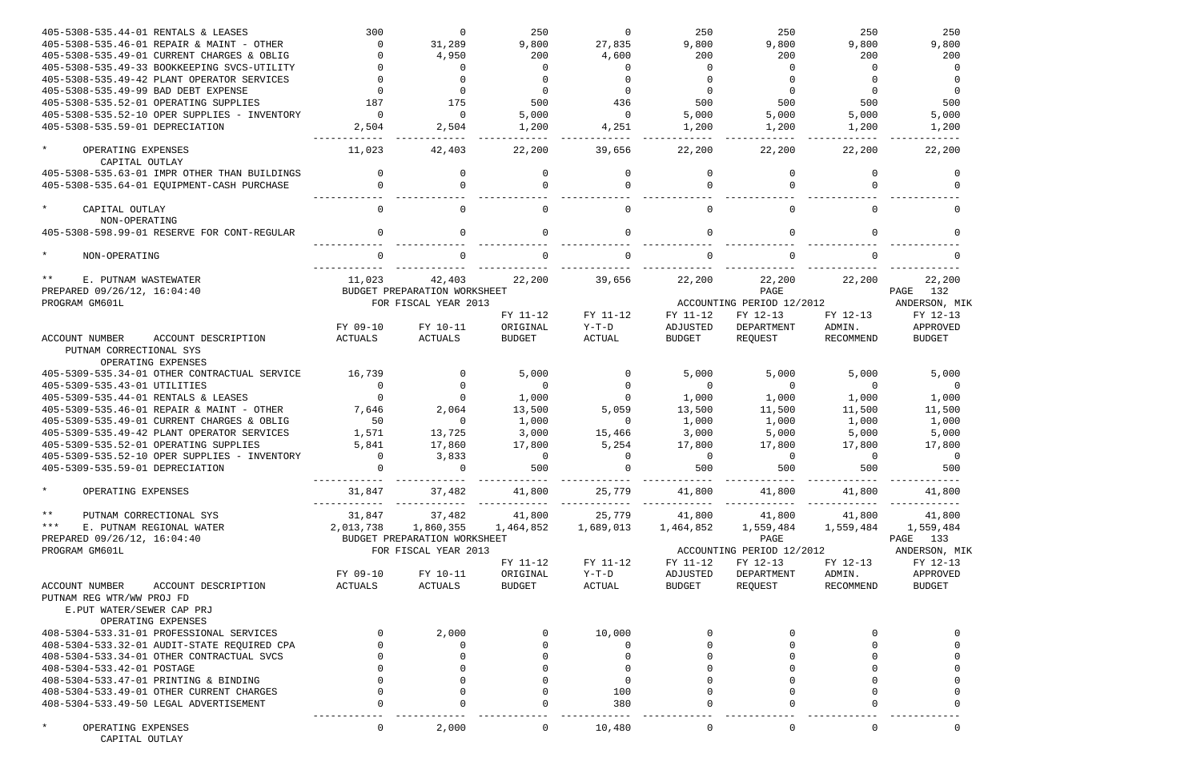| ACCOUNT NUMBER ACCOUNT DESCRIPTION | FY 09-10 ACTUALS | FY 10-11 ACTUALS | FY 11-12 ORIGINAL BUDGET | FY 11-12 Y-T-D ACTUAL | FY 11-12 ADJUSTED BUDGET | FY 12-13 DEPARTMENT REQUEST | FY 12-13 ADMIN. RECOMMEND | FY 12-13 APPROVED BUDGET |
|---|---|---|---|---|---|---|---|---|
| 405-5308-535.44-01 RENTALS & LEASES | 300 | 0 | 250 | 0 | 250 | 250 | 250 | 250 |
| 405-5308-535.46-01 REPAIR & MAINT - OTHER | 0 | 31,289 | 9,800 | 27,835 | 9,800 | 9,800 | 9,800 | 9,800 |
| 405-5308-535.49-01 CURRENT CHARGES & OBLIG | 0 | 4,950 | 200 | 4,600 | 200 | 200 | 200 | 200 |
| 405-5308-535.49-33 BOOKKEEPING SVCS-UTILITY | 0 | 0 | 0 | 0 | 0 | 0 | 0 | 0 |
| 405-5308-535.49-42 PLANT OPERATOR SERVICES | 0 | 0 | 0 | 0 | 0 | 0 | 0 | 0 |
| 405-5308-535.49-99 BAD DEBT EXPENSE | 0 | 0 | 0 | 0 | 0 | 0 | 0 | 0 |
| 405-5308-535.52-01 OPERATING SUPPLIES | 187 | 175 | 500 | 436 | 500 | 500 | 500 | 500 |
| 405-5308-535.52-10 OPER SUPPLIES - INVENTORY | 0 | 0 | 5,000 | 0 | 5,000 | 5,000 | 5,000 | 5,000 |
| 405-5308-535.59-01 DEPRECIATION | 2,504 | 2,504 | 1,200 | 4,251 | 1,200 | 1,200 | 1,200 | 1,200 |
| * OPERATING EXPENSES | 11,023 | 42,403 | 22,200 | 39,656 | 22,200 | 22,200 | 22,200 | 22,200 |
| CAPITAL OUTLAY | | | | | | | | |
| 405-5308-535.63-01 IMPR OTHER THAN BUILDINGS | 0 | 0 | 0 | 0 | 0 | 0 | 0 | 0 |
| 405-5308-535.64-01 EQUIPMENT-CASH PURCHASE | 0 | 0 | 0 | 0 | 0 | 0 | 0 | 0 |
| * CAPITAL OUTLAY | 0 | 0 | 0 | 0 | 0 | 0 | 0 | 0 |
| NON-OPERATING | | | | | | | | |
| 405-5308-598.99-01 RESERVE FOR CONT-REGULAR | 0 | 0 | 0 | 0 | 0 | 0 | 0 | 0 |
| * NON-OPERATING | 0 | 0 | 0 | 0 | 0 | 0 | 0 | 0 |
| ** E. PUTNAM WASTEWATER | 11,023 | 42,403 | 22,200 | 39,656 | 22,200 | 22,200 | 22,200 | 22,200 |

PREPARED 09/26/12, 16:04:40 — BUDGET PREPARATION WORKSHEET — PAGE 132
PROGRAM GM601L — FOR FISCAL YEAR 2013 — ACCOUNTING PERIOD 12/2012 — ANDERSON, MIK

| ACCOUNT NUMBER ACCOUNT DESCRIPTION | FY 09-10 ACTUALS | FY 10-11 ACTUALS | FY 11-12 ORIGINAL BUDGET | FY 11-12 Y-T-D ACTUAL | FY 11-12 ADJUSTED BUDGET | FY 12-13 DEPARTMENT REQUEST | FY 12-13 ADMIN. RECOMMEND | FY 12-13 APPROVED BUDGET |
|---|---|---|---|---|---|---|---|---|
| PUTNAM CORRECTIONAL SYS | | | | | | | | |
| OPERATING EXPENSES | | | | | | | | |
| 405-5309-535.34-01 OTHER CONTRACTUAL SERVICE | 16,739 | 0 | 5,000 | 0 | 5,000 | 5,000 | 5,000 | 5,000 |
| 405-5309-535.43-01 UTILITIES | 0 | 0 | 0 | 0 | 0 | 0 | 0 | 0 |
| 405-5309-535.44-01 RENTALS & LEASES | 0 | 0 | 1,000 | 0 | 1,000 | 1,000 | 1,000 | 1,000 |
| 405-5309-535.46-01 REPAIR & MAINT - OTHER | 7,646 | 2,064 | 13,500 | 5,059 | 13,500 | 11,500 | 11,500 | 11,500 |
| 405-5309-535.49-01 CURRENT CHARGES & OBLIG | 50 | 0 | 1,000 | 0 | 1,000 | 1,000 | 1,000 | 1,000 |
| 405-5309-535.49-42 PLANT OPERATOR SERVICES | 1,571 | 13,725 | 3,000 | 15,466 | 3,000 | 5,000 | 5,000 | 5,000 |
| 405-5309-535.52-01 OPERATING SUPPLIES | 5,841 | 17,860 | 17,800 | 5,254 | 17,800 | 17,800 | 17,800 | 17,800 |
| 405-5309-535.52-10 OPER SUPPLIES - INVENTORY | 0 | 3,833 | 0 | 0 | 0 | 0 | 0 | 0 |
| 405-5309-535.59-01 DEPRECIATION | 0 | 0 | 500 | 0 | 500 | 500 | 500 | 500 |
| * OPERATING EXPENSES | 31,847 | 37,482 | 41,800 | 25,779 | 41,800 | 41,800 | 41,800 | 41,800 |
| ** PUTNAM CORRECTIONAL SYS | 31,847 | 37,482 | 41,800 | 25,779 | 41,800 | 41,800 | 41,800 | 41,800 |
| *** E. PUTNAM REGIONAL WATER | 2,013,738 | 1,860,355 | 1,464,852 | 1,689,013 | 1,464,852 | 1,559,484 | 1,559,484 | 1,559,484 |

PREPARED 09/26/12, 16:04:40 — BUDGET PREPARATION WORKSHEET — PAGE 133
PROGRAM GM601L — FOR FISCAL YEAR 2013 — ACCOUNTING PERIOD 12/2012 — ANDERSON, MIK

| ACCOUNT NUMBER ACCOUNT DESCRIPTION | FY 09-10 ACTUALS | FY 10-11 ACTUALS | FY 11-12 ORIGINAL BUDGET | FY 11-12 Y-T-D ACTUAL | FY 11-12 ADJUSTED BUDGET | FY 12-13 DEPARTMENT REQUEST | FY 12-13 ADMIN. RECOMMEND | FY 12-13 APPROVED BUDGET |
|---|---|---|---|---|---|---|---|---|
| PUTNAM REG WTR/WW PROJ FD | | | | | | | | |
| E.PUT WATER/SEWER CAP PRJ | | | | | | | | |
| OPERATING EXPENSES | | | | | | | | |
| 408-5304-533.31-01 PROFESSIONAL SERVICES | 0 | 2,000 | 0 | 10,000 | 0 | 0 | 0 | 0 |
| 408-5304-533.32-01 AUDIT-STATE REQUIRED CPA | 0 | 0 | 0 | 0 | 0 | 0 | 0 | 0 |
| 408-5304-533.34-01 OTHER CONTRACTUAL SVCS | 0 | 0 | 0 | 0 | 0 | 0 | 0 | 0 |
| 408-5304-533.42-01 POSTAGE | 0 | 0 | 0 | 0 | 0 | 0 | 0 | 0 |
| 408-5304-533.47-01 PRINTING & BINDING | 0 | 0 | 0 | 0 | 0 | 0 | 0 | 0 |
| 408-5304-533.49-01 OTHER CURRENT CHARGES | 0 | 0 | 0 | 100 | 0 | 0 | 0 | 0 |
| 408-5304-533.49-50 LEGAL ADVERTISEMENT | 0 | 0 | 0 | 380 | 0 | 0 | 0 | 0 |
| * OPERATING EXPENSES | 0 | 2,000 | 0 | 10,480 | 0 | 0 | 0 | 0 |
| CAPITAL OUTLAY | | | | | | | | |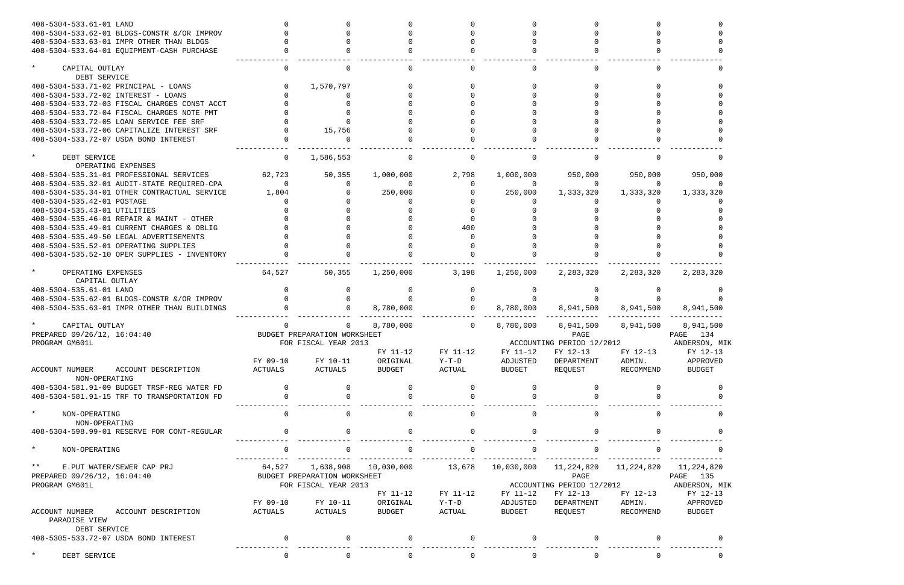| ACCOUNT NUMBER ACCOUNT DESCRIPTION | FY 09-10 ACTUALS | FY 10-11 ACTUALS | FY 11-12 ORIGINAL BUDGET | FY 11-12 Y-T-D ACTUAL | FY 11-12 ADJUSTED BUDGET | FY 12-13 DEPARTMENT REQUEST | FY 12-13 ADMIN. RECOMMEND | FY 12-13 APPROVED BUDGET |
|---|---|---|---|---|---|---|---|---|
| 408-5304-533.61-01 LAND | 0 | 0 | 0 | 0 | 0 | 0 | 0 | 0 |
| 408-5304-533.62-01 BLDGS-CONSTR &/OR IMPROV | 0 | 0 | 0 | 0 | 0 | 0 | 0 | 0 |
| 408-5304-533.63-01 IMPR OTHER THAN BLDGS | 0 | 0 | 0 | 0 | 0 | 0 | 0 | 0 |
| 408-5304-533.64-01 EQUIPMENT-CASH PURCHASE | 0 | 0 | 0 | 0 | 0 | 0 | 0 | 0 |
| * CAPITAL OUTLAY | 0 | 0 | 0 | 0 | 0 | 0 | 0 | 0 |
| DEBT SERVICE | | | | | | | | |
| 408-5304-533.71-02 PRINCIPAL - LOANS | 0 | 1,570,797 | 0 | 0 | 0 | 0 | 0 | 0 |
| 408-5304-533.72-02 INTEREST - LOANS | 0 | 0 | 0 | 0 | 0 | 0 | 0 | 0 |
| 408-5304-533.72-03 FISCAL CHARGES CONST ACCT | 0 | 0 | 0 | 0 | 0 | 0 | 0 | 0 |
| 408-5304-533.72-04 FISCAL CHARGES NOTE PMT | 0 | 0 | 0 | 0 | 0 | 0 | 0 | 0 |
| 408-5304-533.72-05 LOAN SERVICE FEE SRF | 0 | 0 | 0 | 0 | 0 | 0 | 0 | 0 |
| 408-5304-533.72-06 CAPITALIZE INTEREST SRF | 0 | 15,756 | 0 | 0 | 0 | 0 | 0 | 0 |
| 408-5304-533.72-07 USDA BOND INTEREST | 0 | 0 | 0 | 0 | 0 | 0 | 0 | 0 |
| * DEBT SERVICE | 0 | 1,586,553 | 0 | 0 | 0 | 0 | 0 | 0 |
| OPERATING EXPENSES | | | | | | | | |
| 408-5304-535.31-01 PROFESSIONAL SERVICES | 62,723 | 50,355 | 1,000,000 | 2,798 | 1,000,000 | 950,000 | 950,000 | 950,000 |
| 408-5304-535.32-01 AUDIT-STATE REQUIRED-CPA | 0 | 0 | 0 | 0 | 0 | 0 | 0 | 0 |
| 408-5304-535.34-01 OTHER CONTRACTUAL SERVICE | 1,804 | 0 | 250,000 | 0 | 250,000 | 1,333,320 | 1,333,320 | 1,333,320 |
| 408-5304-535.42-01 POSTAGE | 0 | 0 | 0 | 0 | 0 | 0 | 0 | 0 |
| 408-5304-535.43-01 UTILITIES | 0 | 0 | 0 | 0 | 0 | 0 | 0 | 0 |
| 408-5304-535.46-01 REPAIR & MAINT - OTHER | 0 | 0 | 0 | 0 | 0 | 0 | 0 | 0 |
| 408-5304-535.49-01 CURRENT CHARGES & OBLIG | 0 | 0 | 0 | 400 | 0 | 0 | 0 | 0 |
| 408-5304-535.49-50 LEGAL ADVERTISEMENTS | 0 | 0 | 0 | 0 | 0 | 0 | 0 | 0 |
| 408-5304-535.52-01 OPERATING SUPPLIES | 0 | 0 | 0 | 0 | 0 | 0 | 0 | 0 |
| 408-5304-535.52-10 OPER SUPPLIES - INVENTORY | 0 | 0 | 0 | 0 | 0 | 0 | 0 | 0 |
| * OPERATING EXPENSES | 64,527 | 50,355 | 1,250,000 | 3,198 | 1,250,000 | 2,283,320 | 2,283,320 | 2,283,320 |
| CAPITAL OUTLAY | | | | | | | | |
| 408-5304-535.61-01 LAND | 0 | 0 | 0 | 0 | 0 | 0 | 0 | 0 |
| 408-5304-535.62-01 BLDGS-CONSTR &/OR IMPROV | 0 | 0 | 0 | 0 | 0 | 0 | 0 | 0 |
| 408-5304-535.63-01 IMPR OTHER THAN BUILDINGS | 0 | 0 | 8,780,000 | 0 | 8,780,000 | 8,941,500 | 8,941,500 | 8,941,500 |
| * CAPITAL OUTLAY | 0 | 0 | 8,780,000 | 0 | 8,780,000 | 8,941,500 | 8,941,500 | 8,941,500 |

PREPARED 09/26/12, 16:04:40 BUDGET PREPARATION WORKSHEET PAGE 134
PROGRAM GM601L FOR FISCAL YEAR 2013 ACCOUNTING PERIOD 12/2012 ANDERSON, MIK

| ACCOUNT NUMBER ACCOUNT DESCRIPTION | FY 09-10 ACTUALS | FY 10-11 ACTUALS | FY 11-12 ORIGINAL BUDGET | FY 11-12 Y-T-D ACTUAL | FY 11-12 ADJUSTED BUDGET | FY 12-13 DEPARTMENT REQUEST | FY 12-13 ADMIN. RECOMMEND | FY 12-13 APPROVED BUDGET |
|---|---|---|---|---|---|---|---|---|
| NON-OPERATING | | | | | | | | |
| 408-5304-581.91-09 BUDGET TRSF-REG WATER FD | 0 | 0 | 0 | 0 | 0 | 0 | 0 | 0 |
| 408-5304-581.91-15 TRF TO TRANSPORTATION FD | 0 | 0 | 0 | 0 | 0 | 0 | 0 | 0 |
| * NON-OPERATING | 0 | 0 | 0 | 0 | 0 | 0 | 0 | 0 |
| NON-OPERATING | | | | | | | | |
| 408-5304-598.99-01 RESERVE FOR CONT-REGULAR | 0 | 0 | 0 | 0 | 0 | 0 | 0 | 0 |
| * NON-OPERATING | 0 | 0 | 0 | 0 | 0 | 0 | 0 | 0 |
| ** E.PUT WATER/SEWER CAP PRJ | 64,527 | 1,638,908 | 10,030,000 | 13,678 | 10,030,000 | 11,224,820 | 11,224,820 | 11,224,820 |

PREPARED 09/26/12, 16:04:40 BUDGET PREPARATION WORKSHEET PAGE 135
PROGRAM GM601L FOR FISCAL YEAR 2013 ACCOUNTING PERIOD 12/2012 ANDERSON, MIK

| ACCOUNT NUMBER ACCOUNT DESCRIPTION | FY 09-10 ACTUALS | FY 10-11 ACTUALS | FY 11-12 ORIGINAL BUDGET | FY 11-12 Y-T-D ACTUAL | FY 11-12 ADJUSTED BUDGET | FY 12-13 DEPARTMENT REQUEST | FY 12-13 ADMIN. RECOMMEND | FY 12-13 APPROVED BUDGET |
|---|---|---|---|---|---|---|---|---|
| PARADISE VIEW | | | | | | | | |
| DEBT SERVICE | | | | | | | | |
| 408-5305-533.72-07 USDA BOND INTEREST | 0 | 0 | 0 | 0 | 0 | 0 | 0 | 0 |
| * DEBT SERVICE | 0 | 0 | 0 | 0 | 0 | 0 | 0 | 0 |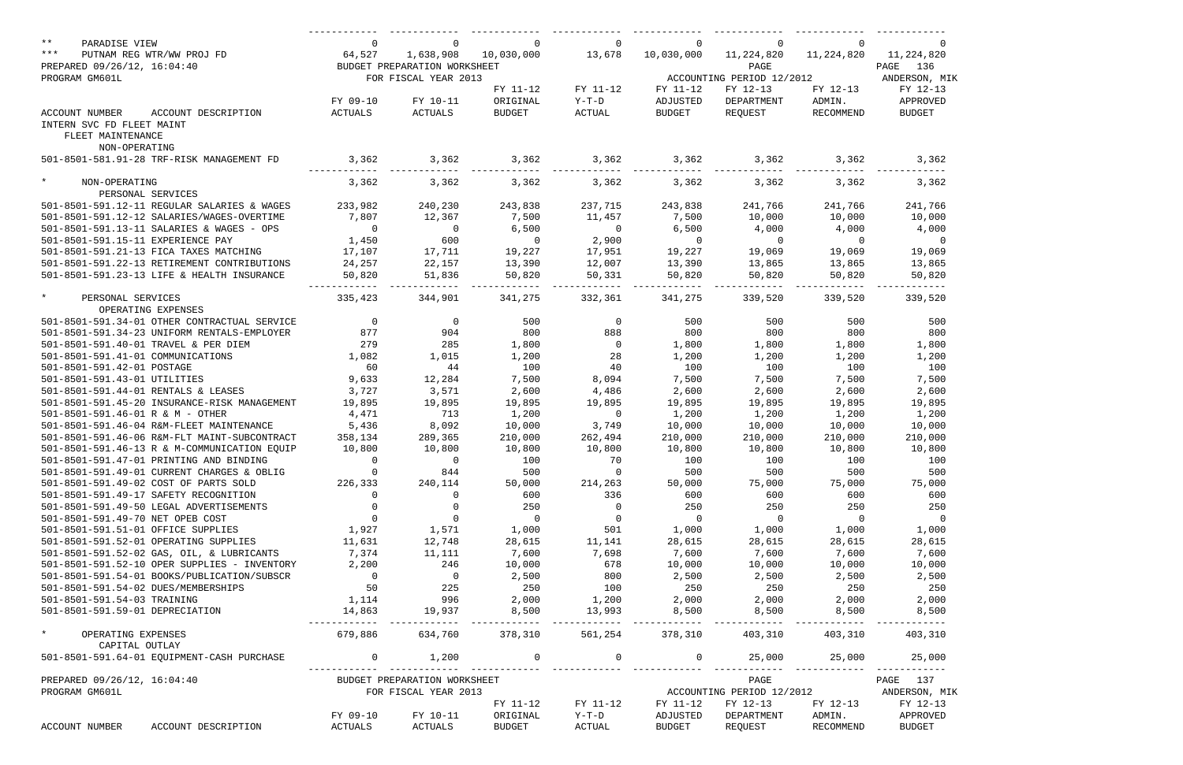| | | | | | | | | |
|---|---|---|---|---|---|---|---|---|
| ** PARADISE VIEW | 0 | 0 | 0 | 0 | 0 | 0 | 0 | 0 |
| *** PUTNAM REG WTR/WW PROJ FD | 64,527 | 1,638,908 | 10,030,000 | 13,678 | 10,030,000 | 11,224,820 | 11,224,820 | 11,224,820 |

PREPARED 09/26/12, 16:04:40 BUDGET PREPARATION WORKSHEET PAGE 136
PROGRAM GM601L FOR FISCAL YEAR 2013 ACCOUNTING PERIOD 12/2012 ANDERSON, MIK

| ACCOUNT NUMBER ACCOUNT DESCRIPTION | FY 09-10 ACTUALS | FY 10-11 ACTUALS | FY 11-12 ORIGINAL BUDGET | FY 11-12 Y-T-D ACTUAL | FY 11-12 ADJUSTED BUDGET | FY 12-13 DEPARTMENT REQUEST | FY 12-13 ADMIN. RECOMMEND | FY 12-13 APPROVED BUDGET |
|---|---|---|---|---|---|---|---|---|
| INTERN SVC FD FLEET MAINT | | | | | | | | |
| FLEET MAINTENANCE | | | | | | | | |
| NON-OPERATING | | | | | | | | |
| 501-8501-581.91-28 TRF-RISK MANAGEMENT FD | 3,362 | 3,362 | 3,362 | 3,362 | 3,362 | 3,362 | 3,362 | 3,362 |
| * NON-OPERATING | 3,362 | 3,362 | 3,362 | 3,362 | 3,362 | 3,362 | 3,362 | 3,362 |
| PERSONAL SERVICES | | | | | | | | |
| 501-8501-591.12-11 REGULAR SALARIES & WAGES | 233,982 | 240,230 | 243,838 | 237,715 | 243,838 | 241,766 | 241,766 | 241,766 |
| 501-8501-591.12-12 SALARIES/WAGES-OVERTIME | 7,807 | 12,367 | 7,500 | 11,457 | 7,500 | 10,000 | 10,000 | 10,000 |
| 501-8501-591.13-11 SALARIES & WAGES - OPS | 0 | 0 | 6,500 | 0 | 6,500 | 4,000 | 4,000 | 4,000 |
| 501-8501-591.15-11 EXPERIENCE PAY | 1,450 | 600 | 0 | 2,900 | 0 | 0 | 0 | 0 |
| 501-8501-591.21-13 FICA TAXES MATCHING | 17,107 | 17,711 | 19,227 | 17,951 | 19,227 | 19,069 | 19,069 | 19,069 |
| 501-8501-591.22-13 RETIREMENT CONTRIBUTIONS | 24,257 | 22,157 | 13,390 | 12,007 | 13,390 | 13,865 | 13,865 | 13,865 |
| 501-8501-591.23-13 LIFE & HEALTH INSURANCE | 50,820 | 51,836 | 50,820 | 50,331 | 50,820 | 50,820 | 50,820 | 50,820 |
| * PERSONAL SERVICES | 335,423 | 344,901 | 341,275 | 332,361 | 341,275 | 339,520 | 339,520 | 339,520 |
| OPERATING EXPENSES | | | | | | | | |
| 501-8501-591.34-01 OTHER CONTRACTUAL SERVICE | 0 | 0 | 500 | 0 | 500 | 500 | 500 | 500 |
| 501-8501-591.34-23 UNIFORM RENTALS-EMPLOYER | 877 | 904 | 800 | 888 | 800 | 800 | 800 | 800 |
| 501-8501-591.40-01 TRAVEL & PER DIEM | 279 | 285 | 1,800 | 0 | 1,800 | 1,800 | 1,800 | 1,800 |
| 501-8501-591.41-01 COMMUNICATIONS | 1,082 | 1,015 | 1,200 | 28 | 1,200 | 1,200 | 1,200 | 1,200 |
| 501-8501-591.42-01 POSTAGE | 60 | 44 | 100 | 40 | 100 | 100 | 100 | 100 |
| 501-8501-591.43-01 UTILITIES | 9,633 | 12,284 | 7,500 | 8,094 | 7,500 | 7,500 | 7,500 | 7,500 |
| 501-8501-591.44-01 RENTALS & LEASES | 3,727 | 3,571 | 2,600 | 4,486 | 2,600 | 2,600 | 2,600 | 2,600 |
| 501-8501-591.45-20 INSURANCE-RISK MANAGEMENT | 19,895 | 19,895 | 19,895 | 19,895 | 19,895 | 19,895 | 19,895 | 19,895 |
| 501-8501-591.46-01 R & M - OTHER | 4,471 | 713 | 1,200 | 0 | 1,200 | 1,200 | 1,200 | 1,200 |
| 501-8501-591.46-04 R&M-FLEET MAINTENANCE | 5,436 | 8,092 | 10,000 | 3,749 | 10,000 | 10,000 | 10,000 | 10,000 |
| 501-8501-591.46-06 R&M-FLT MAINT-SUBCONTRACT | 358,134 | 289,365 | 210,000 | 262,494 | 210,000 | 210,000 | 210,000 | 210,000 |
| 501-8501-591.46-13 R & M-COMMUNICATION EQUIP | 10,800 | 10,800 | 10,800 | 10,800 | 10,800 | 10,800 | 10,800 | 10,800 |
| 501-8501-591.47-01 PRINTING AND BINDING | 0 | 0 | 100 | 70 | 100 | 100 | 100 | 100 |
| 501-8501-591.49-01 CURRENT CHARGES & OBLIG | 0 | 844 | 500 | 0 | 500 | 500 | 500 | 500 |
| 501-8501-591.49-02 COST OF PARTS SOLD | 226,333 | 240,114 | 50,000 | 214,263 | 50,000 | 75,000 | 75,000 | 75,000 |
| 501-8501-591.49-17 SAFETY RECOGNITION | 0 | 0 | 600 | 336 | 600 | 600 | 600 | 600 |
| 501-8501-591.49-50 LEGAL ADVERTISEMENTS | 0 | 0 | 250 | 0 | 250 | 250 | 250 | 250 |
| 501-8501-591.49-70 NET OPEB COST | 0 | 0 | 0 | 0 | 0 | 0 | 0 | 0 |
| 501-8501-591.51-01 OFFICE SUPPLIES | 1,927 | 1,571 | 1,000 | 501 | 1,000 | 1,000 | 1,000 | 1,000 |
| 501-8501-591.52-01 OPERATING SUPPLIES | 11,631 | 12,748 | 28,615 | 11,141 | 28,615 | 28,615 | 28,615 | 28,615 |
| 501-8501-591.52-02 GAS, OIL, & LUBRICANTS | 7,374 | 11,111 | 7,600 | 7,698 | 7,600 | 7,600 | 7,600 | 7,600 |
| 501-8501-591.52-10 OPER SUPPLIES - INVENTORY | 2,200 | 246 | 10,000 | 678 | 10,000 | 10,000 | 10,000 | 10,000 |
| 501-8501-591.54-01 BOOKS/PUBLICATION/SUBSCR | 0 | 0 | 2,500 | 800 | 2,500 | 2,500 | 2,500 | 2,500 |
| 501-8501-591.54-02 DUES/MEMBERSHIPS | 50 | 225 | 250 | 100 | 250 | 250 | 250 | 250 |
| 501-8501-591.54-03 TRAINING | 1,114 | 996 | 2,000 | 1,200 | 2,000 | 2,000 | 2,000 | 2,000 |
| 501-8501-591.59-01 DEPRECIATION | 14,863 | 19,937 | 8,500 | 13,993 | 8,500 | 8,500 | 8,500 | 8,500 |
| * OPERATING EXPENSES | 679,886 | 634,760 | 378,310 | 561,254 | 378,310 | 403,310 | 403,310 | 403,310 |
| CAPITAL OUTLAY | | | | | | | | |
| 501-8501-591.64-01 EQUIPMENT-CASH PURCHASE | 0 | 1,200 | 0 | 0 | 0 | 25,000 | 25,000 | 25,000 |

PREPARED 09/26/12, 16:04:40 BUDGET PREPARATION WORKSHEET PAGE 137
PROGRAM GM601L FOR FISCAL YEAR 2013 ACCOUNTING PERIOD 12/2012 ANDERSON, MIK

| ACCOUNT NUMBER ACCOUNT DESCRIPTION | FY 09-10 ACTUALS | FY 10-11 ACTUALS | FY 11-12 ORIGINAL BUDGET | FY 11-12 Y-T-D ACTUAL | FY 11-12 ADJUSTED BUDGET | FY 12-13 DEPARTMENT REQUEST | FY 12-13 ADMIN. RECOMMEND | FY 12-13 APPROVED BUDGET |
|---|---|---|---|---|---|---|---|---|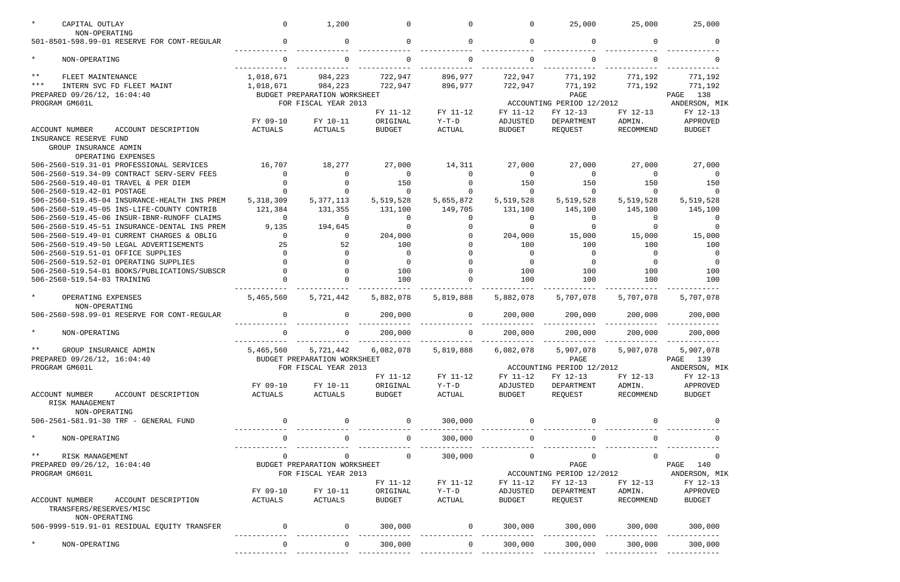| ACCOUNT NUMBER / ACCOUNT DESCRIPTION | FY 09-10 ACTUALS | FY 10-11 ACTUALS | FY 11-12 ORIGINAL BUDGET | FY 11-12 Y-T-D ACTUAL | FY 11-12 ADJUSTED BUDGET | FY 12-13 DEPARTMENT REQUEST | FY 12-13 ADMIN. RECOMMEND | FY 12-13 APPROVED BUDGET |
|---|---|---|---|---|---|---|---|---|
| * CAPITAL OUTLAY | 0 | 1,200 | 0 | 0 | 0 | 25,000 | 25,000 | 25,000 |
| NON-OPERATING | | | | | | | | |
| 501-8501-598.99-01 RESERVE FOR CONT-REGULAR | 0 | 0 | 0 | 0 | 0 | 0 | 0 | 0 |
| * NON-OPERATING | 0 | 0 | 0 | 0 | 0 | 0 | 0 | 0 |
| ** FLEET MAINTENANCE | 1,018,671 | 984,223 | 722,947 | 896,977 | 722,947 | 771,192 | 771,192 | 771,192 |
| *** INTERN SVC FD FLEET MAINT | 1,018,671 | 984,223 | 722,947 | 896,977 | 722,947 | 771,192 | 771,192 | 771,192 |

PREPARED 09/26/12, 16:04:40 BUDGET PREPARATION WORKSHEET PAGE 138
PROGRAM GM601L FOR FISCAL YEAR 2013 ACCOUNTING PERIOD 12/2012 ANDERSON, MIK

| ACCOUNT NUMBER / ACCOUNT DESCRIPTION | FY 09-10 ACTUALS | FY 10-11 ACTUALS | FY 11-12 ORIGINAL BUDGET | FY 11-12 Y-T-D ACTUAL | FY 11-12 ADJUSTED BUDGET | FY 12-13 DEPARTMENT REQUEST | FY 12-13 ADMIN. RECOMMEND | FY 12-13 APPROVED BUDGET |
|---|---|---|---|---|---|---|---|---|
| INSURANCE RESERVE FUND | | | | | | | | |
| GROUP INSURANCE ADMIN | | | | | | | | |
| OPERATING EXPENSES | | | | | | | | |
| 506-2560-519.31-01 PROFESSIONAL SERVICES | 16,707 | 18,277 | 27,000 | 14,311 | 27,000 | 27,000 | 27,000 | 27,000 |
| 506-2560-519.34-09 CONTRACT SERV-SERV FEES | 0 | 0 | 0 | 0 | 0 | 0 | 0 | 0 |
| 506-2560-519.40-01 TRAVEL & PER DIEM | 0 | 0 | 150 | 0 | 150 | 150 | 150 | 150 |
| 506-2560-519.42-01 POSTAGE | 0 | 0 | 0 | 0 | 0 | 0 | 0 | 0 |
| 506-2560-519.45-04 INSURANCE-HEALTH INS PREM | 5,318,309 | 5,377,113 | 5,519,528 | 5,655,872 | 5,519,528 | 5,519,528 | 5,519,528 | 5,519,528 |
| 506-2560-519.45-05 INS-LIFE-COUNTY CONTRIB | 121,384 | 131,355 | 131,100 | 149,705 | 131,100 | 145,100 | 145,100 | 145,100 |
| 506-2560-519.45-06 INSUR-IBNR-RUNOFF CLAIMS | 0 | 0 | 0 | 0 | 0 | 0 | 0 | 0 |
| 506-2560-519.45-51 INSURANCE-DENTAL INS PREM | 9,135 | 194,645 | 0 | 0 | 0 | 0 | 0 | 0 |
| 506-2560-519.49-01 CURRENT CHARGES & OBLIG | 0 | 0 | 204,000 | 0 | 204,000 | 15,000 | 15,000 | 15,000 |
| 506-2560-519.49-50 LEGAL ADVERTISEMENTS | 25 | 52 | 100 | 0 | 100 | 100 | 100 | 100 |
| 506-2560-519.51-01 OFFICE SUPPLIES | 0 | 0 | 0 | 0 | 0 | 0 | 0 | 0 |
| 506-2560-519.52-01 OPERATING SUPPLIES | 0 | 0 | 0 | 0 | 0 | 0 | 0 | 0 |
| 506-2560-519.54-01 BOOKS/PUBLICATIONS/SUBSCR | 0 | 0 | 100 | 0 | 100 | 100 | 100 | 100 |
| 506-2560-519.54-03 TRAINING | 0 | 0 | 100 | 0 | 100 | 100 | 100 | 100 |
| * OPERATING EXPENSES | 5,465,560 | 5,721,442 | 5,882,078 | 5,819,888 | 5,882,078 | 5,707,078 | 5,707,078 | 5,707,078 |
| NON-OPERATING | | | | | | | | |
| 506-2560-598.99-01 RESERVE FOR CONT-REGULAR | 0 | 0 | 200,000 | 0 | 200,000 | 200,000 | 200,000 | 200,000 |
| * NON-OPERATING | 0 | 0 | 200,000 | 0 | 200,000 | 200,000 | 200,000 | 200,000 |
| ** GROUP INSURANCE ADMIN | 5,465,560 | 5,721,442 | 6,082,078 | 5,819,888 | 6,082,078 | 5,907,078 | 5,907,078 | 5,907,078 |

PREPARED 09/26/12, 16:04:40 BUDGET PREPARATION WORKSHEET PAGE 139
PROGRAM GM601L FOR FISCAL YEAR 2013 ACCOUNTING PERIOD 12/2012 ANDERSON, MIK

| ACCOUNT NUMBER / ACCOUNT DESCRIPTION | FY 09-10 ACTUALS | FY 10-11 ACTUALS | FY 11-12 ORIGINAL BUDGET | FY 11-12 Y-T-D ACTUAL | FY 11-12 ADJUSTED BUDGET | FY 12-13 DEPARTMENT REQUEST | FY 12-13 ADMIN. RECOMMEND | FY 12-13 APPROVED BUDGET |
|---|---|---|---|---|---|---|---|---|
| RISK MANAGEMENT | | | | | | | | |
| NON-OPERATING | | | | | | | | |
| 506-2561-581.91-30 TRF - GENERAL FUND | 0 | 0 | 0 | 300,000 | 0 | 0 | 0 | 0 |
| * NON-OPERATING | 0 | 0 | 0 | 300,000 | 0 | 0 | 0 | 0 |
| ** RISK MANAGEMENT | 0 | 0 | 0 | 300,000 | 0 | 0 | 0 | 0 |

PREPARED 09/26/12, 16:04:40 BUDGET PREPARATION WORKSHEET PAGE 140
PROGRAM GM601L FOR FISCAL YEAR 2013 ACCOUNTING PERIOD 12/2012 ANDERSON, MIK

| ACCOUNT NUMBER / ACCOUNT DESCRIPTION | FY 09-10 ACTUALS | FY 10-11 ACTUALS | FY 11-12 ORIGINAL BUDGET | FY 11-12 Y-T-D ACTUAL | FY 11-12 ADJUSTED BUDGET | FY 12-13 DEPARTMENT REQUEST | FY 12-13 ADMIN. RECOMMEND | FY 12-13 APPROVED BUDGET |
|---|---|---|---|---|---|---|---|---|
| TRANSFERS/RESERVES/MISC | | | | | | | | |
| NON-OPERATING | | | | | | | | |
| 506-9999-519.91-01 RESIDUAL EQUITY TRANSFER | 0 | 0 | 300,000 | 0 | 300,000 | 300,000 | 300,000 | 300,000 |
| * NON-OPERATING | 0 | 0 | 300,000 | 0 | 300,000 | 300,000 | 300,000 | 300,000 |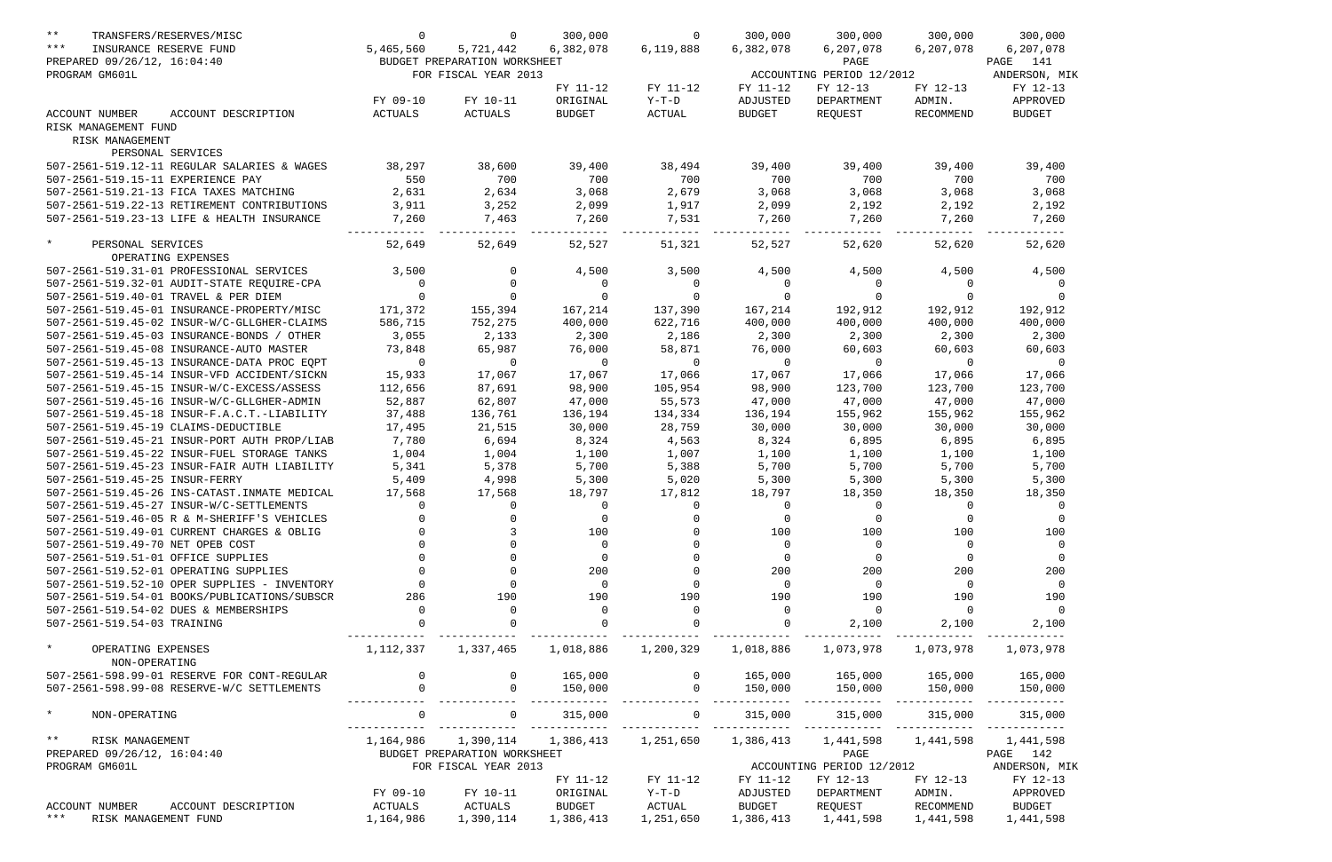| | FY 09-10 | FY 10-11 | FY 11-12 | FY 11-12 | FY 11-12 | FY 12-13 | FY 12-13 | FY 12-13 |
|---|---|---|---|---|---|---|---|---|
| | | | ORIGINAL | Y-T-D | ADJUSTED | DEPARTMENT | ADMIN. | APPROVED |
| | ACTUALS | ACTUALS | BUDGET | ACTUAL | BUDGET | REQUEST | RECOMMEND | BUDGET |
| ** TRANSFERS/RESERVES/MISC | 0 | 0 | 300,000 | 0 | 300,000 | 300,000 | 300,000 | 300,000 |
| *** INSURANCE RESERVE FUND | 5,465,560 | 5,721,442 | 6,382,078 | 6,119,888 | 6,382,078 | 6,207,078 | 6,207,078 | 6,207,078 |

PREPARED 09/26/12, 16:04:40 — BUDGET PREPARATION WORKSHEET — PAGE 141
PROGRAM GM601L — FOR FISCAL YEAR 2013 — ACCOUNTING PERIOD 12/2012 — ANDERSON, MIK

| ACCOUNT NUMBER ACCOUNT DESCRIPTION | FY 09-10 ACTUALS | FY 10-11 ACTUALS | FY 11-12 ORIGINAL BUDGET | FY 11-12 Y-T-D ACTUAL | FY 11-12 ADJUSTED BUDGET | FY 12-13 DEPARTMENT REQUEST | FY 12-13 ADMIN. RECOMMEND | FY 12-13 APPROVED BUDGET |
|---|---|---|---|---|---|---|---|---|
| RISK MANAGEMENT FUND | | | | | | | | |
| RISK MANAGEMENT | | | | | | | | |
| PERSONAL SERVICES | | | | | | | | |
| 507-2561-519.12-11 REGULAR SALARIES & WAGES | 38,297 | 38,600 | 39,400 | 38,494 | 39,400 | 39,400 | 39,400 | 39,400 |
| 507-2561-519.15-11 EXPERIENCE PAY | 550 | 700 | 700 | 700 | 700 | 700 | 700 | 700 |
| 507-2561-519.21-13 FICA TAXES MATCHING | 2,631 | 2,634 | 3,068 | 2,679 | 3,068 | 3,068 | 3,068 | 3,068 |
| 507-2561-519.22-13 RETIREMENT CONTRIBUTIONS | 3,911 | 3,252 | 2,099 | 1,917 | 2,099 | 2,192 | 2,192 | 2,192 |
| 507-2561-519.23-13 LIFE & HEALTH INSURANCE | 7,260 | 7,463 | 7,260 | 7,531 | 7,260 | 7,260 | 7,260 | 7,260 |
| * PERSONAL SERVICES | 52,649 | 52,649 | 52,527 | 51,321 | 52,527 | 52,620 | 52,620 | 52,620 |
| OPERATING EXPENSES | | | | | | | | |
| 507-2561-519.31-01 PROFESSIONAL SERVICES | 3,500 | 0 | 4,500 | 3,500 | 4,500 | 4,500 | 4,500 | 4,500 |
| 507-2561-519.32-01 AUDIT-STATE REQUIRE-CPA | 0 | 0 | 0 | 0 | 0 | 0 | 0 | 0 |
| 507-2561-519.40-01 TRAVEL & PER DIEM | 0 | 0 | 0 | 0 | 0 | 0 | 0 | 0 |
| 507-2561-519.45-01 INSURANCE-PROPERTY/MISC | 171,372 | 155,394 | 167,214 | 137,390 | 167,214 | 192,912 | 192,912 | 192,912 |
| 507-2561-519.45-02 INSUR-W/C-GLLGHER-CLAIMS | 586,715 | 752,275 | 400,000 | 622,716 | 400,000 | 400,000 | 400,000 | 400,000 |
| 507-2561-519.45-03 INSURANCE-BONDS / OTHER | 3,055 | 2,133 | 2,300 | 2,186 | 2,300 | 2,300 | 2,300 | 2,300 |
| 507-2561-519.45-08 INSURANCE-AUTO MASTER | 73,848 | 65,987 | 76,000 | 58,871 | 76,000 | 60,603 | 60,603 | 60,603 |
| 507-2561-519.45-13 INSURANCE-DATA PROC EQPT | 0 | 0 | 0 | 0 | 0 | 0 | 0 | 0 |
| 507-2561-519.45-14 INSUR-VFD ACCIDENT/SICKN | 15,933 | 17,067 | 17,067 | 17,066 | 17,067 | 17,066 | 17,066 | 17,066 |
| 507-2561-519.45-15 INSUR-W/C-EXCESS/ASSESS | 112,656 | 87,691 | 98,900 | 105,954 | 98,900 | 123,700 | 123,700 | 123,700 |
| 507-2561-519.45-16 INSUR-W/C-GLLGHER-ADMIN | 52,887 | 62,807 | 47,000 | 55,573 | 47,000 | 47,000 | 47,000 | 47,000 |
| 507-2561-519.45-18 INSUR-F.A.C.T.-LIABILITY | 37,488 | 136,761 | 136,194 | 134,334 | 136,194 | 155,962 | 155,962 | 155,962 |
| 507-2561-519.45-19 CLAIMS-DEDUCTIBLE | 17,495 | 21,515 | 30,000 | 28,759 | 30,000 | 30,000 | 30,000 | 30,000 |
| 507-2561-519.45-21 INSUR-PORT AUTH PROP/LIAB | 7,780 | 6,694 | 8,324 | 4,563 | 8,324 | 6,895 | 6,895 | 6,895 |
| 507-2561-519.45-22 INSUR-FUEL STORAGE TANKS | 1,004 | 1,004 | 1,100 | 1,007 | 1,100 | 1,100 | 1,100 | 1,100 |
| 507-2561-519.45-23 INSUR-FAIR AUTH LIABILITY | 5,341 | 5,378 | 5,700 | 5,388 | 5,700 | 5,700 | 5,700 | 5,700 |
| 507-2561-519.45-25 INSUR-FERRY | 5,409 | 4,998 | 5,300 | 5,020 | 5,300 | 5,300 | 5,300 | 5,300 |
| 507-2561-519.45-26 INS-CATAST.INMATE MEDICAL | 17,568 | 17,568 | 18,797 | 17,812 | 18,797 | 18,350 | 18,350 | 18,350 |
| 507-2561-519.45-27 INSUR-W/C-SETTLEMENTS | 0 | 0 | 0 | 0 | 0 | 0 | 0 | 0 |
| 507-2561-519.46-05 R & M-SHERIFF'S VEHICLES | 0 | 0 | 0 | 0 | 0 | 0 | 0 | 0 |
| 507-2561-519.49-01 CURRENT CHARGES & OBLIG | 0 | 3 | 100 | 0 | 100 | 100 | 100 | 100 |
| 507-2561-519.49-70 NET OPEB COST | 0 | 0 | 0 | 0 | 0 | 0 | 0 | 0 |
| 507-2561-519.51-01 OFFICE SUPPLIES | 0 | 0 | 0 | 0 | 0 | 0 | 0 | 0 |
| 507-2561-519.52-01 OPERATING SUPPLIES | 0 | 0 | 200 | 0 | 200 | 200 | 200 | 200 |
| 507-2561-519.52-10 OPER SUPPLIES - INVENTORY | 0 | 0 | 0 | 0 | 0 | 0 | 0 | 0 |
| 507-2561-519.54-01 BOOKS/PUBLICATIONS/SUBSCR | 286 | 190 | 190 | 190 | 190 | 190 | 190 | 190 |
| 507-2561-519.54-02 DUES & MEMBERSHIPS | 0 | 0 | 0 | 0 | 0 | 0 | 0 | 0 |
| 507-2561-519.54-03 TRAINING | 0 | 0 | 0 | 0 | 0 | 2,100 | 2,100 | 2,100 |
| * OPERATING EXPENSES | 1,112,337 | 1,337,465 | 1,018,886 | 1,200,329 | 1,018,886 | 1,073,978 | 1,073,978 | 1,073,978 |
| NON-OPERATING | | | | | | | | |
| 507-2561-598.99-01 RESERVE FOR CONT-REGULAR | 0 | 0 | 165,000 | 0 | 165,000 | 165,000 | 165,000 | 165,000 |
| 507-2561-598.99-08 RESERVE-W/C SETTLEMENTS | 0 | 0 | 150,000 | 0 | 150,000 | 150,000 | 150,000 | 150,000 |
| * NON-OPERATING | 0 | 0 | 315,000 | 0 | 315,000 | 315,000 | 315,000 | 315,000 |
| ** RISK MANAGEMENT | 1,164,986 | 1,390,114 | 1,386,413 | 1,251,650 | 1,386,413 | 1,441,598 | 1,441,598 | 1,441,598 |

PREPARED 09/26/12, 16:04:40 — BUDGET PREPARATION WORKSHEET — PAGE 142
PROGRAM GM601L — FOR FISCAL YEAR 2013 — ACCOUNTING PERIOD 12/2012 — ANDERSON, MIK

| ACCOUNT NUMBER ACCOUNT DESCRIPTION | FY 09-10 ACTUALS | FY 10-11 ACTUALS | FY 11-12 ORIGINAL BUDGET | FY 11-12 Y-T-D ACTUAL | FY 11-12 ADJUSTED BUDGET | FY 12-13 DEPARTMENT REQUEST | FY 12-13 ADMIN. RECOMMEND | FY 12-13 APPROVED BUDGET |
|---|---|---|---|---|---|---|---|---|
| *** RISK MANAGEMENT FUND | 1,164,986 | 1,390,114 | 1,386,413 | 1,251,650 | 1,386,413 | 1,441,598 | 1,441,598 | 1,441,598 |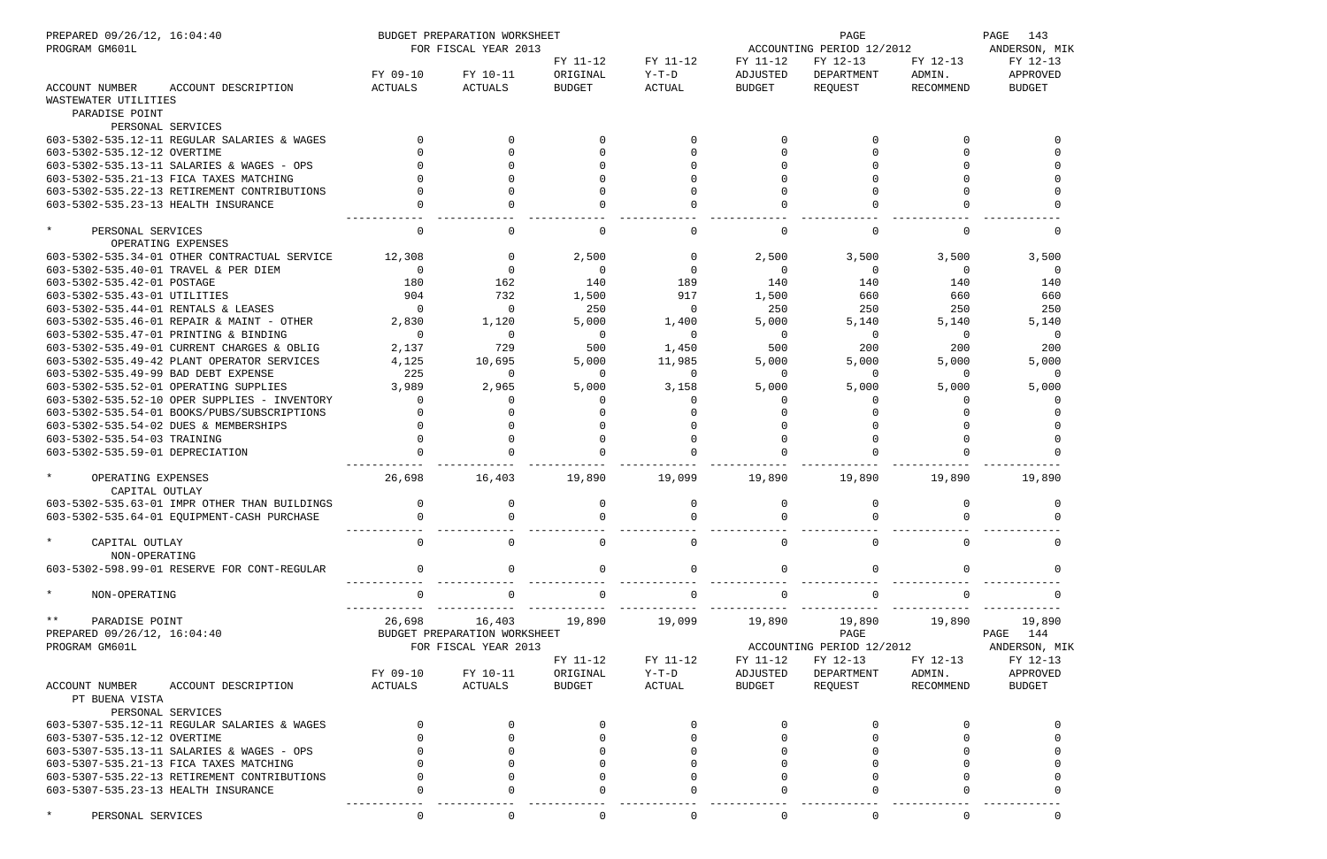PREPARED 09/26/12, 16:04:40 BUDGET PREPARATION WORKSHEET PAGE 143
PROGRAM GM601L FOR FISCAL YEAR 2013 ACCOUNTING PERIOD 12/2012 ANDERSON, MIK

| ACCOUNT NUMBER ACCOUNT DESCRIPTION | FY 09-10 ACTUALS | FY 10-11 ACTUALS | FY 11-12 ORIGINAL BUDGET | FY 11-12 Y-T-D ACTUAL | FY 11-12 ADJUSTED BUDGET | FY 12-13 DEPARTMENT REQUEST | FY 12-13 ADMIN. RECOMMEND | FY 12-13 APPROVED BUDGET |
|---|---|---|---|---|---|---|---|---|
| WASTEWATER UTILITIES | | | | | | | | |
| PARADISE POINT | | | | | | | | |
| PERSONAL SERVICES | | | | | | | | |
| 603-5302-535.12-11 REGULAR SALARIES & WAGES | 0 | 0 | 0 | 0 | 0 | 0 | 0 | 0 |
| 603-5302-535.12-12 OVERTIME | 0 | 0 | 0 | 0 | 0 | 0 | 0 | 0 |
| 603-5302-535.13-11 SALARIES & WAGES - OPS | 0 | 0 | 0 | 0 | 0 | 0 | 0 | 0 |
| 603-5302-535.21-13 FICA TAXES MATCHING | 0 | 0 | 0 | 0 | 0 | 0 | 0 | 0 |
| 603-5302-535.22-13 RETIREMENT CONTRIBUTIONS | 0 | 0 | 0 | 0 | 0 | 0 | 0 | 0 |
| 603-5302-535.23-13 HEALTH INSURANCE | 0 | 0 | 0 | 0 | 0 | 0 | 0 | 0 |
| * PERSONAL SERVICES | 0 | 0 | 0 | 0 | 0 | 0 | 0 | 0 |
| OPERATING EXPENSES | | | | | | | | |
| 603-5302-535.34-01 OTHER CONTRACTUAL SERVICE | 12,308 | 0 | 2,500 | 0 | 2,500 | 3,500 | 3,500 | 3,500 |
| 603-5302-535.40-01 TRAVEL & PER DIEM | 0 | 0 | 0 | 0 | 0 | 0 | 0 | 0 |
| 603-5302-535.42-01 POSTAGE | 180 | 162 | 140 | 189 | 140 | 140 | 140 | 140 |
| 603-5302-535.43-01 UTILITIES | 904 | 732 | 1,500 | 917 | 1,500 | 660 | 660 | 660 |
| 603-5302-535.44-01 RENTALS & LEASES | 0 | 0 | 250 | 0 | 250 | 250 | 250 | 250 |
| 603-5302-535.46-01 REPAIR & MAINT - OTHER | 2,830 | 1,120 | 5,000 | 1,400 | 5,000 | 5,140 | 5,140 | 5,140 |
| 603-5302-535.47-01 PRINTING & BINDING | 0 | 0 | 0 | 0 | 0 | 0 | 0 | 0 |
| 603-5302-535.49-01 CURRENT CHARGES & OBLIG | 2,137 | 729 | 500 | 1,450 | 500 | 200 | 200 | 200 |
| 603-5302-535.49-42 PLANT OPERATOR SERVICES | 4,125 | 10,695 | 5,000 | 11,985 | 5,000 | 5,000 | 5,000 | 5,000 |
| 603-5302-535.49-99 BAD DEBT EXPENSE | 225 | 0 | 0 | 0 | 0 | 0 | 0 | 0 |
| 603-5302-535.52-01 OPERATING SUPPLIES | 3,989 | 2,965 | 5,000 | 3,158 | 5,000 | 5,000 | 5,000 | 5,000 |
| 603-5302-535.52-10 OPER SUPPLIES - INVENTORY | 0 | 0 | 0 | 0 | 0 | 0 | 0 | 0 |
| 603-5302-535.54-01 BOOKS/PUBS/SUBSCRIPTIONS | 0 | 0 | 0 | 0 | 0 | 0 | 0 | 0 |
| 603-5302-535.54-02 DUES & MEMBERSHIPS | 0 | 0 | 0 | 0 | 0 | 0 | 0 | 0 |
| 603-5302-535.54-03 TRAINING | 0 | 0 | 0 | 0 | 0 | 0 | 0 | 0 |
| 603-5302-535.59-01 DEPRECIATION | 0 | 0 | 0 | 0 | 0 | 0 | 0 | 0 |
| * OPERATING EXPENSES | 26,698 | 16,403 | 19,890 | 19,099 | 19,890 | 19,890 | 19,890 | 19,890 |
| CAPITAL OUTLAY | | | | | | | | |
| 603-5302-535.63-01 IMPR OTHER THAN BUILDINGS | 0 | 0 | 0 | 0 | 0 | 0 | 0 | 0 |
| 603-5302-535.64-01 EQUIPMENT-CASH PURCHASE | 0 | 0 | 0 | 0 | 0 | 0 | 0 | 0 |
| * CAPITAL OUTLAY | 0 | 0 | 0 | 0 | 0 | 0 | 0 | 0 |
| NON-OPERATING | | | | | | | | |
| 603-5302-598.99-01 RESERVE FOR CONT-REGULAR | 0 | 0 | 0 | 0 | 0 | 0 | 0 | 0 |
| * NON-OPERATING | 0 | 0 | 0 | 0 | 0 | 0 | 0 | 0 |
| ** PARADISE POINT | 26,698 | 16,403 | 19,890 | 19,099 | 19,890 | 19,890 | 19,890 | 19,890 |

PREPARED 09/26/12, 16:04:40 BUDGET PREPARATION WORKSHEET PAGE 144
PROGRAM GM601L FOR FISCAL YEAR 2013 ACCOUNTING PERIOD 12/2012 ANDERSON, MIK

| ACCOUNT NUMBER ACCOUNT DESCRIPTION | FY 09-10 ACTUALS | FY 10-11 ACTUALS | FY 11-12 ORIGINAL BUDGET | FY 11-12 Y-T-D ACTUAL | FY 11-12 ADJUSTED BUDGET | FY 12-13 DEPARTMENT REQUEST | FY 12-13 ADMIN. RECOMMEND | FY 12-13 APPROVED BUDGET |
|---|---|---|---|---|---|---|---|---|
| PT BUENA VISTA | | | | | | | | |
| PERSONAL SERVICES | | | | | | | | |
| 603-5307-535.12-11 REGULAR SALARIES & WAGES | 0 | 0 | 0 | 0 | 0 | 0 | 0 | 0 |
| 603-5307-535.12-12 OVERTIME | 0 | 0 | 0 | 0 | 0 | 0 | 0 | 0 |
| 603-5307-535.13-11 SALARIES & WAGES - OPS | 0 | 0 | 0 | 0 | 0 | 0 | 0 | 0 |
| 603-5307-535.21-13 FICA TAXES MATCHING | 0 | 0 | 0 | 0 | 0 | 0 | 0 | 0 |
| 603-5307-535.22-13 RETIREMENT CONTRIBUTIONS | 0 | 0 | 0 | 0 | 0 | 0 | 0 | 0 |
| 603-5307-535.23-13 HEALTH INSURANCE | 0 | 0 | 0 | 0 | 0 | 0 | 0 | 0 |
| * PERSONAL SERVICES | 0 | 0 | 0 | 0 | 0 | 0 | 0 | 0 |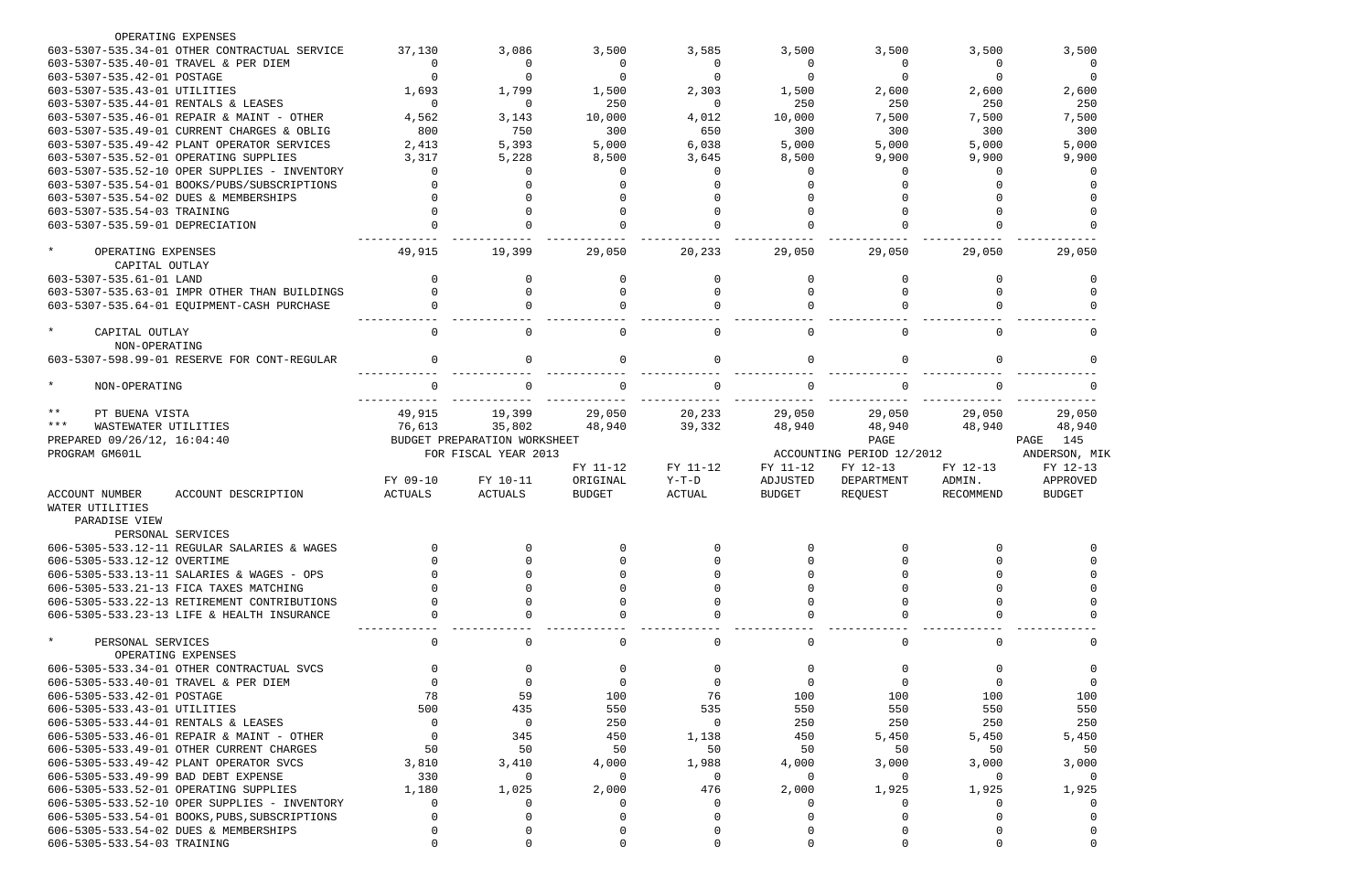| ACCOUNT NUMBER | ACCOUNT DESCRIPTION | FY 09-10 ACTUALS | FY 10-11 ACTUALS | FY 11-12 ORIGINAL BUDGET | FY 11-12 Y-T-D ACTUAL | FY 11-12 ADJUSTED BUDGET | FY 12-13 DEPARTMENT REQUEST | FY 12-13 ADMIN. RECOMMEND | FY 12-13 APPROVED BUDGET |
|---|---|---|---|---|---|---|---|---|---|
| | OPERATING EXPENSES | | | | | | | | |
| 603-5307-535.34-01 | OTHER CONTRACTUAL SERVICE | 37,130 | 3,086 | 3,500 | 3,585 | 3,500 | 3,500 | 3,500 | 3,500 |
| 603-5307-535.40-01 | TRAVEL & PER DIEM | 0 | 0 | 0 | 0 | 0 | 0 | 0 | 0 |
| 603-5307-535.42-01 | POSTAGE | 0 | 0 | 0 | 0 | 0 | 0 | 0 | 0 |
| 603-5307-535.43-01 | UTILITIES | 1,693 | 1,799 | 1,500 | 2,303 | 1,500 | 2,600 | 2,600 | 2,600 |
| 603-5307-535.44-01 | RENTALS & LEASES | 0 | 0 | 250 | 0 | 250 | 250 | 250 | 250 |
| 603-5307-535.46-01 | REPAIR & MAINT - OTHER | 4,562 | 3,143 | 10,000 | 4,012 | 10,000 | 7,500 | 7,500 | 7,500 |
| 603-5307-535.49-01 | CURRENT CHARGES & OBLIG | 800 | 750 | 300 | 650 | 300 | 300 | 300 | 300 |
| 603-5307-535.49-42 | PLANT OPERATOR SERVICES | 2,413 | 5,393 | 5,000 | 6,038 | 5,000 | 5,000 | 5,000 | 5,000 |
| 603-5307-535.52-01 | OPERATING SUPPLIES | 3,317 | 5,228 | 8,500 | 3,645 | 8,500 | 9,900 | 9,900 | 9,900 |
| 603-5307-535.52-10 | OPER SUPPLIES - INVENTORY | 0 | 0 | 0 | 0 | 0 | 0 | 0 | 0 |
| 603-5307-535.54-01 | BOOKS/PUBS/SUBSCRIPTIONS | 0 | 0 | 0 | 0 | 0 | 0 | 0 | 0 |
| 603-5307-535.54-02 | DUES & MEMBERSHIPS | 0 | 0 | 0 | 0 | 0 | 0 | 0 | 0 |
| 603-5307-535.54-03 | TRAINING | 0 | 0 | 0 | 0 | 0 | 0 | 0 | 0 |
| 603-5307-535.59-01 | DEPRECIATION | 0 | 0 | 0 | 0 | 0 | 0 | 0 | 0 |
| * | OPERATING EXPENSES | 49,915 | 19,399 | 29,050 | 20,233 | 29,050 | 29,050 | 29,050 | 29,050 |
| | CAPITAL OUTLAY | | | | | | | | |
| 603-5307-535.61-01 | LAND | 0 | 0 | 0 | 0 | 0 | 0 | 0 | 0 |
| 603-5307-535.63-01 | IMPR OTHER THAN BUILDINGS | 0 | 0 | 0 | 0 | 0 | 0 | 0 | 0 |
| 603-5307-535.64-01 | EQUIPMENT-CASH PURCHASE | 0 | 0 | 0 | 0 | 0 | 0 | 0 | 0 |
| * | CAPITAL OUTLAY | 0 | 0 | 0 | 0 | 0 | 0 | 0 | 0 |
| | NON-OPERATING | | | | | | | | |
| 603-5307-598.99-01 | RESERVE FOR CONT-REGULAR | 0 | 0 | 0 | 0 | 0 | 0 | 0 | 0 |
| * | NON-OPERATING | 0 | 0 | 0 | 0 | 0 | 0 | 0 | 0 |
| ** | PT BUENA VISTA | 49,915 | 19,399 | 29,050 | 20,233 | 29,050 | 29,050 | 29,050 | 29,050 |
| *** | WASTEWATER UTILITIES | 76,613 | 35,802 | 48,940 | 39,332 | 48,940 | 48,940 | 48,940 | 48,940 |

PREPARED 09/26/12, 16:04:40 — BUDGET PREPARATION WORKSHEET — PAGE 145

PROGRAM GM601L — FOR FISCAL YEAR 2013 — ACCOUNTING PERIOD 12/2012 — ANDERSON, MIK

WATER UTILITIES

PARADISE VIEW

| ACCOUNT NUMBER | ACCOUNT DESCRIPTION | FY 09-10 ACTUALS | FY 10-11 ACTUALS | FY 11-12 ORIGINAL BUDGET | FY 11-12 Y-T-D ACTUAL | FY 11-12 ADJUSTED BUDGET | FY 12-13 DEPARTMENT REQUEST | FY 12-13 ADMIN. RECOMMEND | FY 12-13 APPROVED BUDGET |
|---|---|---|---|---|---|---|---|---|---|
| | PERSONAL SERVICES | | | | | | | | |
| 606-5305-533.12-11 | REGULAR SALARIES & WAGES | 0 | 0 | 0 | 0 | 0 | 0 | 0 | 0 |
| 606-5305-533.12-12 | OVERTIME | 0 | 0 | 0 | 0 | 0 | 0 | 0 | 0 |
| 606-5305-533.13-11 | SALARIES & WAGES - OPS | 0 | 0 | 0 | 0 | 0 | 0 | 0 | 0 |
| 606-5305-533.21-13 | FICA TAXES MATCHING | 0 | 0 | 0 | 0 | 0 | 0 | 0 | 0 |
| 606-5305-533.22-13 | RETIREMENT CONTRIBUTIONS | 0 | 0 | 0 | 0 | 0 | 0 | 0 | 0 |
| 606-5305-533.23-13 | LIFE & HEALTH INSURANCE | 0 | 0 | 0 | 0 | 0 | 0 | 0 | 0 |
| * | PERSONAL SERVICES | 0 | 0 | 0 | 0 | 0 | 0 | 0 | 0 |
| | OPERATING EXPENSES | | | | | | | | |
| 606-5305-533.34-01 | OTHER CONTRACTUAL SVCS | 0 | 0 | 0 | 0 | 0 | 0 | 0 | 0 |
| 606-5305-533.40-01 | TRAVEL & PER DIEM | 0 | 0 | 0 | 0 | 0 | 0 | 0 | 0 |
| 606-5305-533.42-01 | POSTAGE | 78 | 59 | 100 | 76 | 100 | 100 | 100 | 100 |
| 606-5305-533.43-01 | UTILITIES | 500 | 435 | 550 | 535 | 550 | 550 | 550 | 550 |
| 606-5305-533.44-01 | RENTALS & LEASES | 0 | 0 | 250 | 0 | 250 | 250 | 250 | 250 |
| 606-5305-533.46-01 | REPAIR & MAINT - OTHER | 0 | 345 | 450 | 1,138 | 450 | 5,450 | 5,450 | 5,450 |
| 606-5305-533.49-01 | OTHER CURRENT CHARGES | 50 | 50 | 50 | 50 | 50 | 50 | 50 | 50 |
| 606-5305-533.49-42 | PLANT OPERATOR SVCS | 3,810 | 3,410 | 4,000 | 1,988 | 4,000 | 3,000 | 3,000 | 3,000 |
| 606-5305-533.49-99 | BAD DEBT EXPENSE | 330 | 0 | 0 | 0 | 0 | 0 | 0 | 0 |
| 606-5305-533.52-01 | OPERATING SUPPLIES | 1,180 | 1,025 | 2,000 | 476 | 2,000 | 1,925 | 1,925 | 1,925 |
| 606-5305-533.52-10 | OPER SUPPLIES - INVENTORY | 0 | 0 | 0 | 0 | 0 | 0 | 0 | 0 |
| 606-5305-533.54-01 | BOOKS,PUBS,SUBSCRIPTIONS | 0 | 0 | 0 | 0 | 0 | 0 | 0 | 0 |
| 606-5305-533.54-02 | DUES & MEMBERSHIPS | 0 | 0 | 0 | 0 | 0 | 0 | 0 | 0 |
| 606-5305-533.54-03 | TRAINING | 0 | 0 | 0 | 0 | 0 | 0 | 0 | 0 |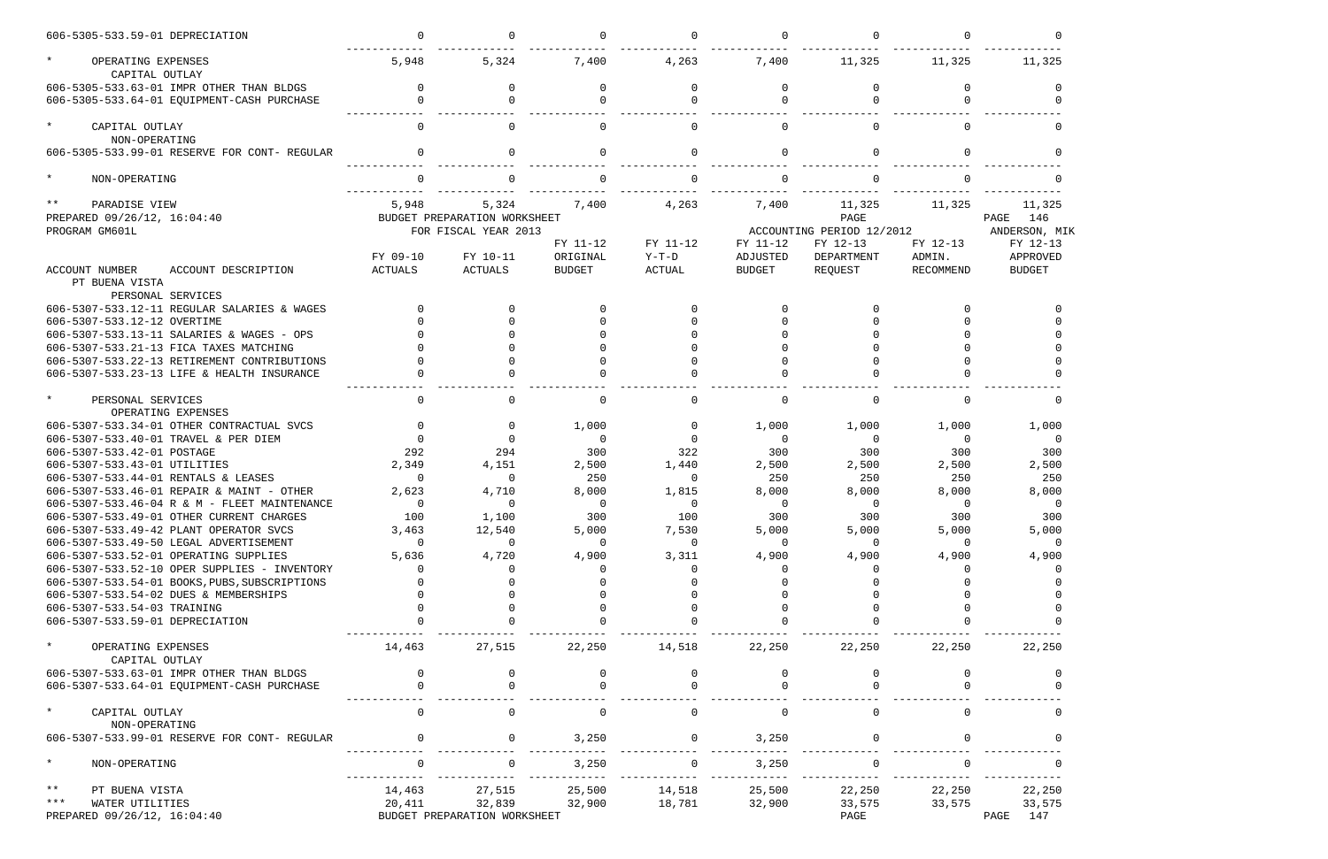| ACCOUNT NUMBER | ACCOUNT DESCRIPTION | FY 09-10 ACTUALS | FY 10-11 ACTUALS | FY 11-12 ORIGINAL BUDGET | FY 11-12 Y-T-D ACTUAL | FY 11-12 ADJUSTED BUDGET | FY 12-13 DEPARTMENT REQUEST | FY 12-13 ADMIN. RECOMMEND | FY 12-13 APPROVED BUDGET |
|---|---|---|---|---|---|---|---|---|---|
| 606-5305-533.59-01 | DEPRECIATION | 0 | 0 | 0 | 0 | 0 | 0 | 0 | 0 |
| * | OPERATING EXPENSES | 5,948 | 5,324 | 7,400 | 4,263 | 7,400 | 11,325 | 11,325 | 11,325 |
| | CAPITAL OUTLAY | | | | | | | | |
| 606-5305-533.63-01 | IMPR OTHER THAN BLDGS | 0 | 0 | 0 | 0 | 0 | 0 | 0 | 0 |
| 606-5305-533.64-01 | EQUIPMENT-CASH PURCHASE | 0 | 0 | 0 | 0 | 0 | 0 | 0 | 0 |
| * | CAPITAL OUTLAY | 0 | 0 | 0 | 0 | 0 | 0 | 0 | 0 |
| | NON-OPERATING | | | | | | | | |
| 606-5305-533.99-01 | RESERVE FOR CONT- REGULAR | 0 | 0 | 0 | 0 | 0 | 0 | 0 | 0 |
| * | NON-OPERATING | 0 | 0 | 0 | 0 | 0 | 0 | 0 | 0 |
| ** | PARADISE VIEW | 5,948 | 5,324 | 7,400 | 4,263 | 7,400 | 11,325 | 11,325 | 11,325 |

PREPARED 09/26/12, 16:04:40 — BUDGET PREPARATION WORKSHEET — PAGE 146
PROGRAM GM601L — FOR FISCAL YEAR 2013 — ACCOUNTING PERIOD 12/2012 — ANDERSON, MIK

| ACCOUNT NUMBER | ACCOUNT DESCRIPTION | FY 09-10 ACTUALS | FY 10-11 ACTUALS | FY 11-12 ORIGINAL BUDGET | FY 11-12 Y-T-D ACTUAL | FY 11-12 ADJUSTED BUDGET | FY 12-13 DEPARTMENT REQUEST | FY 12-13 ADMIN. RECOMMEND | FY 12-13 APPROVED BUDGET |
|---|---|---|---|---|---|---|---|---|---|
| | PT BUENA VISTA | | | | | | | | |
| | PERSONAL SERVICES | | | | | | | | |
| 606-5307-533.12-11 | REGULAR SALARIES & WAGES | 0 | 0 | 0 | 0 | 0 | 0 | 0 | 0 |
| 606-5307-533.12-12 | OVERTIME | 0 | 0 | 0 | 0 | 0 | 0 | 0 | 0 |
| 606-5307-533.13-11 | SALARIES & WAGES - OPS | 0 | 0 | 0 | 0 | 0 | 0 | 0 | 0 |
| 606-5307-533.21-13 | FICA TAXES MATCHING | 0 | 0 | 0 | 0 | 0 | 0 | 0 | 0 |
| 606-5307-533.22-13 | RETIREMENT CONTRIBUTIONS | 0 | 0 | 0 | 0 | 0 | 0 | 0 | 0 |
| 606-5307-533.23-13 | LIFE & HEALTH INSURANCE | 0 | 0 | 0 | 0 | 0 | 0 | 0 | 0 |
| * | PERSONAL SERVICES | 0 | 0 | 0 | 0 | 0 | 0 | 0 | 0 |
| | OPERATING EXPENSES | | | | | | | | |
| 606-5307-533.34-01 | OTHER CONTRACTUAL SVCS | 0 | 0 | 1,000 | 0 | 1,000 | 1,000 | 1,000 | 1,000 |
| 606-5307-533.40-01 | TRAVEL & PER DIEM | 0 | 0 | 0 | 0 | 0 | 0 | 0 | 0 |
| 606-5307-533.42-01 | POSTAGE | 292 | 294 | 300 | 322 | 300 | 300 | 300 | 300 |
| 606-5307-533.43-01 | UTILITIES | 2,349 | 4,151 | 2,500 | 1,440 | 2,500 | 2,500 | 2,500 | 2,500 |
| 606-5307-533.44-01 | RENTALS & LEASES | 0 | 0 | 250 | 0 | 250 | 250 | 250 | 250 |
| 606-5307-533.46-01 | REPAIR & MAINT - OTHER | 2,623 | 4,710 | 8,000 | 1,815 | 8,000 | 8,000 | 8,000 | 8,000 |
| 606-5307-533.46-04 | R & M - FLEET MAINTENANCE | 0 | 0 | 0 | 0 | 0 | 0 | 0 | 0 |
| 606-5307-533.49-01 | OTHER CURRENT CHARGES | 100 | 1,100 | 300 | 100 | 300 | 300 | 300 | 300 |
| 606-5307-533.49-42 | PLANT OPERATOR SVCS | 3,463 | 12,540 | 5,000 | 7,530 | 5,000 | 5,000 | 5,000 | 5,000 |
| 606-5307-533.49-50 | LEGAL ADVERTISEMENT | 0 | 0 | 0 | 0 | 0 | 0 | 0 | 0 |
| 606-5307-533.52-01 | OPERATING SUPPLIES | 5,636 | 4,720 | 4,900 | 3,311 | 4,900 | 4,900 | 4,900 | 4,900 |
| 606-5307-533.52-10 | OPER SUPPLIES - INVENTORY | 0 | 0 | 0 | 0 | 0 | 0 | 0 | 0 |
| 606-5307-533.54-01 | BOOKS,PUBS,SUBSCRIPTIONS | 0 | 0 | 0 | 0 | 0 | 0 | 0 | 0 |
| 606-5307-533.54-02 | DUES & MEMBERSHIPS | 0 | 0 | 0 | 0 | 0 | 0 | 0 | 0 |
| 606-5307-533.54-03 | TRAINING | 0 | 0 | 0 | 0 | 0 | 0 | 0 | 0 |
| 606-5307-533.59-01 | DEPRECIATION | 0 | 0 | 0 | 0 | 0 | 0 | 0 | 0 |
| * | OPERATING EXPENSES | 14,463 | 27,515 | 22,250 | 14,518 | 22,250 | 22,250 | 22,250 | 22,250 |
| | CAPITAL OUTLAY | | | | | | | | |
| 606-5307-533.63-01 | IMPR OTHER THAN BLDGS | 0 | 0 | 0 | 0 | 0 | 0 | 0 | 0 |
| 606-5307-533.64-01 | EQUIPMENT-CASH PURCHASE | 0 | 0 | 0 | 0 | 0 | 0 | 0 | 0 |
| * | CAPITAL OUTLAY | 0 | 0 | 0 | 0 | 0 | 0 | 0 | 0 |
| | NON-OPERATING | | | | | | | | |
| 606-5307-533.99-01 | RESERVE FOR CONT- REGULAR | 0 | 0 | 3,250 | 0 | 3,250 | 0 | 0 | 0 |
| * | NON-OPERATING | 0 | 0 | 3,250 | 0 | 3,250 | 0 | 0 | 0 |
| ** | PT BUENA VISTA | 14,463 | 27,515 | 25,500 | 14,518 | 25,500 | 22,250 | 22,250 | 22,250 |
| *** | WATER UTILITIES | 20,411 | 32,839 | 32,900 | 18,781 | 32,900 | 33,575 | 33,575 | 33,575 |

PREPARED 09/26/12, 16:04:40 — BUDGET PREPARATION WORKSHEET — PAGE 147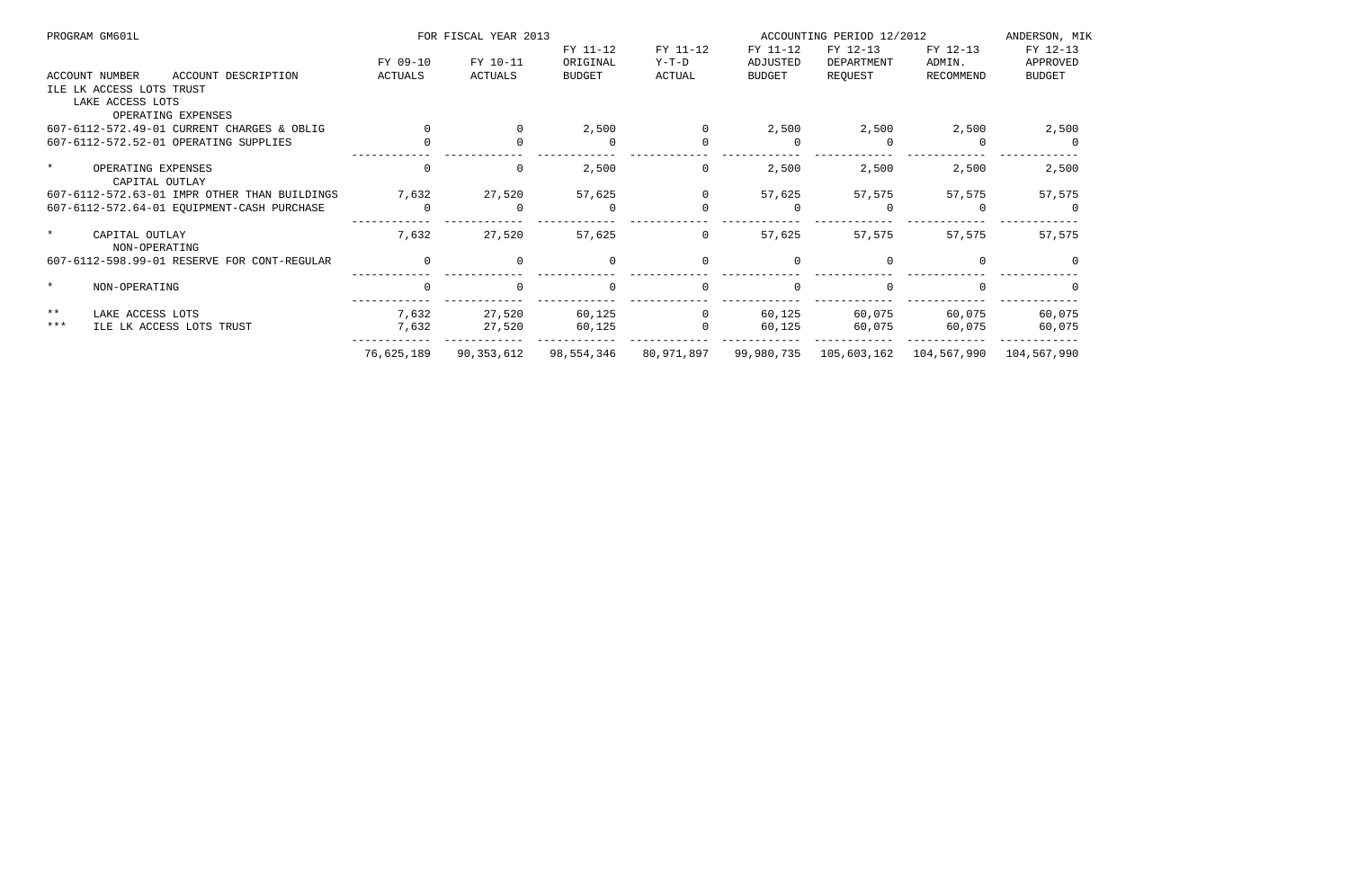PROGRAM GM601L FOR FISCAL YEAR 2013 ACCOUNTING PERIOD 12/2012 ANDERSON, MIK

| ACCOUNT NUMBER ACCOUNT DESCRIPTION | FY 09-10 ACTUALS | FY 10-11 ACTUALS | FY 11-12 ORIGINAL BUDGET | FY 11-12 Y-T-D ACTUAL | FY 11-12 ADJUSTED BUDGET | FY 12-13 DEPARTMENT REQUEST | FY 12-13 ADMIN. RECOMMEND | FY 12-13 APPROVED BUDGET |
|---|---|---|---|---|---|---|---|---|
| ILE LK ACCESS LOTS TRUST | | | | | | | | |
| LAKE ACCESS LOTS | | | | | | | | |
| OPERATING EXPENSES | | | | | | | | |
| 607-6112-572.49-01 CURRENT CHARGES & OBLIG | 0 | 0 | 2,500 | 0 | 2,500 | 2,500 | 2,500 | 2,500 |
| 607-6112-572.52-01 OPERATING SUPPLIES | 0 | 0 | 0 | 0 | 0 | 0 | 0 | 0 |
| * OPERATING EXPENSES | 0 | 0 | 2,500 | 0 | 2,500 | 2,500 | 2,500 | 2,500 |
| CAPITAL OUTLAY | | | | | | | | |
| 607-6112-572.63-01 IMPR OTHER THAN BUILDINGS | 7,632 | 27,520 | 57,625 | 0 | 57,625 | 57,575 | 57,575 | 57,575 |
| 607-6112-572.64-01 EQUIPMENT-CASH PURCHASE | 0 | 0 | 0 | 0 | 0 | 0 | 0 | 0 |
| * CAPITAL OUTLAY | 7,632 | 27,520 | 57,625 | 0 | 57,625 | 57,575 | 57,575 | 57,575 |
| NON-OPERATING | | | | | | | | |
| 607-6112-598.99-01 RESERVE FOR CONT-REGULAR | 0 | 0 | 0 | 0 | 0 | 0 | 0 | 0 |
| * NON-OPERATING | 0 | 0 | 0 | 0 | 0 | 0 | 0 | 0 |
| ** LAKE ACCESS LOTS | 7,632 | 27,520 | 60,125 | 0 | 60,125 | 60,075 | 60,075 | 60,075 |
| *** ILE LK ACCESS LOTS TRUST | 7,632 | 27,520 | 60,125 | 0 | 60,125 | 60,075 | 60,075 | 60,075 |
| | 76,625,189 | 90,353,612 | 98,554,346 | 80,971,897 | 99,980,735 | 105,603,162 | 104,567,990 | 104,567,990 |